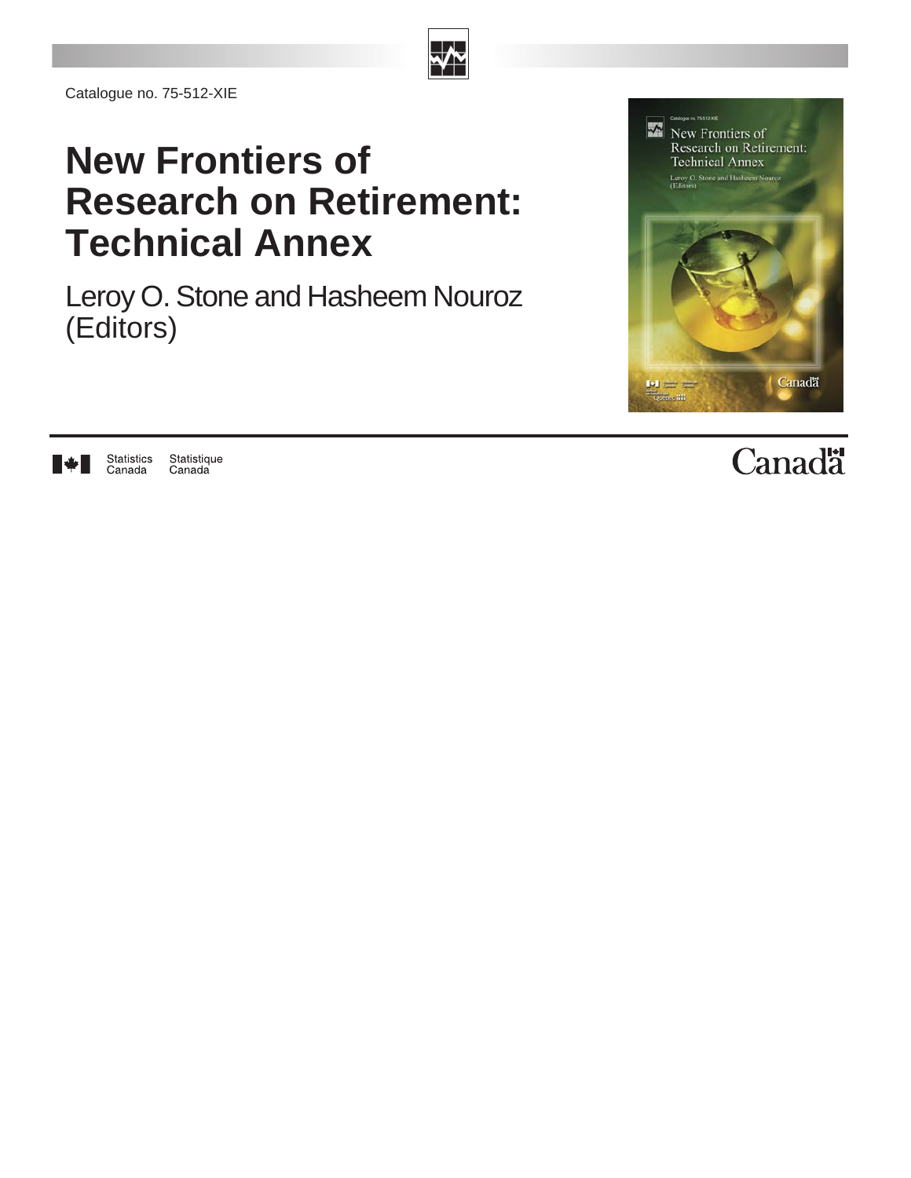Catalogue no. 75-512-XIE

# New Frontiers of Research on Retirement: Technical Annex

Leroy O. Stone and Hasheem Nouroz (Editors)

Statistics Canada Statistique Canada

Canada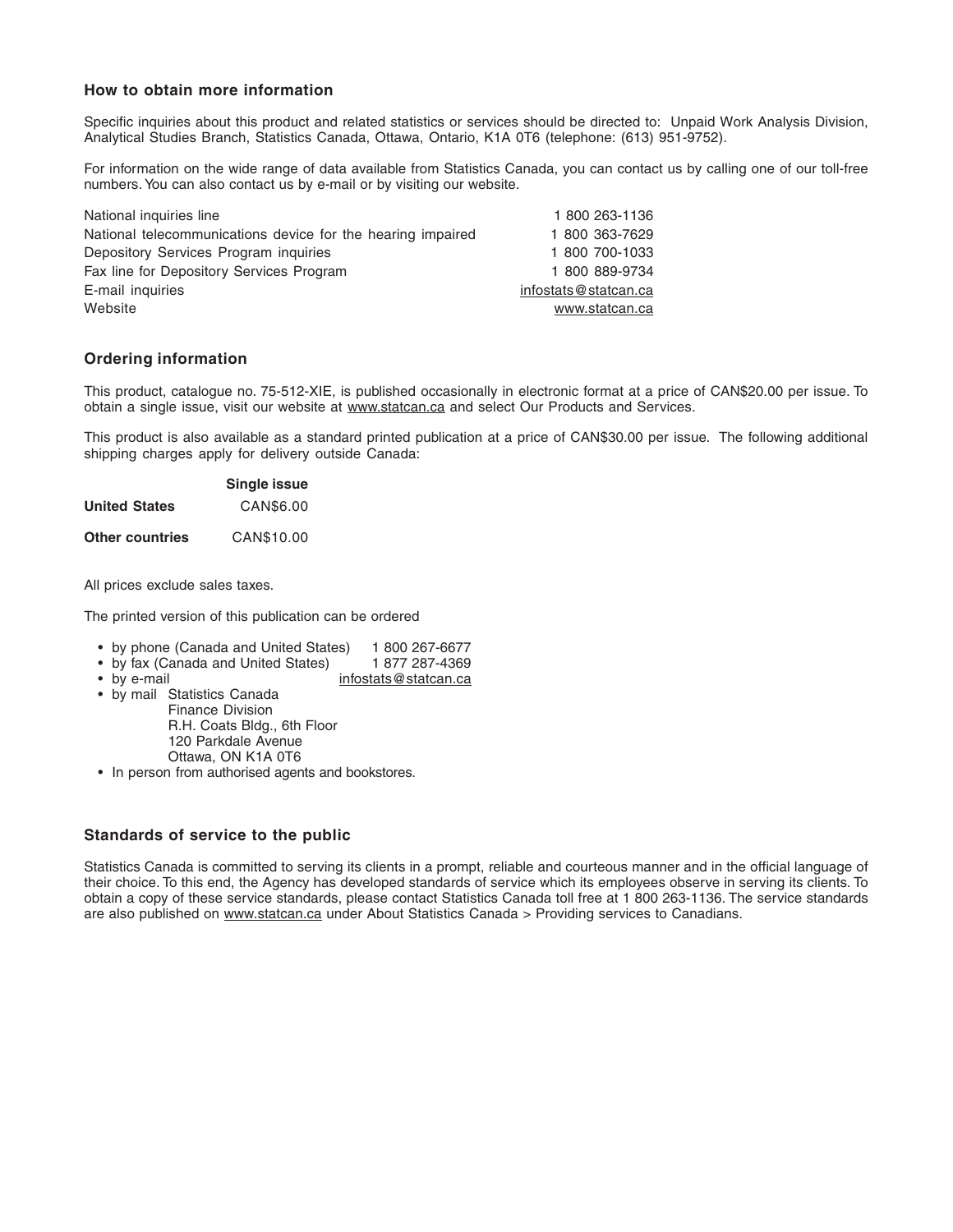### How to obtain more information

Specific inquiries about this product and related statistics or services should be directed to: Unpaid Work Analysis Division, Analytical Studies Branch, Statistics Canada, Ottawa, Ontario, K1A 0T6 (telephone: (613) 951-9752).

For information on the wide range of data available from Statistics Canada, you can contact us by calling one of our toll-free numbers. You can also contact us by e-mail or by visiting our website.

| | |
|---|---|
| National inquiries line | 1 800 263-1136 |
| National telecommunications device for the hearing impaired | 1 800 363-7629 |
| Depository Services Program inquiries | 1 800 700-1033 |
| Fax line for Depository Services Program | 1 800 889-9734 |
| E-mail inquiries | infostats@statcan.ca |
| Website | www.statcan.ca |

### Ordering information

This product, catalogue no. 75-512-XIE, is published occasionally in electronic format at a price of CAN$20.00 per issue. To obtain a single issue, visit our website at www.statcan.ca and select Our Products and Services.

This product is also available as a standard printed publication at a price of CAN$30.00 per issue. The following additional shipping charges apply for delivery outside Canada:

| | Single issue |
|---|---|
| **United States** | CAN$6.00 |
| **Other countries** | CAN$10.00 |

All prices exclude sales taxes.

The printed version of this publication can be ordered

- by phone (Canada and United States) 1 800 267-6677
- by fax (Canada and United States) 1 877 287-4369
- by e-mail infostats@statcan.ca
- by mail Statistics Canada
  Finance Division
  R.H. Coats Bldg., 6th Floor
  120 Parkdale Avenue
  Ottawa, ON K1A 0T6
- In person from authorised agents and bookstores.

### Standards of service to the public

Statistics Canada is committed to serving its clients in a prompt, reliable and courteous manner and in the official language of their choice. To this end, the Agency has developed standards of service which its employees observe in serving its clients. To obtain a copy of these service standards, please contact Statistics Canada toll free at 1 800 263-1136. The service standards are also published on www.statcan.ca under About Statistics Canada > Providing services to Canadians.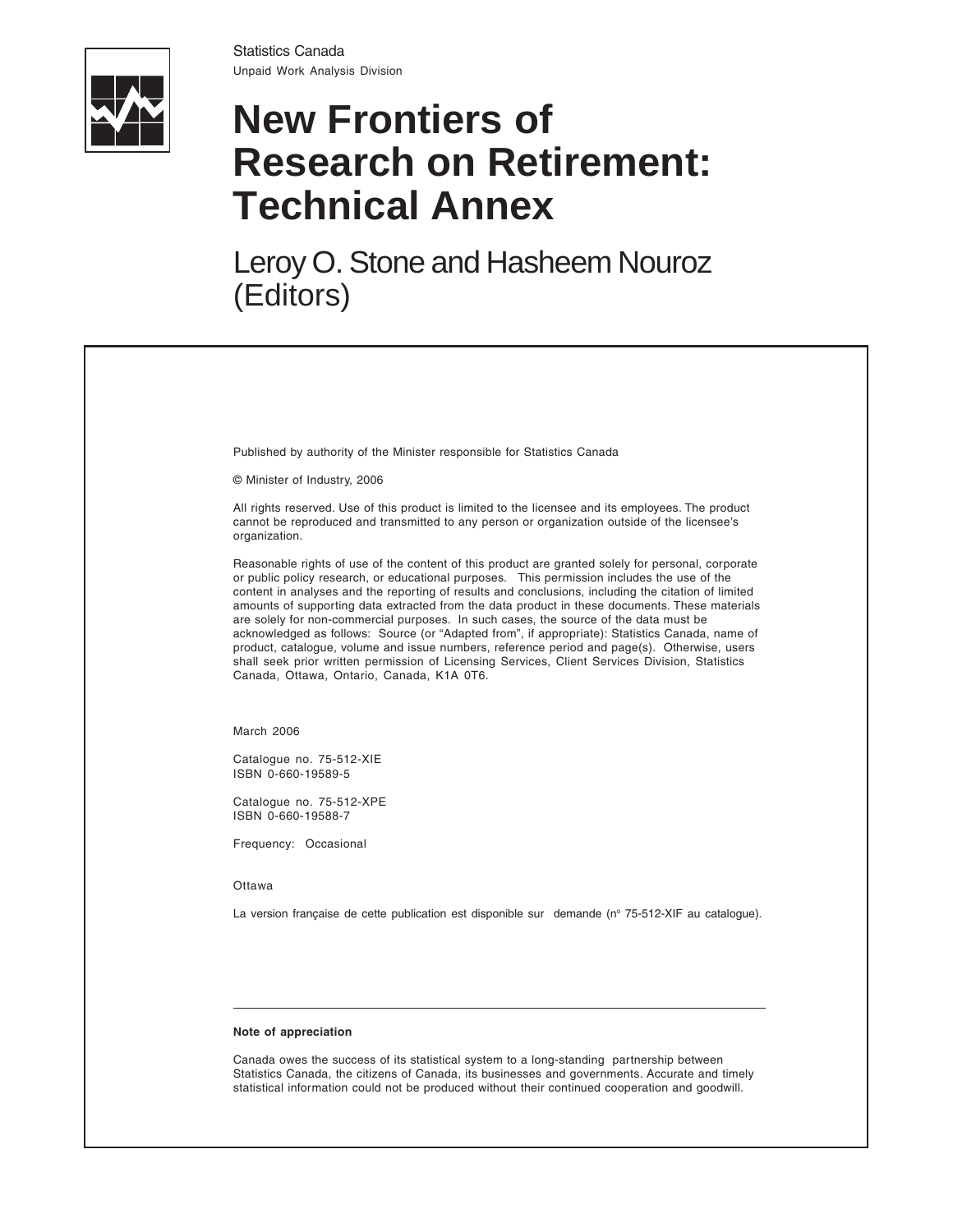Statistics Canada

Unpaid Work Analysis Division

# New Frontiers of Research on Retirement: Technical Annex

## Leroy O. Stone and Hasheem Nouroz (Editors)

Published by authority of the Minister responsible for Statistics Canada

© Minister of Industry, 2006

All rights reserved. Use of this product is limited to the licensee and its employees. The product cannot be reproduced and transmitted to any person or organization outside of the licensee's organization.

Reasonable rights of use of the content of this product are granted solely for personal, corporate or public policy research, or educational purposes. This permission includes the use of the content in analyses and the reporting of results and conclusions, including the citation of limited amounts of supporting data extracted from the data product in these documents. These materials are solely for non-commercial purposes. In such cases, the source of the data must be acknowledged as follows: Source (or "Adapted from", if appropriate): Statistics Canada, name of product, catalogue, volume and issue numbers, reference period and page(s). Otherwise, users shall seek prior written permission of Licensing Services, Client Services Division, Statistics Canada, Ottawa, Ontario, Canada, K1A 0T6.

March 2006

Catalogue no. 75-512-XIE
ISBN 0-660-19589-5

Catalogue no. 75-512-XPE
ISBN 0-660-19588-7

Frequency: Occasional

Ottawa

La version française de cette publication est disponible sur demande (nº 75-512-XIF au catalogue).

---

**Note of appreciation**

Canada owes the success of its statistical system to a long-standing partnership between Statistics Canada, the citizens of Canada, its businesses and governments. Accurate and timely statistical information could not be produced without their continued cooperation and goodwill.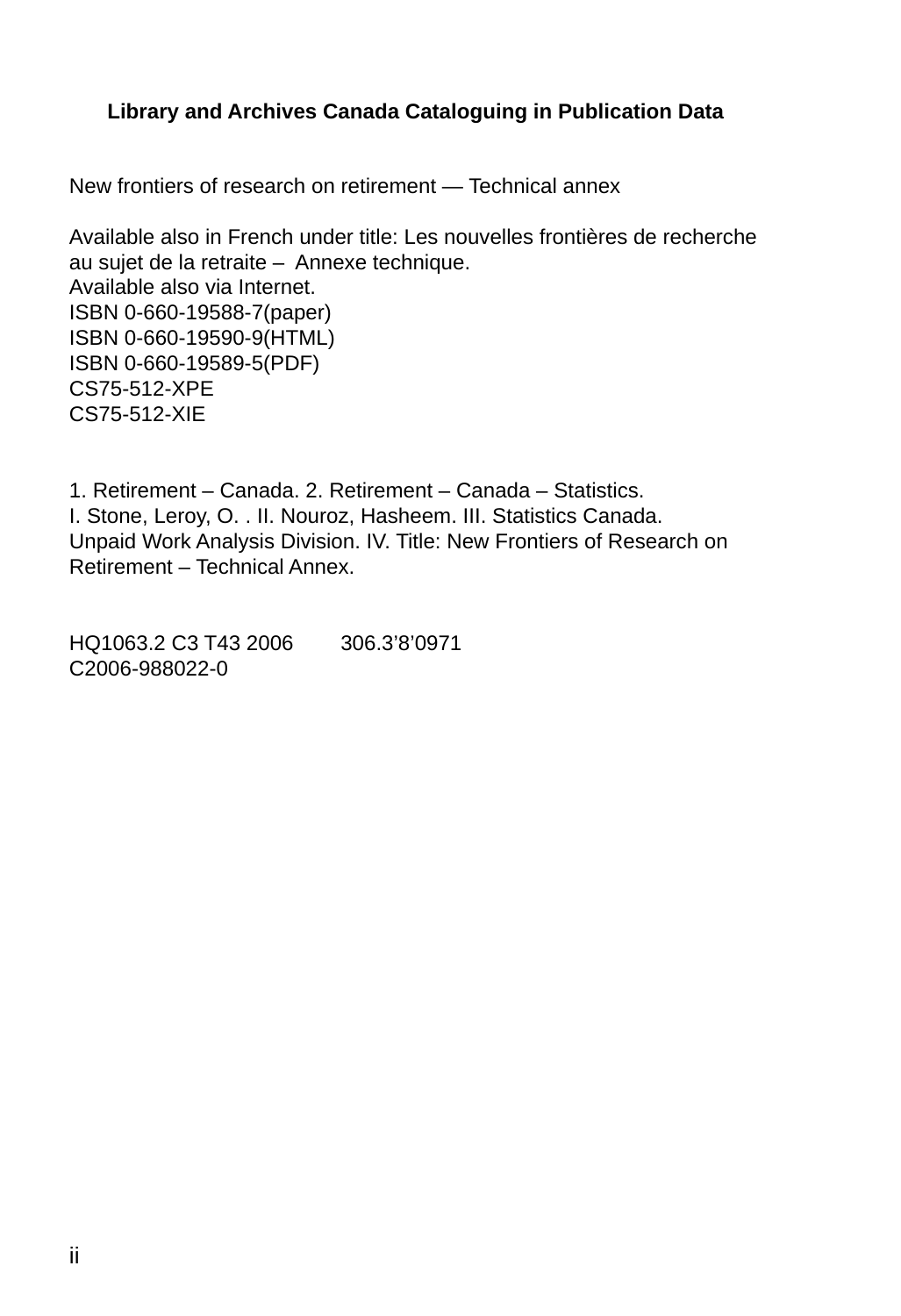**Library and Archives Canada Cataloguing in Publication Data**

New frontiers of research on retirement — Technical annex

Available also in French under title: Les nouvelles frontières de recherche au sujet de la retraite – Annexe technique.
Available also via Internet.
ISBN 0-660-19588-7(paper)
ISBN 0-660-19590-9(HTML)
ISBN 0-660-19589-5(PDF)
CS75-512-XPE
CS75-512-XIE

1. Retirement – Canada. 2. Retirement – Canada – Statistics.
I. Stone, Leroy, O. . II. Nouroz, Hasheem. III. Statistics Canada.
Unpaid Work Analysis Division. IV. Title: New Frontiers of Research on Retirement – Technical Annex.

HQ1063.2 C3 T43 2006 306.3’8’0971
C2006-988022-0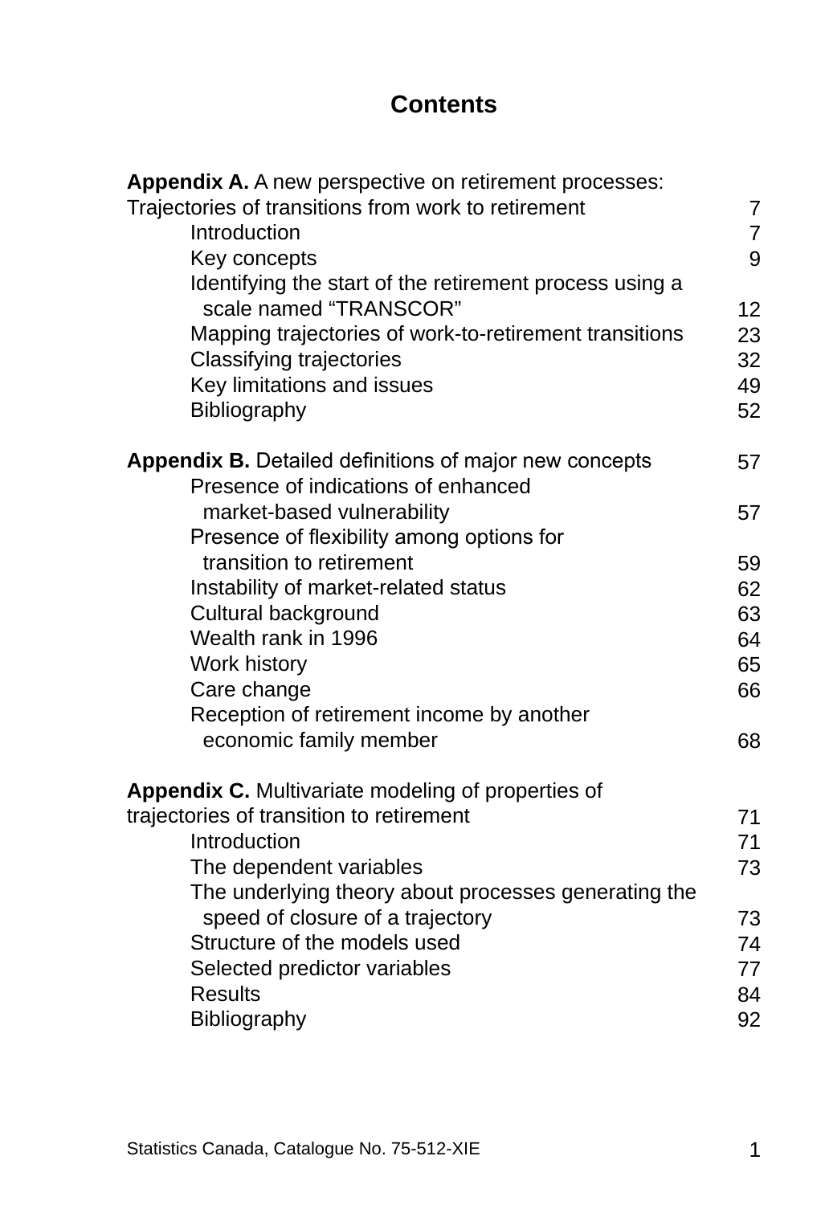# Contents

| | |
|---|---|
| **Appendix A.** A new perspective on retirement processes: Trajectories of transitions from work to retirement | 7 |
| Introduction | 7 |
| Key concepts | 9 |
| Identifying the start of the retirement process using a scale named "TRANSCOR" | 12 |
| Mapping trajectories of work-to-retirement transitions | 23 |
| Classifying trajectories | 32 |
| Key limitations and issues | 49 |
| Bibliography | 52 |
| | |
| **Appendix B.** Detailed definitions of major new concepts | 57 |
| Presence of indications of enhanced market-based vulnerability | 57 |
| Presence of flexibility among options for transition to retirement | 59 |
| Instability of market-related status | 62 |
| Cultural background | 63 |
| Wealth rank in 1996 | 64 |
| Work history | 65 |
| Care change | 66 |
| Reception of retirement income by another economic family member | 68 |
| | |
| **Appendix C.** Multivariate modeling of properties of trajectories of transition to retirement | 71 |
| Introduction | 71 |
| The dependent variables | 73 |
| The underlying theory about processes generating the speed of closure of a trajectory | 73 |
| Structure of the models used | 74 |
| Selected predictor variables | 77 |
| Results | 84 |
| Bibliography | 92 |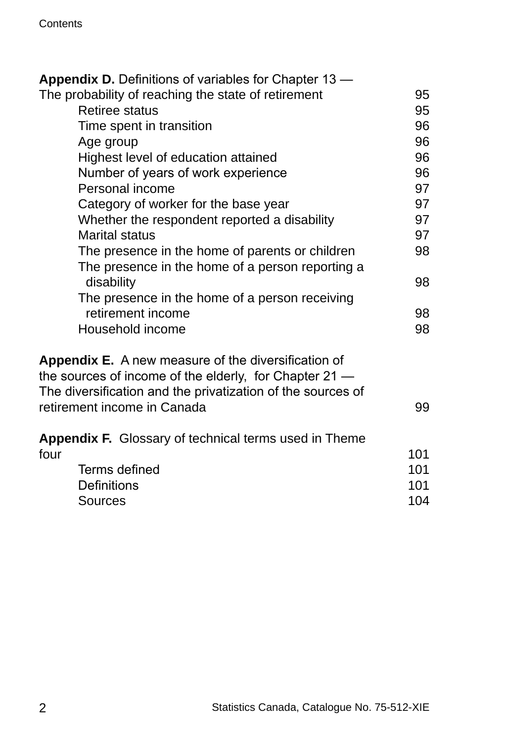**Appendix D.** Definitions of variables for Chapter 13 — The probability of reaching the state of retirement 95

- Retiree status 95
- Time spent in transition 96
- Age group 96
- Highest level of education attained 96
- Number of years of work experience 96
- Personal income 97
- Category of worker for the base year 97
- Whether the respondent reported a disability 97
- Marital status 97
- The presence in the home of parents or children 98
- The presence in the home of a person reporting a disability 98
- The presence in the home of a person receiving retirement income 98
- Household income 98

**Appendix E.** A new measure of the diversification of the sources of income of the elderly, for Chapter 21 — The diversification and the privatization of the sources of retirement income in Canada 99

**Appendix F.** Glossary of technical terms used in Theme four 101

- Terms defined 101
- Definitions 101
- Sources 104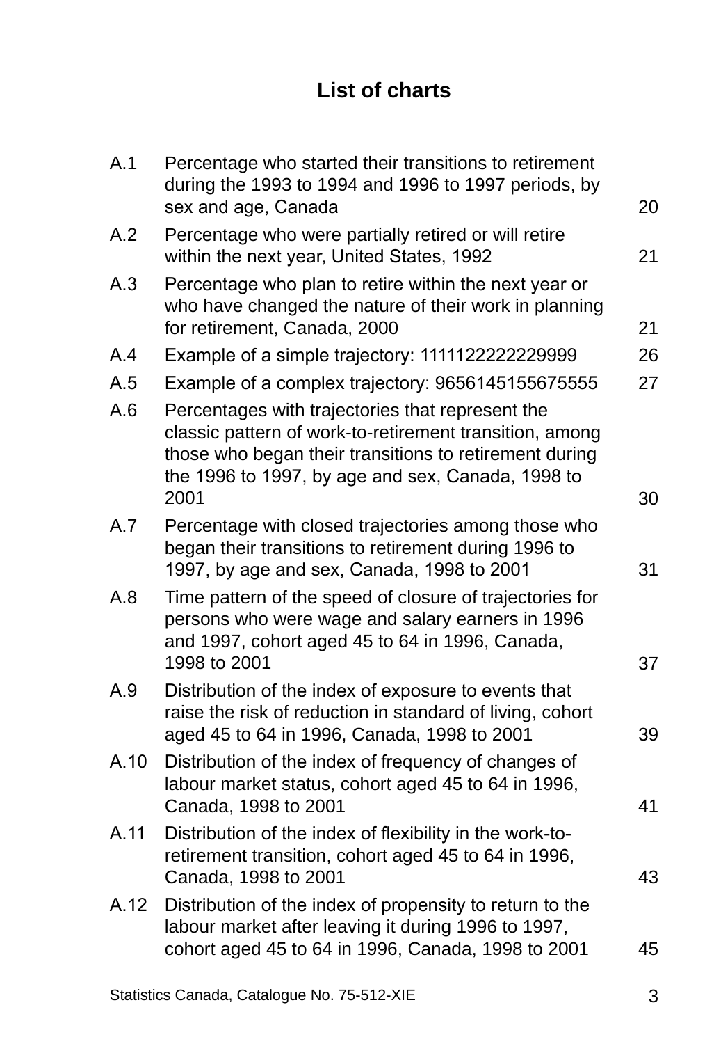# List of charts

| | | |
|---|---|---|
| A.1 | Percentage who started their transitions to retirement during the 1993 to 1994 and 1996 to 1997 periods, by sex and age, Canada | 20 |
| A.2 | Percentage who were partially retired or will retire within the next year, United States, 1992 | 21 |
| A.3 | Percentage who plan to retire within the next year or who have changed the nature of their work in planning for retirement, Canada, 2000 | 21 |
| A.4 | Example of a simple trajectory: 1111122222229999 | 26 |
| A.5 | Example of a complex trajectory: 9656145155675555 | 27 |
| A.6 | Percentages with trajectories that represent the classic pattern of work-to-retirement transition, among those who began their transitions to retirement during the 1996 to 1997, by age and sex, Canada, 1998 to 2001 | 30 |
| A.7 | Percentage with closed trajectories among those who began their transitions to retirement during 1996 to 1997, by age and sex, Canada, 1998 to 2001 | 31 |
| A.8 | Time pattern of the speed of closure of trajectories for persons who were wage and salary earners in 1996 and 1997, cohort aged 45 to 64 in 1996, Canada, 1998 to 2001 | 37 |
| A.9 | Distribution of the index of exposure to events that raise the risk of reduction in standard of living, cohort aged 45 to 64 in 1996, Canada, 1998 to 2001 | 39 |
| A.10 | Distribution of the index of frequency of changes of labour market status, cohort aged 45 to 64 in 1996, Canada, 1998 to 2001 | 41 |
| A.11 | Distribution of the index of flexibility in the work-to-retirement transition, cohort aged 45 to 64 in 1996, Canada, 1998 to 2001 | 43 |
| A.12 | Distribution of the index of propensity to return to the labour market after leaving it during 1996 to 1997, cohort aged 45 to 64 in 1996, Canada, 1998 to 2001 | 45 |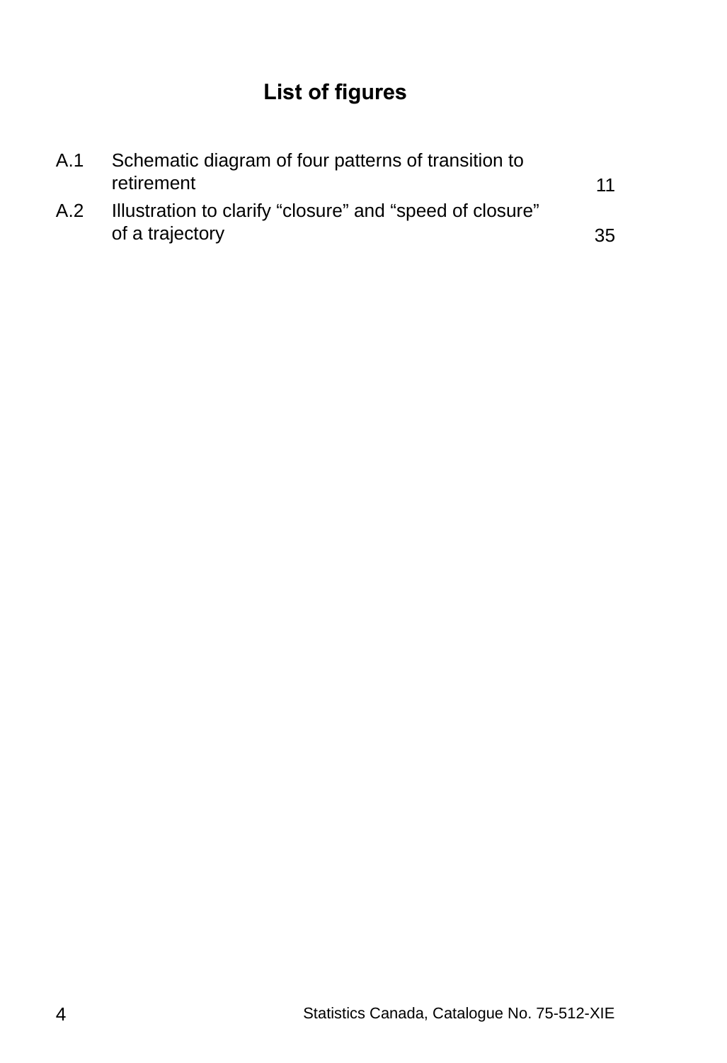# List of figures

| | | |
|---|---|---|
| A.1 | Schematic diagram of four patterns of transition to retirement | 11 |
| A.2 | Illustration to clarify “closure” and “speed of closure” of a trajectory | 35 |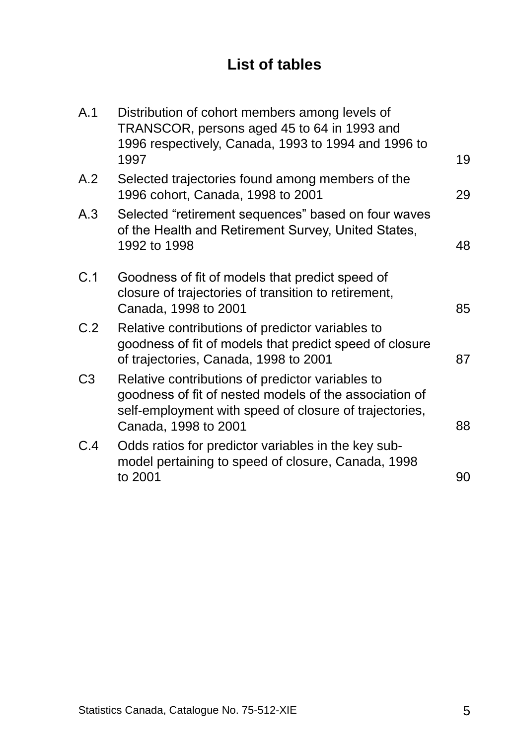# List of tables

| | | |
|---|---|---|
| A.1 | Distribution of cohort members among levels of TRANSCOR, persons aged 45 to 64 in 1993 and 1996 respectively, Canada, 1993 to 1994 and 1996 to 1997 | 19 |
| A.2 | Selected trajectories found among members of the 1996 cohort, Canada, 1998 to 2001 | 29 |
| A.3 | Selected "retirement sequences" based on four waves of the Health and Retirement Survey, United States, 1992 to 1998 | 48 |
| C.1 | Goodness of fit of models that predict speed of closure of trajectories of transition to retirement, Canada, 1998 to 2001 | 85 |
| C.2 | Relative contributions of predictor variables to goodness of fit of models that predict speed of closure of trajectories, Canada, 1998 to 2001 | 87 |
| C3 | Relative contributions of predictor variables to goodness of fit of nested models of the association of self-employment with speed of closure of trajectories, Canada, 1998 to 2001 | 88 |
| C.4 | Odds ratios for predictor variables in the key sub-model pertaining to speed of closure, Canada, 1998 to 2001 | 90 |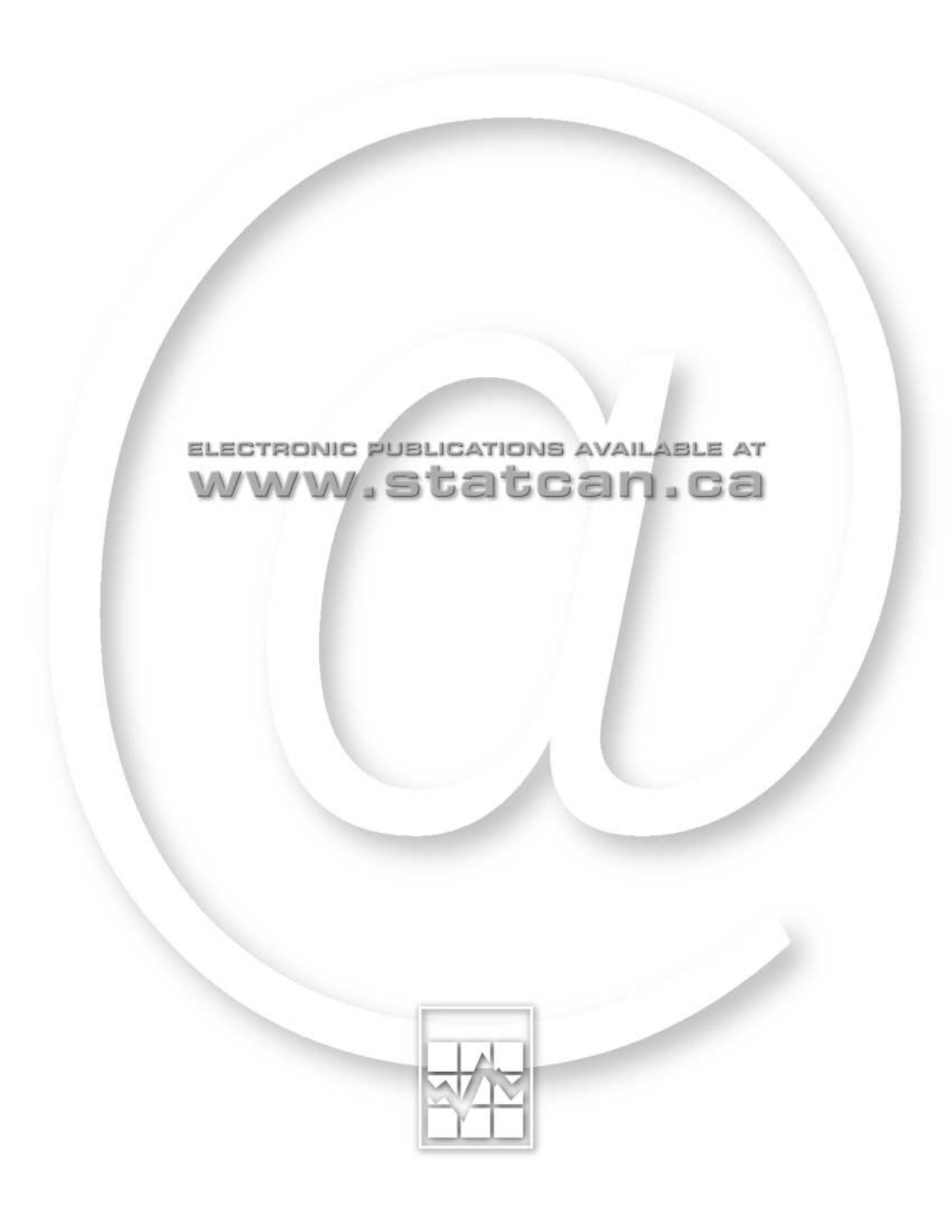ELECTRONIC PUBLICATIONS AVAILABLE AT

www.statcan.ca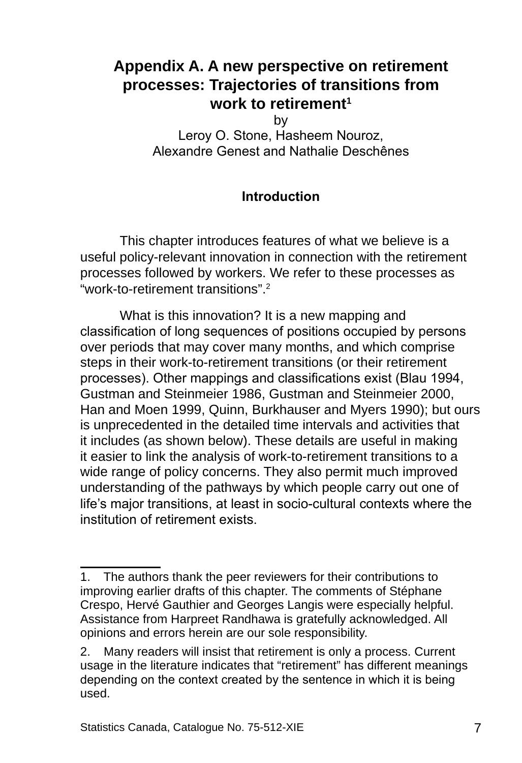# Appendix A. A new perspective on retirement processes: Trajectories of transitions from work to retirement[1]

by

Leroy O. Stone, Hasheem Nouroz, Alexandre Genest and Nathalie Deschênes

## Introduction

This chapter introduces features of what we believe is a useful policy-relevant innovation in connection with the retirement processes followed by workers. We refer to these processes as "work-to-retirement transitions".[2]

What is this innovation? It is a new mapping and classification of long sequences of positions occupied by persons over periods that may cover many months, and which comprise steps in their work-to-retirement transitions (or their retirement processes). Other mappings and classifications exist (Blau 1994, Gustman and Steinmeier 1986, Gustman and Steinmeier 2000, Han and Moen 1999, Quinn, Burkhauser and Myers 1990); but ours is unprecedented in the detailed time intervals and activities that it includes (as shown below). These details are useful in making it easier to link the analysis of work-to-retirement transitions to a wide range of policy concerns. They also permit much improved understanding of the pathways by which people carry out one of life's major transitions, at least in socio-cultural contexts where the institution of retirement exists.

---

1. The authors thank the peer reviewers for their contributions to improving earlier drafts of this chapter. The comments of Stéphane Crespo, Hervé Gauthier and Georges Langis were especially helpful. Assistance from Harpreet Randhawa is gratefully acknowledged. All opinions and errors herein are our sole responsibility.

2. Many readers will insist that retirement is only a process. Current usage in the literature indicates that "retirement" has different meanings depending on the context created by the sentence in which it is being used.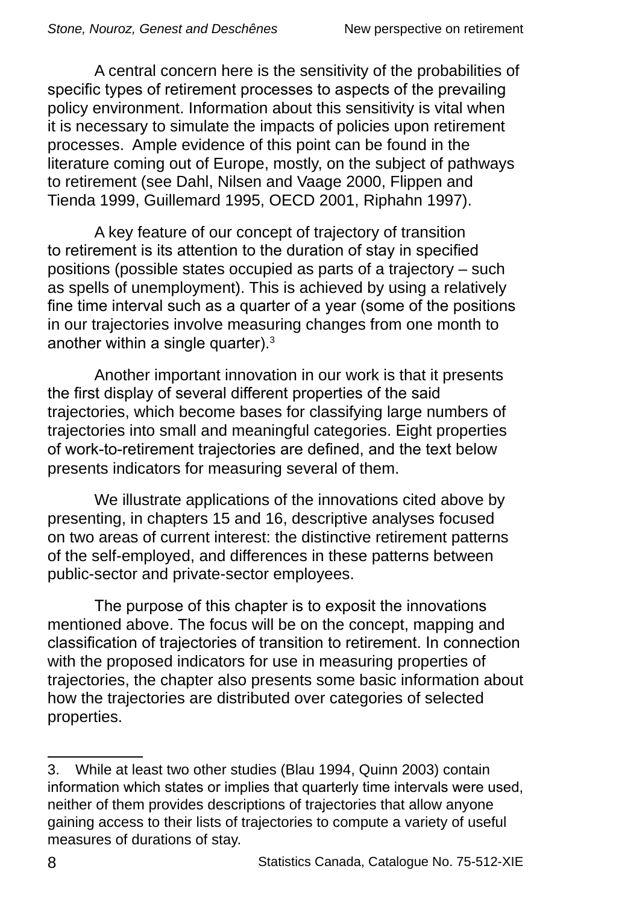A central concern here is the sensitivity of the probabilities of specific types of retirement processes to aspects of the prevailing policy environment. Information about this sensitivity is vital when it is necessary to simulate the impacts of policies upon retirement processes. Ample evidence of this point can be found in the literature coming out of Europe, mostly, on the subject of pathways to retirement (see Dahl, Nilsen and Vaage 2000, Flippen and Tienda 1999, Guillemard 1995, OECD 2001, Riphahn 1997).

A key feature of our concept of trajectory of transition to retirement is its attention to the duration of stay in specified positions (possible states occupied as parts of a trajectory – such as spells of unemployment). This is achieved by using a relatively fine time interval such as a quarter of a year (some of the positions in our trajectories involve measuring changes from one month to another within a single quarter).[3]

Another important innovation in our work is that it presents the first display of several different properties of the said trajectories, which become bases for classifying large numbers of trajectories into small and meaningful categories. Eight properties of work-to-retirement trajectories are defined, and the text below presents indicators for measuring several of them.

We illustrate applications of the innovations cited above by presenting, in chapters 15 and 16, descriptive analyses focused on two areas of current interest: the distinctive retirement patterns of the self-employed, and differences in these patterns between public-sector and private-sector employees.

The purpose of this chapter is to exposit the innovations mentioned above. The focus will be on the concept, mapping and classification of trajectories of transition to retirement. In connection with the proposed indicators for use in measuring properties of trajectories, the chapter also presents some basic information about how the trajectories are distributed over categories of selected properties.

---

3. While at least two other studies (Blau 1994, Quinn 2003) contain information which states or implies that quarterly time intervals were used, neither of them provides descriptions of trajectories that allow anyone gaining access to their lists of trajectories to compute a variety of useful measures of durations of stay.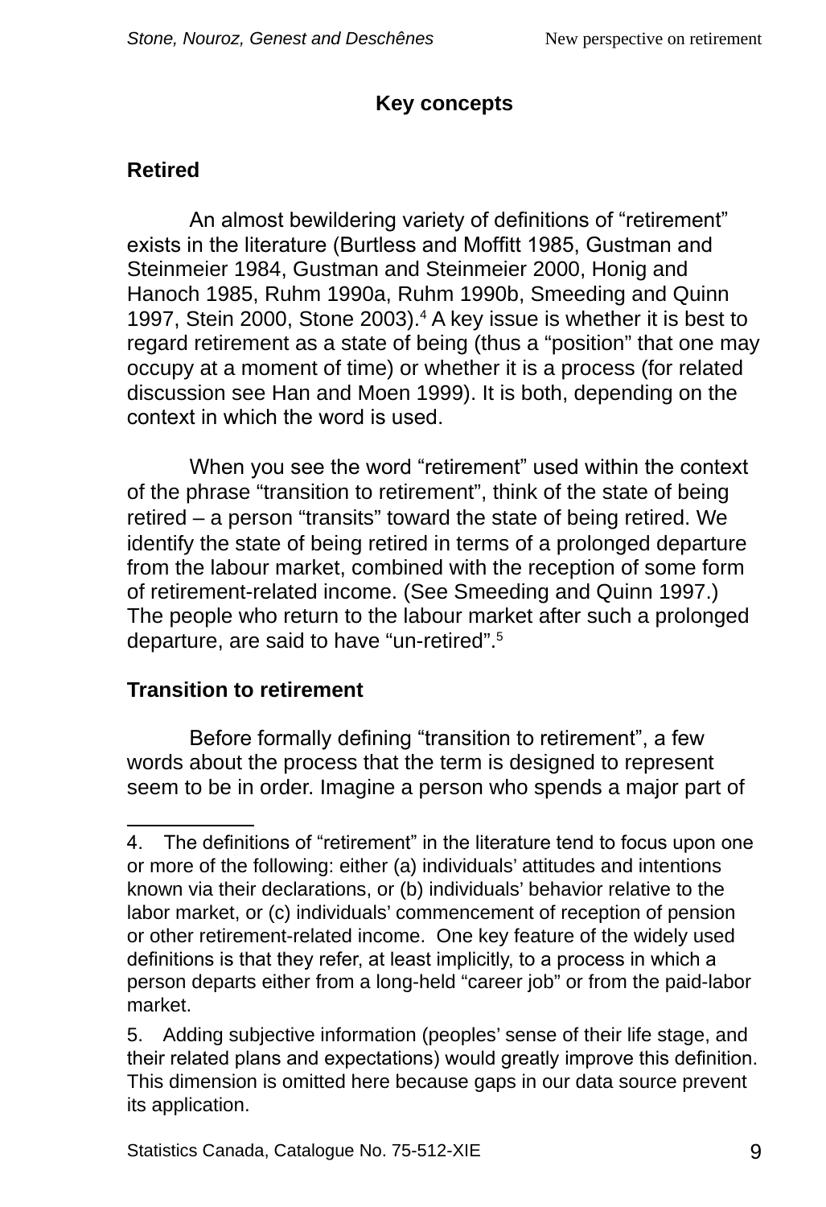## Key concepts

### Retired

An almost bewildering variety of definitions of "retirement" exists in the literature (Burtless and Moffitt 1985, Gustman and Steinmeier 1984, Gustman and Steinmeier 2000, Honig and Hanoch 1985, Ruhm 1990a, Ruhm 1990b, Smeeding and Quinn 1997, Stein 2000, Stone 2003).[4] A key issue is whether it is best to regard retirement as a state of being (thus a "position" that one may occupy at a moment of time) or whether it is a process (for related discussion see Han and Moen 1999). It is both, depending on the context in which the word is used.

When you see the word "retirement" used within the context of the phrase "transition to retirement", think of the state of being retired – a person "transits" toward the state of being retired. We identify the state of being retired in terms of a prolonged departure from the labour market, combined with the reception of some form of retirement-related income. (See Smeeding and Quinn 1997.) The people who return to the labour market after such a prolonged departure, are said to have "un-retired".[5]

### Transition to retirement

Before formally defining "transition to retirement", a few words about the process that the term is designed to represent seem to be in order. Imagine a person who spends a major part of

---

4. The definitions of "retirement" in the literature tend to focus upon one or more of the following: either (a) individuals' attitudes and intentions known via their declarations, or (b) individuals' behavior relative to the labor market, or (c) individuals' commencement of reception of pension or other retirement-related income. One key feature of the widely used definitions is that they refer, at least implicitly, to a process in which a person departs either from a long-held "career job" or from the paid-labor market.

5. Adding subjective information (peoples' sense of their life stage, and their related plans and expectations) would greatly improve this definition. This dimension is omitted here because gaps in our data source prevent its application.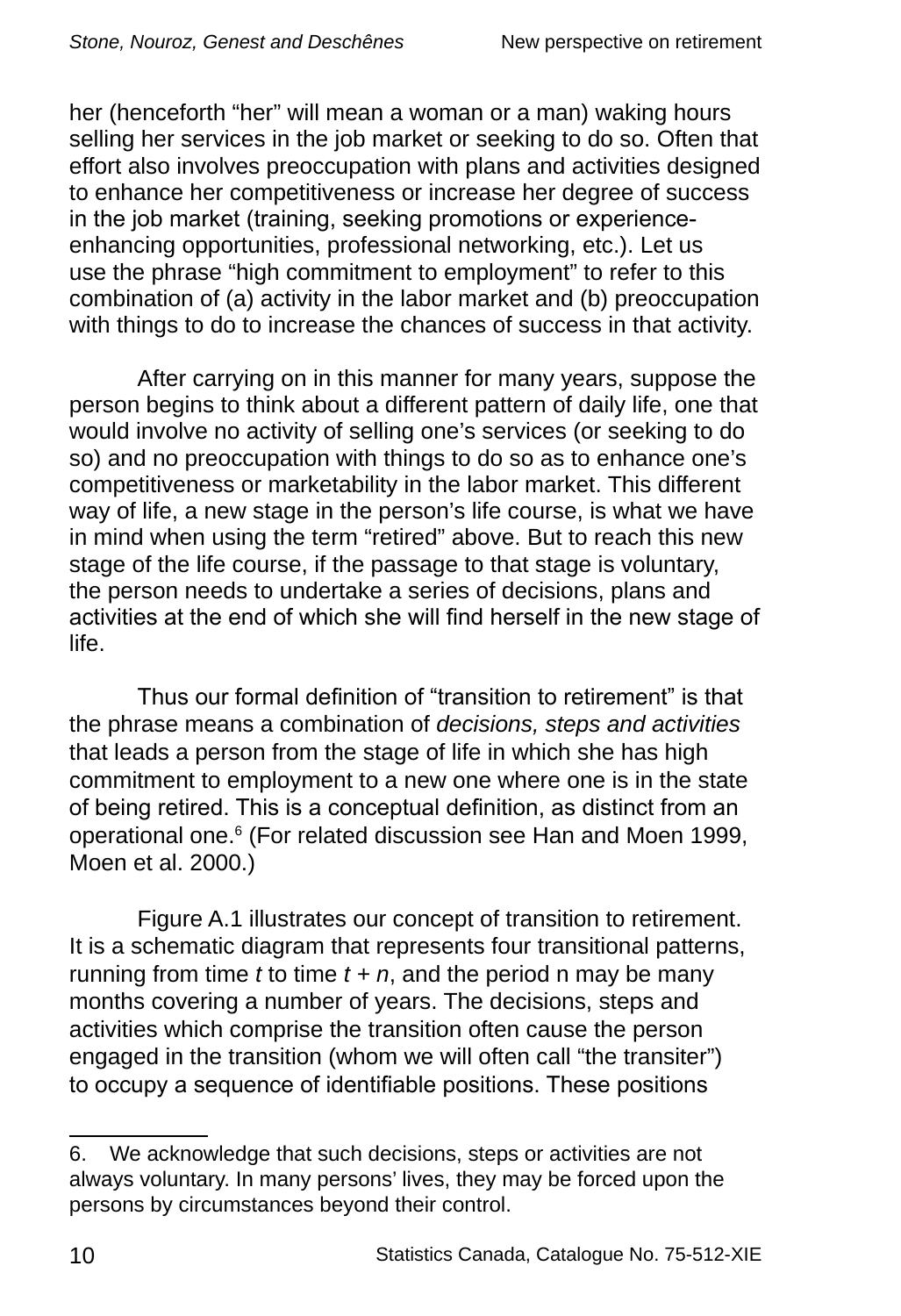her (henceforth “her” will mean a woman or a man) waking hours selling her services in the job market or seeking to do so. Often that effort also involves preoccupation with plans and activities designed to enhance her competitiveness or increase her degree of success in the job market (training, seeking promotions or experience-enhancing opportunities, professional networking, etc.). Let us use the phrase “high commitment to employment” to refer to this combination of (a) activity in the labor market and (b) preoccupation with things to do to increase the chances of success in that activity.

After carrying on in this manner for many years, suppose the person begins to think about a different pattern of daily life, one that would involve no activity of selling one’s services (or seeking to do so) and no preoccupation with things to do so as to enhance one’s competitiveness or marketability in the labor market. This different way of life, a new stage in the person’s life course, is what we have in mind when using the term “retired” above. But to reach this new stage of the life course, if the passage to that stage is voluntary, the person needs to undertake a series of decisions, plans and activities at the end of which she will find herself in the new stage of life.

Thus our formal definition of “transition to retirement” is that the phrase means a combination of *decisions, steps and activities* that leads a person from the stage of life in which she has high commitment to employment to a new one where one is in the state of being retired. This is a conceptual definition, as distinct from an operational one.[6] (For related discussion see Han and Moen 1999, Moen et al. 2000.)

Figure A.1 illustrates our concept of transition to retirement. It is a schematic diagram that represents four transitional patterns, running from time $t$ to time $t + n$, and the period n may be many months covering a number of years. The decisions, steps and activities which comprise the transition often cause the person engaged in the transition (whom we will often call “the transiter”) to occupy a sequence of identifiable positions. These positions

6. We acknowledge that such decisions, steps or activities are not always voluntary. In many persons’ lives, they may be forced upon the persons by circumstances beyond their control.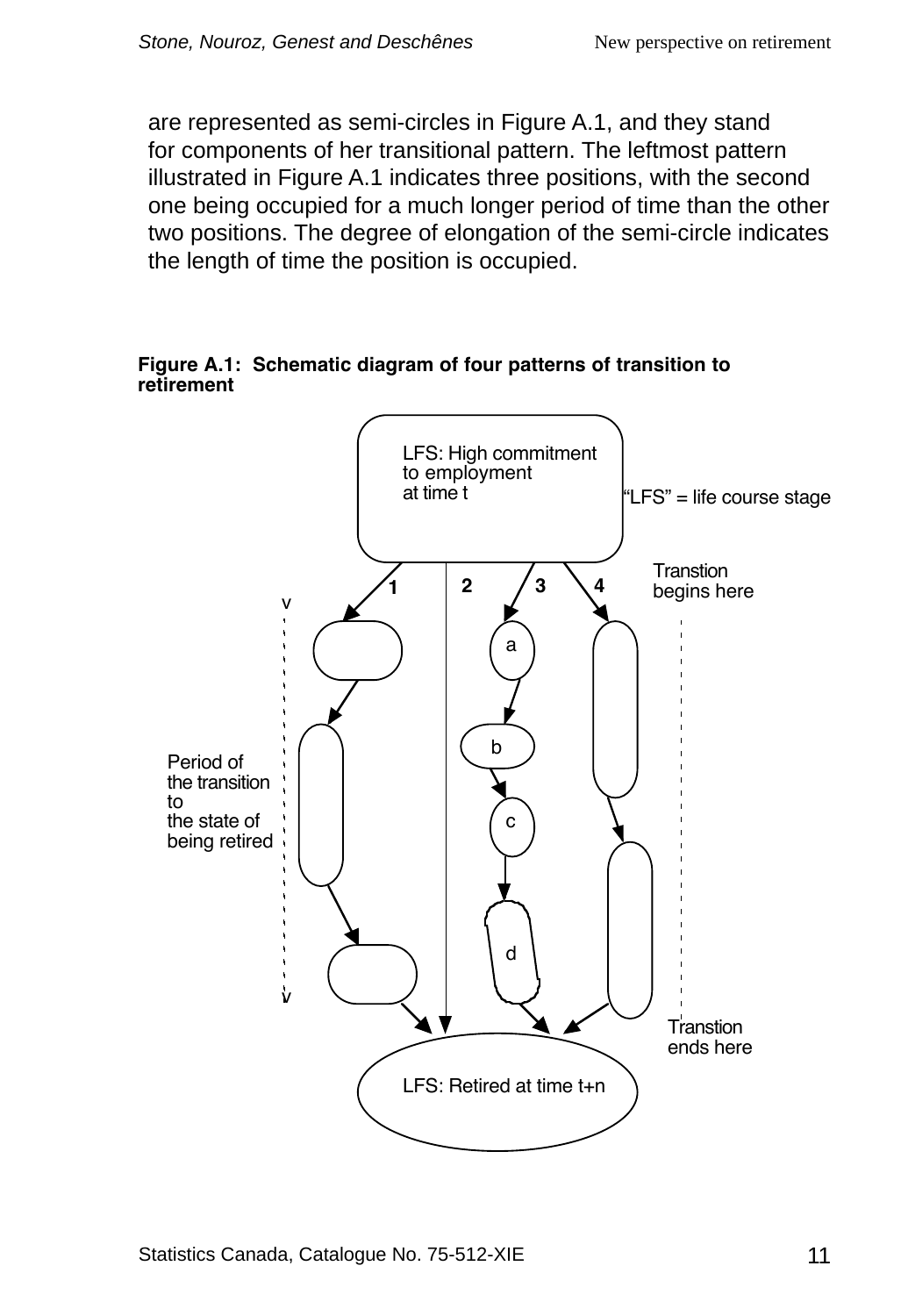are represented as semi-circles in Figure A.1, and they stand for components of her transitional pattern. The leftmost pattern illustrated in Figure A.1 indicates three positions, with the second one being occupied for a much longer period of time than the other two positions. The degree of elongation of the semi-circle indicates the length of time the position is occupied.

**Figure A.1: Schematic diagram of four patterns of transition to retirement**

LFS: High commitment to employment at time t

"LFS" = life course stage

Transtion begins here

1 2 3 4

a

b

c

d

Period of the transition to the state of being retired

Transtion ends here

LFS: Retired at time t+n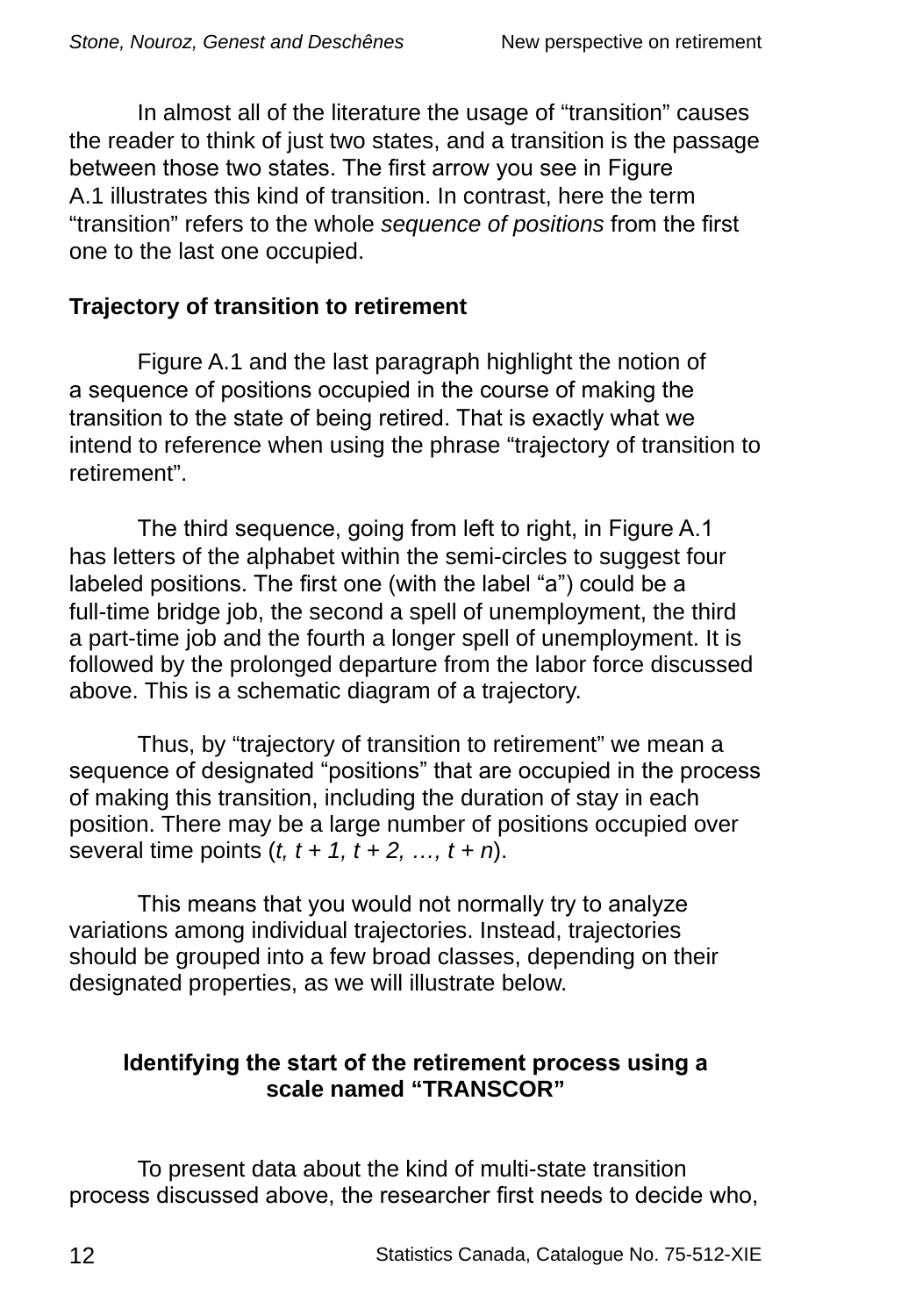In almost all of the literature the usage of “transition” causes the reader to think of just two states, and a transition is the passage between those two states. The first arrow you see in Figure A.1 illustrates this kind of transition. In contrast, here the term “transition” refers to the whole *sequence of positions* from the first one to the last one occupied.

## Trajectory of transition to retirement

Figure A.1 and the last paragraph highlight the notion of a sequence of positions occupied in the course of making the transition to the state of being retired. That is exactly what we intend to reference when using the phrase “trajectory of transition to retirement”.

The third sequence, going from left to right, in Figure A.1 has letters of the alphabet within the semi-circles to suggest four labeled positions. The first one (with the label “a”) could be a full-time bridge job, the second a spell of unemployment, the third a part-time job and the fourth a longer spell of unemployment. It is followed by the prolonged departure from the labor force discussed above. This is a schematic diagram of a trajectory.

Thus, by “trajectory of transition to retirement” we mean a sequence of designated “positions” that are occupied in the process of making this transition, including the duration of stay in each position. There may be a large number of positions occupied over several time points ($t, t + 1, t + 2, \ldots, t + n$).

This means that you would not normally try to analyze variations among individual trajectories. Instead, trajectories should be grouped into a few broad classes, depending on their designated properties, as we will illustrate below.

## Identifying the start of the retirement process using a scale named “TRANSCOR”

To present data about the kind of multi-state transition process discussed above, the researcher first needs to decide who,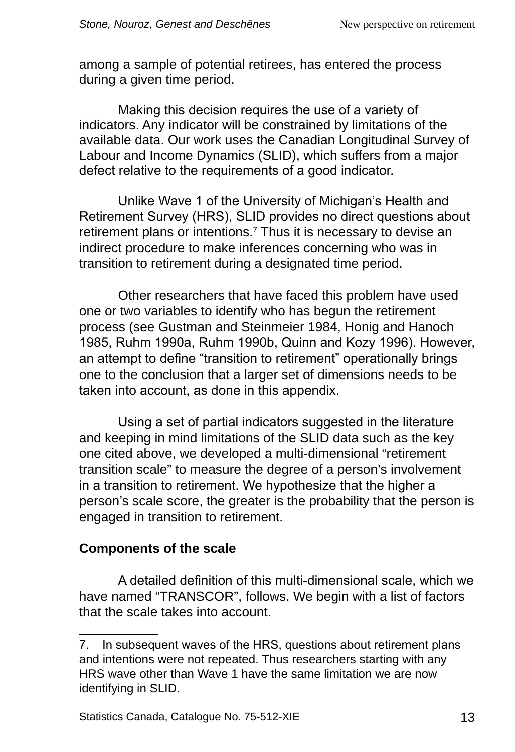among a sample of potential retirees, has entered the process during a given time period.

Making this decision requires the use of a variety of indicators. Any indicator will be constrained by limitations of the available data. Our work uses the Canadian Longitudinal Survey of Labour and Income Dynamics (SLID), which suffers from a major defect relative to the requirements of a good indicator.

Unlike Wave 1 of the University of Michigan's Health and Retirement Survey (HRS), SLID provides no direct questions about retirement plans or intentions.[7] Thus it is necessary to devise an indirect procedure to make inferences concerning who was in transition to retirement during a designated time period.

Other researchers that have faced this problem have used one or two variables to identify who has begun the retirement process (see Gustman and Steinmeier 1984, Honig and Hanoch 1985, Ruhm 1990a, Ruhm 1990b, Quinn and Kozy 1996). However, an attempt to define "transition to retirement" operationally brings one to the conclusion that a larger set of dimensions needs to be taken into account, as done in this appendix.

Using a set of partial indicators suggested in the literature and keeping in mind limitations of the SLID data such as the key one cited above, we developed a multi-dimensional "retirement transition scale" to measure the degree of a person's involvement in a transition to retirement. We hypothesize that the higher a person's scale score, the greater is the probability that the person is engaged in transition to retirement.

**Components of the scale**

A detailed definition of this multi-dimensional scale, which we have named "TRANSCOR", follows. We begin with a list of factors that the scale takes into account.

---

7. In subsequent waves of the HRS, questions about retirement plans and intentions were not repeated. Thus researchers starting with any HRS wave other than Wave 1 have the same limitation we are now identifying in SLID.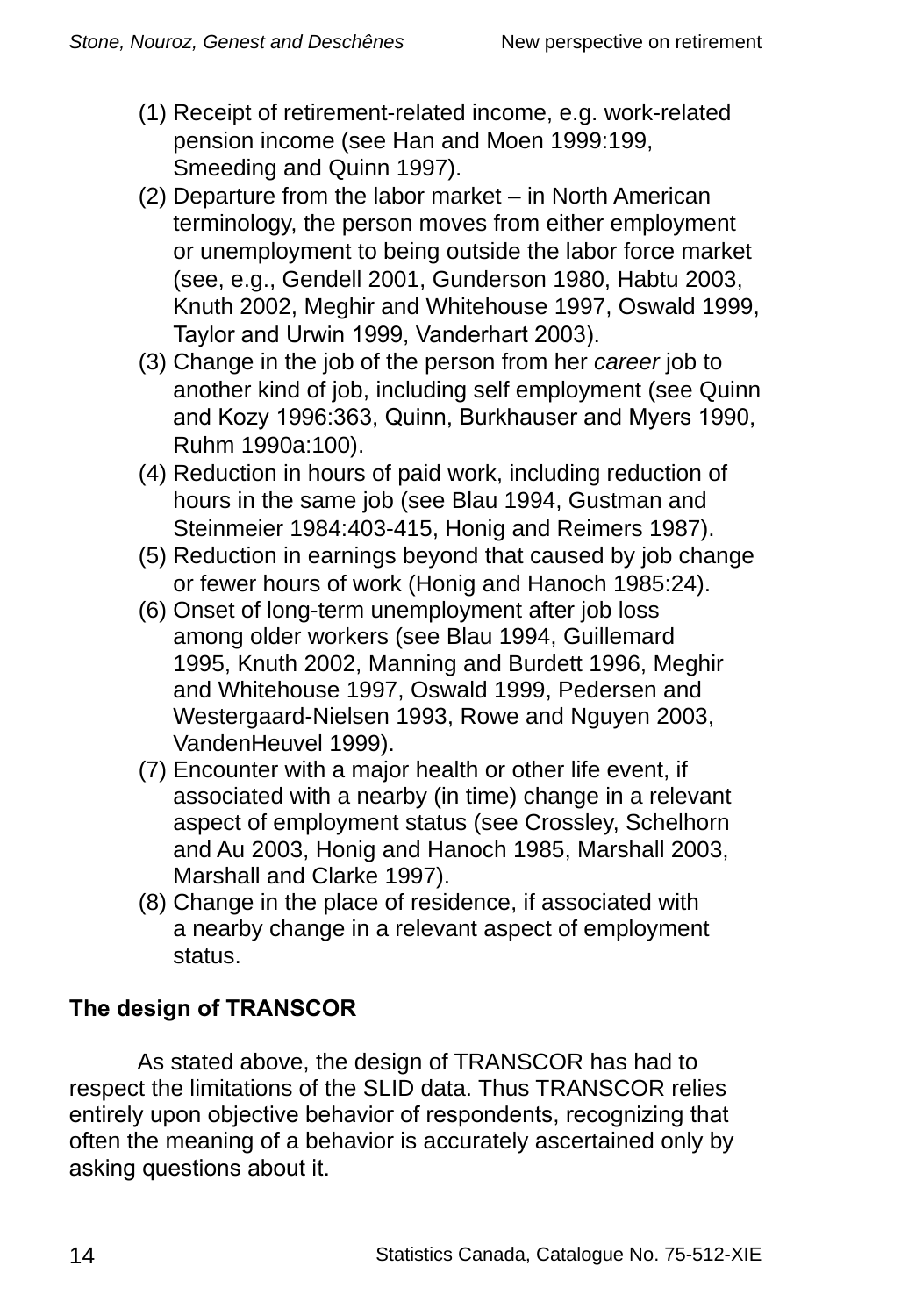(1) Receipt of retirement-related income, e.g. work-related pension income (see Han and Moen 1999:199, Smeeding and Quinn 1997).
(2) Departure from the labor market – in North American terminology, the person moves from either employment or unemployment to being outside the labor force market (see, e.g., Gendell 2001, Gunderson 1980, Habtu 2003, Knuth 2002, Meghir and Whitehouse 1997, Oswald 1999, Taylor and Urwin 1999, Vanderhart 2003).
(3) Change in the job of the person from her *career* job to another kind of job, including self employment (see Quinn and Kozy 1996:363, Quinn, Burkhauser and Myers 1990, Ruhm 1990a:100).
(4) Reduction in hours of paid work, including reduction of hours in the same job (see Blau 1994, Gustman and Steinmeier 1984:403-415, Honig and Reimers 1987).
(5) Reduction in earnings beyond that caused by job change or fewer hours of work (Honig and Hanoch 1985:24).
(6) Onset of long-term unemployment after job loss among older workers (see Blau 1994, Guillemard 1995, Knuth 2002, Manning and Burdett 1996, Meghir and Whitehouse 1997, Oswald 1999, Pedersen and Westergaard-Nielsen 1993, Rowe and Nguyen 2003, VandenHeuvel 1999).
(7) Encounter with a major health or other life event, if associated with a nearby (in time) change in a relevant aspect of employment status (see Crossley, Schelhorn and Au 2003, Honig and Hanoch 1985, Marshall 2003, Marshall and Clarke 1997).
(8) Change in the place of residence, if associated with a nearby change in a relevant aspect of employment status.

### The design of TRANSCOR

As stated above, the design of TRANSCOR has had to respect the limitations of the SLID data. Thus TRANSCOR relies entirely upon objective behavior of respondents, recognizing that often the meaning of a behavior is accurately ascertained only by asking questions about it.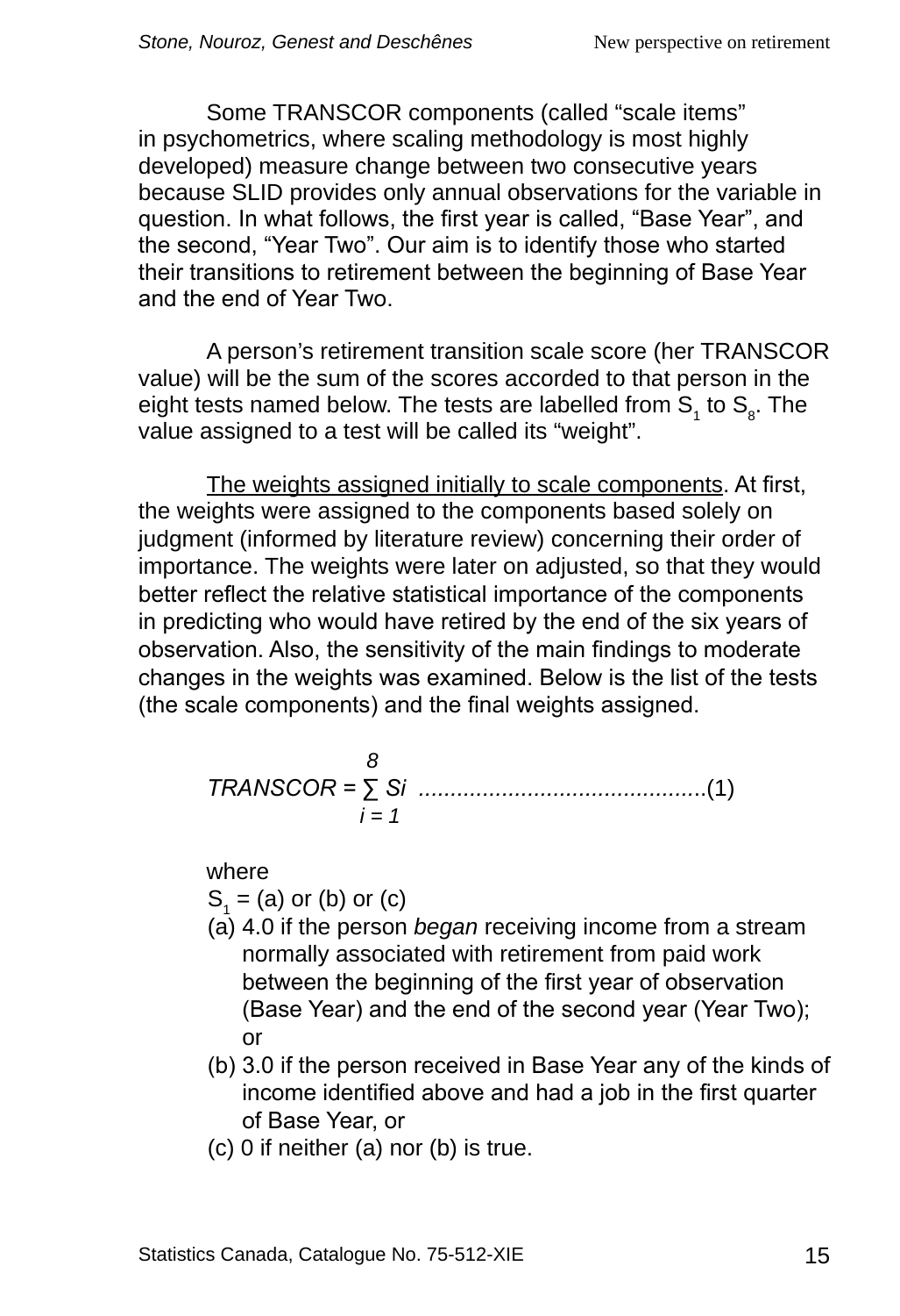Some TRANSCOR components (called "scale items" in psychometrics, where scaling methodology is most highly developed) measure change between two consecutive years because SLID provides only annual observations for the variable in question. In what follows, the first year is called, "Base Year", and the second, "Year Two". Our aim is to identify those who started their transitions to retirement between the beginning of Base Year and the end of Year Two.

A person's retirement transition scale score (her TRANSCOR value) will be the sum of the scores accorded to that person in the eight tests named below. The tests are labelled from $S_1$ to $S_8$. The value assigned to a test will be called its "weight".

<u>The weights assigned initially to scale components</u>. At first, the weights were assigned to the components based solely on judgment (informed by literature review) concerning their order of importance. The weights were later on adjusted, so that they would better reflect the relative statistical importance of the components in predicting who would have retired by the end of the six years of observation. Also, the sensitivity of the main findings to moderate changes in the weights was examined. Below is the list of the tests (the scale components) and the final weights assigned.

$$TRANSCOR = \sum_{i=1}^{8} Si \quad \text{.............................................(1)}$$

where

$S_1$ = (a) or (b) or (c)

(a) 4.0 if the person *began* receiving income from a stream normally associated with retirement from paid work between the beginning of the first year of observation (Base Year) and the end of the second year (Year Two); or

(b) 3.0 if the person received in Base Year any of the kinds of income identified above and had a job in the first quarter of Base Year, or

(c) 0 if neither (a) nor (b) is true.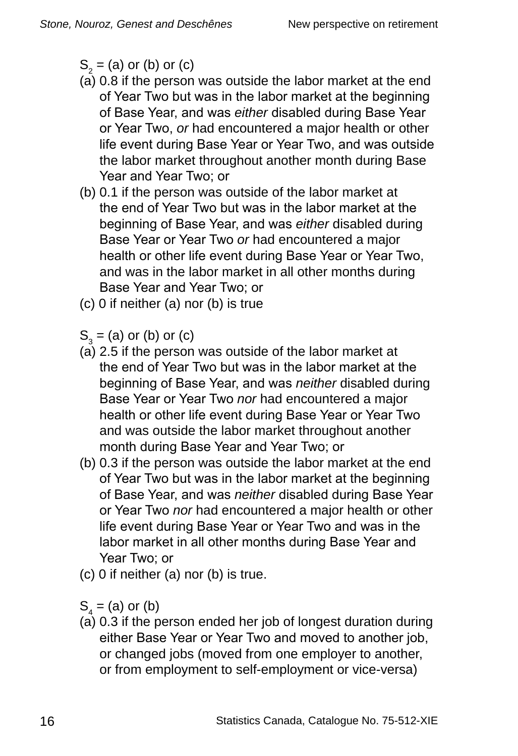$S_2$ = (a) or (b) or (c)

(a) 0.8 if the person was outside the labor market at the end of Year Two but was in the labor market at the beginning of Base Year, and was *either* disabled during Base Year or Year Two, *or* had encountered a major health or other life event during Base Year or Year Two, and was outside the labor market throughout another month during Base Year and Year Two; or

(b) 0.1 if the person was outside of the labor market at the end of Year Two but was in the labor market at the beginning of Base Year, and was *either* disabled during Base Year or Year Two *or* had encountered a major health or other life event during Base Year or Year Two, and was in the labor market in all other months during Base Year and Year Two; or

(c) 0 if neither (a) nor (b) is true

$S_3$ = (a) or (b) or (c)

(a) 2.5 if the person was outside of the labor market at the end of Year Two but was in the labor market at the beginning of Base Year, and was *neither* disabled during Base Year or Year Two *nor* had encountered a major health or other life event during Base Year or Year Two and was outside the labor market throughout another month during Base Year and Year Two; or

(b) 0.3 if the person was outside the labor market at the end of Year Two but was in the labor market at the beginning of Base Year, and was *neither* disabled during Base Year or Year Two *nor* had encountered a major health or other life event during Base Year or Year Two and was in the labor market in all other months during Base Year and Year Two; or

(c) 0 if neither (a) nor (b) is true.

$S_4$ = (a) or (b)

(a) 0.3 if the person ended her job of longest duration during either Base Year or Year Two and moved to another job, or changed jobs (moved from one employer to another, or from employment to self-employment or vice-versa)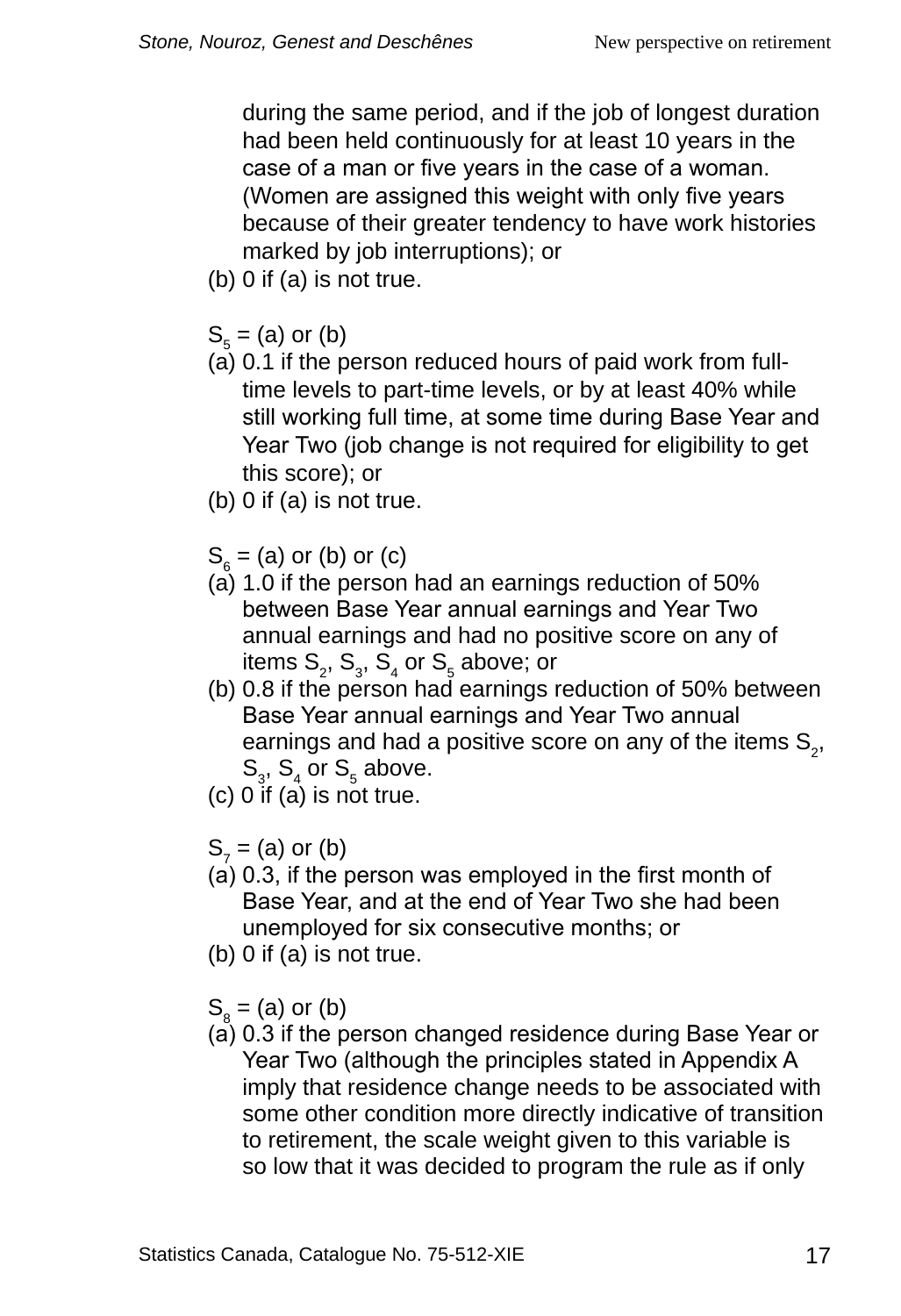during the same period, and if the job of longest duration had been held continuously for at least 10 years in the case of a man or five years in the case of a woman. (Women are assigned this weight with only five years because of their greater tendency to have work histories marked by job interruptions); or

(b) 0 if (a) is not true.

$S_5$ = (a) or (b)

(a) 0.1 if the person reduced hours of paid work from full-time levels to part-time levels, or by at least 40% while still working full time, at some time during Base Year and Year Two (job change is not required for eligibility to get this score); or

(b) 0 if (a) is not true.

$S_6$ = (a) or (b) or (c)

(a) 1.0 if the person had an earnings reduction of 50% between Base Year annual earnings and Year Two annual earnings and had no positive score on any of items $S_2$, $S_3$, $S_4$ or $S_5$ above; or

(b) 0.8 if the person had earnings reduction of 50% between Base Year annual earnings and Year Two annual earnings and had a positive score on any of the items $S_2$, $S_3$, $S_4$ or $S_5$ above.

(c) 0 if (a) is not true.

$S_7$ = (a) or (b)

(a) 0.3, if the person was employed in the first month of Base Year, and at the end of Year Two she had been unemployed for six consecutive months; or

(b) 0 if (a) is not true.

$S_8$ = (a) or (b)

(a) 0.3 if the person changed residence during Base Year or Year Two (although the principles stated in Appendix A imply that residence change needs to be associated with some other condition more directly indicative of transition to retirement, the scale weight given to this variable is so low that it was decided to program the rule as if only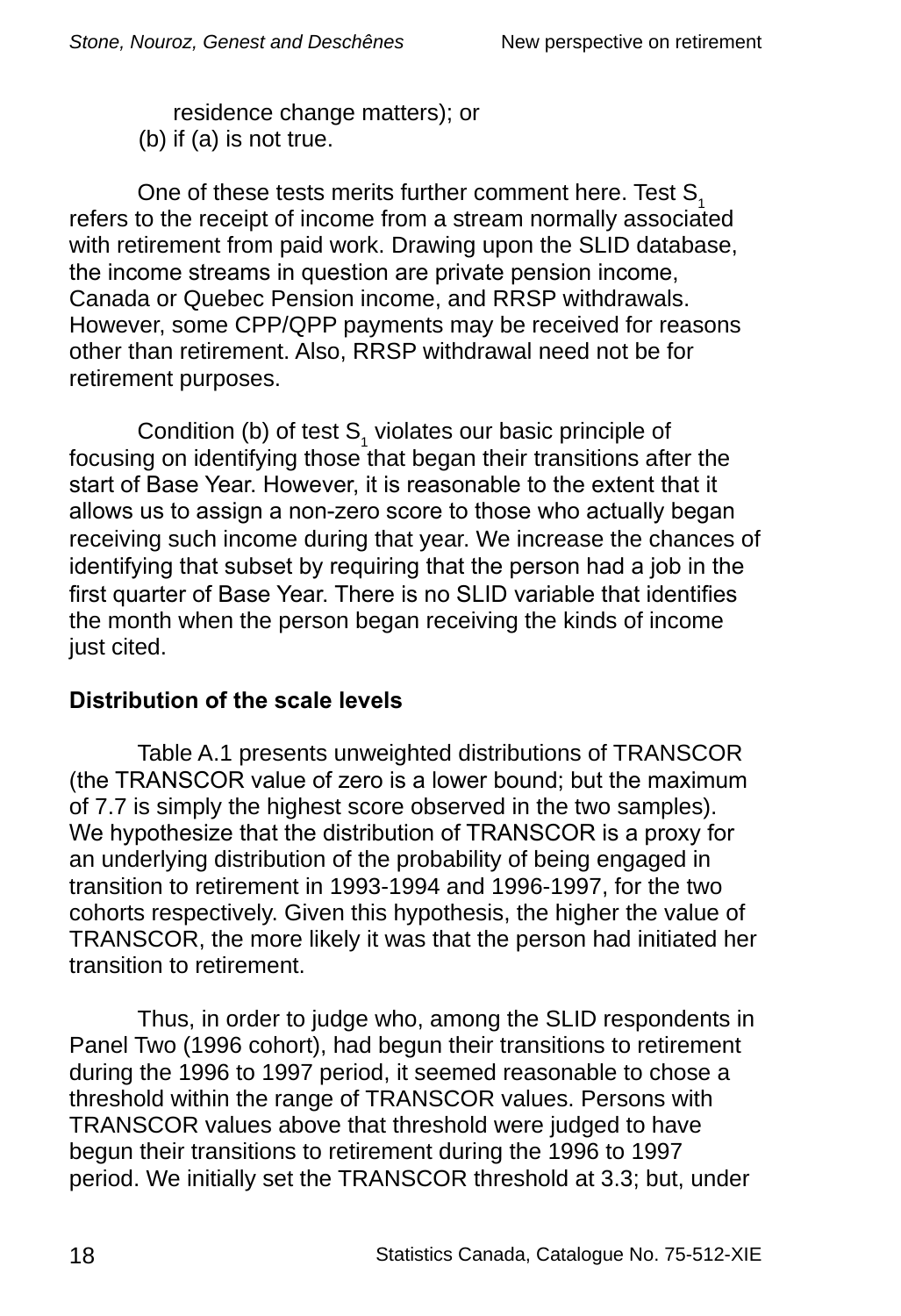residence change matters); or

(b) if (a) is not true.

One of these tests merits further comment here. Test $S_1$ refers to the receipt of income from a stream normally associated with retirement from paid work. Drawing upon the SLID database, the income streams in question are private pension income, Canada or Quebec Pension income, and RRSP withdrawals. However, some CPP/QPP payments may be received for reasons other than retirement. Also, RRSP withdrawal need not be for retirement purposes.

Condition (b) of test $S_1$ violates our basic principle of focusing on identifying those that began their transitions after the start of Base Year. However, it is reasonable to the extent that it allows us to assign a non-zero score to those who actually began receiving such income during that year. We increase the chances of identifying that subset by requiring that the person had a job in the first quarter of Base Year. There is no SLID variable that identifies the month when the person began receiving the kinds of income just cited.

**Distribution of the scale levels**

Table A.1 presents unweighted distributions of TRANSCOR (the TRANSCOR value of zero is a lower bound; but the maximum of 7.7 is simply the highest score observed in the two samples). We hypothesize that the distribution of TRANSCOR is a proxy for an underlying distribution of the probability of being engaged in transition to retirement in 1993-1994 and 1996-1997, for the two cohorts respectively. Given this hypothesis, the higher the value of TRANSCOR, the more likely it was that the person had initiated her transition to retirement.

Thus, in order to judge who, among the SLID respondents in Panel Two (1996 cohort), had begun their transitions to retirement during the 1996 to 1997 period, it seemed reasonable to chose a threshold within the range of TRANSCOR values. Persons with TRANSCOR values above that threshold were judged to have begun their transitions to retirement during the 1996 to 1997 period. We initially set the TRANSCOR threshold at 3.3; but, under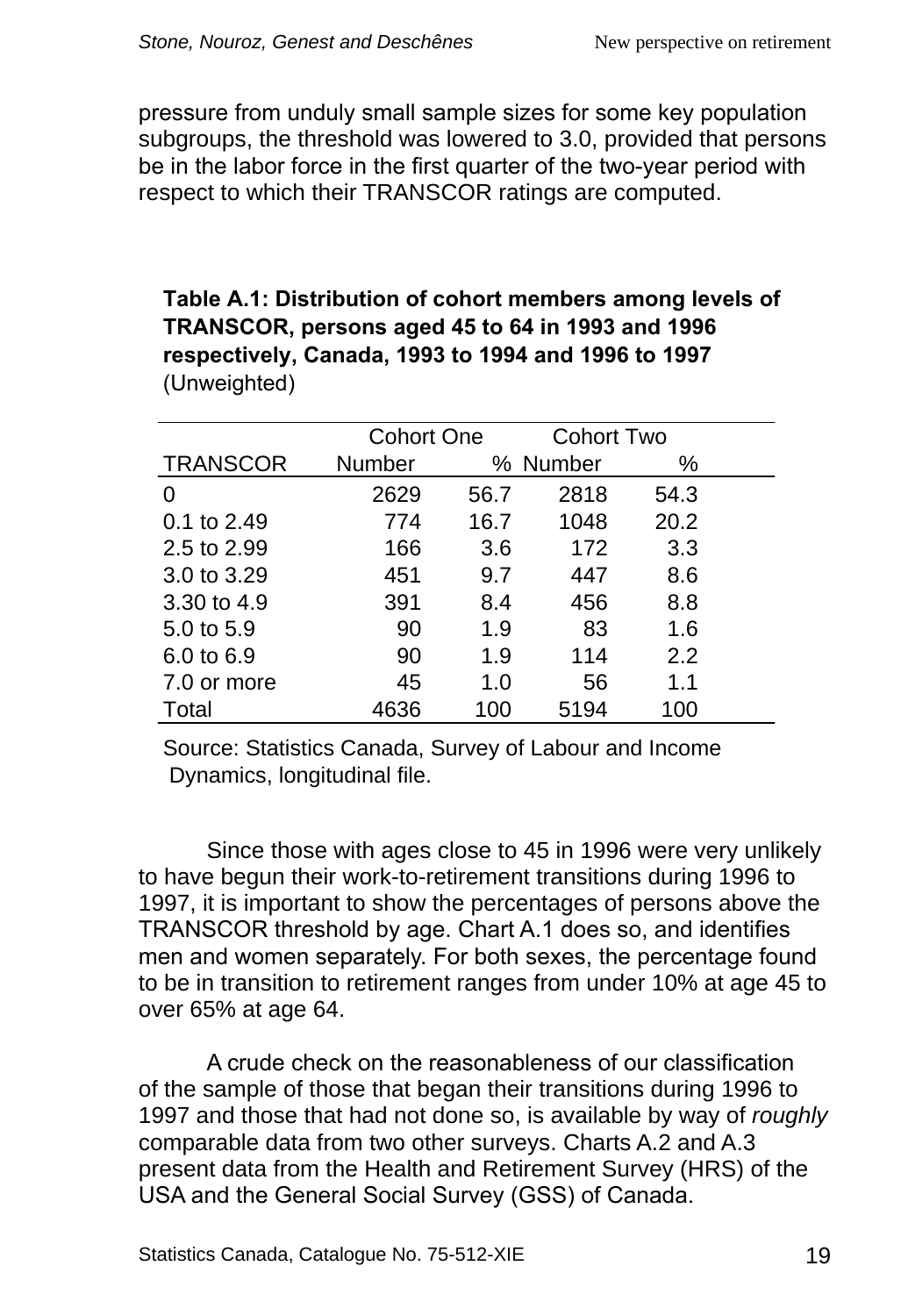pressure from unduly small sample sizes for some key population subgroups, the threshold was lowered to 3.0, provided that persons be in the labor force in the first quarter of the two-year period with respect to which their TRANSCOR ratings are computed.

**Table A.1: Distribution of cohort members among levels of TRANSCOR, persons aged 45 to 64 in 1993 and 1996 respectively, Canada, 1993 to 1994 and 1996 to 1997**
(Unweighted)

| | Cohort One | | Cohort Two | |
|---|---|---|---|---|
| TRANSCOR | Number | % | Number | % |
| 0 | 2629 | 56.7 | 2818 | 54.3 |
| 0.1 to 2.49 | 774 | 16.7 | 1048 | 20.2 |
| 2.5 to 2.99 | 166 | 3.6 | 172 | 3.3 |
| 3.0 to 3.29 | 451 | 9.7 | 447 | 8.6 |
| 3.30 to 4.9 | 391 | 8.4 | 456 | 8.8 |
| 5.0 to 5.9 | 90 | 1.9 | 83 | 1.6 |
| 6.0 to 6.9 | 90 | 1.9 | 114 | 2.2 |
| 7.0 or more | 45 | 1.0 | 56 | 1.1 |
| Total | 4636 | 100 | 5194 | 100 |

Source: Statistics Canada, Survey of Labour and Income Dynamics, longitudinal file.

Since those with ages close to 45 in 1996 were very unlikely to have begun their work-to-retirement transitions during 1996 to 1997, it is important to show the percentages of persons above the TRANSCOR threshold by age. Chart A.1 does so, and identifies men and women separately. For both sexes, the percentage found to be in transition to retirement ranges from under 10% at age 45 to over 65% at age 64.

A crude check on the reasonableness of our classification of the sample of those that began their transitions during 1996 to 1997 and those that had not done so, is available by way of *roughly* comparable data from two other surveys. Charts A.2 and A.3 present data from the Health and Retirement Survey (HRS) of the USA and the General Social Survey (GSS) of Canada.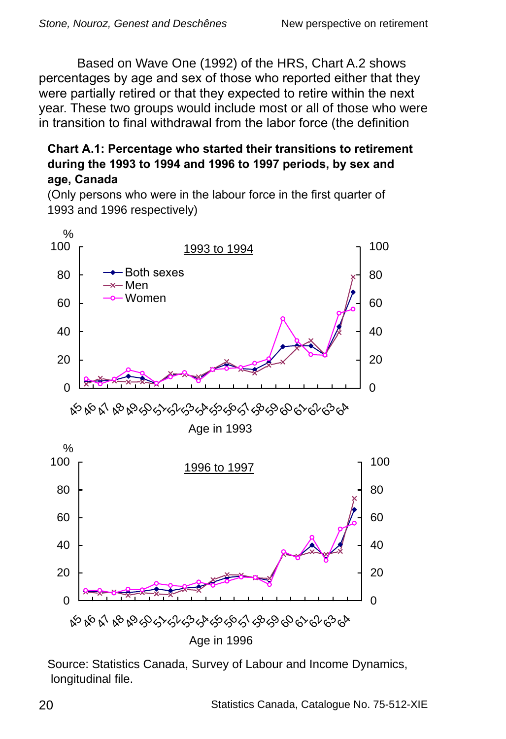Based on Wave One (1992) of the HRS, Chart A.2 shows percentages by age and sex of those who reported either that they were partially retired or that they expected to retire within the next year. These two groups would include most or all of those who were in transition to final withdrawal from the labor force (the definition

**Chart A.1: Percentage who started their transitions to retirement during the 1993 to 1994 and 1996 to 1997 periods, by sex and age, Canada**

(Only persons who were in the labour force in the first quarter of 1993 and 1996 respectively)

Source: Statistics Canada, Survey of Labour and Income Dynamics, longitudinal file.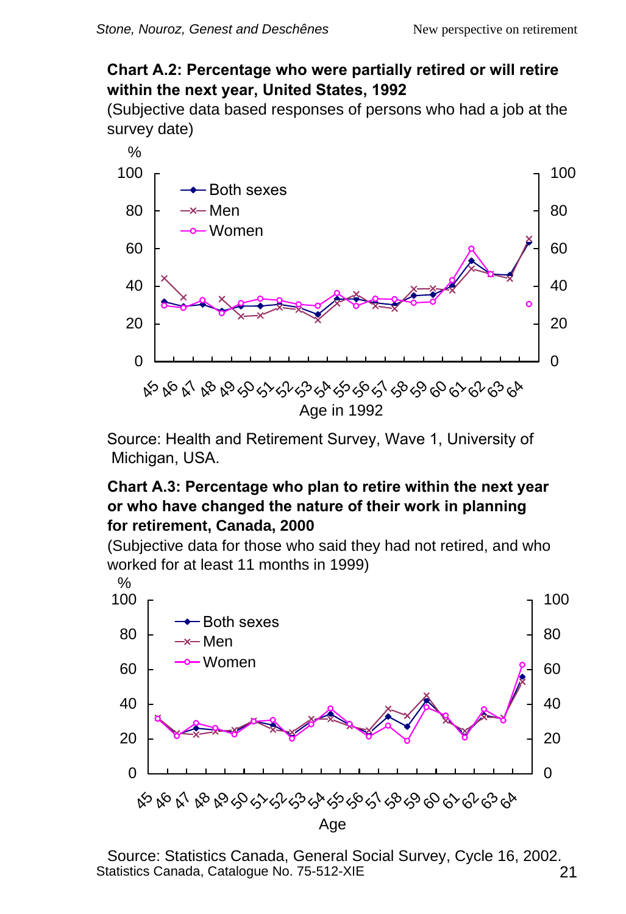**Chart A.2: Percentage who were partially retired or will retire within the next year, United States, 1992**

(Subjective data based responses of persons who had a job at the survey date)

Source: Health and Retirement Survey, Wave 1, University of Michigan, USA.

**Chart A.3: Percentage who plan to retire within the next year or who have changed the nature of their work in planning for retirement, Canada, 2000**

(Subjective data for those who said they had not retired, and who worked for at least 11 months in 1999)

Source: Statistics Canada, General Social Survey, Cycle 16, 2002.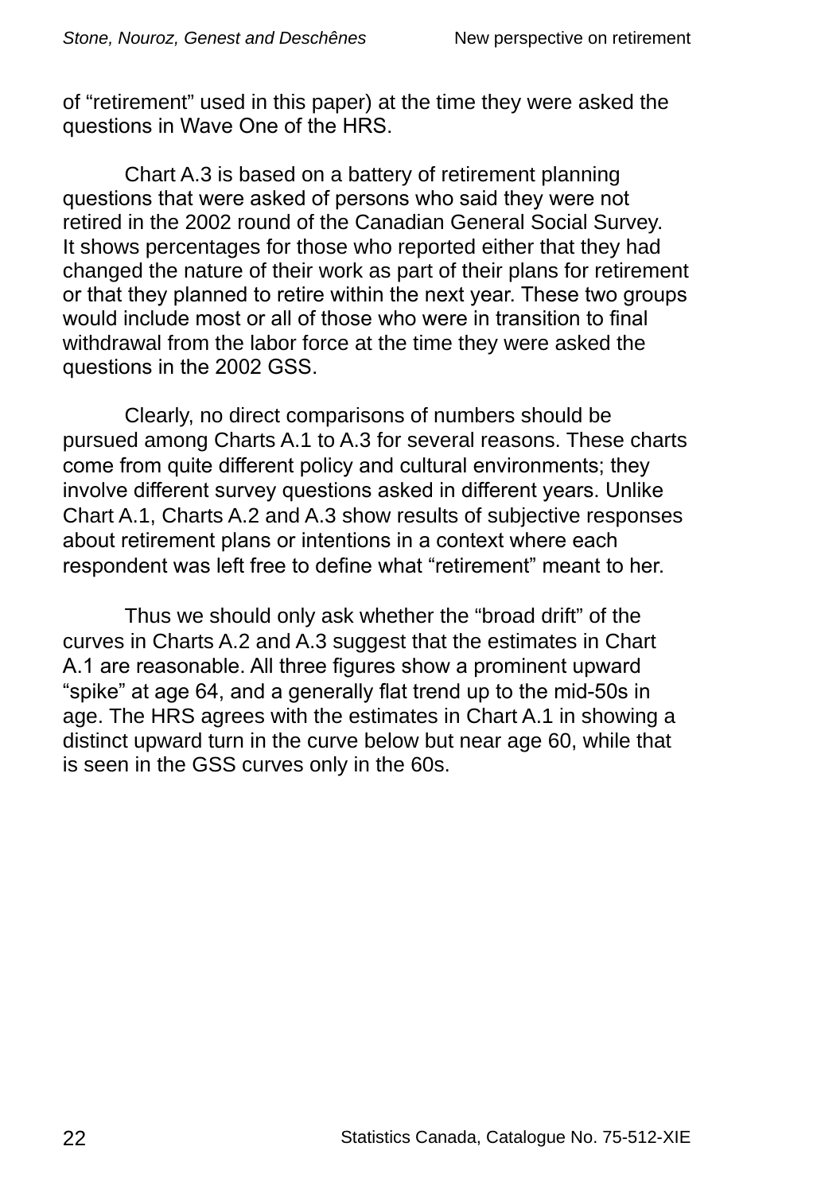of “retirement” used in this paper) at the time they were asked the questions in Wave One of the HRS.

Chart A.3 is based on a battery of retirement planning questions that were asked of persons who said they were not retired in the 2002 round of the Canadian General Social Survey. It shows percentages for those who reported either that they had changed the nature of their work as part of their plans for retirement or that they planned to retire within the next year. These two groups would include most or all of those who were in transition to final withdrawal from the labor force at the time they were asked the questions in the 2002 GSS.

Clearly, no direct comparisons of numbers should be pursued among Charts A.1 to A.3 for several reasons. These charts come from quite different policy and cultural environments; they involve different survey questions asked in different years. Unlike Chart A.1, Charts A.2 and A.3 show results of subjective responses about retirement plans or intentions in a context where each respondent was left free to define what “retirement” meant to her.

Thus we should only ask whether the “broad drift” of the curves in Charts A.2 and A.3 suggest that the estimates in Chart A.1 are reasonable. All three figures show a prominent upward “spike” at age 64, and a generally flat trend up to the mid-50s in age. The HRS agrees with the estimates in Chart A.1 in showing a distinct upward turn in the curve below but near age 60, while that is seen in the GSS curves only in the 60s.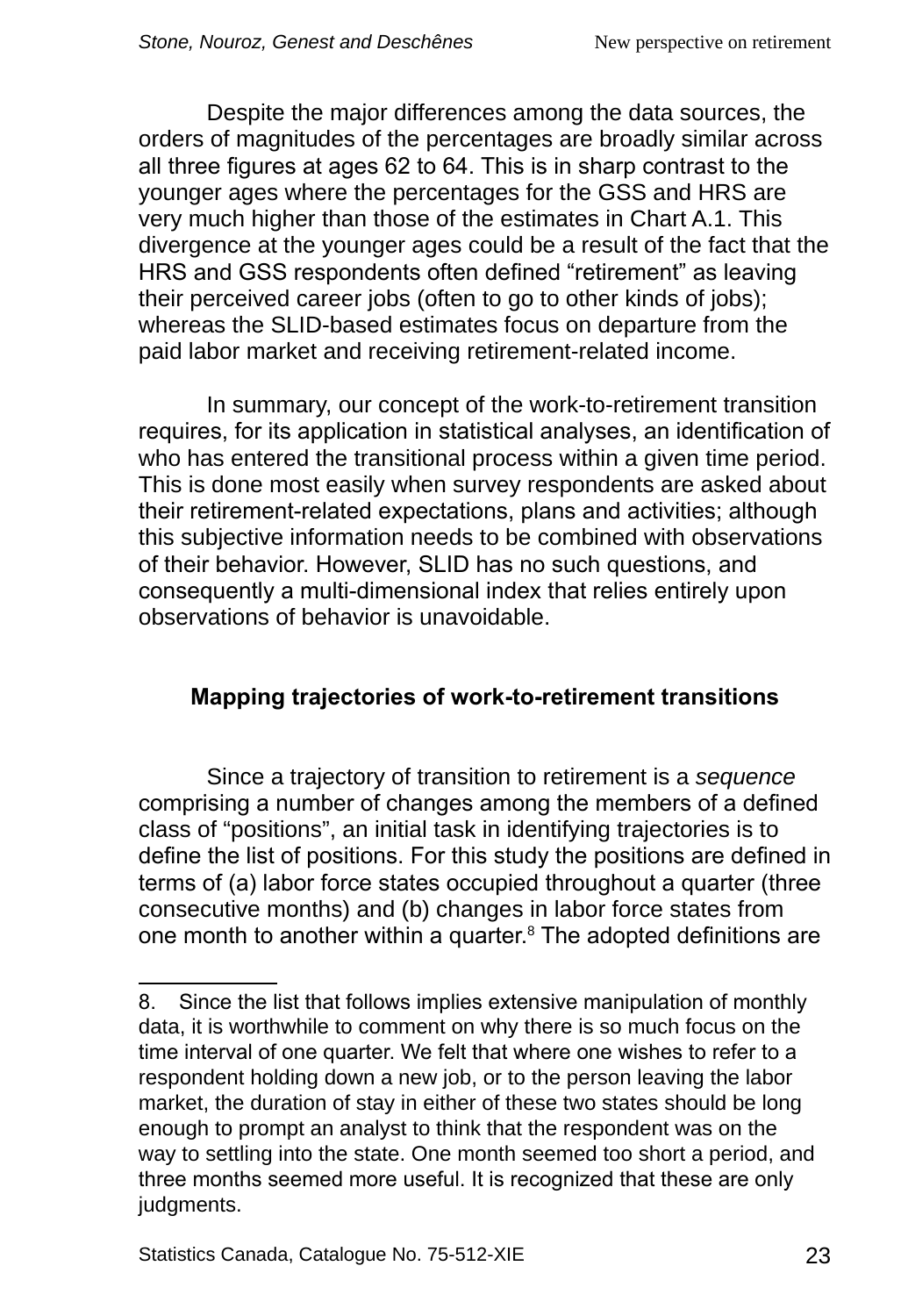Despite the major differences among the data sources, the orders of magnitudes of the percentages are broadly similar across all three figures at ages 62 to 64. This is in sharp contrast to the younger ages where the percentages for the GSS and HRS are very much higher than those of the estimates in Chart A.1. This divergence at the younger ages could be a result of the fact that the HRS and GSS respondents often defined "retirement" as leaving their perceived career jobs (often to go to other kinds of jobs); whereas the SLID-based estimates focus on departure from the paid labor market and receiving retirement-related income.

In summary, our concept of the work-to-retirement transition requires, for its application in statistical analyses, an identification of who has entered the transitional process within a given time period. This is done most easily when survey respondents are asked about their retirement-related expectations, plans and activities; although this subjective information needs to be combined with observations of their behavior. However, SLID has no such questions, and consequently a multi-dimensional index that relies entirely upon observations of behavior is unavoidable.

## Mapping trajectories of work-to-retirement transitions

Since a trajectory of transition to retirement is a *sequence* comprising a number of changes among the members of a defined class of "positions", an initial task in identifying trajectories is to define the list of positions. For this study the positions are defined in terms of (a) labor force states occupied throughout a quarter (three consecutive months) and (b) changes in labor force states from one month to another within a quarter.[8] The adopted definitions are

8. Since the list that follows implies extensive manipulation of monthly data, it is worthwhile to comment on why there is so much focus on the time interval of one quarter. We felt that where one wishes to refer to a respondent holding down a new job, or to the person leaving the labor market, the duration of stay in either of these two states should be long enough to prompt an analyst to think that the respondent was on the way to settling into the state. One month seemed too short a period, and three months seemed more useful. It is recognized that these are only judgments.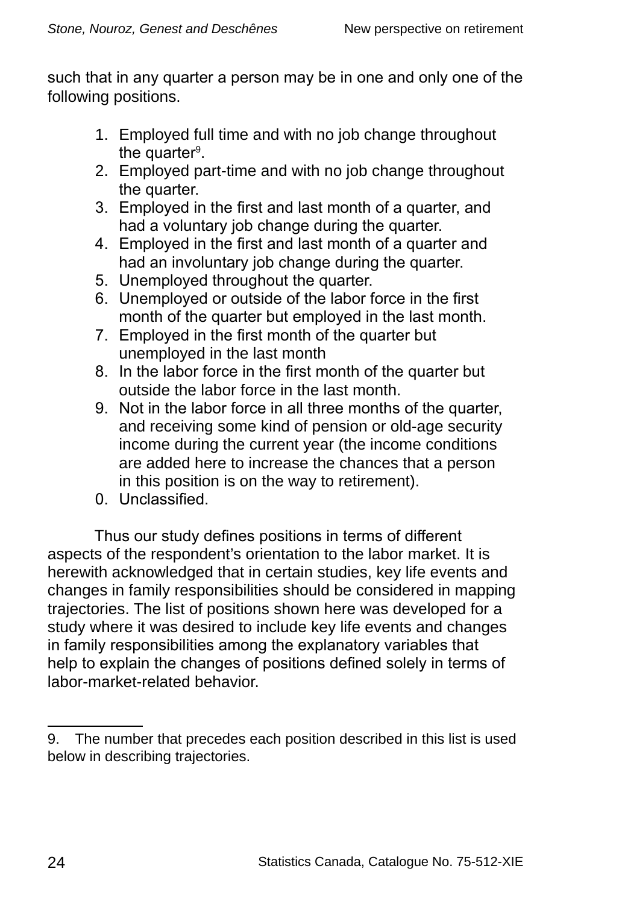such that in any quarter a person may be in one and only one of the following positions.

1. Employed full time and with no job change throughout the quarter[9].
2. Employed part-time and with no job change throughout the quarter.
3. Employed in the first and last month of a quarter, and had a voluntary job change during the quarter.
4. Employed in the first and last month of a quarter and had an involuntary job change during the quarter.
5. Unemployed throughout the quarter.
6. Unemployed or outside of the labor force in the first month of the quarter but employed in the last month.
7. Employed in the first month of the quarter but unemployed in the last month
8. In the labor force in the first month of the quarter but outside the labor force in the last month.
9. Not in the labor force in all three months of the quarter, and receiving some kind of pension or old-age security income during the current year (the income conditions are added here to increase the chances that a person in this position is on the way to retirement).

0. Unclassified.

Thus our study defines positions in terms of different aspects of the respondent's orientation to the labor market. It is herewith acknowledged that in certain studies, key life events and changes in family responsibilities should be considered in mapping trajectories. The list of positions shown here was developed for a study where it was desired to include key life events and changes in family responsibilities among the explanatory variables that help to explain the changes of positions defined solely in terms of labor-market-related behavior.

---

9. The number that precedes each position described in this list is used below in describing trajectories.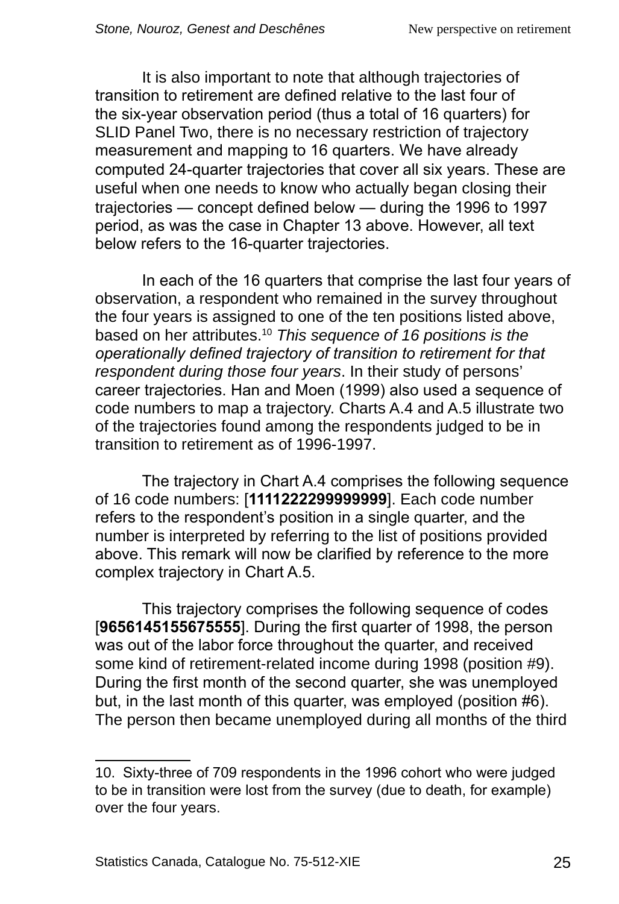It is also important to note that although trajectories of transition to retirement are defined relative to the last four of the six-year observation period (thus a total of 16 quarters) for SLID Panel Two, there is no necessary restriction of trajectory measurement and mapping to 16 quarters. We have already computed 24-quarter trajectories that cover all six years. These are useful when one needs to know who actually began closing their trajectories — concept defined below — during the 1996 to 1997 period, as was the case in Chapter 13 above. However, all text below refers to the 16-quarter trajectories.

In each of the 16 quarters that comprise the last four years of observation, a respondent who remained in the survey throughout the four years is assigned to one of the ten positions listed above, based on her attributes.[10] *This sequence of 16 positions is the operationally defined trajectory of transition to retirement for that respondent during those four years*. In their study of persons' career trajectories. Han and Moen (1999) also used a sequence of code numbers to map a trajectory. Charts A.4 and A.5 illustrate two of the trajectories found among the respondents judged to be in transition to retirement as of 1996-1997.

The trajectory in Chart A.4 comprises the following sequence of 16 code numbers: [**1111222299999999**]. Each code number refers to the respondent's position in a single quarter, and the number is interpreted by referring to the list of positions provided above. This remark will now be clarified by reference to the more complex trajectory in Chart A.5.

This trajectory comprises the following sequence of codes [**9656145155675555**]. During the first quarter of 1998, the person was out of the labor force throughout the quarter, and received some kind of retirement-related income during 1998 (position #9). During the first month of the second quarter, she was unemployed but, in the last month of this quarter, was employed (position #6). The person then became unemployed during all months of the third

10. Sixty-three of 709 respondents in the 1996 cohort who were judged to be in transition were lost from the survey (due to death, for example) over the four years.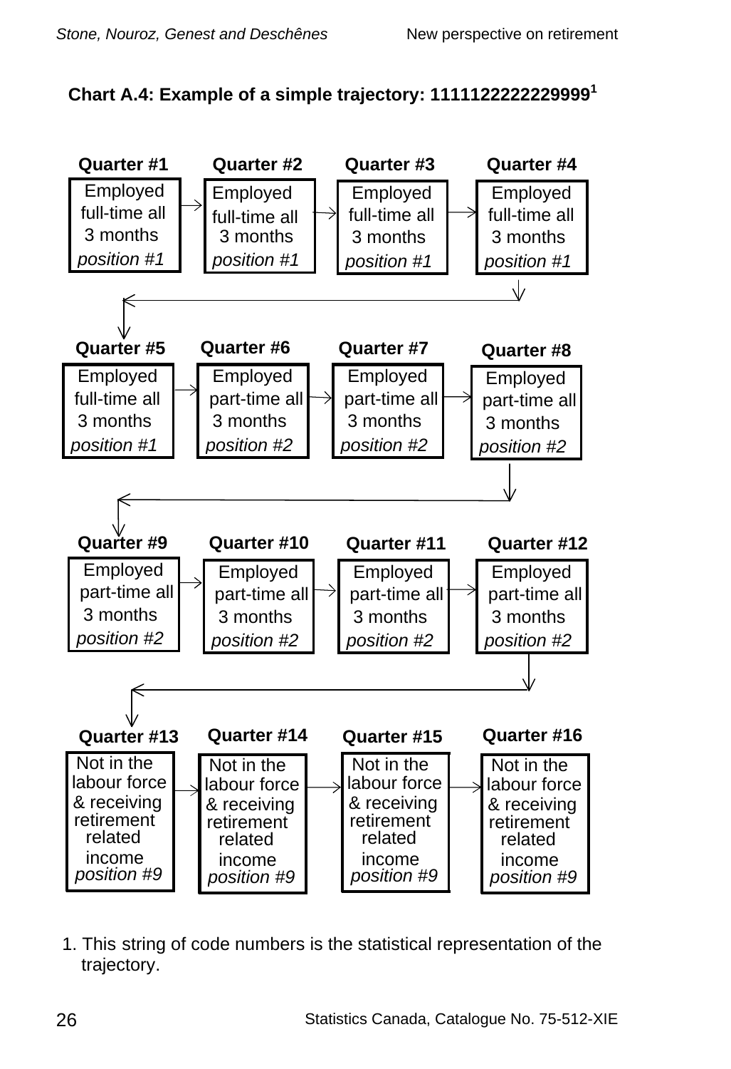**Chart A.4: Example of a simple trajectory: 1111122222229999[1]**

| Quarter #1 | Quarter #2 | Quarter #3 | Quarter #4 |
| --- | --- | --- | --- |
| Employed full-time all 3 months *position #1* | Employed full-time all 3 months *position #1* | Employed full-time all 3 months *position #1* | Employed full-time all 3 months *position #1* |

| Quarter #5 | Quarter #6 | Quarter #7 | Quarter #8 |
| --- | --- | --- | --- |
| Employed full-time all 3 months *position #1* | Employed part-time all 3 months *position #2* | Employed part-time all 3 months *position #2* | Employed part-time all 3 months *position #2* |

| Quarter #9 | Quarter #10 | Quarter #11 | Quarter #12 |
| --- | --- | --- | --- |
| Employed part-time all 3 months *position #2* | Employed part-time all 3 months *position #2* | Employed part-time all 3 months *position #2* | Employed part-time all 3 months *position #2* |

| Quarter #13 | Quarter #14 | Quarter #15 | Quarter #16 |
| --- | --- | --- | --- |
| Not in the labour force & receiving retirement related income *position #9* | Not in the labour force & receiving retirement related income *position #9* | Not in the labour force & receiving retirement related income *position #9* | Not in the labour force & receiving retirement related income *position #9* |

1. This string of code numbers is the statistical representation of the trajectory.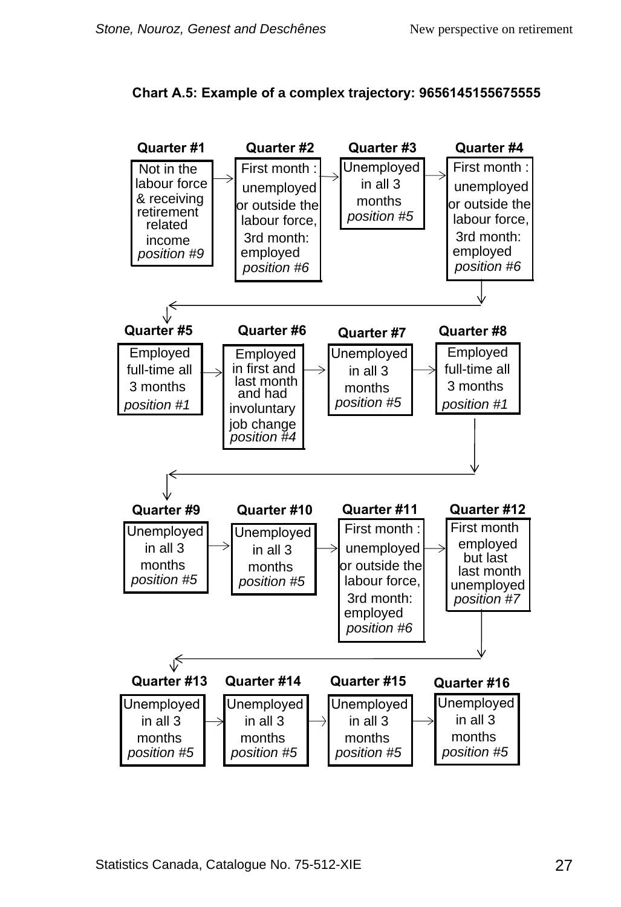**Chart A.5: Example of a complex trajectory: 9656145155675555**

**Quarter #1**
Not in the labour force & receiving retirement related income
*position #9*

**Quarter #2**
First month : unemployed or outside the labour force, 3rd month: employed
*position #6*

**Quarter #3**
Unemployed in all 3 months
*position #5*

**Quarter #4**
First month : unemployed or outside the labour force, 3rd month: employed
*position #6*

**Quarter #5**
Employed full-time all 3 months
*position #1*

**Quarter #6**
Employed in first and last month and had involuntary job change
*position #4*

**Quarter #7**
Unemployed in all 3 months
*position #5*

**Quarter #8**
Employed full-time all 3 months
*position #1*

**Quarter #9**
Unemployed in all 3 months
*position #5*

**Quarter #10**
Unemployed in all 3 months
*position #5*

**Quarter #11**
First month : unemployed or outside the labour force, 3rd month: employed
*position #6*

**Quarter #12**
First month employed but last last month unemployed
*position #7*

**Quarter #13**
Unemployed in all 3 months
*position #5*

**Quarter #14**
Unemployed in all 3 months
*position #5*

**Quarter #15**
Unemployed in all 3 months
*position #5*

**Quarter #16**
Unemployed in all 3 months
*position #5*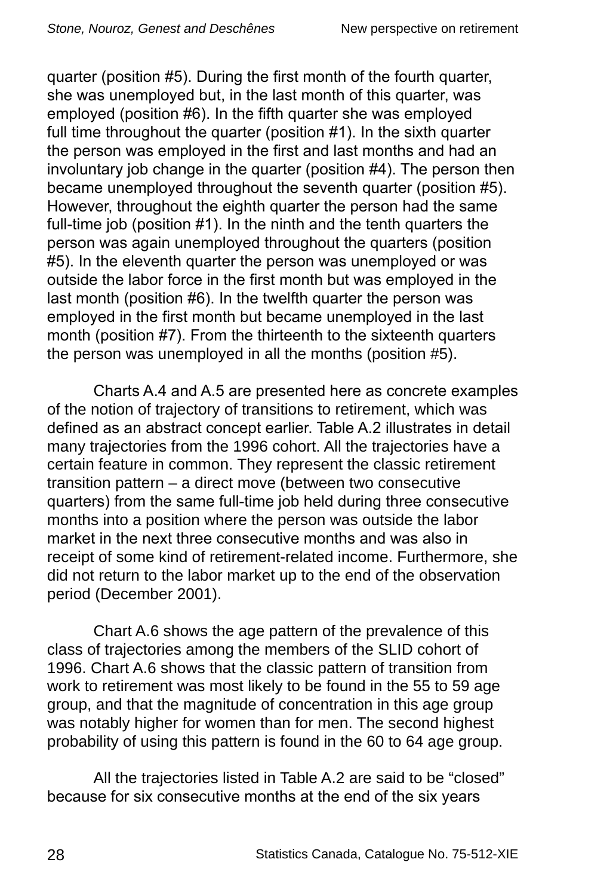quarter (position #5). During the first month of the fourth quarter, she was unemployed but, in the last month of this quarter, was employed (position #6). In the fifth quarter she was employed full time throughout the quarter (position #1). In the sixth quarter the person was employed in the first and last months and had an involuntary job change in the quarter (position #4). The person then became unemployed throughout the seventh quarter (position #5). However, throughout the eighth quarter the person had the same full-time job (position #1). In the ninth and the tenth quarters the person was again unemployed throughout the quarters (position #5). In the eleventh quarter the person was unemployed or was outside the labor force in the first month but was employed in the last month (position #6). In the twelfth quarter the person was employed in the first month but became unemployed in the last month (position #7). From the thirteenth to the sixteenth quarters the person was unemployed in all the months (position #5).

Charts A.4 and A.5 are presented here as concrete examples of the notion of trajectory of transitions to retirement, which was defined as an abstract concept earlier. Table A.2 illustrates in detail many trajectories from the 1996 cohort. All the trajectories have a certain feature in common. They represent the classic retirement transition pattern – a direct move (between two consecutive quarters) from the same full-time job held during three consecutive months into a position where the person was outside the labor market in the next three consecutive months and was also in receipt of some kind of retirement-related income. Furthermore, she did not return to the labor market up to the end of the observation period (December 2001).

Chart A.6 shows the age pattern of the prevalence of this class of trajectories among the members of the SLID cohort of 1996. Chart A.6 shows that the classic pattern of transition from work to retirement was most likely to be found in the 55 to 59 age group, and that the magnitude of concentration in this age group was notably higher for women than for men. The second highest probability of using this pattern is found in the 60 to 64 age group.

All the trajectories listed in Table A.2 are said to be “closed” because for six consecutive months at the end of the six years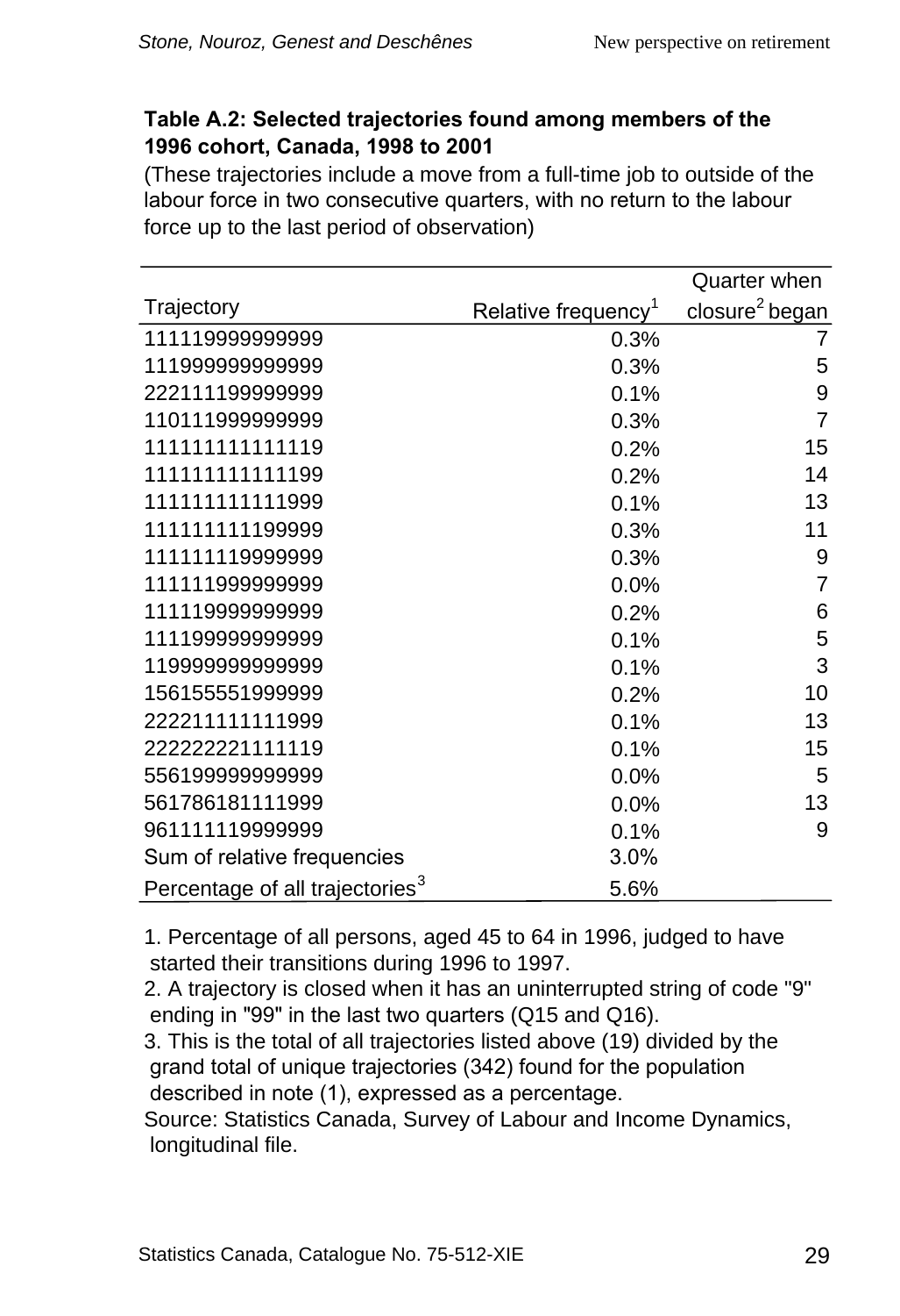**Table A.2: Selected trajectories found among members of the 1996 cohort, Canada, 1998 to 2001**

(These trajectories include a move from a full-time job to outside of the labour force in two consecutive quarters, with no return to the labour force up to the last period of observation)

| Trajectory | Relative frequency[1] | Quarter when closure[2] began |
|---|---|---|
| 111119999999999 | 0.3% | 7 |
| 111999999999999 | 0.3% | 5 |
| 222111199999999 | 0.1% | 9 |
| 110111999999999 | 0.3% | 7 |
| 111111111111119 | 0.2% | 15 |
| 111111111111199 | 0.2% | 14 |
| 111111111111999 | 0.1% | 13 |
| 111111111199999 | 0.3% | 11 |
| 111111119999999 | 0.3% | 9 |
| 111111999999999 | 0.0% | 7 |
| 111119999999999 | 0.2% | 6 |
| 111199999999999 | 0.1% | 5 |
| 119999999999999 | 0.1% | 3 |
| 156155551999999 | 0.2% | 10 |
| 222211111111999 | 0.1% | 13 |
| 222222221111119 | 0.1% | 15 |
| 556199999999999 | 0.0% | 5 |
| 561786181111999 | 0.0% | 13 |
| 961111119999999 | 0.1% | 9 |
| Sum of relative frequencies | 3.0% | |
| Percentage of all trajectories[3] | 5.6% | |

1. Percentage of all persons, aged 45 to 64 in 1996, judged to have started their transitions during 1996 to 1997.
2. A trajectory is closed when it has an uninterrupted string of code "9" ending in "99" in the last two quarters (Q15 and Q16).
3. This is the total of all trajectories listed above (19) divided by the grand total of unique trajectories (342) found for the population described in note (1), expressed as a percentage.

Source: Statistics Canada, Survey of Labour and Income Dynamics, longitudinal file.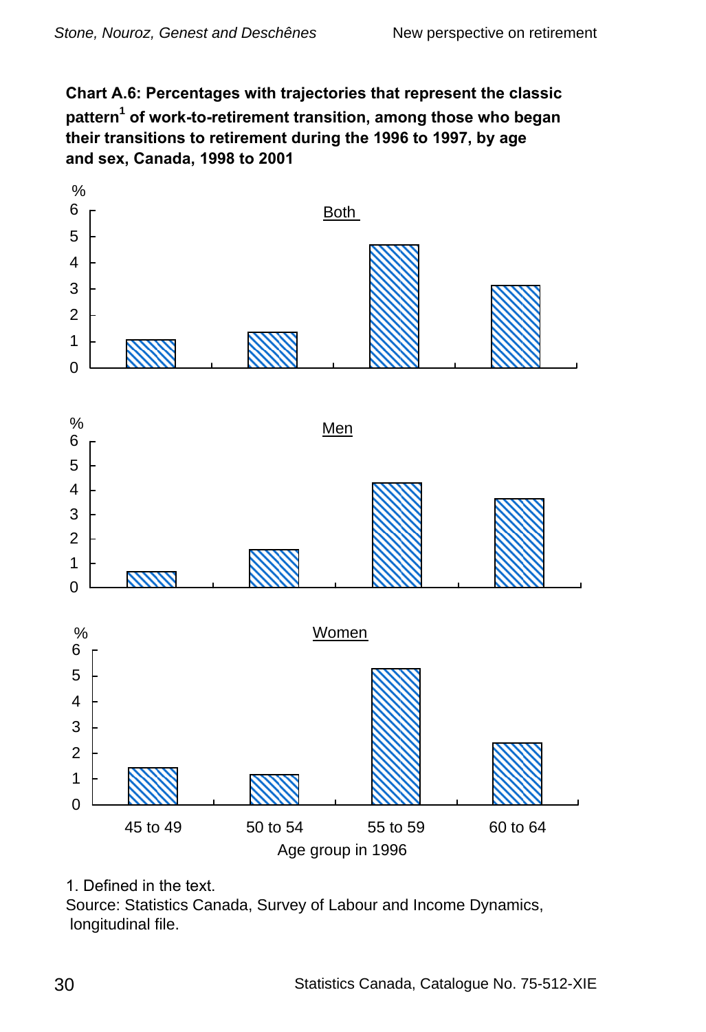**Chart A.6: Percentages with trajectories that represent the classic pattern[1] of work-to-retirement transition, among those who began their transitions to retirement during the 1996 to 1997, by age and sex, Canada, 1998 to 2001**

Both

%

6
5
4
3
2
1
0

Men

%

6
5
4
3
2
1
0

Women

%

6
5
4
3
2
1
0

45 to 49 | 50 to 54 | 55 to 59 | 60 to 64

Age group in 1996

1. Defined in the text.

Source: Statistics Canada, Survey of Labour and Income Dynamics, longitudinal file.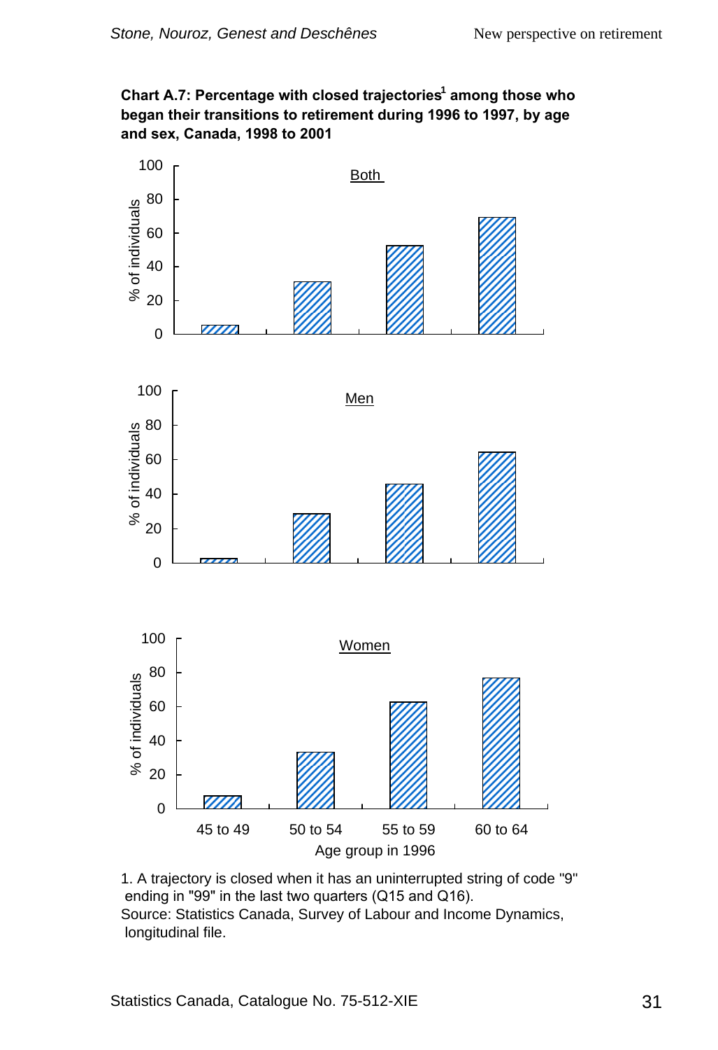**Chart A.7: Percentage with closed trajectories[1] among those who began their transitions to retirement during 1996 to 1997, by age and sex, Canada, 1998 to 2001**

Both

Men

Women

% of individuals

Age group in 1996

45 to 49 | 50 to 54 | 55 to 59 | 60 to 64

1. A trajectory is closed when it has an uninterrupted string of code "9" ending in "99" in the last two quarters (Q15 and Q16).

Source: Statistics Canada, Survey of Labour and Income Dynamics, longitudinal file.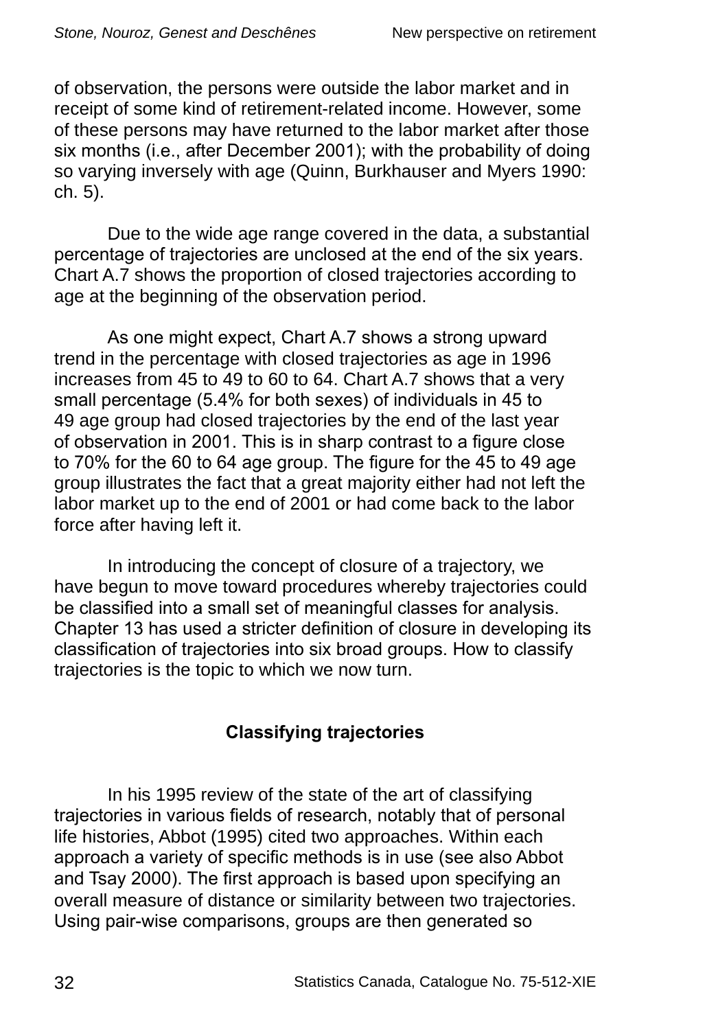of observation, the persons were outside the labor market and in receipt of some kind of retirement-related income. However, some of these persons may have returned to the labor market after those six months (i.e., after December 2001); with the probability of doing so varying inversely with age (Quinn, Burkhauser and Myers 1990: ch. 5).

Due to the wide age range covered in the data, a substantial percentage of trajectories are unclosed at the end of the six years. Chart A.7 shows the proportion of closed trajectories according to age at the beginning of the observation period.

As one might expect, Chart A.7 shows a strong upward trend in the percentage with closed trajectories as age in 1996 increases from 45 to 49 to 60 to 64. Chart A.7 shows that a very small percentage (5.4% for both sexes) of individuals in 45 to 49 age group had closed trajectories by the end of the last year of observation in 2001. This is in sharp contrast to a figure close to 70% for the 60 to 64 age group. The figure for the 45 to 49 age group illustrates the fact that a great majority either had not left the labor market up to the end of 2001 or had come back to the labor force after having left it.

In introducing the concept of closure of a trajectory, we have begun to move toward procedures whereby trajectories could be classified into a small set of meaningful classes for analysis. Chapter 13 has used a stricter definition of closure in developing its classification of trajectories into six broad groups. How to classify trajectories is the topic to which we now turn.

## Classifying trajectories

In his 1995 review of the state of the art of classifying trajectories in various fields of research, notably that of personal life histories, Abbot (1995) cited two approaches. Within each approach a variety of specific methods is in use (see also Abbot and Tsay 2000). The first approach is based upon specifying an overall measure of distance or similarity between two trajectories. Using pair-wise comparisons, groups are then generated so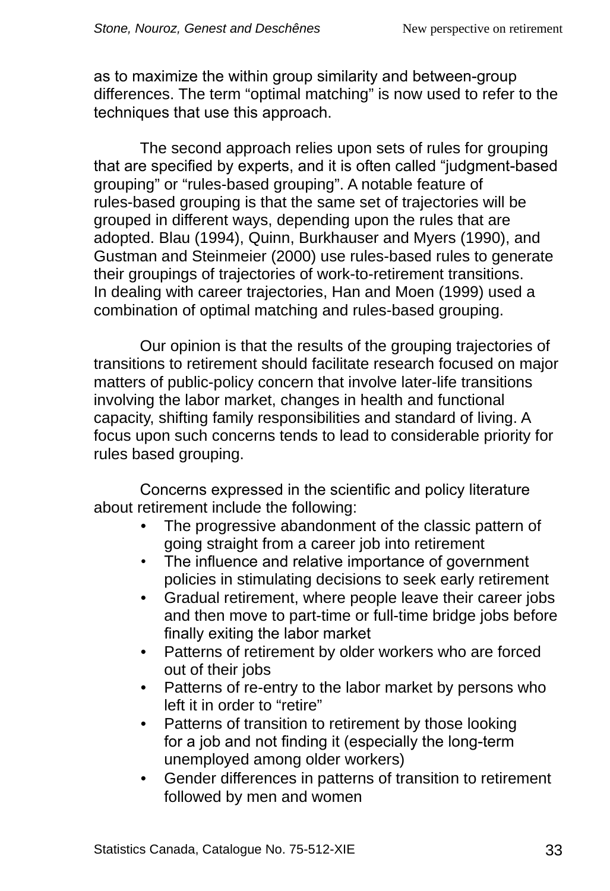as to maximize the within group similarity and between-group differences. The term “optimal matching” is now used to refer to the techniques that use this approach.

The second approach relies upon sets of rules for grouping that are specified by experts, and it is often called “judgment-based grouping” or “rules-based grouping”. A notable feature of rules-based grouping is that the same set of trajectories will be grouped in different ways, depending upon the rules that are adopted. Blau (1994), Quinn, Burkhauser and Myers (1990), and Gustman and Steinmeier (2000) use rules-based rules to generate their groupings of trajectories of work-to-retirement transitions. In dealing with career trajectories, Han and Moen (1999) used a combination of optimal matching and rules-based grouping.

Our opinion is that the results of the grouping trajectories of transitions to retirement should facilitate research focused on major matters of public-policy concern that involve later-life transitions involving the labor market, changes in health and functional capacity, shifting family responsibilities and standard of living. A focus upon such concerns tends to lead to considerable priority for rules based grouping.

Concerns expressed in the scientific and policy literature about retirement include the following:

- The progressive abandonment of the classic pattern of going straight from a career job into retirement
- The influence and relative importance of government policies in stimulating decisions to seek early retirement
- Gradual retirement, where people leave their career jobs and then move to part-time or full-time bridge jobs before finally exiting the labor market
- Patterns of retirement by older workers who are forced out of their jobs
- Patterns of re-entry to the labor market by persons who left it in order to “retire”
- Patterns of transition to retirement by those looking for a job and not finding it (especially the long-term unemployed among older workers)
- Gender differences in patterns of transition to retirement followed by men and women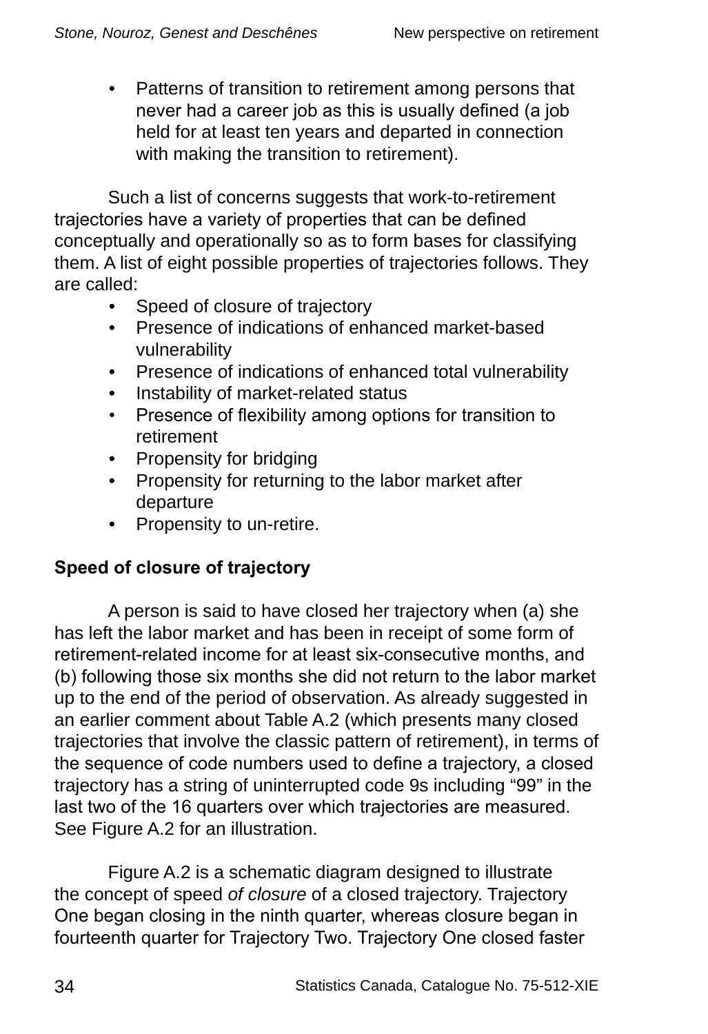- Patterns of transition to retirement among persons that never had a career job as this is usually defined (a job held for at least ten years and departed in connection with making the transition to retirement).

Such a list of concerns suggests that work-to-retirement trajectories have a variety of properties that can be defined conceptually and operationally so as to form bases for classifying them. A list of eight possible properties of trajectories follows. They are called:

- Speed of closure of trajectory
- Presence of indications of enhanced market-based vulnerability
- Presence of indications of enhanced total vulnerability
- Instability of market-related status
- Presence of flexibility among options for transition to retirement
- Propensity for bridging
- Propensity for returning to the labor market after departure
- Propensity to un-retire.

**Speed of closure of trajectory**

A person is said to have closed her trajectory when (a) she has left the labor market and has been in receipt of some form of retirement-related income for at least six-consecutive months, and (b) following those six months she did not return to the labor market up to the end of the period of observation. As already suggested in an earlier comment about Table A.2 (which presents many closed trajectories that involve the classic pattern of retirement), in terms of the sequence of code numbers used to define a trajectory, a closed trajectory has a string of uninterrupted code 9s including "99" in the last two of the 16 quarters over which trajectories are measured. See Figure A.2 for an illustration.

Figure A.2 is a schematic diagram designed to illustrate the concept of speed *of closure* of a closed trajectory. Trajectory One began closing in the ninth quarter, whereas closure began in fourteenth quarter for Trajectory Two. Trajectory One closed faster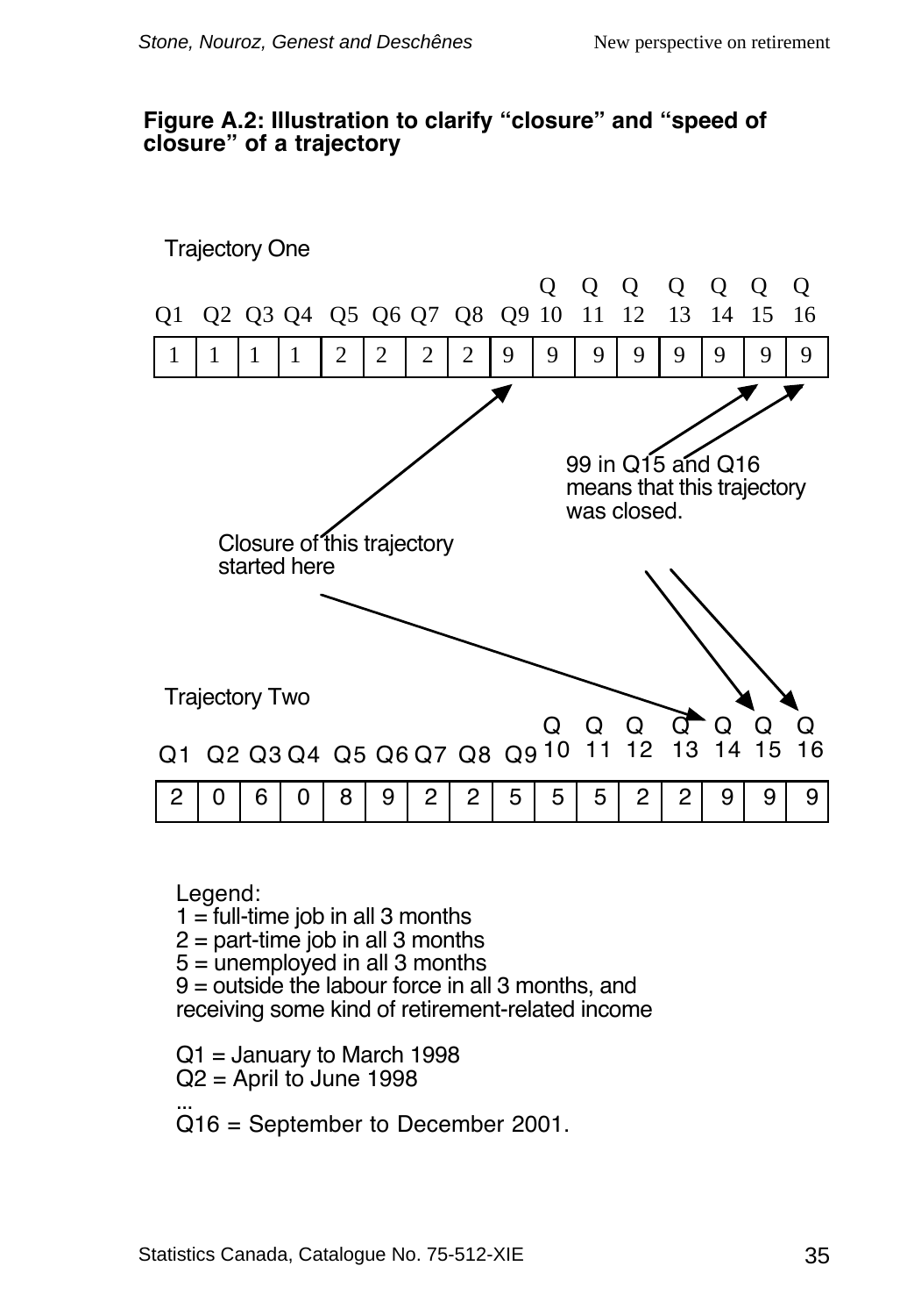**Figure A.2: Illustration to clarify "closure" and "speed of closure" of a trajectory**

Trajectory One

| Q1 | Q2 | Q3 | Q4 | Q5 | Q6 | Q7 | Q8 | Q9 | Q 10 | Q 11 | Q 12 | Q 13 | Q 14 | Q 15 | Q 16 |
|---|---|---|---|---|---|---|---|---|---|---|---|---|---|---|---|
| 1 | 1 | 1 | 1 | 2 | 2 | 2 | 2 | 9 | 9 | 9 | 9 | 9 | 9 | 9 | 9 |

99 in Q15 and Q16 means that this trajectory was closed.

Closure of this trajectory started here

Trajectory Two

| Q1 | Q2 | Q3 | Q4 | Q5 | Q6 | Q7 | Q8 | Q9 | Q 10 | Q 11 | Q 12 | Q 13 | Q 14 | Q 15 | Q 16 |
|---|---|---|---|---|---|---|---|---|---|---|---|---|---|---|---|
| 2 | 0 | 6 | 0 | 8 | 9 | 2 | 2 | 5 | 5 | 5 | 2 | 2 | 9 | 9 | 9 |

Legend:
1 = full-time job in all 3 months
2 = part-time job in all 3 months
5 = unemployed in all 3 months
9 = outside the labour force in all 3 months, and receiving some kind of retirement-related income

Q1 = January to March 1998
Q2 = April to June 1998
...
Q16 = September to December 2001.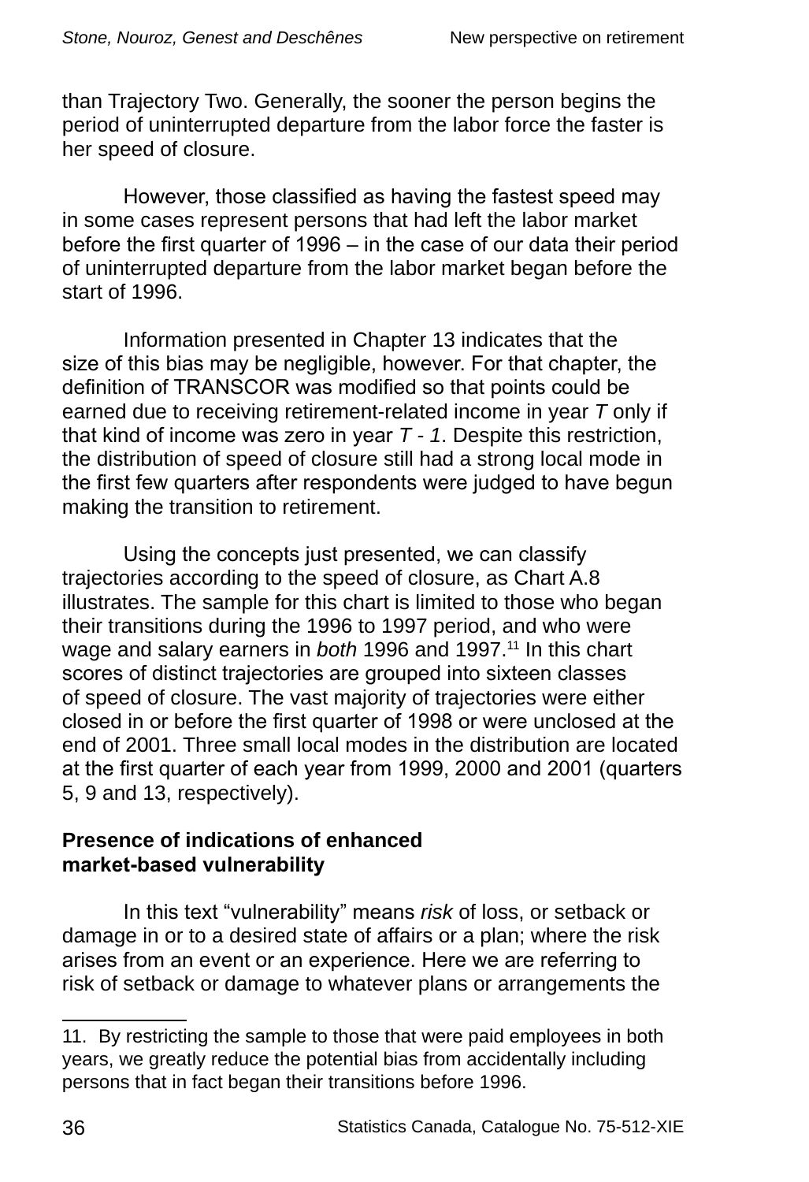than Trajectory Two. Generally, the sooner the person begins the period of uninterrupted departure from the labor force the faster is her speed of closure.

However, those classified as having the fastest speed may in some cases represent persons that had left the labor market before the first quarter of 1996 – in the case of our data their period of uninterrupted departure from the labor market began before the start of 1996.

Information presented in Chapter 13 indicates that the size of this bias may be negligible, however. For that chapter, the definition of TRANSCOR was modified so that points could be earned due to receiving retirement-related income in year *T* only if that kind of income was zero in year *T - 1*. Despite this restriction, the distribution of speed of closure still had a strong local mode in the first few quarters after respondents were judged to have begun making the transition to retirement.

Using the concepts just presented, we can classify trajectories according to the speed of closure, as Chart A.8 illustrates. The sample for this chart is limited to those who began their transitions during the 1996 to 1997 period, and who were wage and salary earners in *both* 1996 and 1997.[11] In this chart scores of distinct trajectories are grouped into sixteen classes of speed of closure. The vast majority of trajectories were either closed in or before the first quarter of 1998 or were unclosed at the end of 2001. Three small local modes in the distribution are located at the first quarter of each year from 1999, 2000 and 2001 (quarters 5, 9 and 13, respectively).

### Presence of indications of enhanced market-based vulnerability

In this text "vulnerability" means *risk* of loss, or setback or damage in or to a desired state of affairs or a plan; where the risk arises from an event or an experience. Here we are referring to risk of setback or damage to whatever plans or arrangements the

---

11. By restricting the sample to those that were paid employees in both years, we greatly reduce the potential bias from accidentally including persons that in fact began their transitions before 1996.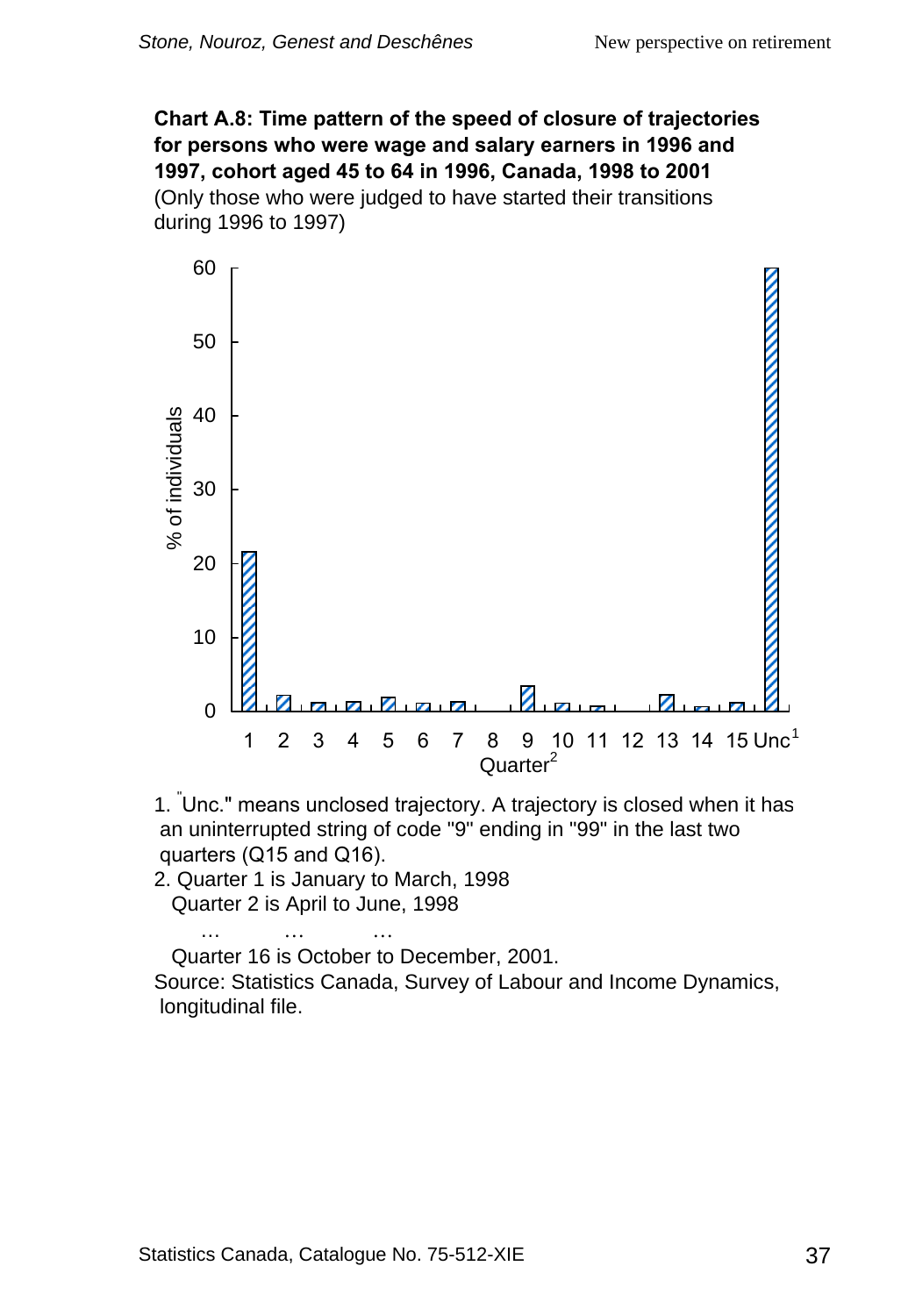**Chart A.8: Time pattern of the speed of closure of trajectories for persons who were wage and salary earners in 1996 and 1997, cohort aged 45 to 64 in 1996, Canada, 1998 to 2001**
(Only those who were judged to have started their transitions during 1996 to 1997)

1. "Unc." means unclosed trajectory. A trajectory is closed when it has an uninterrupted string of code "9" ending in "99" in the last two quarters (Q15 and Q16).
2. Quarter 1 is January to March, 1998
   Quarter 2 is April to June, 1998
   … … …
   Quarter 16 is October to December, 2001.

Source: Statistics Canada, Survey of Labour and Income Dynamics, longitudinal file.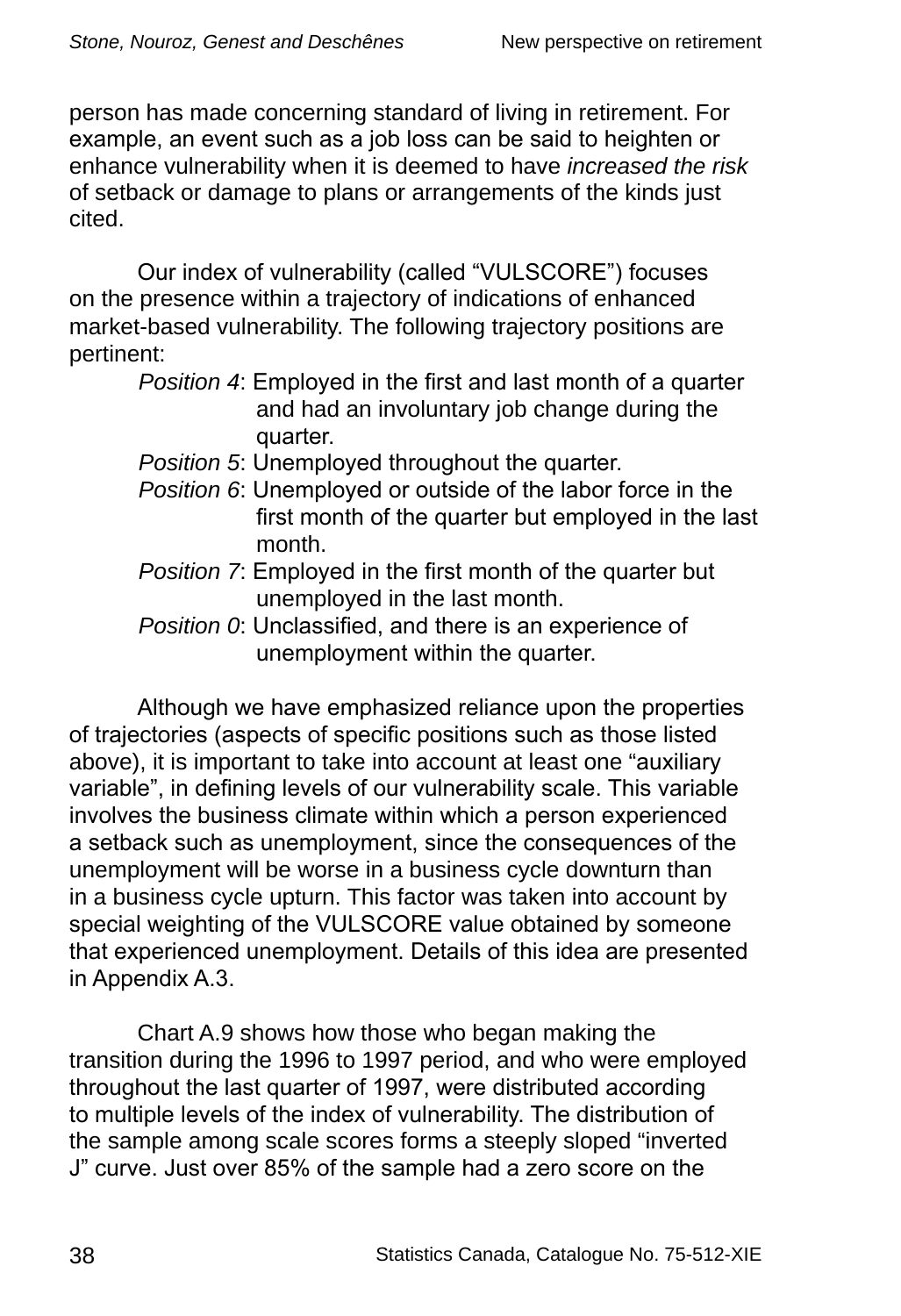person has made concerning standard of living in retirement. For example, an event such as a job loss can be said to heighten or enhance vulnerability when it is deemed to have *increased the risk* of setback or damage to plans or arrangements of the kinds just cited.

Our index of vulnerability (called "VULSCORE") focuses on the presence within a trajectory of indications of enhanced market-based vulnerability. The following trajectory positions are pertinent:

- *Position 4*: Employed in the first and last month of a quarter and had an involuntary job change during the quarter.
- *Position 5*: Unemployed throughout the quarter.
- *Position 6*: Unemployed or outside of the labor force in the first month of the quarter but employed in the last month.
- *Position 7*: Employed in the first month of the quarter but unemployed in the last month.
- *Position 0*: Unclassified, and there is an experience of unemployment within the quarter.

Although we have emphasized reliance upon the properties of trajectories (aspects of specific positions such as those listed above), it is important to take into account at least one "auxiliary variable", in defining levels of our vulnerability scale. This variable involves the business climate within which a person experienced a setback such as unemployment, since the consequences of the unemployment will be worse in a business cycle downturn than in a business cycle upturn. This factor was taken into account by special weighting of the VULSCORE value obtained by someone that experienced unemployment. Details of this idea are presented in Appendix A.3.

Chart A.9 shows how those who began making the transition during the 1996 to 1997 period, and who were employed throughout the last quarter of 1997, were distributed according to multiple levels of the index of vulnerability. The distribution of the sample among scale scores forms a steeply sloped "inverted J" curve. Just over 85% of the sample had a zero score on the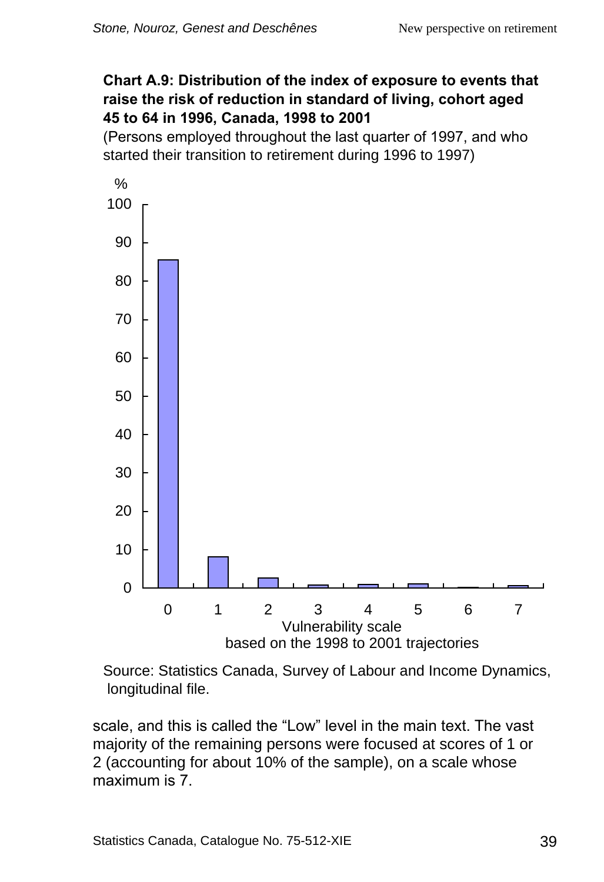**Chart A.9: Distribution of the index of exposure to events that raise the risk of reduction in standard of living, cohort aged 45 to 64 in 1996, Canada, 1998 to 2001**

(Persons employed throughout the last quarter of 1997, and who started their transition to retirement during 1996 to 1997)

Source: Statistics Canada, Survey of Labour and Income Dynamics, longitudinal file.

scale, and this is called the “Low” level in the main text. The vast majority of the remaining persons were focused at scores of 1 or 2 (accounting for about 10% of the sample), on a scale whose maximum is 7.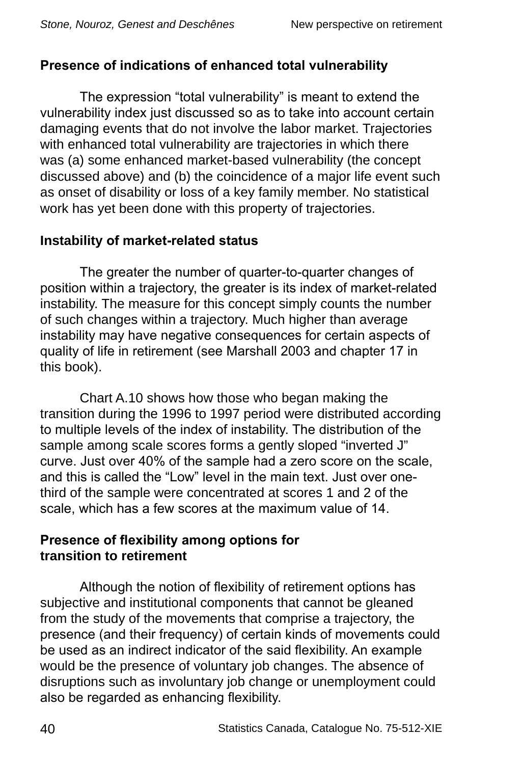### Presence of indications of enhanced total vulnerability

The expression “total vulnerability” is meant to extend the vulnerability index just discussed so as to take into account certain damaging events that do not involve the labor market. Trajectories with enhanced total vulnerability are trajectories in which there was (a) some enhanced market-based vulnerability (the concept discussed above) and (b) the coincidence of a major life event such as onset of disability or loss of a key family member. No statistical work has yet been done with this property of trajectories.

### Instability of market-related status

The greater the number of quarter-to-quarter changes of position within a trajectory, the greater is its index of market-related instability. The measure for this concept simply counts the number of such changes within a trajectory. Much higher than average instability may have negative consequences for certain aspects of quality of life in retirement (see Marshall 2003 and chapter 17 in this book).

Chart A.10 shows how those who began making the transition during the 1996 to 1997 period were distributed according to multiple levels of the index of instability. The distribution of the sample among scale scores forms a gently sloped “inverted J” curve. Just over 40% of the sample had a zero score on the scale, and this is called the “Low” level in the main text. Just over one-third of the sample were concentrated at scores 1 and 2 of the scale, which has a few scores at the maximum value of 14.

### Presence of flexibility among options for transition to retirement

Although the notion of flexibility of retirement options has subjective and institutional components that cannot be gleaned from the study of the movements that comprise a trajectory, the presence (and their frequency) of certain kinds of movements could be used as an indirect indicator of the said flexibility. An example would be the presence of voluntary job changes. The absence of disruptions such as involuntary job change or unemployment could also be regarded as enhancing flexibility.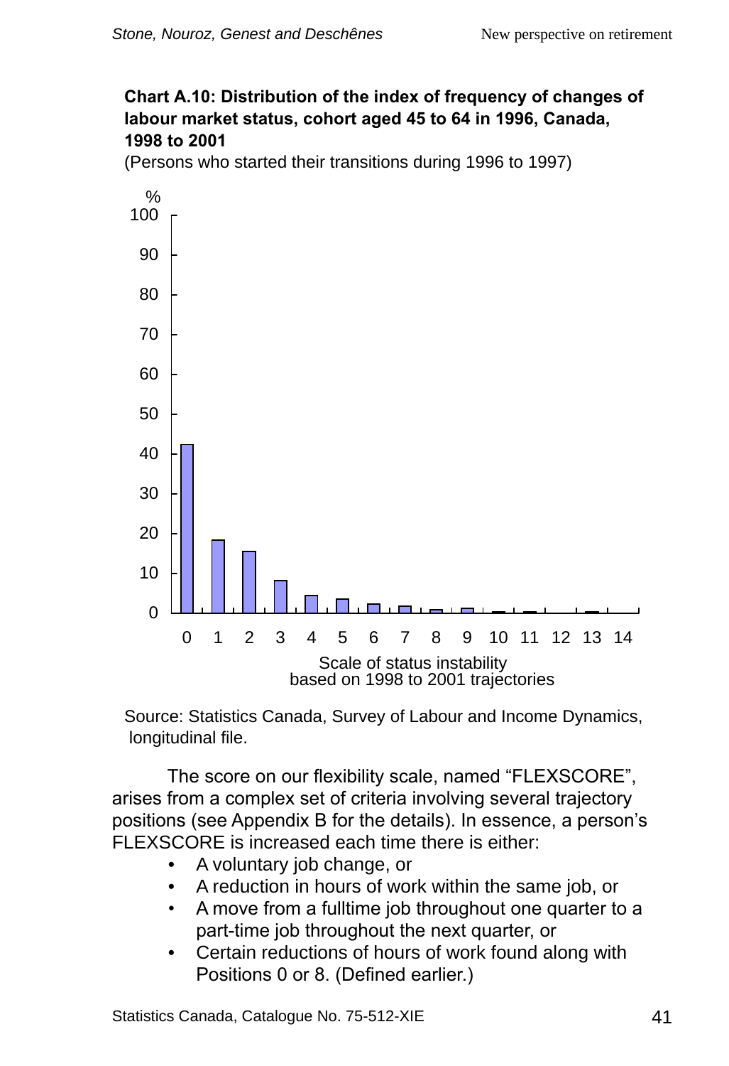**Chart A.10: Distribution of the index of frequency of changes of labour market status, cohort aged 45 to 64 in 1996, Canada, 1998 to 2001**

(Persons who started their transitions during 1996 to 1997)

Source: Statistics Canada, Survey of Labour and Income Dynamics, longitudinal file.

The score on our flexibility scale, named "FLEXSCORE", arises from a complex set of criteria involving several trajectory positions (see Appendix B for the details). In essence, a person's FLEXSCORE is increased each time there is either:

- A voluntary job change, or
- A reduction in hours of work within the same job, or
- A move from a fulltime job throughout one quarter to a part-time job throughout the next quarter, or
- Certain reductions of hours of work found along with Positions 0 or 8. (Defined earlier.)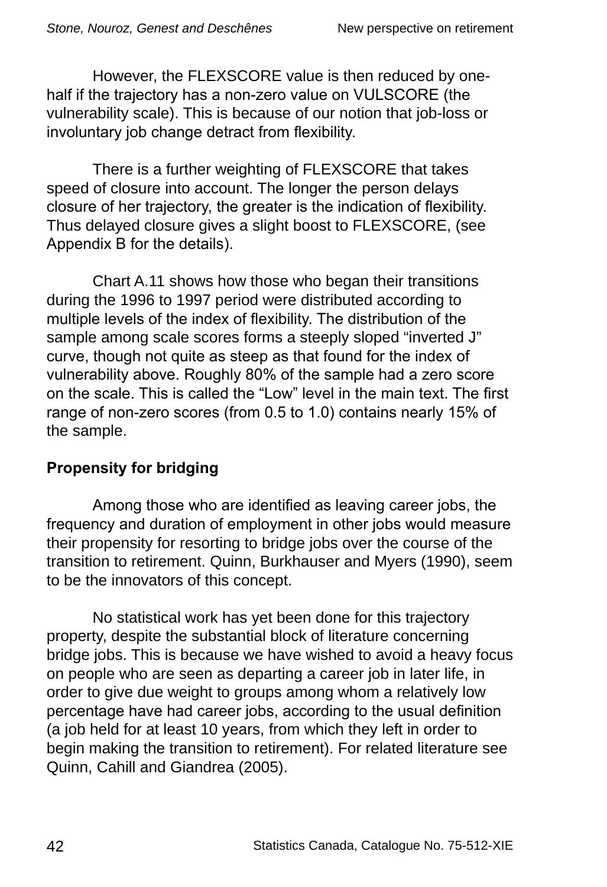However, the FLEXSCORE value is then reduced by one-half if the trajectory has a non-zero value on VULSCORE (the vulnerability scale). This is because of our notion that job-loss or involuntary job change detract from flexibility.

There is a further weighting of FLEXSCORE that takes speed of closure into account. The longer the person delays closure of her trajectory, the greater is the indication of flexibility. Thus delayed closure gives a slight boost to FLEXSCORE, (see Appendix B for the details).

Chart A.11 shows how those who began their transitions during the 1996 to 1997 period were distributed according to multiple levels of the index of flexibility. The distribution of the sample among scale scores forms a steeply sloped "inverted J" curve, though not quite as steep as that found for the index of vulnerability above. Roughly 80% of the sample had a zero score on the scale. This is called the "Low" level in the main text. The first range of non-zero scores (from 0.5 to 1.0) contains nearly 15% of the sample.

**Propensity for bridging**

Among those who are identified as leaving career jobs, the frequency and duration of employment in other jobs would measure their propensity for resorting to bridge jobs over the course of the transition to retirement. Quinn, Burkhauser and Myers (1990), seem to be the innovators of this concept.

No statistical work has yet been done for this trajectory property, despite the substantial block of literature concerning bridge jobs. This is because we have wished to avoid a heavy focus on people who are seen as departing a career job in later life, in order to give due weight to groups among whom a relatively low percentage have had career jobs, according to the usual definition (a job held for at least 10 years, from which they left in order to begin making the transition to retirement). For related literature see Quinn, Cahill and Giandrea (2005).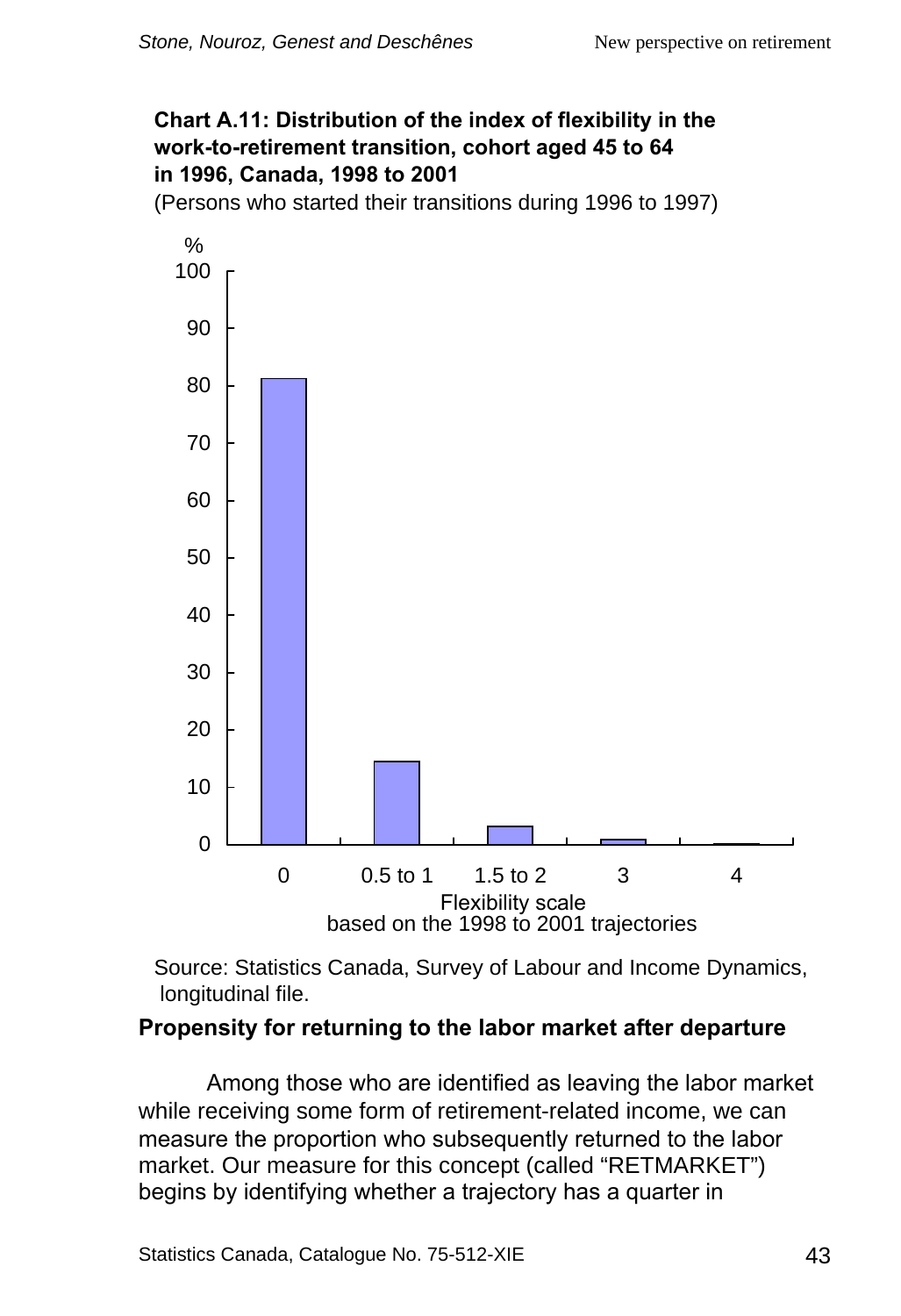**Chart A.11: Distribution of the index of flexibility in the work-to-retirement transition, cohort aged 45 to 64 in 1996, Canada, 1998 to 2001**

(Persons who started their transitions during 1996 to 1997)

Source: Statistics Canada, Survey of Labour and Income Dynamics, longitudinal file.

### Propensity for returning to the labor market after departure

Among those who are identified as leaving the labor market while receiving some form of retirement-related income, we can measure the proportion who subsequently returned to the labor market. Our measure for this concept (called "RETMARKET") begins by identifying whether a trajectory has a quarter in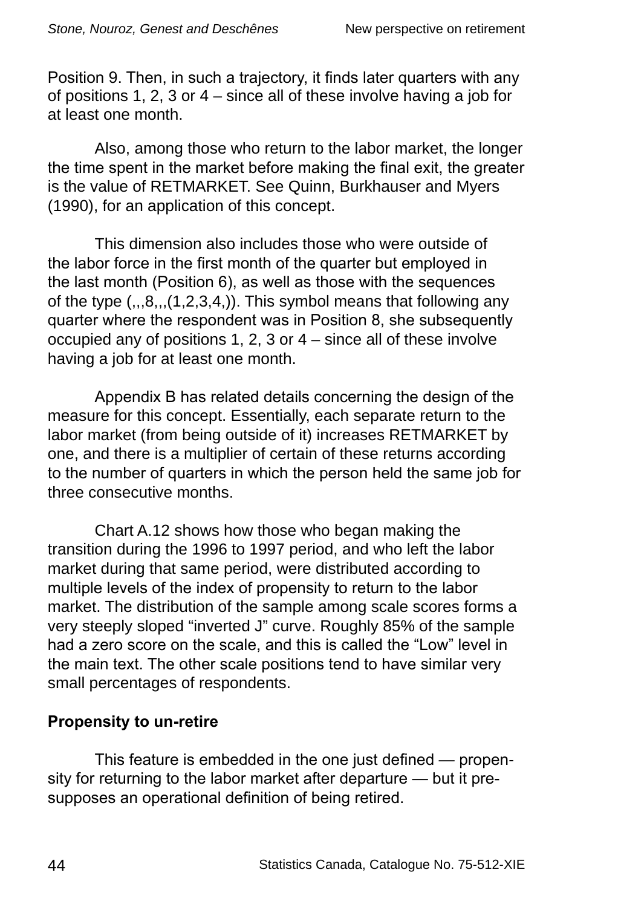Position 9. Then, in such a trajectory, it finds later quarters with any of positions 1, 2, 3 or 4 – since all of these involve having a job for at least one month.

Also, among those who return to the labor market, the longer the time spent in the market before making the final exit, the greater is the value of RETMARKET. See Quinn, Burkhauser and Myers (1990), for an application of this concept.

This dimension also includes those who were outside of the labor force in the first month of the quarter but employed in the last month (Position 6), as well as those with the sequences of the type (,,,8,,,(1,2,3,4,)). This symbol means that following any quarter where the respondent was in Position 8, she subsequently occupied any of positions 1, 2, 3 or 4 – since all of these involve having a job for at least one month.

Appendix B has related details concerning the design of the measure for this concept. Essentially, each separate return to the labor market (from being outside of it) increases RETMARKET by one, and there is a multiplier of certain of these returns according to the number of quarters in which the person held the same job for three consecutive months.

Chart A.12 shows how those who began making the transition during the 1996 to 1997 period, and who left the labor market during that same period, were distributed according to multiple levels of the index of propensity to return to the labor market. The distribution of the sample among scale scores forms a very steeply sloped "inverted J" curve. Roughly 85% of the sample had a zero score on the scale, and this is called the "Low" level in the main text. The other scale positions tend to have similar very small percentages of respondents.

**Propensity to un-retire**

This feature is embedded in the one just defined — propensity for returning to the labor market after departure — but it presupposes an operational definition of being retired.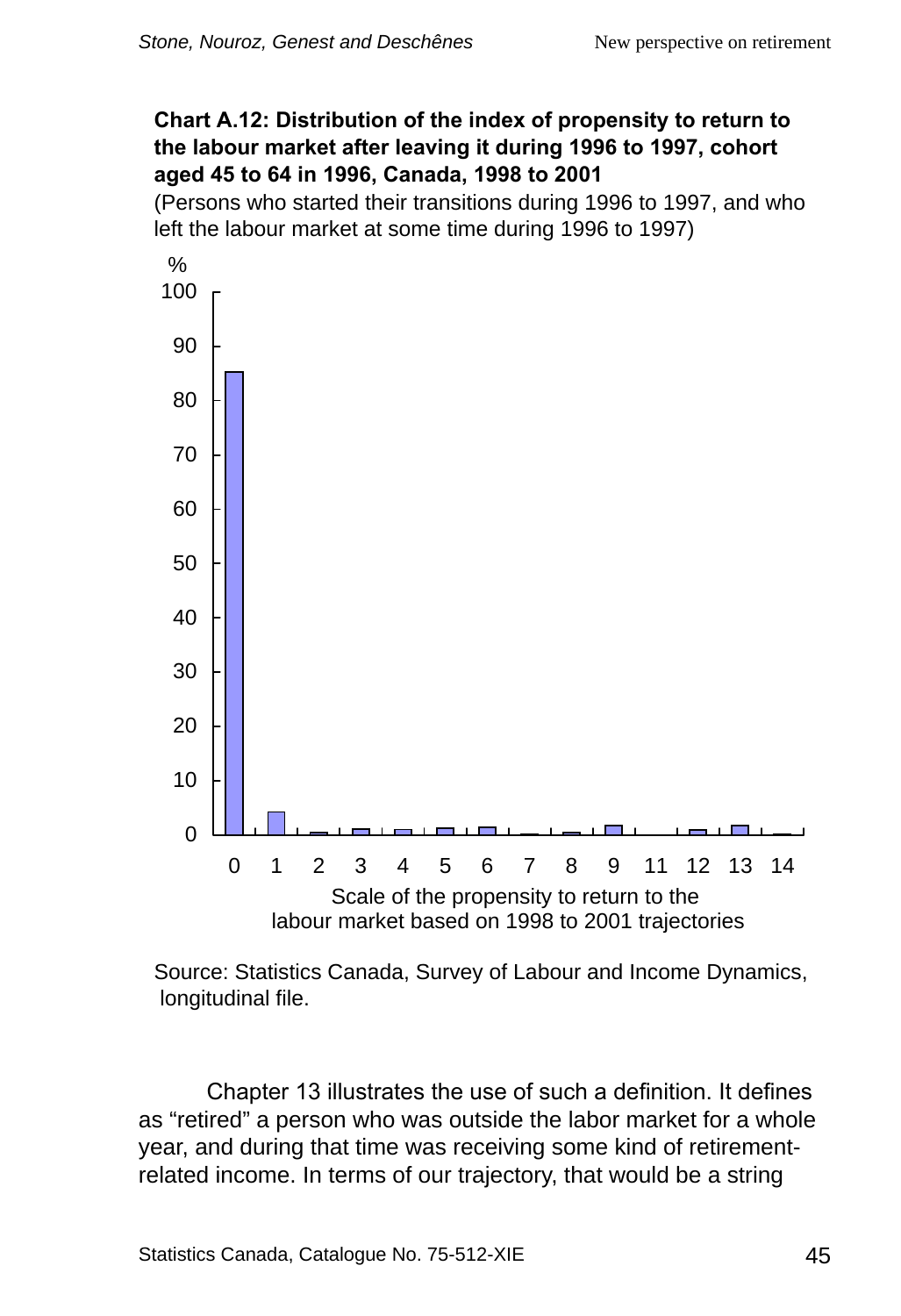**Chart A.12: Distribution of the index of propensity to return to the labour market after leaving it during 1996 to 1997, cohort aged 45 to 64 in 1996, Canada, 1998 to 2001**

(Persons who started their transitions during 1996 to 1997, and who left the labour market at some time during 1996 to 1997)

%

Scale of the propensity to return to the labour market based on 1998 to 2001 trajectories

Source: Statistics Canada, Survey of Labour and Income Dynamics, longitudinal file.

Chapter 13 illustrates the use of such a definition. It defines as "retired" a person who was outside the labor market for a whole year, and during that time was receiving some kind of retirement-related income. In terms of our trajectory, that would be a string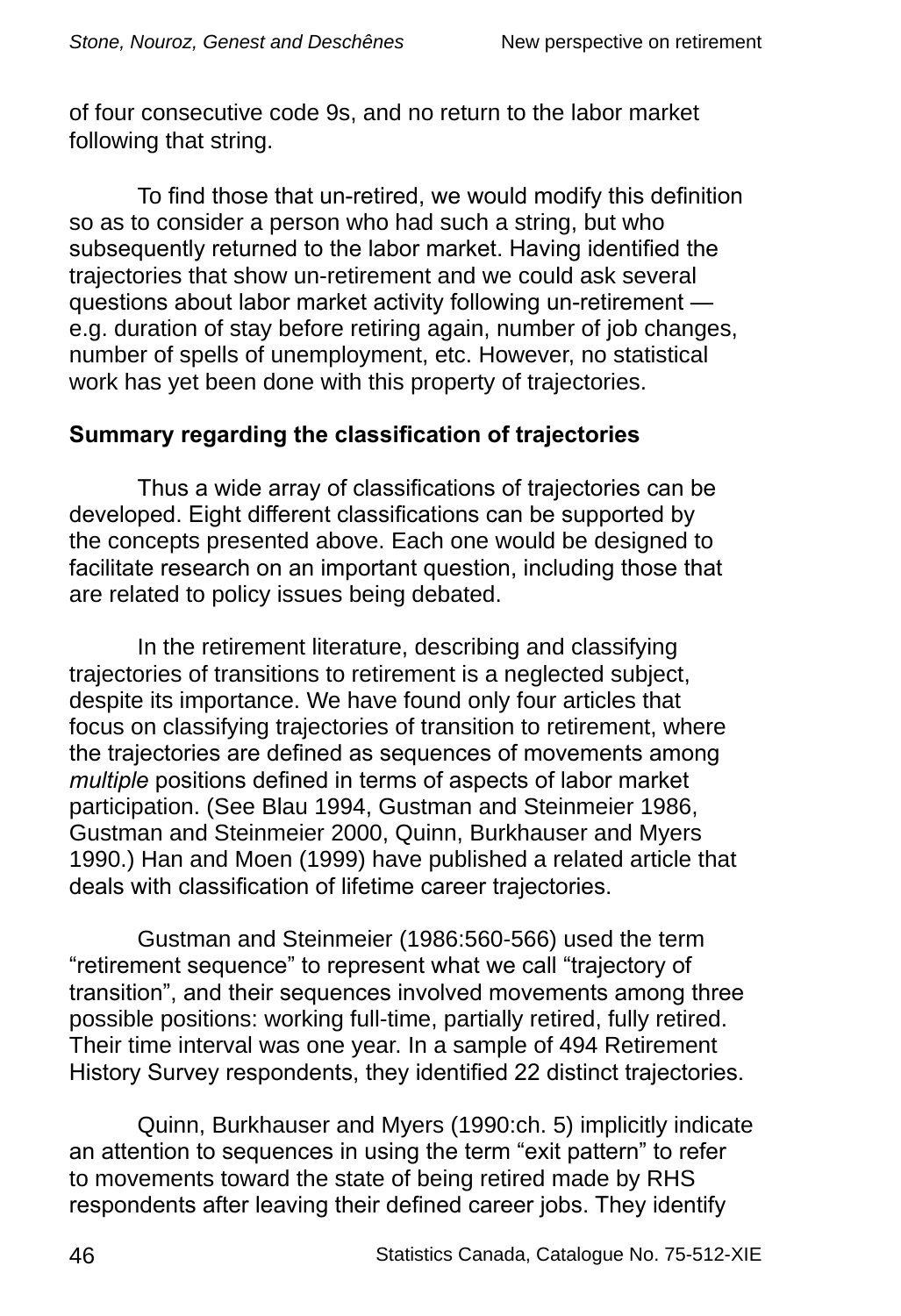of four consecutive code 9s, and no return to the labor market following that string.

To find those that un-retired, we would modify this definition so as to consider a person who had such a string, but who subsequently returned to the labor market. Having identified the trajectories that show un-retirement and we could ask several questions about labor market activity following un-retirement — e.g. duration of stay before retiring again, number of job changes, number of spells of unemployment, etc. However, no statistical work has yet been done with this property of trajectories.

**Summary regarding the classification of trajectories**

Thus a wide array of classifications of trajectories can be developed. Eight different classifications can be supported by the concepts presented above. Each one would be designed to facilitate research on an important question, including those that are related to policy issues being debated.

In the retirement literature, describing and classifying trajectories of transitions to retirement is a neglected subject, despite its importance. We have found only four articles that focus on classifying trajectories of transition to retirement, where the trajectories are defined as sequences of movements among *multiple* positions defined in terms of aspects of labor market participation. (See Blau 1994, Gustman and Steinmeier 1986, Gustman and Steinmeier 2000, Quinn, Burkhauser and Myers 1990.) Han and Moen (1999) have published a related article that deals with classification of lifetime career trajectories.

Gustman and Steinmeier (1986:560-566) used the term “retirement sequence” to represent what we call “trajectory of transition”, and their sequences involved movements among three possible positions: working full-time, partially retired, fully retired. Their time interval was one year. In a sample of 494 Retirement History Survey respondents, they identified 22 distinct trajectories.

Quinn, Burkhauser and Myers (1990:ch. 5) implicitly indicate an attention to sequences in using the term “exit pattern” to refer to movements toward the state of being retired made by RHS respondents after leaving their defined career jobs. They identify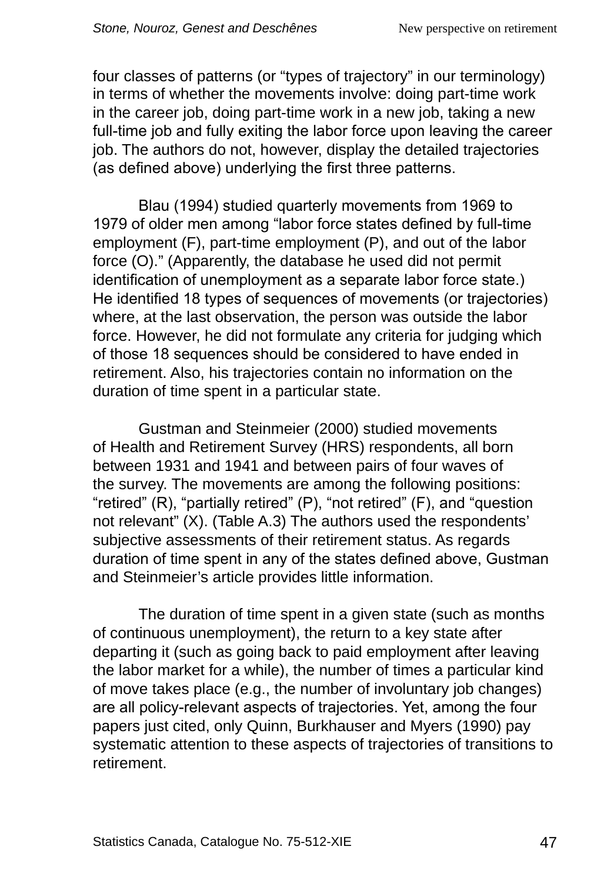four classes of patterns (or "types of trajectory" in our terminology) in terms of whether the movements involve: doing part-time work in the career job, doing part-time work in a new job, taking a new full-time job and fully exiting the labor force upon leaving the career job. The authors do not, however, display the detailed trajectories (as defined above) underlying the first three patterns.

Blau (1994) studied quarterly movements from 1969 to 1979 of older men among "labor force states defined by full-time employment (F), part-time employment (P), and out of the labor force (O)." (Apparently, the database he used did not permit identification of unemployment as a separate labor force state.) He identified 18 types of sequences of movements (or trajectories) where, at the last observation, the person was outside the labor force. However, he did not formulate any criteria for judging which of those 18 sequences should be considered to have ended in retirement. Also, his trajectories contain no information on the duration of time spent in a particular state.

Gustman and Steinmeier (2000) studied movements of Health and Retirement Survey (HRS) respondents, all born between 1931 and 1941 and between pairs of four waves of the survey. The movements are among the following positions: "retired" (R), "partially retired" (P), "not retired" (F), and "question not relevant" (X). (Table A.3) The authors used the respondents' subjective assessments of their retirement status. As regards duration of time spent in any of the states defined above, Gustman and Steinmeier's article provides little information.

The duration of time spent in a given state (such as months of continuous unemployment), the return to a key state after departing it (such as going back to paid employment after leaving the labor market for a while), the number of times a particular kind of move takes place (e.g., the number of involuntary job changes) are all policy-relevant aspects of trajectories. Yet, among the four papers just cited, only Quinn, Burkhauser and Myers (1990) pay systematic attention to these aspects of trajectories of transitions to retirement.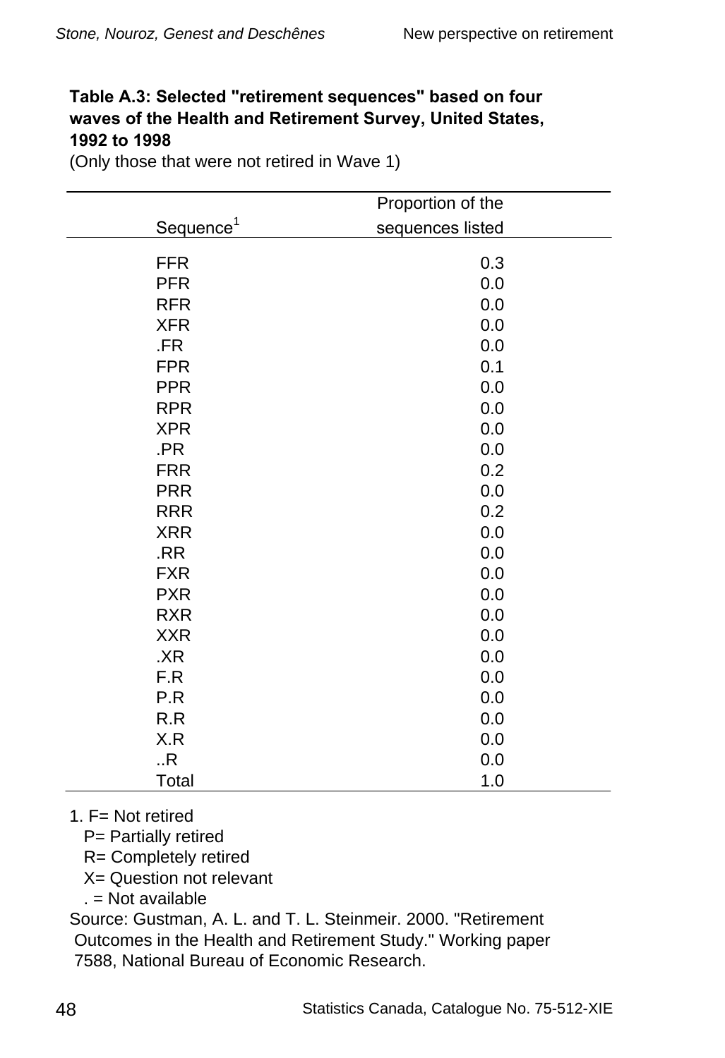**Table A.3: Selected "retirement sequences" based on four waves of the Health and Retirement Survey, United States, 1992 to 1998**

(Only those that were not retired in Wave 1)

| Sequence[1] | Proportion of the sequences listed |
|---|---|
| FFR | 0.3 |
| PFR | 0.0 |
| RFR | 0.0 |
| XFR | 0.0 |
| .FR | 0.0 |
| FPR | 0.1 |
| PPR | 0.0 |
| RPR | 0.0 |
| XPR | 0.0 |
| .PR | 0.0 |
| FRR | 0.2 |
| PRR | 0.0 |
| RRR | 0.2 |
| XRR | 0.0 |
| .RR | 0.0 |
| FXR | 0.0 |
| PXR | 0.0 |
| RXR | 0.0 |
| XXR | 0.0 |
| .XR | 0.0 |
| F.R | 0.0 |
| P.R | 0.0 |
| R.R | 0.0 |
| X.R | 0.0 |
| ..R | 0.0 |
| Total | 1.0 |

1. F= Not retired
   P= Partially retired
   R= Completely retired
   X= Question not relevant
   . = Not available

Source: Gustman, A. L. and T. L. Steinmeir. 2000. "Retirement Outcomes in the Health and Retirement Study." Working paper 7588, National Bureau of Economic Research.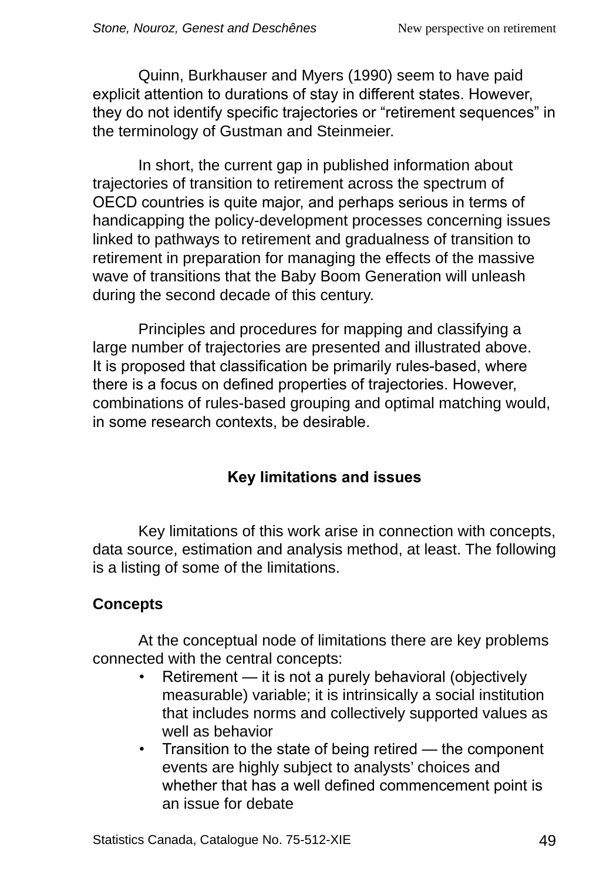Quinn, Burkhauser and Myers (1990) seem to have paid explicit attention to durations of stay in different states. However, they do not identify specific trajectories or “retirement sequences” in the terminology of Gustman and Steinmeier.

In short, the current gap in published information about trajectories of transition to retirement across the spectrum of OECD countries is quite major, and perhaps serious in terms of handicapping the policy-development processes concerning issues linked to pathways to retirement and gradualness of transition to retirement in preparation for managing the effects of the massive wave of transitions that the Baby Boom Generation will unleash during the second decade of this century.

Principles and procedures for mapping and classifying a large number of trajectories are presented and illustrated above. It is proposed that classification be primarily rules-based, where there is a focus on defined properties of trajectories. However, combinations of rules-based grouping and optimal matching would, in some research contexts, be desirable.

## Key limitations and issues

Key limitations of this work arise in connection with concepts, data source, estimation and analysis method, at least. The following is a listing of some of the limitations.

### Concepts

At the conceptual node of limitations there are key problems connected with the central concepts:

- Retirement — it is not a purely behavioral (objectively measurable) variable; it is intrinsically a social institution that includes norms and collectively supported values as well as behavior
- Transition to the state of being retired — the component events are highly subject to analysts’ choices and whether that has a well defined commencement point is an issue for debate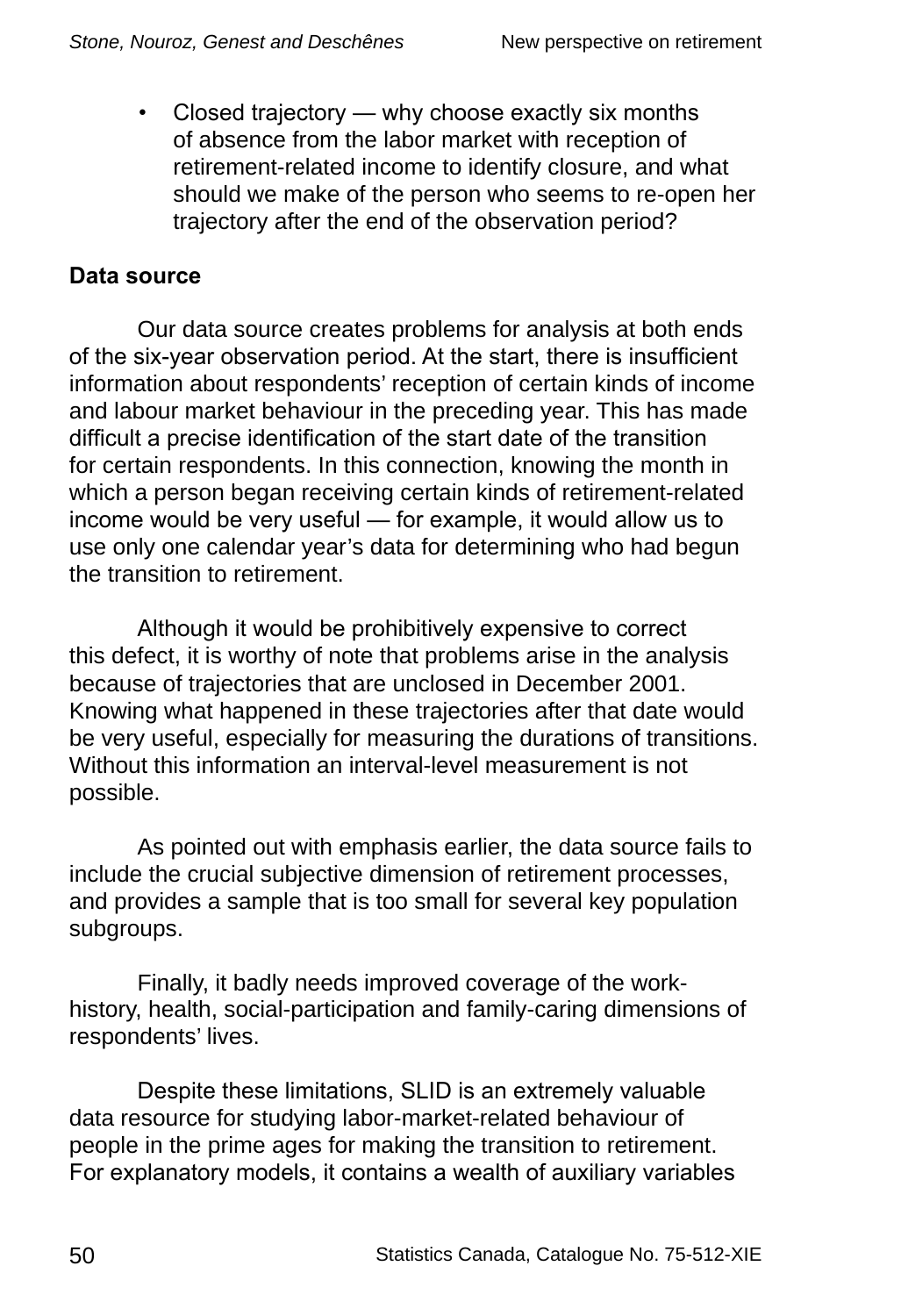- Closed trajectory — why choose exactly six months of absence from the labor market with reception of retirement-related income to identify closure, and what should we make of the person who seems to re-open her trajectory after the end of the observation period?

**Data source**

Our data source creates problems for analysis at both ends of the six-year observation period. At the start, there is insufficient information about respondents' reception of certain kinds of income and labour market behaviour in the preceding year. This has made difficult a precise identification of the start date of the transition for certain respondents. In this connection, knowing the month in which a person began receiving certain kinds of retirement-related income would be very useful — for example, it would allow us to use only one calendar year's data for determining who had begun the transition to retirement.

Although it would be prohibitively expensive to correct this defect, it is worthy of note that problems arise in the analysis because of trajectories that are unclosed in December 2001. Knowing what happened in these trajectories after that date would be very useful, especially for measuring the durations of transitions. Without this information an interval-level measurement is not possible.

As pointed out with emphasis earlier, the data source fails to include the crucial subjective dimension of retirement processes, and provides a sample that is too small for several key population subgroups.

Finally, it badly needs improved coverage of the work-history, health, social-participation and family-caring dimensions of respondents' lives.

Despite these limitations, SLID is an extremely valuable data resource for studying labor-market-related behaviour of people in the prime ages for making the transition to retirement. For explanatory models, it contains a wealth of auxiliary variables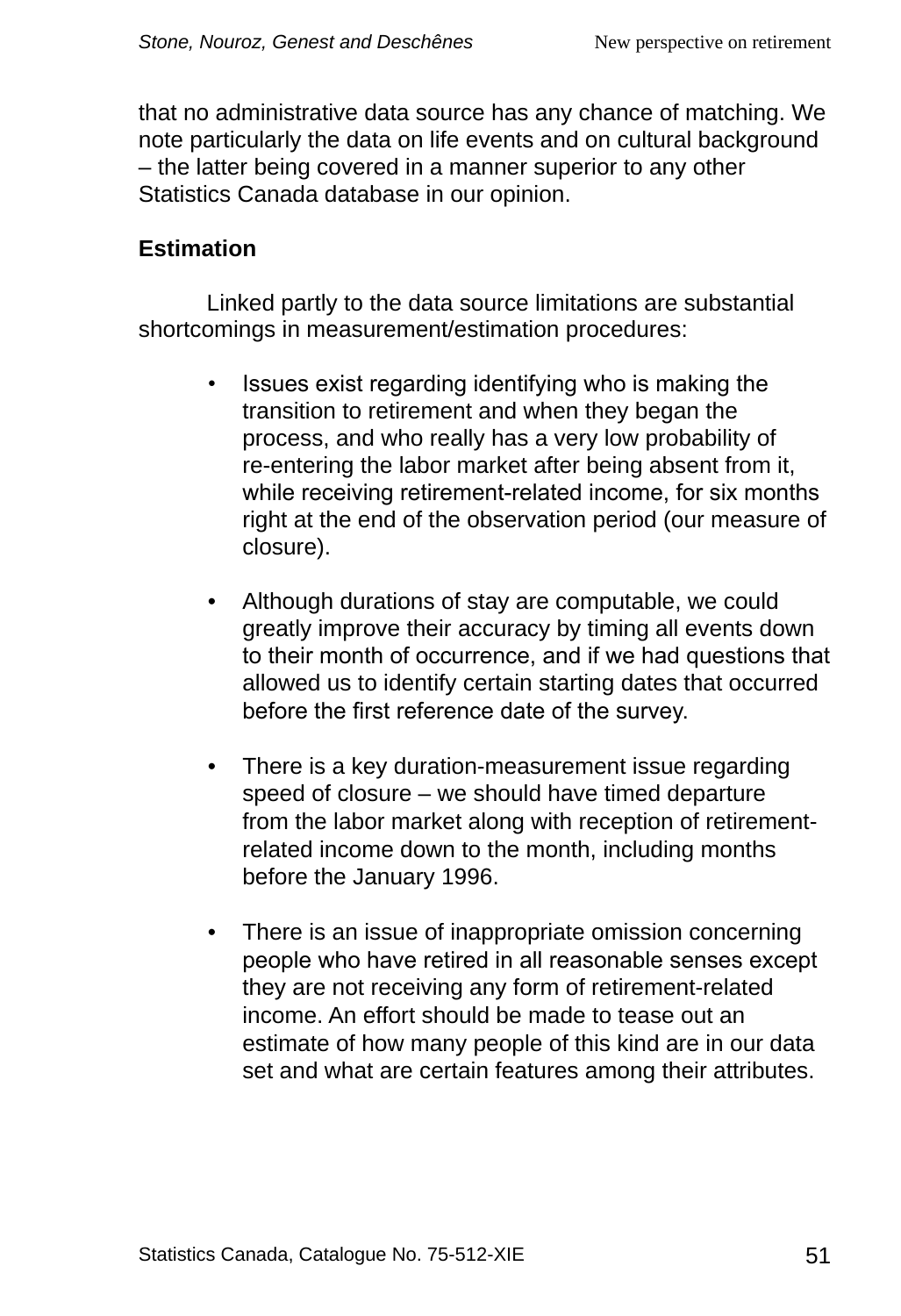that no administrative data source has any chance of matching. We note particularly the data on life events and on cultural background – the latter being covered in a manner superior to any other Statistics Canada database in our opinion.

### Estimation

Linked partly to the data source limitations are substantial shortcomings in measurement/estimation procedures:

- Issues exist regarding identifying who is making the transition to retirement and when they began the process, and who really has a very low probability of re-entering the labor market after being absent from it, while receiving retirement-related income, for six months right at the end of the observation period (our measure of closure).

- Although durations of stay are computable, we could greatly improve their accuracy by timing all events down to their month of occurrence, and if we had questions that allowed us to identify certain starting dates that occurred before the first reference date of the survey.

- There is a key duration-measurement issue regarding speed of closure – we should have timed departure from the labor market along with reception of retirement-related income down to the month, including months before the January 1996.

- There is an issue of inappropriate omission concerning people who have retired in all reasonable senses except they are not receiving any form of retirement-related income. An effort should be made to tease out an estimate of how many people of this kind are in our data set and what are certain features among their attributes.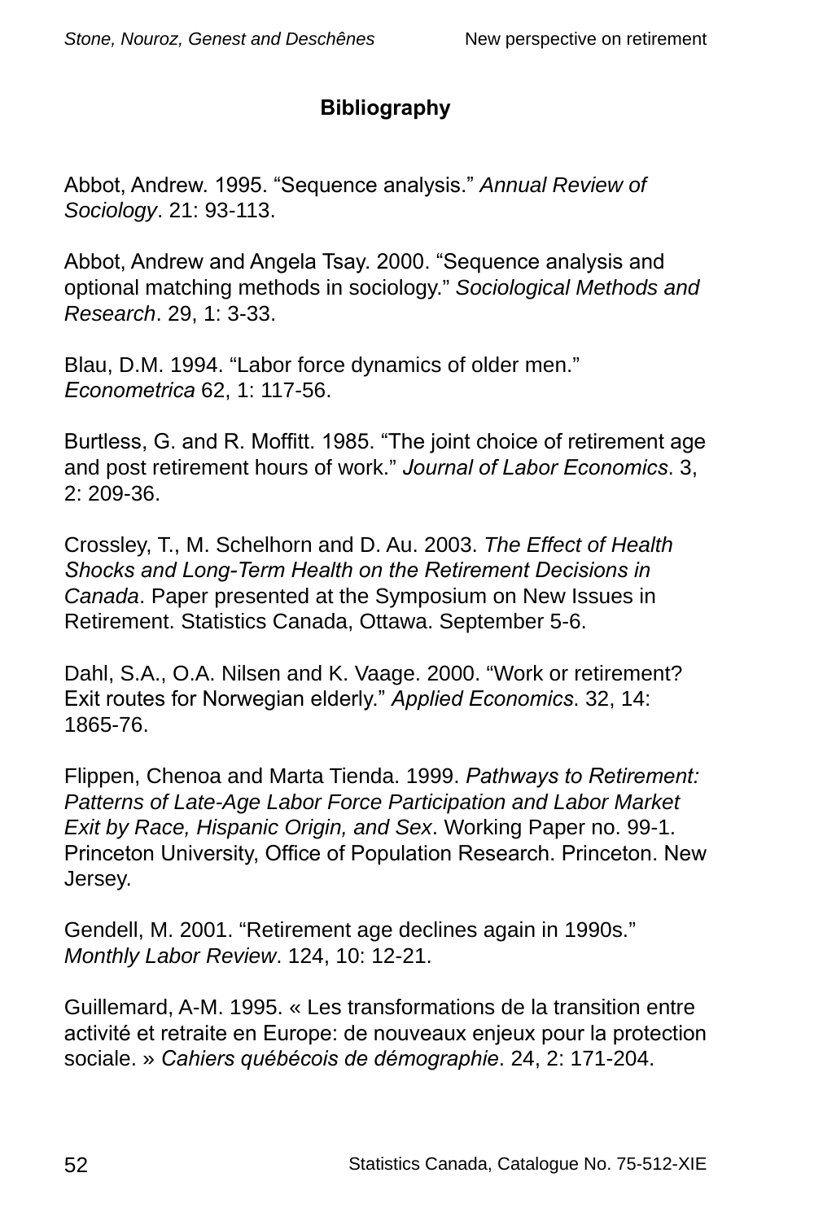## Bibliography

Abbot, Andrew. 1995. “Sequence analysis.” *Annual Review of Sociology*. 21: 93-113.

Abbot, Andrew and Angela Tsay. 2000. “Sequence analysis and optional matching methods in sociology.” *Sociological Methods and Research*. 29, 1: 3-33.

Blau, D.M. 1994. “Labor force dynamics of older men.” *Econometrica* 62, 1: 117-56.

Burtless, G. and R. Moffitt. 1985. “The joint choice of retirement age and post retirement hours of work.” *Journal of Labor Economics*. 3, 2: 209-36.

Crossley, T., M. Schelhorn and D. Au. 2003. *The Effect of Health Shocks and Long-Term Health on the Retirement Decisions in Canada*. Paper presented at the Symposium on New Issues in Retirement. Statistics Canada, Ottawa. September 5-6.

Dahl, S.A., O.A. Nilsen and K. Vaage. 2000. “Work or retirement? Exit routes for Norwegian elderly.” *Applied Economics*. 32, 14: 1865-76.

Flippen, Chenoa and Marta Tienda. 1999. *Pathways to Retirement: Patterns of Late-Age Labor Force Participation and Labor Market Exit by Race, Hispanic Origin, and Sex*. Working Paper no. 99-1. Princeton University, Office of Population Research. Princeton. New Jersey.

Gendell, M. 2001. “Retirement age declines again in 1990s.” *Monthly Labor Review*. 124, 10: 12-21.

Guillemard, A-M. 1995. « Les transformations de la transition entre activité et retraite en Europe: de nouveaux enjeux pour la protection sociale. » *Cahiers québécois de démographie*. 24, 2: 171-204.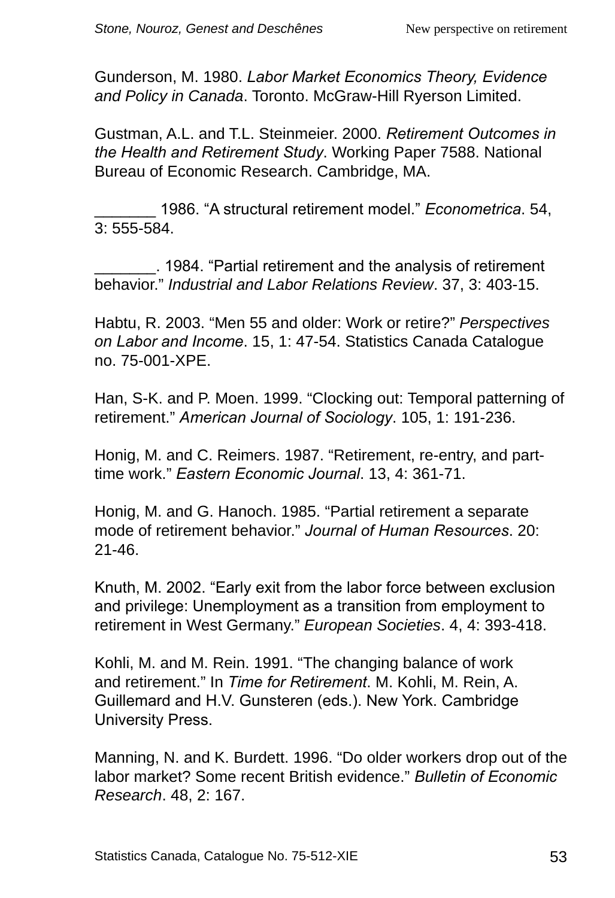Gunderson, M. 1980. *Labor Market Economics Theory, Evidence and Policy in Canada*. Toronto. McGraw-Hill Ryerson Limited.

Gustman, A.L. and T.L. Steinmeier. 2000. *Retirement Outcomes in the Health and Retirement Study*. Working Paper 7588. National Bureau of Economic Research. Cambridge, MA.

_______ 1986. “A structural retirement model.” *Econometrica*. 54, 3: 555-584.

_______. 1984. “Partial retirement and the analysis of retirement behavior.” *Industrial and Labor Relations Review*. 37, 3: 403-15.

Habtu, R. 2003. “Men 55 and older: Work or retire?” *Perspectives on Labor and Income*. 15, 1: 47-54. Statistics Canada Catalogue no. 75-001-XPE.

Han, S-K. and P. Moen. 1999. “Clocking out: Temporal patterning of retirement.” *American Journal of Sociology*. 105, 1: 191-236.

Honig, M. and C. Reimers. 1987. “Retirement, re-entry, and part-time work.” *Eastern Economic Journal*. 13, 4: 361-71.

Honig, M. and G. Hanoch. 1985. “Partial retirement a separate mode of retirement behavior.” *Journal of Human Resources*. 20: 21-46.

Knuth, M. 2002. “Early exit from the labor force between exclusion and privilege: Unemployment as a transition from employment to retirement in West Germany.” *European Societies*. 4, 4: 393-418.

Kohli, M. and M. Rein. 1991. “The changing balance of work and retirement.” In *Time for Retirement*. M. Kohli, M. Rein, A. Guillemard and H.V. Gunsteren (eds.). New York. Cambridge University Press.

Manning, N. and K. Burdett. 1996. “Do older workers drop out of the labor market? Some recent British evidence.” *Bulletin of Economic Research*. 48, 2: 167.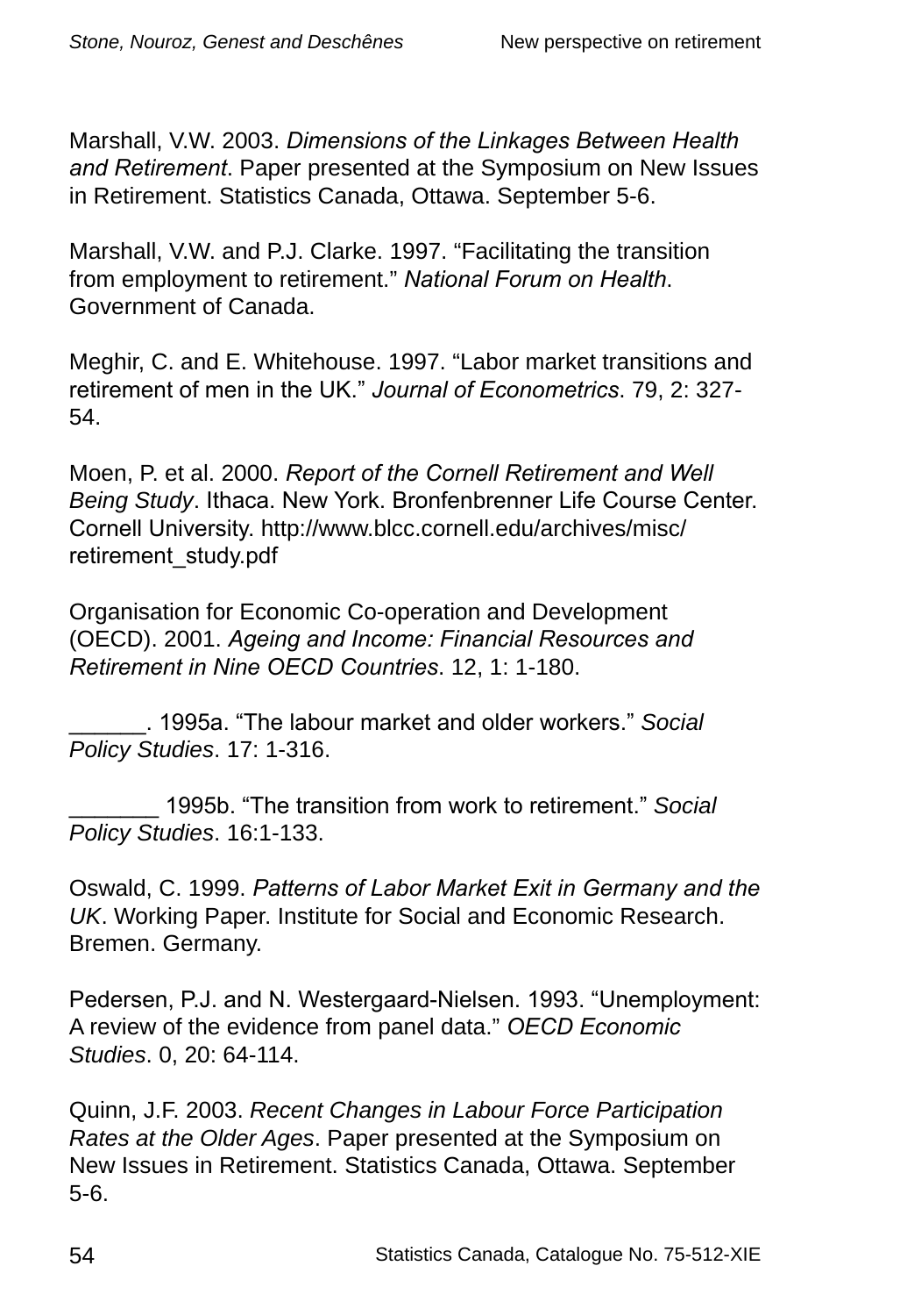Marshall, V.W. 2003. *Dimensions of the Linkages Between Health and Retirement*. Paper presented at the Symposium on New Issues in Retirement. Statistics Canada, Ottawa. September 5-6.

Marshall, V.W. and P.J. Clarke. 1997. “Facilitating the transition from employment to retirement.” *National Forum on Health*. Government of Canada.

Meghir, C. and E. Whitehouse. 1997. “Labor market transitions and retirement of men in the UK.” *Journal of Econometrics*. 79, 2: 327-54.

Moen, P. et al. 2000. *Report of the Cornell Retirement and Well Being Study*. Ithaca. New York. Bronfenbrenner Life Course Center. Cornell University. http://www.blcc.cornell.edu/archives/misc/retirement_study.pdf

Organisation for Economic Co-operation and Development (OECD). 2001. *Ageing and Income: Financial Resources and Retirement in Nine OECD Countries*. 12, 1: 1-180.

______. 1995a. “The labour market and older workers.” *Social Policy Studies*. 17: 1-316.

_______ 1995b. “The transition from work to retirement.” *Social Policy Studies*. 16:1-133.

Oswald, C. 1999. *Patterns of Labor Market Exit in Germany and the UK*. Working Paper. Institute for Social and Economic Research. Bremen. Germany.

Pedersen, P.J. and N. Westergaard-Nielsen. 1993. “Unemployment: A review of the evidence from panel data.” *OECD Economic Studies*. 0, 20: 64-114.

Quinn, J.F. 2003. *Recent Changes in Labour Force Participation Rates at the Older Ages*. Paper presented at the Symposium on New Issues in Retirement. Statistics Canada, Ottawa. September 5-6.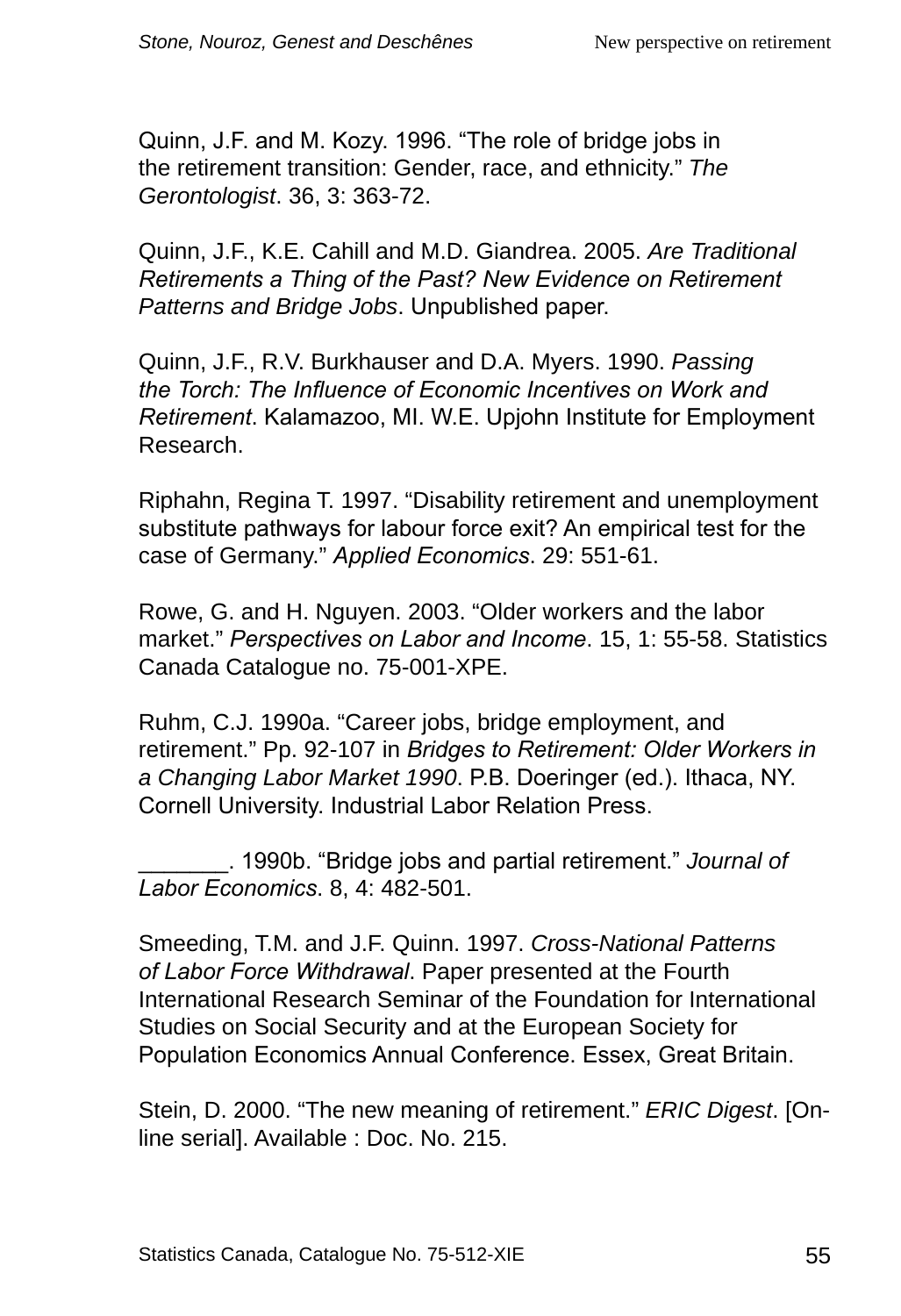Quinn, J.F. and M. Kozy. 1996. “The role of bridge jobs in the retirement transition: Gender, race, and ethnicity.” *The Gerontologist*. 36, 3: 363-72.

Quinn, J.F., K.E. Cahill and M.D. Giandrea. 2005. *Are Traditional Retirements a Thing of the Past? New Evidence on Retirement Patterns and Bridge Jobs*. Unpublished paper.

Quinn, J.F., R.V. Burkhauser and D.A. Myers. 1990. *Passing the Torch: The Influence of Economic Incentives on Work and Retirement*. Kalamazoo, MI. W.E. Upjohn Institute for Employment Research.

Riphahn, Regina T. 1997. “Disability retirement and unemployment substitute pathways for labour force exit? An empirical test for the case of Germany.” *Applied Economics*. 29: 551-61.

Rowe, G. and H. Nguyen. 2003. “Older workers and the labor market.” *Perspectives on Labor and Income*. 15, 1: 55-58. Statistics Canada Catalogue no. 75-001-XPE.

Ruhm, C.J. 1990a. “Career jobs, bridge employment, and retirement.” Pp. 92-107 in *Bridges to Retirement: Older Workers in a Changing Labor Market 1990*. P.B. Doeringer (ed.). Ithaca, NY. Cornell University. Industrial Labor Relation Press.

_______. 1990b. “Bridge jobs and partial retirement.” *Journal of Labor Economics*. 8, 4: 482-501.

Smeeding, T.M. and J.F. Quinn. 1997. *Cross-National Patterns of Labor Force Withdrawal*. Paper presented at the Fourth International Research Seminar of the Foundation for International Studies on Social Security and at the European Society for Population Economics Annual Conference. Essex, Great Britain.

Stein, D. 2000. “The new meaning of retirement.” *ERIC Digest*. [On-line serial]. Available : Doc. No. 215.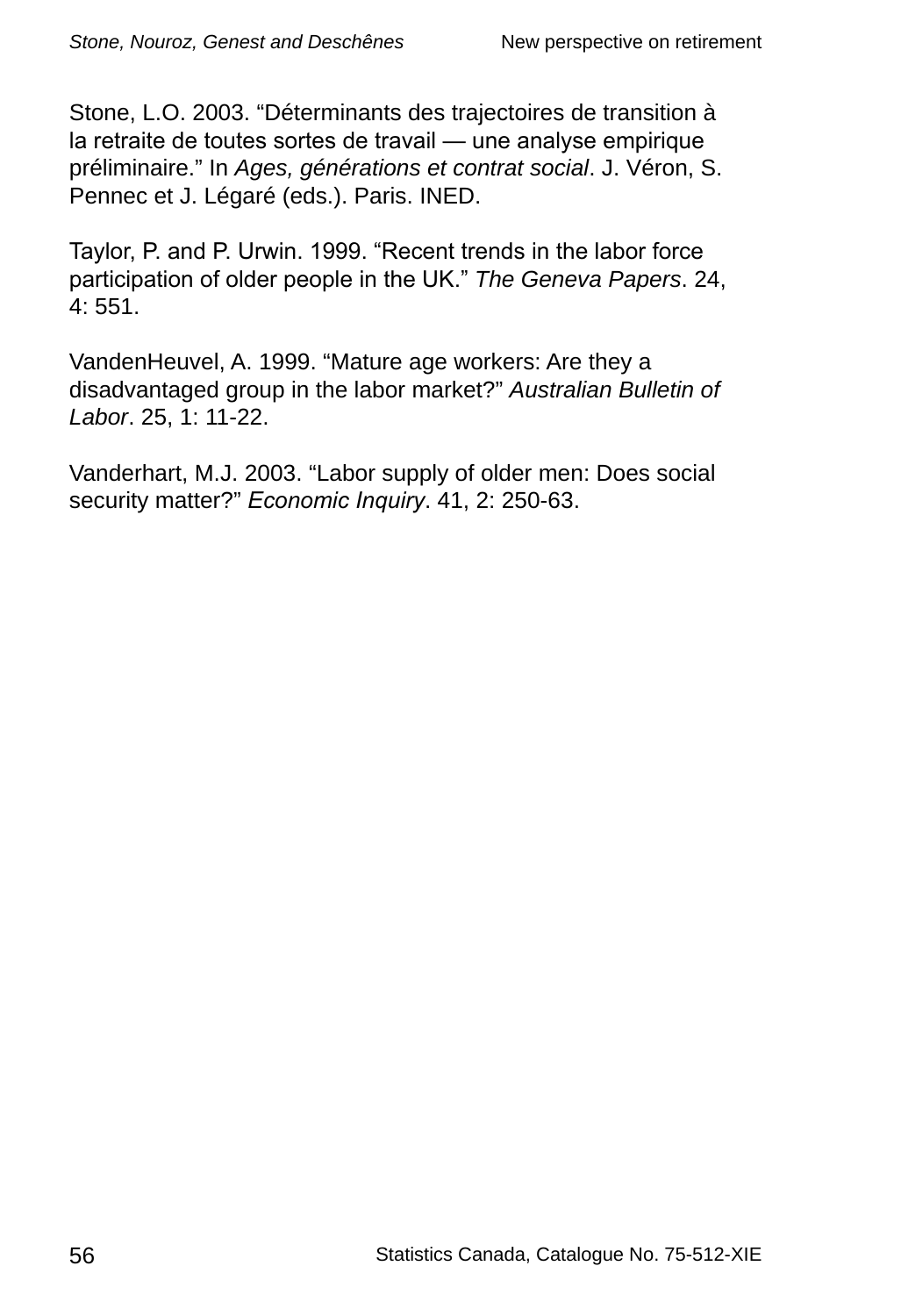Stone, L.O. 2003. "Déterminants des trajectoires de transition à la retraite de toutes sortes de travail — une analyse empirique préliminaire." In *Ages, générations et contrat social*. J. Véron, S. Pennec et J. Légaré (eds.). Paris. INED.

Taylor, P. and P. Urwin. 1999. "Recent trends in the labor force participation of older people in the UK." *The Geneva Papers*. 24, 4: 551.

VandenHeuvel, A. 1999. "Mature age workers: Are they a disadvantaged group in the labor market?" *Australian Bulletin of Labor*. 25, 1: 11-22.

Vanderhart, M.J. 2003. "Labor supply of older men: Does social security matter?" *Economic Inquiry*. 41, 2: 250-63.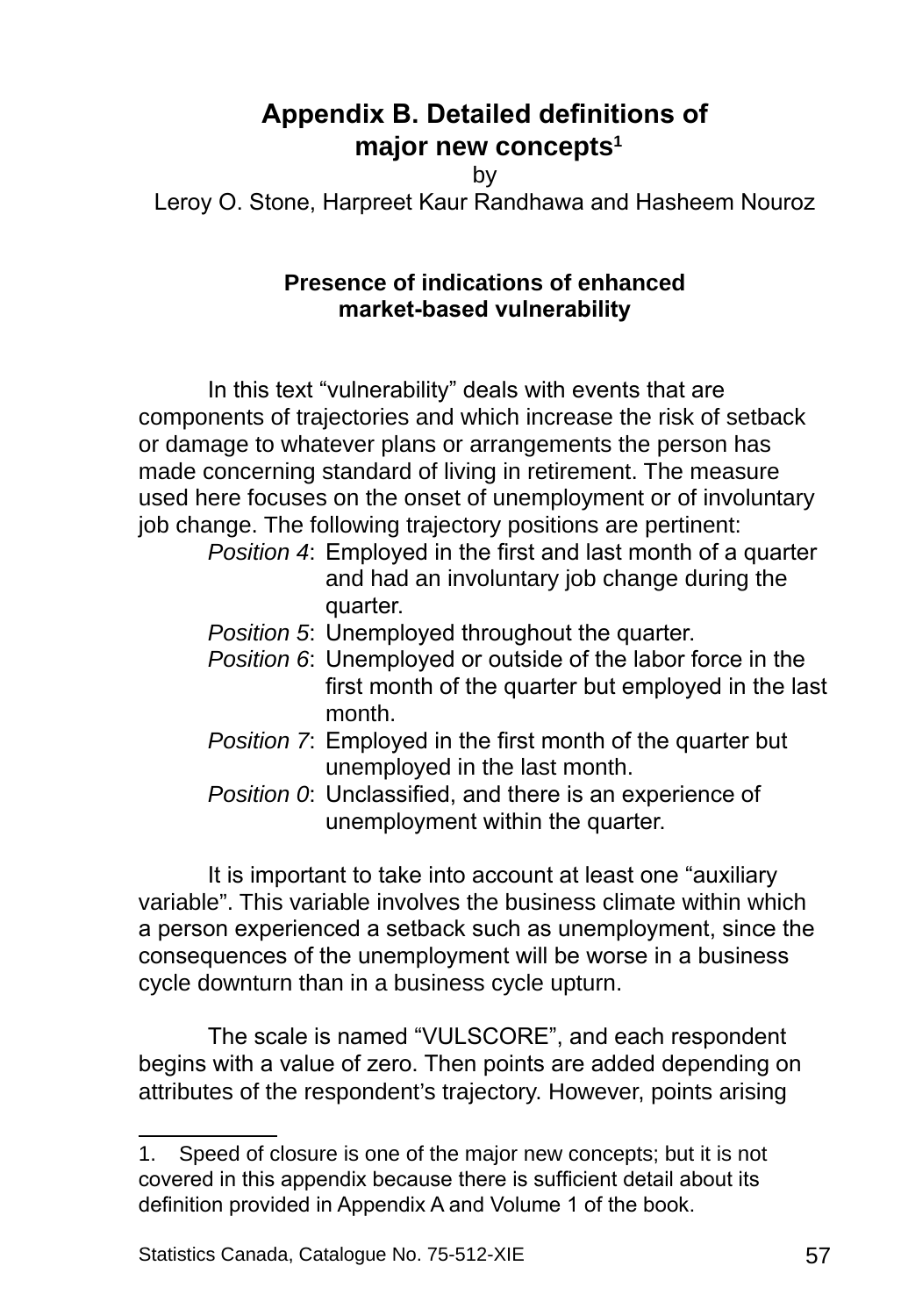# Appendix B. Detailed definitions of major new concepts[1]

by

Leroy O. Stone, Harpreet Kaur Randhawa and Hasheem Nouroz

## Presence of indications of enhanced market-based vulnerability

In this text "vulnerability" deals with events that are components of trajectories and which increase the risk of setback or damage to whatever plans or arrangements the person has made concerning standard of living in retirement. The measure used here focuses on the onset of unemployment or of involuntary job change. The following trajectory positions are pertinent:

- *Position 4*: Employed in the first and last month of a quarter and had an involuntary job change during the quarter.
- *Position 5*: Unemployed throughout the quarter.
- *Position 6*: Unemployed or outside of the labor force in the first month of the quarter but employed in the last month.
- *Position 7*: Employed in the first month of the quarter but unemployed in the last month.
- *Position 0*: Unclassified, and there is an experience of unemployment within the quarter.

It is important to take into account at least one "auxiliary variable". This variable involves the business climate within which a person experienced a setback such as unemployment, since the consequences of the unemployment will be worse in a business cycle downturn than in a business cycle upturn.

The scale is named "VULSCORE", and each respondent begins with a value of zero. Then points are added depending on attributes of the respondent's trajectory. However, points arising

---

1. Speed of closure is one of the major new concepts; but it is not covered in this appendix because there is sufficient detail about its definition provided in Appendix A and Volume 1 of the book.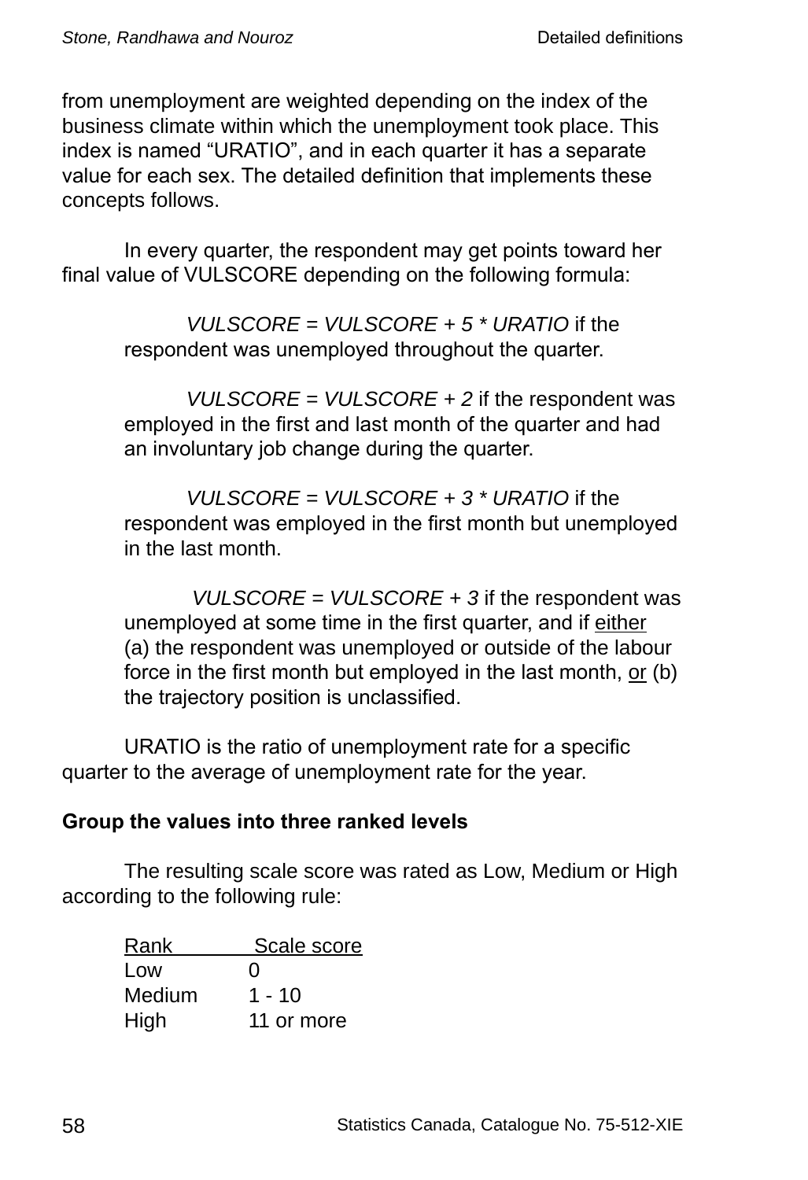from unemployment are weighted depending on the index of the business climate within which the unemployment took place. This index is named “URATIO”, and in each quarter it has a separate value for each sex. The detailed definition that implements these concepts follows.

In every quarter, the respondent may get points toward her final value of VULSCORE depending on the following formula:

> *VULSCORE = VULSCORE + 5 * URATIO* if the respondent was unemployed throughout the quarter.
>
> *VULSCORE = VULSCORE + 2* if the respondent was employed in the first and last month of the quarter and had an involuntary job change during the quarter.
>
> *VULSCORE = VULSCORE + 3 * URATIO* if the respondent was employed in the first month but unemployed in the last month.
>
> *VULSCORE = VULSCORE + 3* if the respondent was unemployed at some time in the first quarter, and if either (a) the respondent was unemployed or outside of the labour force in the first month but employed in the last month, or (b) the trajectory position is unclassified.

URATIO is the ratio of unemployment rate for a specific quarter to the average of unemployment rate for the year.

**Group the values into three ranked levels**

The resulting scale score was rated as Low, Medium or High according to the following rule:

| Rank | Scale score |
|---|---|
| Low | 0 |
| Medium | 1 - 10 |
| High | 11 or more |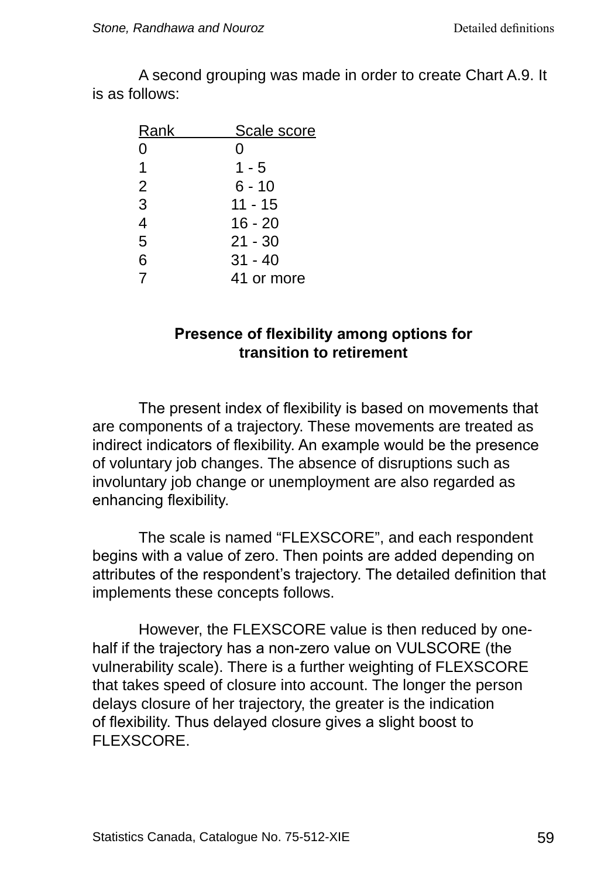A second grouping was made in order to create Chart A.9. It is as follows:

| Rank | Scale score |
|---|---|
| 0 | 0 |
| 1 | 1 - 5 |
| 2 | 6 - 10 |
| 3 | 11 - 15 |
| 4 | 16 - 20 |
| 5 | 21 - 30 |
| 6 | 31 - 40 |
| 7 | 41 or more |

## Presence of flexibility among options for transition to retirement

The present index of flexibility is based on movements that are components of a trajectory. These movements are treated as indirect indicators of flexibility. An example would be the presence of voluntary job changes. The absence of disruptions such as involuntary job change or unemployment are also regarded as enhancing flexibility.

The scale is named "FLEXSCORE", and each respondent begins with a value of zero. Then points are added depending on attributes of the respondent's trajectory. The detailed definition that implements these concepts follows.

However, the FLEXSCORE value is then reduced by one-half if the trajectory has a non-zero value on VULSCORE (the vulnerability scale). There is a further weighting of FLEXSCORE that takes speed of closure into account. The longer the person delays closure of her trajectory, the greater is the indication of flexibility. Thus delayed closure gives a slight boost to FLEXSCORE.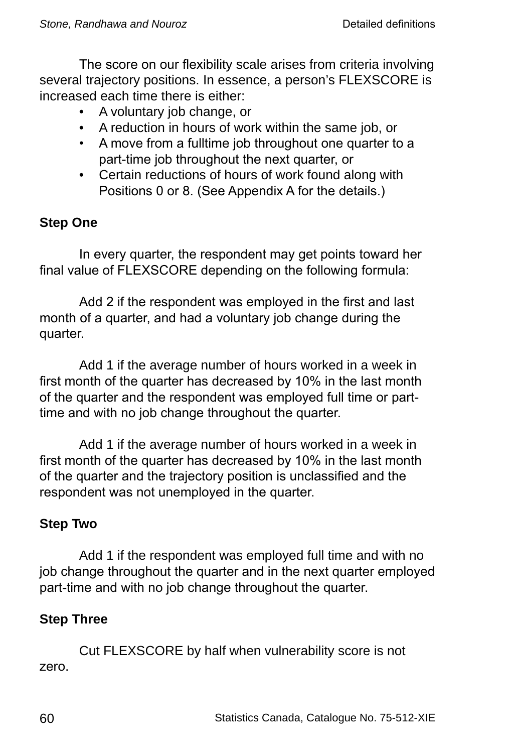The score on our flexibility scale arises from criteria involving several trajectory positions. In essence, a person's FLEXSCORE is increased each time there is either:

- A voluntary job change, or
- A reduction in hours of work within the same job, or
- A move from a fulltime job throughout one quarter to a part-time job throughout the next quarter, or
- Certain reductions of hours of work found along with Positions 0 or 8. (See Appendix A for the details.)

**Step One**

In every quarter, the respondent may get points toward her final value of FLEXSCORE depending on the following formula:

Add 2 if the respondent was employed in the first and last month of a quarter, and had a voluntary job change during the quarter.

Add 1 if the average number of hours worked in a week in first month of the quarter has decreased by 10% in the last month of the quarter and the respondent was employed full time or part-time and with no job change throughout the quarter.

Add 1 if the average number of hours worked in a week in first month of the quarter has decreased by 10% in the last month of the quarter and the trajectory position is unclassified and the respondent was not unemployed in the quarter.

**Step Two**

Add 1 if the respondent was employed full time and with no job change throughout the quarter and in the next quarter employed part-time and with no job change throughout the quarter.

**Step Three**

Cut FLEXSCORE by half when vulnerability score is not zero.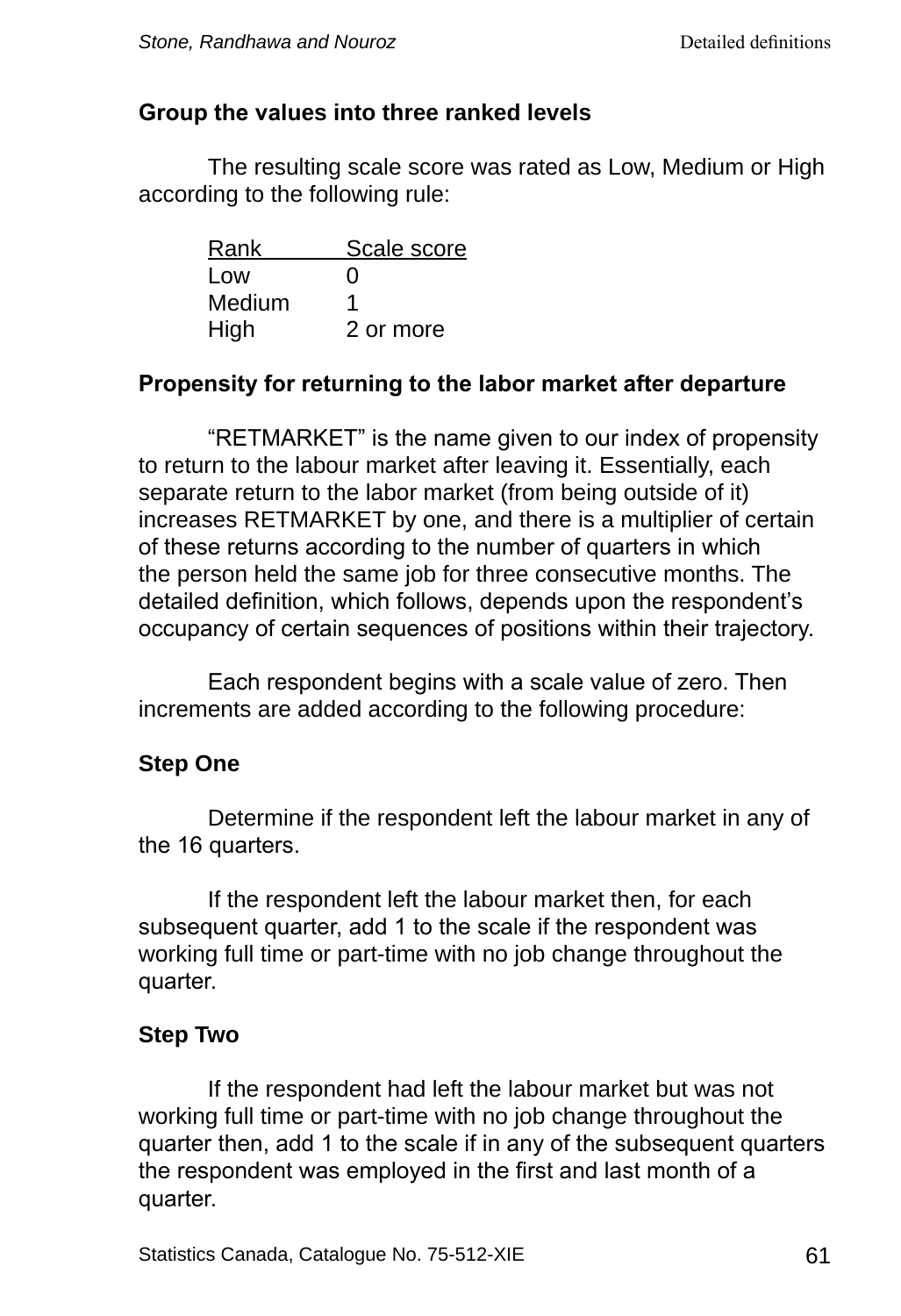### Group the values into three ranked levels

The resulting scale score was rated as Low, Medium or High according to the following rule:

| Rank | Scale score |
|---|---|
| Low | 0 |
| Medium | 1 |
| High | 2 or more |

### Propensity for returning to the labor market after departure

"RETMARKET" is the name given to our index of propensity to return to the labour market after leaving it. Essentially, each separate return to the labor market (from being outside of it) increases RETMARKET by one, and there is a multiplier of certain of these returns according to the number of quarters in which the person held the same job for three consecutive months. The detailed definition, which follows, depends upon the respondent's occupancy of certain sequences of positions within their trajectory.

Each respondent begins with a scale value of zero. Then increments are added according to the following procedure:

### Step One

Determine if the respondent left the labour market in any of the 16 quarters.

If the respondent left the labour market then, for each subsequent quarter, add 1 to the scale if the respondent was working full time or part-time with no job change throughout the quarter.

### Step Two

If the respondent had left the labour market but was not working full time or part-time with no job change throughout the quarter then, add 1 to the scale if in any of the subsequent quarters the respondent was employed in the first and last month of a quarter.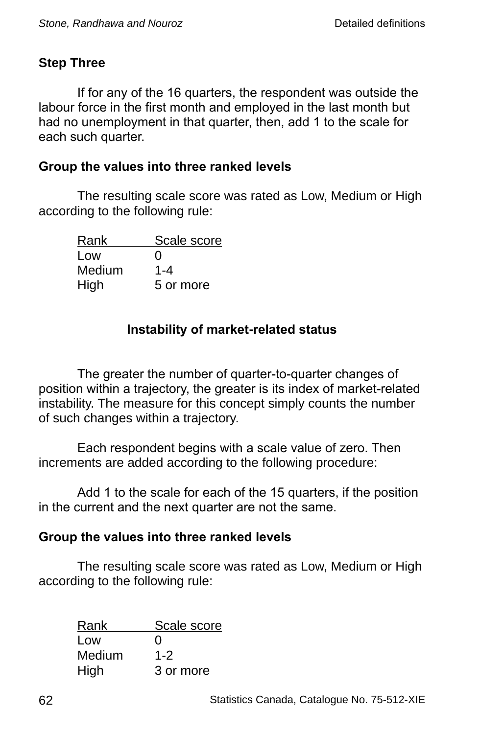### Step Three

If for any of the 16 quarters, the respondent was outside the labour force in the first month and employed in the last month but had no unemployment in that quarter, then, add 1 to the scale for each such quarter.

### Group the values into three ranked levels

The resulting scale score was rated as Low, Medium or High according to the following rule:

| Rank | Scale score |
|---|---|
| Low | 0 |
| Medium | 1-4 |
| High | 5 or more |

## Instability of market-related status

The greater the number of quarter-to-quarter changes of position within a trajectory, the greater is its index of market-related instability. The measure for this concept simply counts the number of such changes within a trajectory.

Each respondent begins with a scale value of zero. Then increments are added according to the following procedure:

Add 1 to the scale for each of the 15 quarters, if the position in the current and the next quarter are not the same.

### Group the values into three ranked levels

The resulting scale score was rated as Low, Medium or High according to the following rule:

| Rank | Scale score |
|---|---|
| Low | 0 |
| Medium | 1-2 |
| High | 3 or more |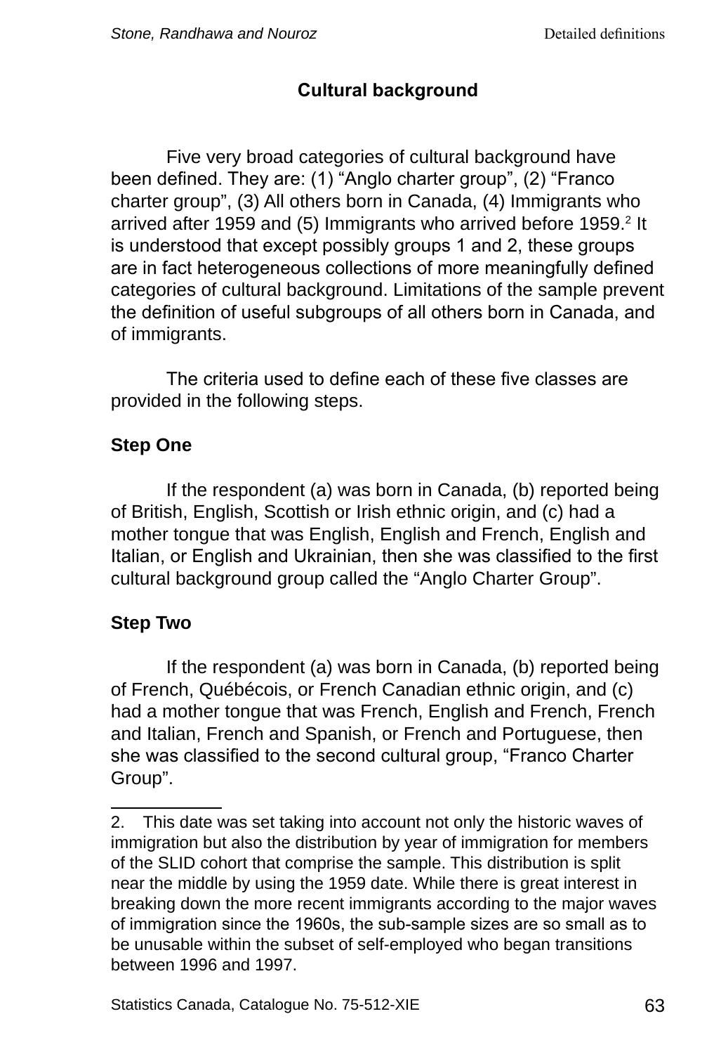## Cultural background

Five very broad categories of cultural background have been defined. They are: (1) “Anglo charter group”, (2) “Franco charter group”, (3) All others born in Canada, (4) Immigrants who arrived after 1959 and (5) Immigrants who arrived before 1959.[2] It is understood that except possibly groups 1 and 2, these groups are in fact heterogeneous collections of more meaningfully defined categories of cultural background. Limitations of the sample prevent the definition of useful subgroups of all others born in Canada, and of immigrants.

The criteria used to define each of these five classes are provided in the following steps.

### Step One

If the respondent (a) was born in Canada, (b) reported being of British, English, Scottish or Irish ethnic origin, and (c) had a mother tongue that was English, English and French, English and Italian, or English and Ukrainian, then she was classified to the first cultural background group called the “Anglo Charter Group”.

### Step Two

If the respondent (a) was born in Canada, (b) reported being of French, Québécois, or French Canadian ethnic origin, and (c) had a mother tongue that was French, English and French, French and Italian, French and Spanish, or French and Portuguese, then she was classified to the second cultural group, “Franco Charter Group”.

---

2. This date was set taking into account not only the historic waves of immigration but also the distribution by year of immigration for members of the SLID cohort that comprise the sample. This distribution is split near the middle by using the 1959 date. While there is great interest in breaking down the more recent immigrants according to the major waves of immigration since the 1960s, the sub-sample sizes are so small as to be unusable within the subset of self-employed who began transitions between 1996 and 1997.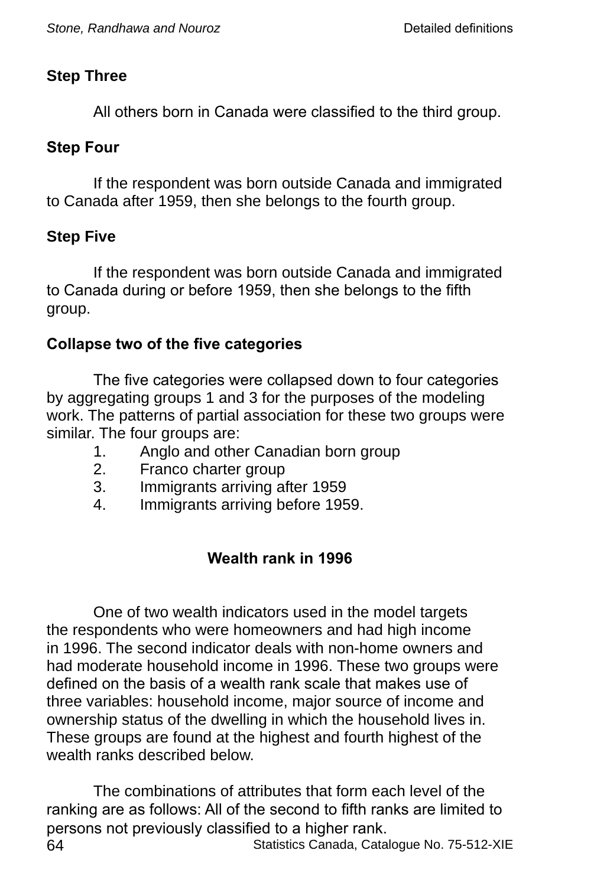**Step Three**

All others born in Canada were classified to the third group.

**Step Four**

If the respondent was born outside Canada and immigrated to Canada after 1959, then she belongs to the fourth group.

**Step Five**

If the respondent was born outside Canada and immigrated to Canada during or before 1959, then she belongs to the fifth group.

**Collapse two of the five categories**

The five categories were collapsed down to four categories by aggregating groups 1 and 3 for the purposes of the modeling work. The patterns of partial association for these two groups were similar. The four groups are:

1. Anglo and other Canadian born group
2. Franco charter group
3. Immigrants arriving after 1959
4. Immigrants arriving before 1959.

## Wealth rank in 1996

One of two wealth indicators used in the model targets the respondents who were homeowners and had high income in 1996. The second indicator deals with non-home owners and had moderate household income in 1996. These two groups were defined on the basis of a wealth rank scale that makes use of three variables: household income, major source of income and ownership status of the dwelling in which the household lives in. These groups are found at the highest and fourth highest of the wealth ranks described below.

The combinations of attributes that form each level of the ranking are as follows: All of the second to fifth ranks are limited to persons not previously classified to a higher rank.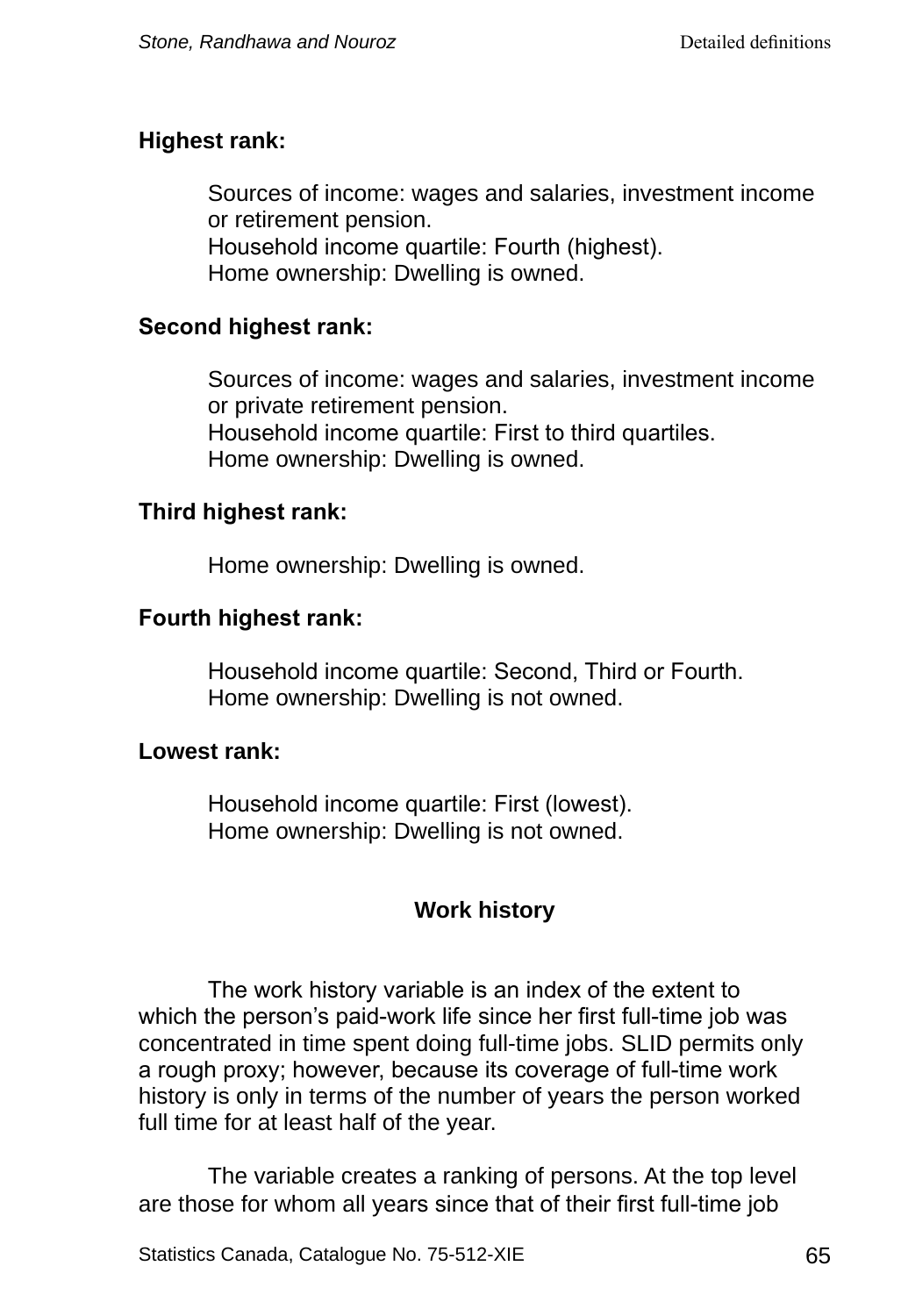**Highest rank:**

Sources of income: wages and salaries, investment income or retirement pension.
Household income quartile: Fourth (highest).
Home ownership: Dwelling is owned.

**Second highest rank:**

Sources of income: wages and salaries, investment income or private retirement pension.
Household income quartile: First to third quartiles.
Home ownership: Dwelling is owned.

**Third highest rank:**

Home ownership: Dwelling is owned.

**Fourth highest rank:**

Household income quartile: Second, Third or Fourth.
Home ownership: Dwelling is not owned.

**Lowest rank:**

Household income quartile: First (lowest).
Home ownership: Dwelling is not owned.

## Work history

The work history variable is an index of the extent to which the person's paid-work life since her first full-time job was concentrated in time spent doing full-time jobs. SLID permits only a rough proxy; however, because its coverage of full-time work history is only in terms of the number of years the person worked full time for at least half of the year.

The variable creates a ranking of persons. At the top level are those for whom all years since that of their first full-time job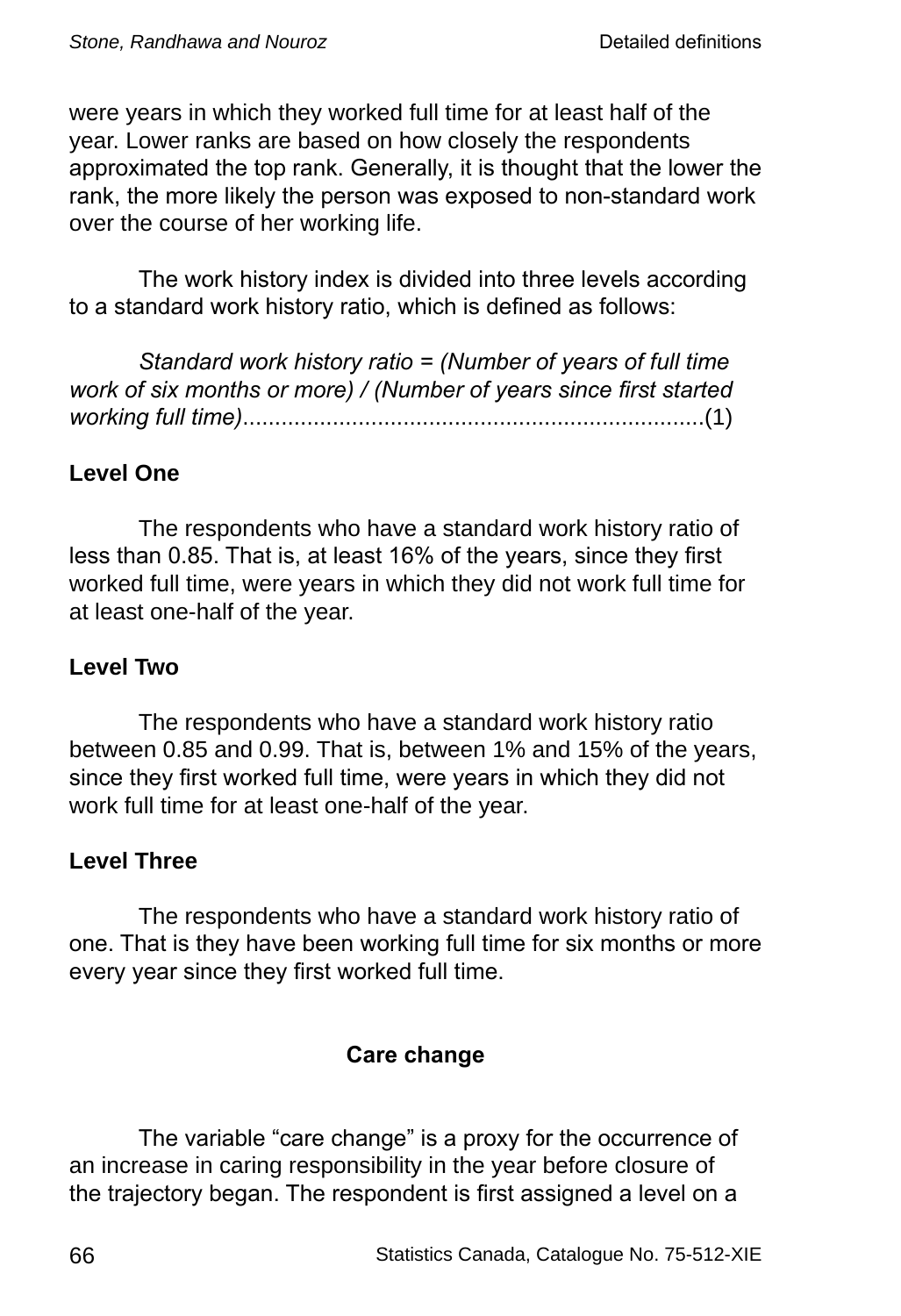were years in which they worked full time for at least half of the year. Lower ranks are based on how closely the respondents approximated the top rank. Generally, it is thought that the lower the rank, the more likely the person was exposed to non-standard work over the course of her working life.

The work history index is divided into three levels according to a standard work history ratio, which is defined as follows:

*Standard work history ratio = (Number of years of full time work of six months or more) / (Number of years since first started working full time)*........................................................................(1)

**Level One**

The respondents who have a standard work history ratio of less than 0.85. That is, at least 16% of the years, since they first worked full time, were years in which they did not work full time for at least one-half of the year.

**Level Two**

The respondents who have a standard work history ratio between 0.85 and 0.99. That is, between 1% and 15% of the years, since they first worked full time, were years in which they did not work full time for at least one-half of the year.

**Level Three**

The respondents who have a standard work history ratio of one. That is they have been working full time for six months or more every year since they first worked full time.

## Care change

The variable "care change" is a proxy for the occurrence of an increase in caring responsibility in the year before closure of the trajectory began. The respondent is first assigned a level on a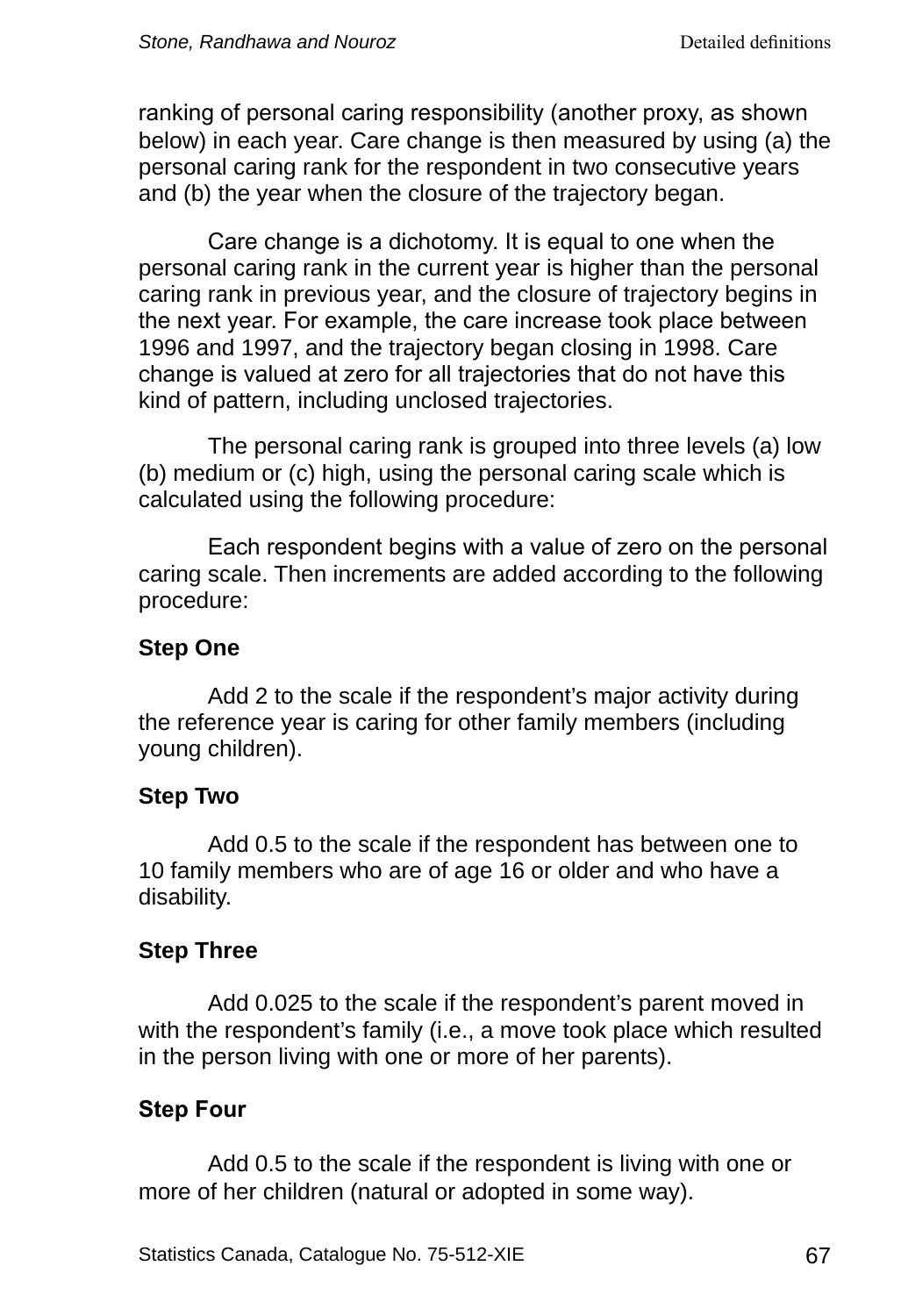ranking of personal caring responsibility (another proxy, as shown below) in each year. Care change is then measured by using (a) the personal caring rank for the respondent in two consecutive years and (b) the year when the closure of the trajectory began.

Care change is a dichotomy. It is equal to one when the personal caring rank in the current year is higher than the personal caring rank in previous year, and the closure of trajectory begins in the next year. For example, the care increase took place between 1996 and 1997, and the trajectory began closing in 1998. Care change is valued at zero for all trajectories that do not have this kind of pattern, including unclosed trajectories.

The personal caring rank is grouped into three levels (a) low (b) medium or (c) high, using the personal caring scale which is calculated using the following procedure:

Each respondent begins with a value of zero on the personal caring scale. Then increments are added according to the following procedure:

**Step One**

Add 2 to the scale if the respondent's major activity during the reference year is caring for other family members (including young children).

**Step Two**

Add 0.5 to the scale if the respondent has between one to 10 family members who are of age 16 or older and who have a disability.

**Step Three**

Add 0.025 to the scale if the respondent's parent moved in with the respondent's family (i.e., a move took place which resulted in the person living with one or more of her parents).

**Step Four**

Add 0.5 to the scale if the respondent is living with one or more of her children (natural or adopted in some way).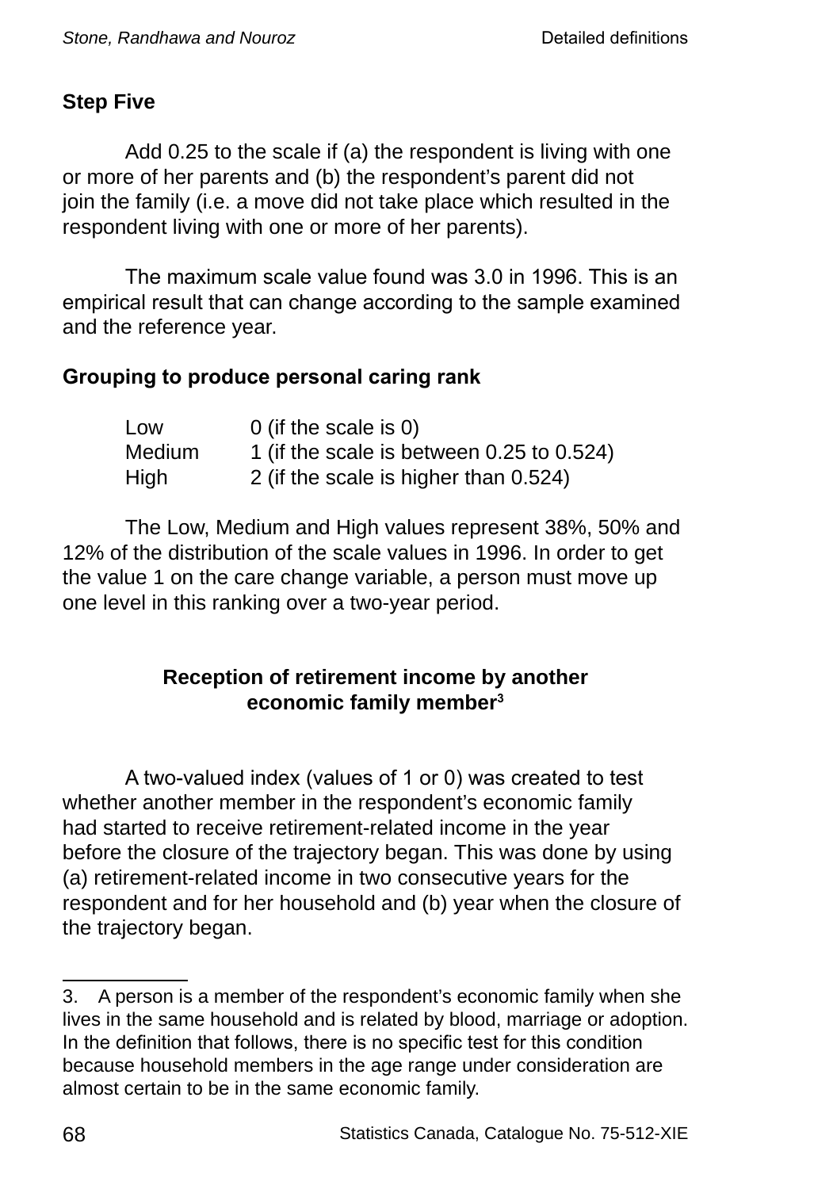**Step Five**

Add 0.25 to the scale if (a) the respondent is living with one or more of her parents and (b) the respondent's parent did not join the family (i.e. a move did not take place which resulted in the respondent living with one or more of her parents).

The maximum scale value found was 3.0 in 1996. This is an empirical result that can change according to the sample examined and the reference year.

**Grouping to produce personal caring rank**

| | |
|---|---|
| Low | 0 (if the scale is 0) |
| Medium | 1 (if the scale is between 0.25 to 0.524) |
| High | 2 (if the scale is higher than 0.524) |

The Low, Medium and High values represent 38%, 50% and 12% of the distribution of the scale values in 1996. In order to get the value 1 on the care change variable, a person must move up one level in this ranking over a two-year period.

## Reception of retirement income by another economic family member[3]

A two-valued index (values of 1 or 0) was created to test whether another member in the respondent's economic family had started to receive retirement-related income in the year before the closure of the trajectory began. This was done by using (a) retirement-related income in two consecutive years for the respondent and for her household and (b) year when the closure of the trajectory began.

---

3. A person is a member of the respondent's economic family when she lives in the same household and is related by blood, marriage or adoption. In the definition that follows, there is no specific test for this condition because household members in the age range under consideration are almost certain to be in the same economic family.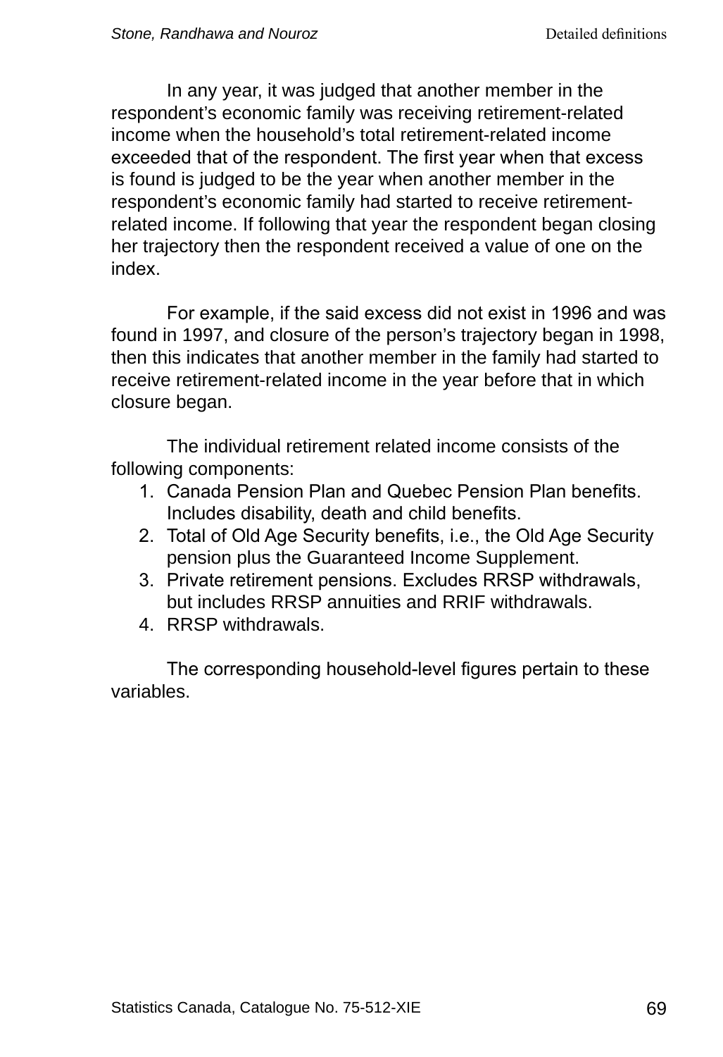In any year, it was judged that another member in the respondent's economic family was receiving retirement-related income when the household's total retirement-related income exceeded that of the respondent. The first year when that excess is found is judged to be the year when another member in the respondent's economic family had started to receive retirement-related income. If following that year the respondent began closing her trajectory then the respondent received a value of one on the index.

For example, if the said excess did not exist in 1996 and was found in 1997, and closure of the person's trajectory began in 1998, then this indicates that another member in the family had started to receive retirement-related income in the year before that in which closure began.

The individual retirement related income consists of the following components:

1. Canada Pension Plan and Quebec Pension Plan benefits. Includes disability, death and child benefits.
2. Total of Old Age Security benefits, i.e., the Old Age Security pension plus the Guaranteed Income Supplement.
3. Private retirement pensions. Excludes RRSP withdrawals, but includes RRSP annuities and RRIF withdrawals.
4. RRSP withdrawals.

The corresponding household-level figures pertain to these variables.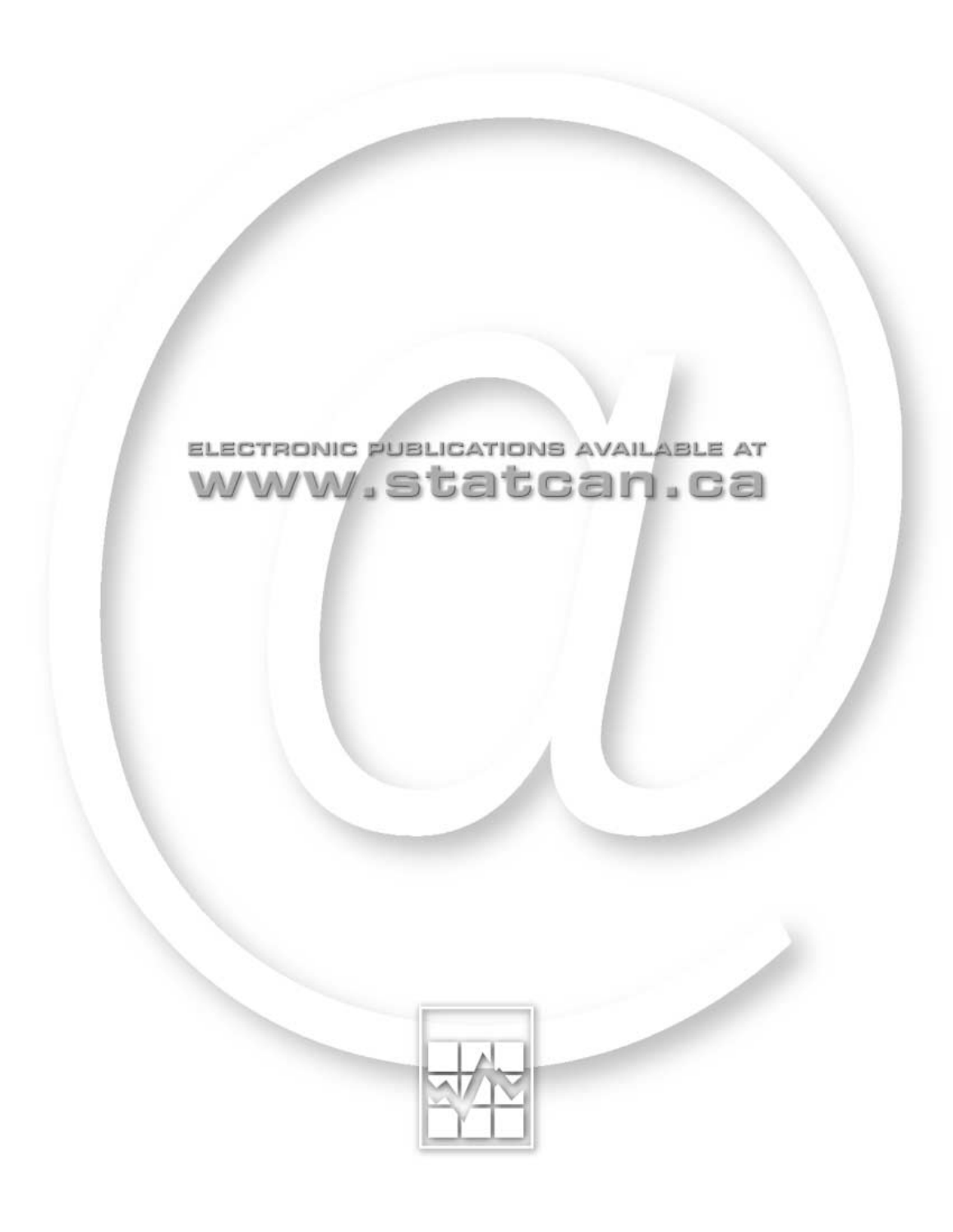ELECTRONIC PUBLICATIONS AVAILABLE AT

www.statcan.ca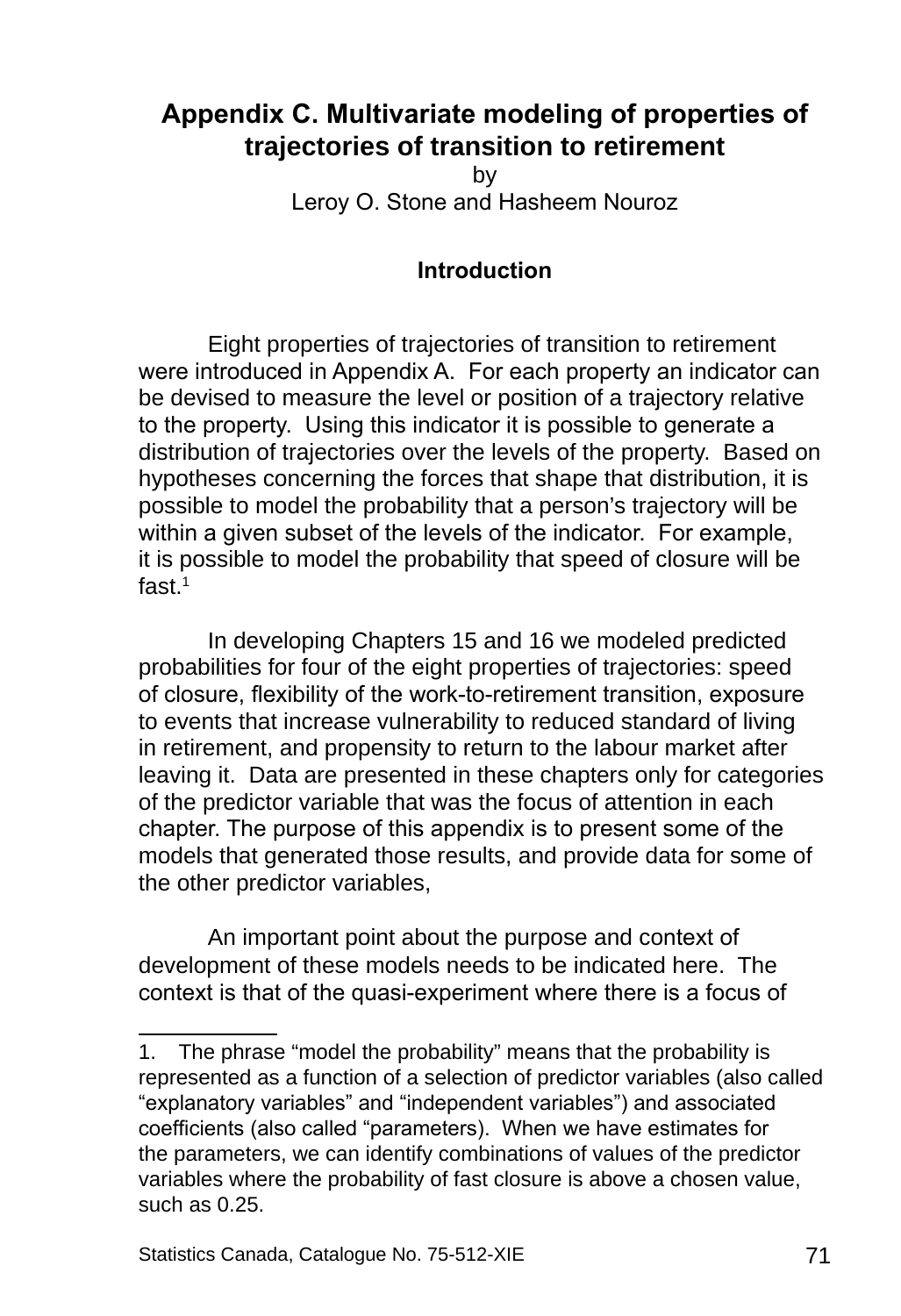# Appendix C. Multivariate modeling of properties of trajectories of transition to retirement

by

Leroy O. Stone and Hasheem Nouroz

## Introduction

Eight properties of trajectories of transition to retirement were introduced in Appendix A. For each property an indicator can be devised to measure the level or position of a trajectory relative to the property. Using this indicator it is possible to generate a distribution of trajectories over the levels of the property. Based on hypotheses concerning the forces that shape that distribution, it is possible to model the probability that a person's trajectory will be within a given subset of the levels of the indicator. For example, it is possible to model the probability that speed of closure will be fast.[1]

In developing Chapters 15 and 16 we modeled predicted probabilities for four of the eight properties of trajectories: speed of closure, flexibility of the work-to-retirement transition, exposure to events that increase vulnerability to reduced standard of living in retirement, and propensity to return to the labour market after leaving it. Data are presented in these chapters only for categories of the predictor variable that was the focus of attention in each chapter. The purpose of this appendix is to present some of the models that generated those results, and provide data for some of the other predictor variables,

An important point about the purpose and context of development of these models needs to be indicated here. The context is that of the quasi-experiment where there is a focus of

---

1. The phrase "model the probability" means that the probability is represented as a function of a selection of predictor variables (also called "explanatory variables" and "independent variables") and associated coefficients (also called "parameters). When we have estimates for the parameters, we can identify combinations of values of the predictor variables where the probability of fast closure is above a chosen value, such as 0.25.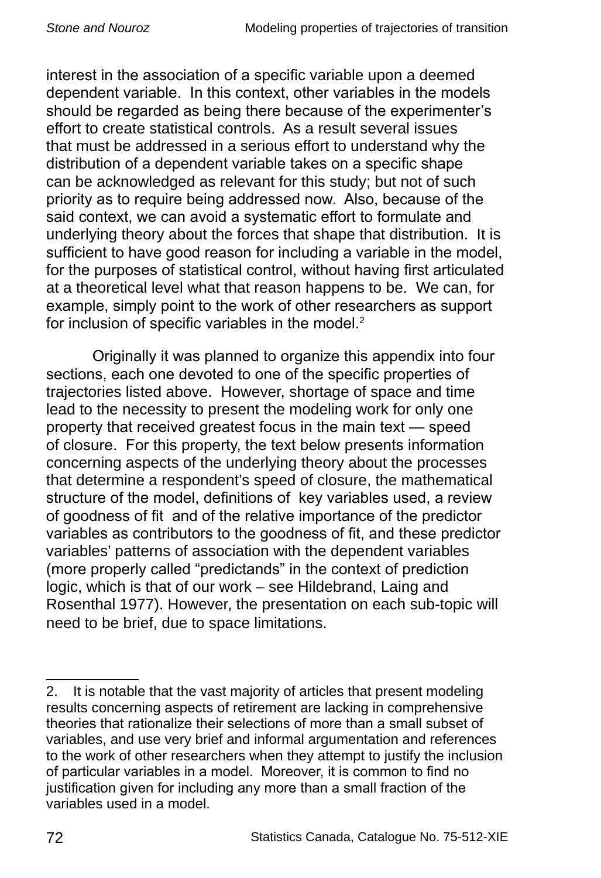interest in the association of a specific variable upon a deemed dependent variable. In this context, other variables in the models should be regarded as being there because of the experimenter's effort to create statistical controls. As a result several issues that must be addressed in a serious effort to understand why the distribution of a dependent variable takes on a specific shape can be acknowledged as relevant for this study; but not of such priority as to require being addressed now. Also, because of the said context, we can avoid a systematic effort to formulate and underlying theory about the forces that shape that distribution. It is sufficient to have good reason for including a variable in the model, for the purposes of statistical control, without having first articulated at a theoretical level what that reason happens to be. We can, for example, simply point to the work of other researchers as support for inclusion of specific variables in the model.[2]

Originally it was planned to organize this appendix into four sections, each one devoted to one of the specific properties of trajectories listed above. However, shortage of space and time lead to the necessity to present the modeling work for only one property that received greatest focus in the main text — speed of closure. For this property, the text below presents information concerning aspects of the underlying theory about the processes that determine a respondent's speed of closure, the mathematical structure of the model, definitions of key variables used, a review of goodness of fit and of the relative importance of the predictor variables as contributors to the goodness of fit, and these predictor variables' patterns of association with the dependent variables (more properly called "predictands" in the context of prediction logic, which is that of our work – see Hildebrand, Laing and Rosenthal 1977). However, the presentation on each sub-topic will need to be brief, due to space limitations.

---

2. It is notable that the vast majority of articles that present modeling results concerning aspects of retirement are lacking in comprehensive theories that rationalize their selections of more than a small subset of variables, and use very brief and informal argumentation and references to the work of other researchers when they attempt to justify the inclusion of particular variables in a model. Moreover, it is common to find no justification given for including any more than a small fraction of the variables used in a model.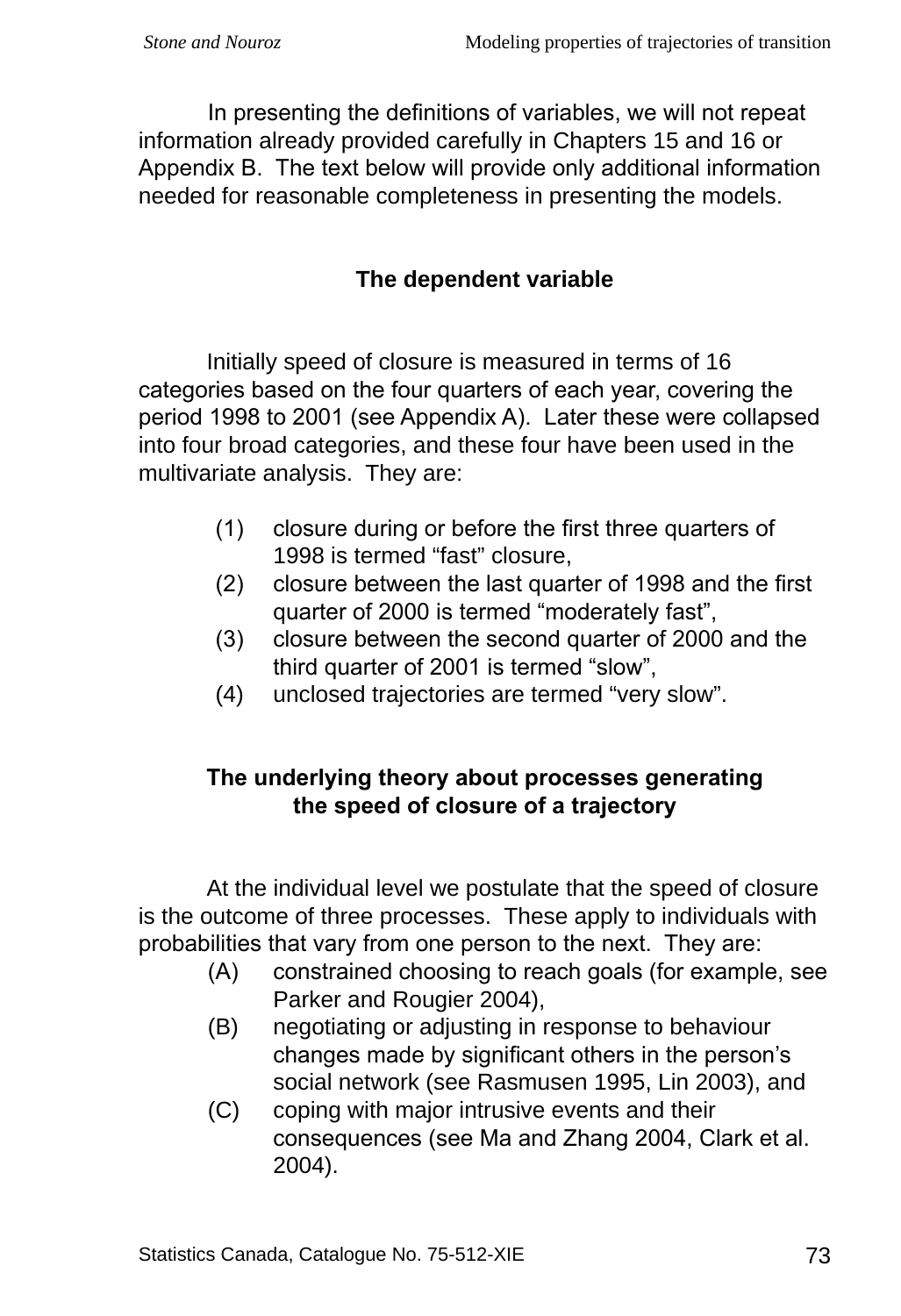In presenting the definitions of variables, we will not repeat information already provided carefully in Chapters 15 and 16 or Appendix B. The text below will provide only additional information needed for reasonable completeness in presenting the models.

## The dependent variable

Initially speed of closure is measured in terms of 16 categories based on the four quarters of each year, covering the period 1998 to 2001 (see Appendix A). Later these were collapsed into four broad categories, and these four have been used in the multivariate analysis. They are:

(1) closure during or before the first three quarters of 1998 is termed “fast” closure,
(2) closure between the last quarter of 1998 and the first quarter of 2000 is termed “moderately fast”,
(3) closure between the second quarter of 2000 and the third quarter of 2001 is termed “slow”,
(4) unclosed trajectories are termed “very slow”.

## The underlying theory about processes generating the speed of closure of a trajectory

At the individual level we postulate that the speed of closure is the outcome of three processes. These apply to individuals with probabilities that vary from one person to the next. They are:

(A) constrained choosing to reach goals (for example, see Parker and Rougier 2004),
(B) negotiating or adjusting in response to behaviour changes made by significant others in the person’s social network (see Rasmusen 1995, Lin 2003), and
(C) coping with major intrusive events and their consequences (see Ma and Zhang 2004, Clark et al. 2004).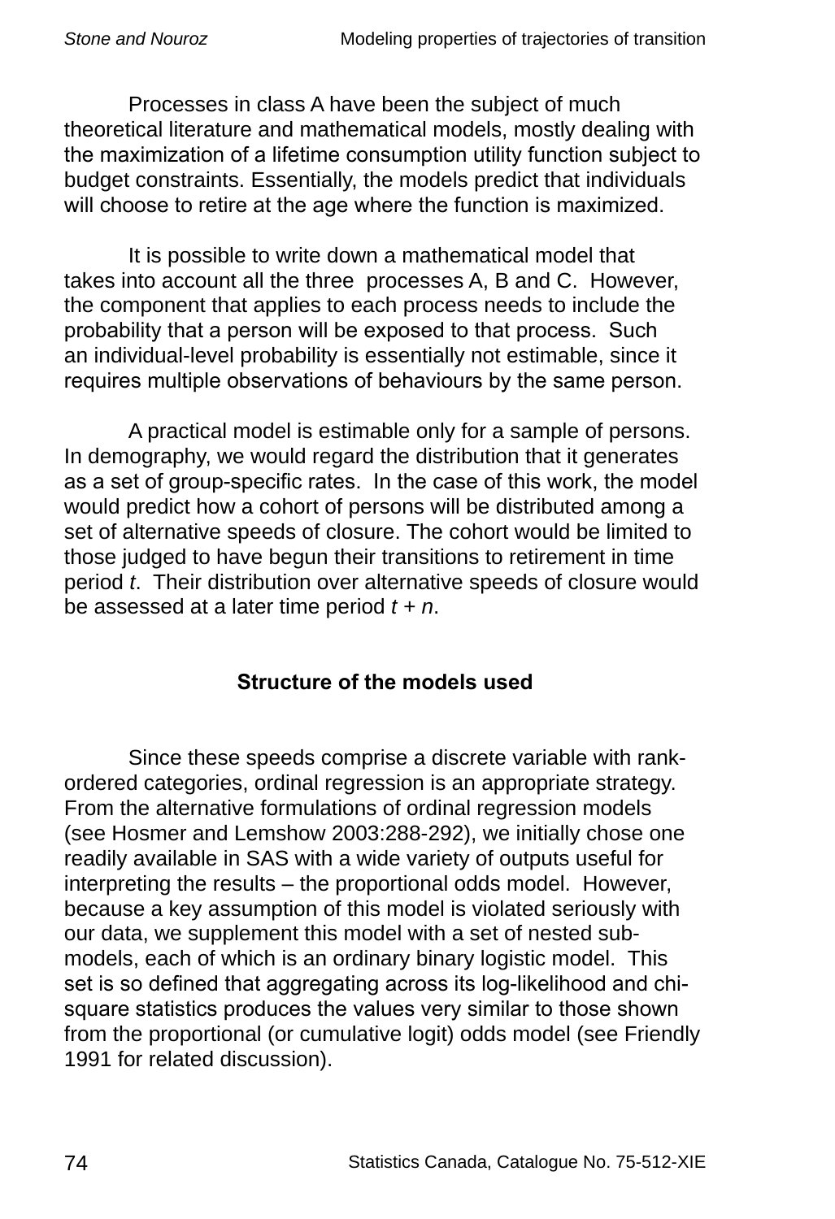Processes in class A have been the subject of much theoretical literature and mathematical models, mostly dealing with the maximization of a lifetime consumption utility function subject to budget constraints. Essentially, the models predict that individuals will choose to retire at the age where the function is maximized.

It is possible to write down a mathematical model that takes into account all the three processes A, B and C. However, the component that applies to each process needs to include the probability that a person will be exposed to that process. Such an individual-level probability is essentially not estimable, since it requires multiple observations of behaviours by the same person.

A practical model is estimable only for a sample of persons. In demography, we would regard the distribution that it generates as a set of group-specific rates. In the case of this work, the model would predict how a cohort of persons will be distributed among a set of alternative speeds of closure. The cohort would be limited to those judged to have begun their transitions to retirement in time period *t*. Their distribution over alternative speeds of closure would be assessed at a later time period *t + n*.

## Structure of the models used

Since these speeds comprise a discrete variable with rank-ordered categories, ordinal regression is an appropriate strategy. From the alternative formulations of ordinal regression models (see Hosmer and Lemshow 2003:288-292), we initially chose one readily available in SAS with a wide variety of outputs useful for interpreting the results – the proportional odds model. However, because a key assumption of this model is violated seriously with our data, we supplement this model with a set of nested sub-models, each of which is an ordinary binary logistic model. This set is so defined that aggregating across its log-likelihood and chi-square statistics produces the values very similar to those shown from the proportional (or cumulative logit) odds model (see Friendly 1991 for related discussion).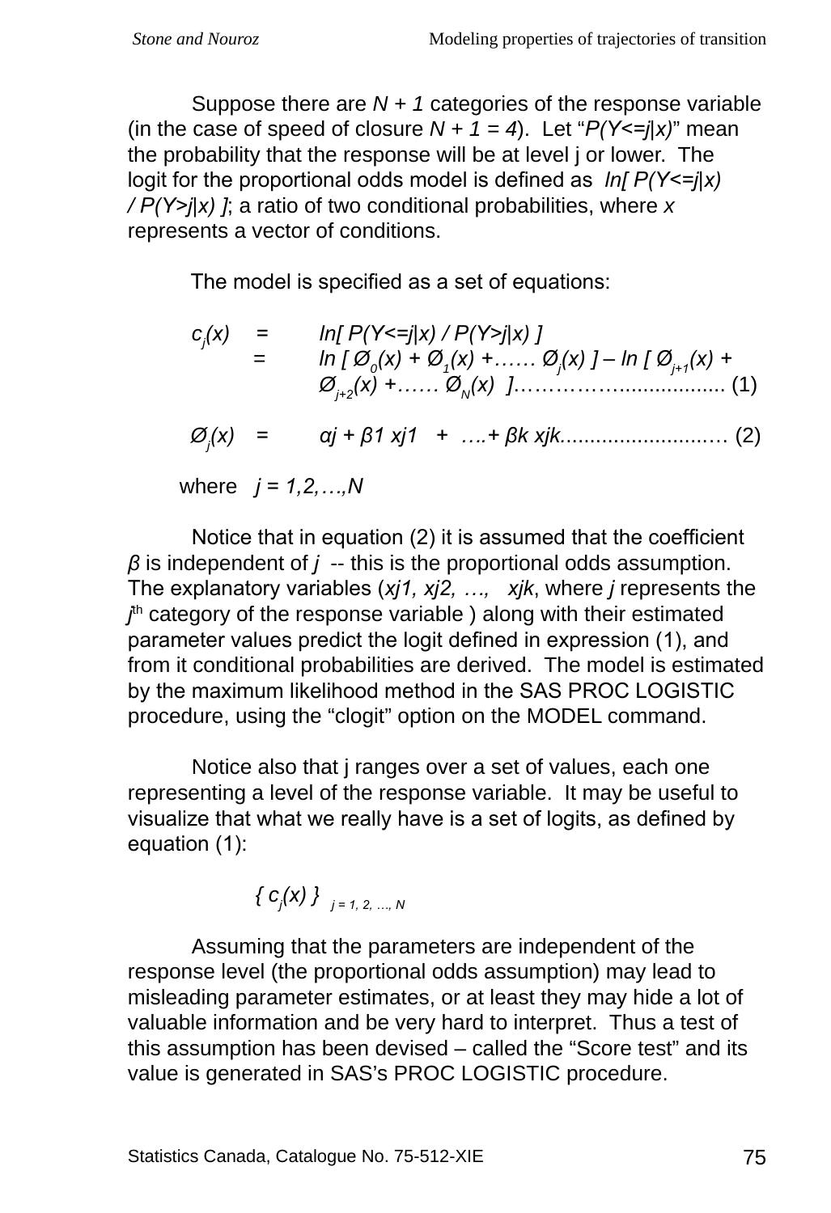Suppose there are $N + 1$ categories of the response variable (in the case of speed of closure $N + 1 = 4$). Let "$P(Y<=j|x)$" mean the probability that the response will be at level j or lower. The logit for the proportional odds model is defined as $\ln[\, P(Y<=j|x) / P(Y>j|x)\, ]$; a ratio of two conditional probabilities, where $x$ represents a vector of conditions.

The model is specified as a set of equations:

$$
\begin{aligned}
c_j(x) &= \ln[\, P(Y<=j|x) / P(Y>j|x)\, ] \\
&= \ln [\, Ø_0(x) + Ø_1(x) + \ldots\ Ø_j(x)\, ] - \ln [\, Ø_{j+1}(x) + Ø_{j+2}(x) + \ldots\ Ø_N(x)\, ] \qquad (1)
\end{aligned}
$$

$$
Ø_j(x) = \alpha j + \beta 1\, xj1 + \ldots + \beta k\, xjk \qquad (2)
$$

where $j = 1,2,\ldots,N$

Notice that in equation (2) it is assumed that the coefficient $\beta$ is independent of $j$ -- this is the proportional odds assumption. The explanatory variables ($xj1, xj2, \ldots, xjk$, where $j$ represents the $j^{th}$ category of the response variable ) along with their estimated parameter values predict the logit defined in expression (1), and from it conditional probabilities are derived. The model is estimated by the maximum likelihood method in the SAS PROC LOGISTIC procedure, using the "clogit" option on the MODEL command.

Notice also that j ranges over a set of values, each one representing a level of the response variable. It may be useful to visualize that what we really have is a set of logits, as defined by equation (1):

$$
\{\, c_j(x)\, \}_{\, j = 1, 2, \ldots, N}
$$

Assuming that the parameters are independent of the response level (the proportional odds assumption) may lead to misleading parameter estimates, or at least they may hide a lot of valuable information and be very hard to interpret. Thus a test of this assumption has been devised – called the "Score test" and its value is generated in SAS's PROC LOGISTIC procedure.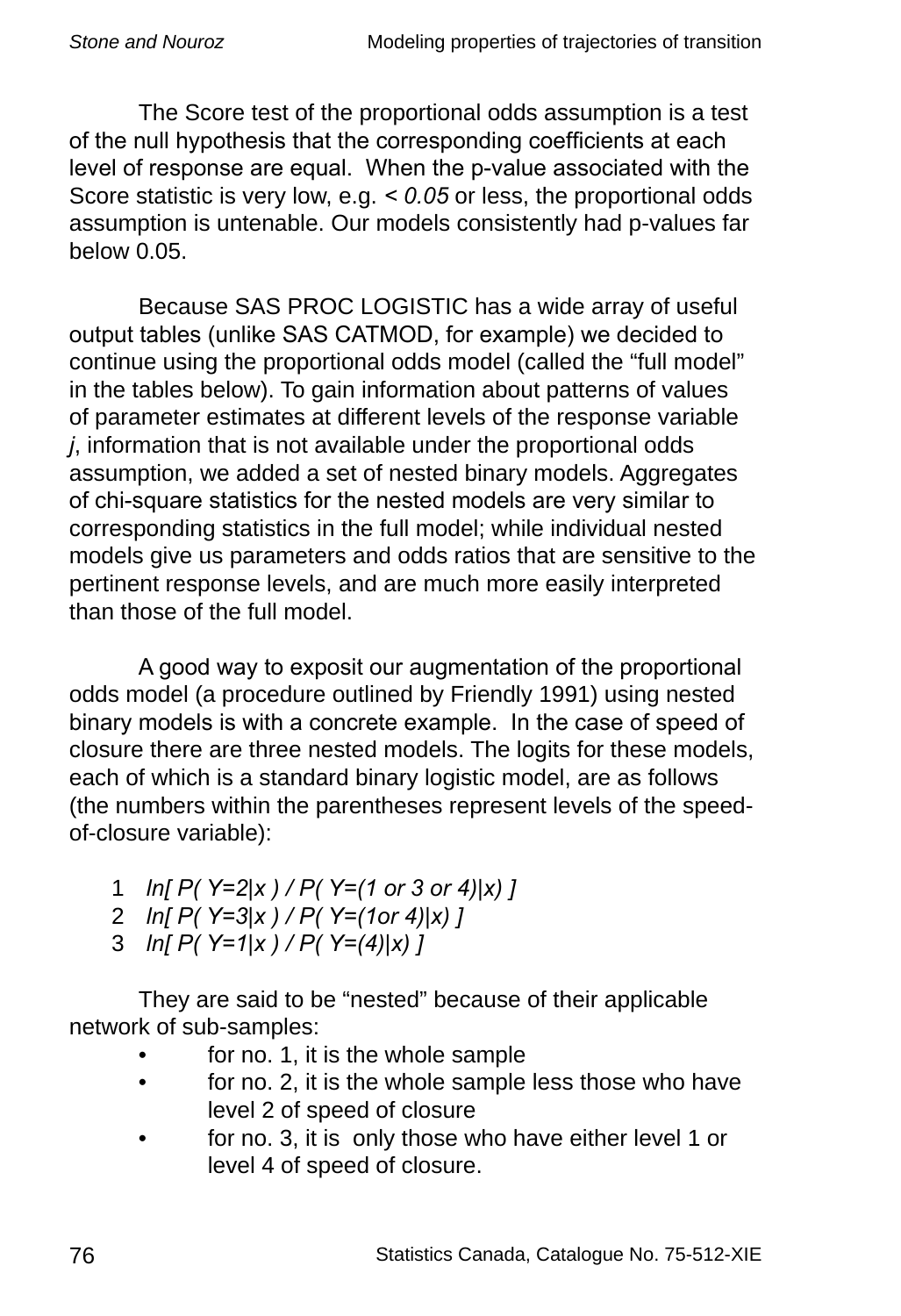The Score test of the proportional odds assumption is a test of the null hypothesis that the corresponding coefficients at each level of response are equal. When the p-value associated with the Score statistic is very low, e.g. < *0.05* or less, the proportional odds assumption is untenable. Our models consistently had p-values far below 0.05.

Because SAS PROC LOGISTIC has a wide array of useful output tables (unlike SAS CATMOD, for example) we decided to continue using the proportional odds model (called the "full model" in the tables below). To gain information about patterns of values of parameter estimates at different levels of the response variable *j*, information that is not available under the proportional odds assumption, we added a set of nested binary models. Aggregates of chi-square statistics for the nested models are very similar to corresponding statistics in the full model; while individual nested models give us parameters and odds ratios that are sensitive to the pertinent response levels, and are much more easily interpreted than those of the full model.

A good way to exposit our augmentation of the proportional odds model (a procedure outlined by Friendly 1991) using nested binary models is with a concrete example. In the case of speed of closure there are three nested models. The logits for these models, each of which is a standard binary logistic model, are as follows (the numbers within the parentheses represent levels of the speed-of-closure variable):

1 $\ln[\, P(\, Y=2|x\,) \,/\, P(\, Y=(1 \text{ or } 3 \text{ or } 4)|x) \,]$
2 $\ln[\, P(\, Y=3|x\,) \,/\, P(\, Y=(1\text{or } 4)|x) \,]$
3 $\ln[\, P(\, Y=1|x\,) \,/\, P(\, Y=(4)|x) \,]$

They are said to be "nested" because of their applicable network of sub-samples:

- for no. 1, it is the whole sample
- for no. 2, it is the whole sample less those who have level 2 of speed of closure
- for no. 3, it is only those who have either level 1 or level 4 of speed of closure.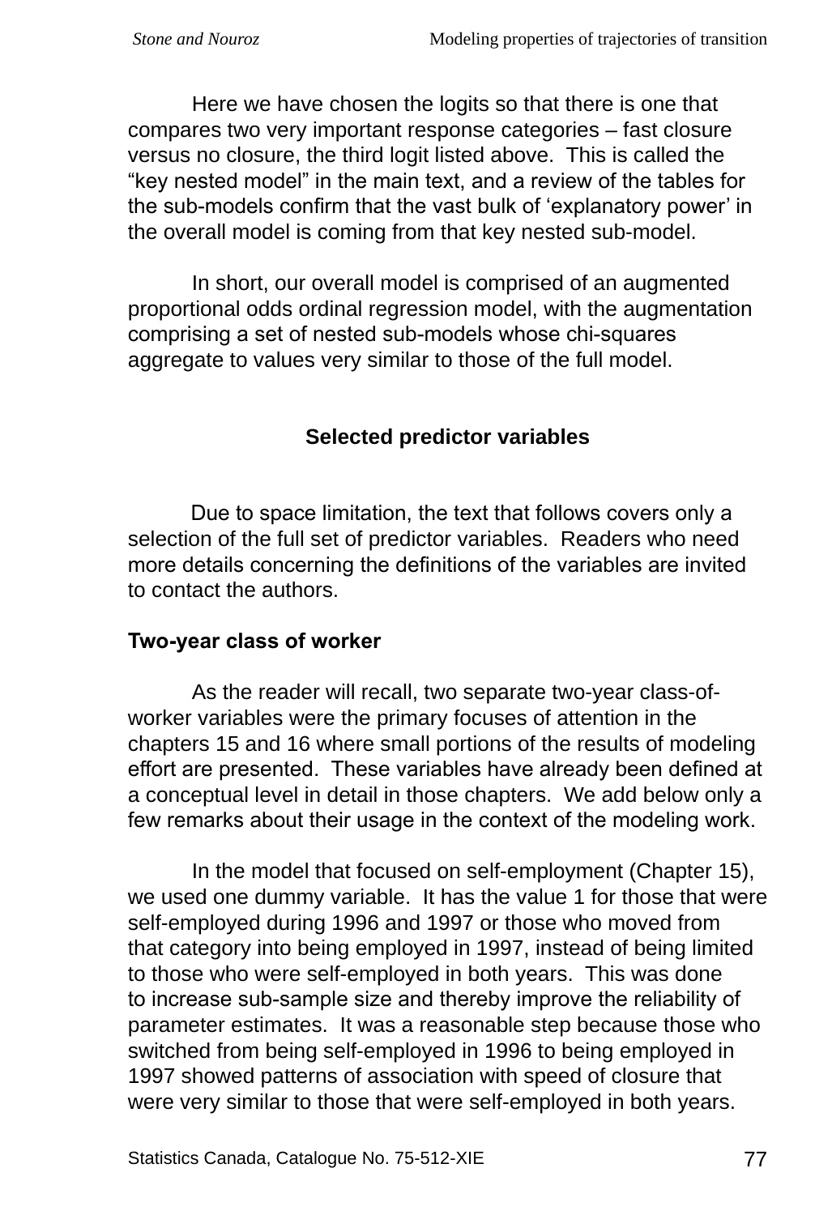Here we have chosen the logits so that there is one that compares two very important response categories – fast closure versus no closure, the third logit listed above. This is called the "key nested model" in the main text, and a review of the tables for the sub-models confirm that the vast bulk of 'explanatory power' in the overall model is coming from that key nested sub-model.

In short, our overall model is comprised of an augmented proportional odds ordinal regression model, with the augmentation comprising a set of nested sub-models whose chi-squares aggregate to values very similar to those of the full model.

## Selected predictor variables

Due to space limitation, the text that follows covers only a selection of the full set of predictor variables. Readers who need more details concerning the definitions of the variables are invited to contact the authors.

### Two-year class of worker

As the reader will recall, two separate two-year class-of-worker variables were the primary focuses of attention in the chapters 15 and 16 where small portions of the results of modeling effort are presented. These variables have already been defined at a conceptual level in detail in those chapters. We add below only a few remarks about their usage in the context of the modeling work.

In the model that focused on self-employment (Chapter 15), we used one dummy variable. It has the value 1 for those that were self-employed during 1996 and 1997 or those who moved from that category into being employed in 1997, instead of being limited to those who were self-employed in both years. This was done to increase sub-sample size and thereby improve the reliability of parameter estimates. It was a reasonable step because those who switched from being self-employed in 1996 to being employed in 1997 showed patterns of association with speed of closure that were very similar to those that were self-employed in both years.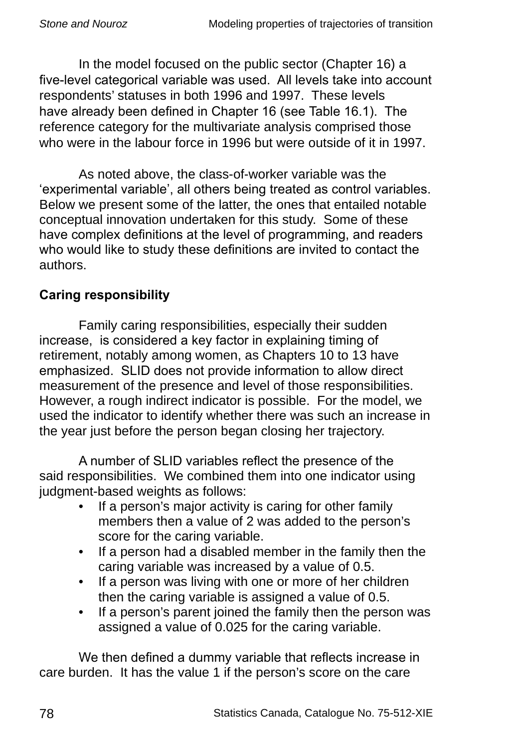In the model focused on the public sector (Chapter 16) a five-level categorical variable was used. All levels take into account respondents' statuses in both 1996 and 1997. These levels have already been defined in Chapter 16 (see Table 16.1). The reference category for the multivariate analysis comprised those who were in the labour force in 1996 but were outside of it in 1997.

As noted above, the class-of-worker variable was the 'experimental variable', all others being treated as control variables. Below we present some of the latter, the ones that entailed notable conceptual innovation undertaken for this study. Some of these have complex definitions at the level of programming, and readers who would like to study these definitions are invited to contact the authors.

### Caring responsibility

Family caring responsibilities, especially their sudden increase, is considered a key factor in explaining timing of retirement, notably among women, as Chapters 10 to 13 have emphasized. SLID does not provide information to allow direct measurement of the presence and level of those responsibilities. However, a rough indirect indicator is possible. For the model, we used the indicator to identify whether there was such an increase in the year just before the person began closing her trajectory.

A number of SLID variables reflect the presence of the said responsibilities. We combined them into one indicator using judgment-based weights as follows:

- If a person's major activity is caring for other family members then a value of 2 was added to the person's score for the caring variable.
- If a person had a disabled member in the family then the caring variable was increased by a value of 0.5.
- If a person was living with one or more of her children then the caring variable is assigned a value of 0.5.
- If a person's parent joined the family then the person was assigned a value of 0.025 for the caring variable.

We then defined a dummy variable that reflects increase in care burden. It has the value 1 if the person's score on the care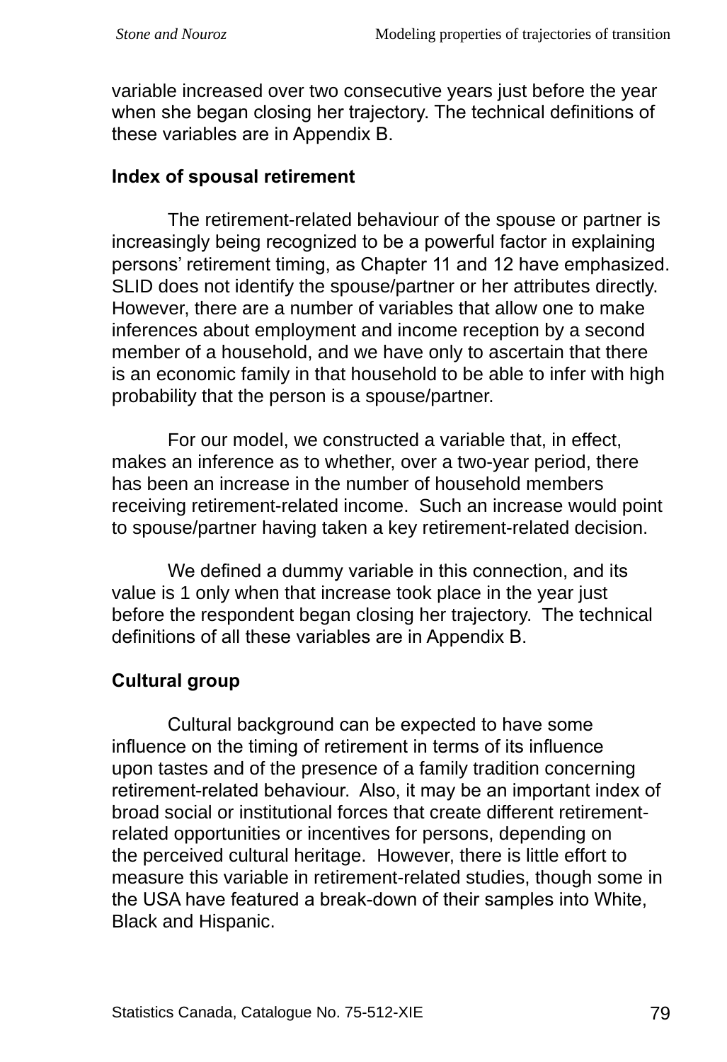variable increased over two consecutive years just before the year when she began closing her trajectory. The technical definitions of these variables are in Appendix B.

### Index of spousal retirement

The retirement-related behaviour of the spouse or partner is increasingly being recognized to be a powerful factor in explaining persons' retirement timing, as Chapter 11 and 12 have emphasized. SLID does not identify the spouse/partner or her attributes directly. However, there are a number of variables that allow one to make inferences about employment and income reception by a second member of a household, and we have only to ascertain that there is an economic family in that household to be able to infer with high probability that the person is a spouse/partner.

For our model, we constructed a variable that, in effect, makes an inference as to whether, over a two-year period, there has been an increase in the number of household members receiving retirement-related income. Such an increase would point to spouse/partner having taken a key retirement-related decision.

We defined a dummy variable in this connection, and its value is 1 only when that increase took place in the year just before the respondent began closing her trajectory. The technical definitions of all these variables are in Appendix B.

### Cultural group

Cultural background can be expected to have some influence on the timing of retirement in terms of its influence upon tastes and of the presence of a family tradition concerning retirement-related behaviour. Also, it may be an important index of broad social or institutional forces that create different retirement-related opportunities or incentives for persons, depending on the perceived cultural heritage. However, there is little effort to measure this variable in retirement-related studies, though some in the USA have featured a break-down of their samples into White, Black and Hispanic.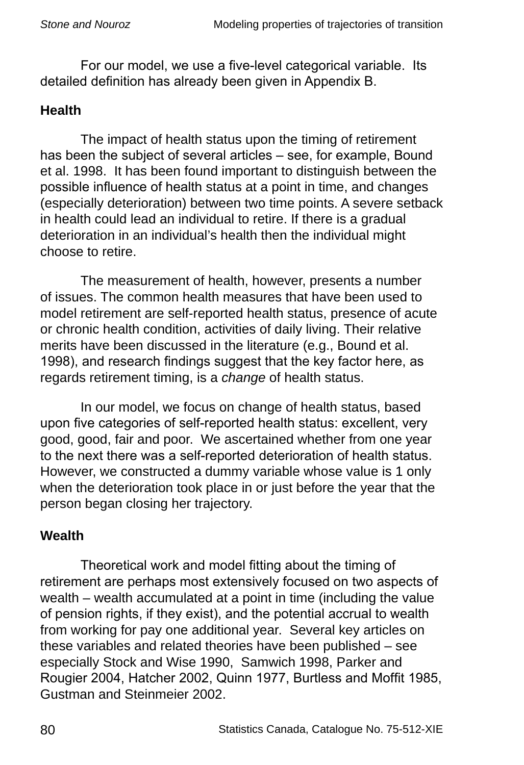For our model, we use a five-level categorical variable. Its detailed definition has already been given in Appendix B.

## Health

The impact of health status upon the timing of retirement has been the subject of several articles – see, for example, Bound et al. 1998. It has been found important to distinguish between the possible influence of health status at a point in time, and changes (especially deterioration) between two time points. A severe setback in health could lead an individual to retire. If there is a gradual deterioration in an individual's health then the individual might choose to retire.

The measurement of health, however, presents a number of issues. The common health measures that have been used to model retirement are self-reported health status, presence of acute or chronic health condition, activities of daily living. Their relative merits have been discussed in the literature (e.g., Bound et al. 1998), and research findings suggest that the key factor here, as regards retirement timing, is a *change* of health status.

In our model, we focus on change of health status, based upon five categories of self-reported health status: excellent, very good, good, fair and poor. We ascertained whether from one year to the next there was a self-reported deterioration of health status. However, we constructed a dummy variable whose value is 1 only when the deterioration took place in or just before the year that the person began closing her trajectory.

## Wealth

Theoretical work and model fitting about the timing of retirement are perhaps most extensively focused on two aspects of wealth – wealth accumulated at a point in time (including the value of pension rights, if they exist), and the potential accrual to wealth from working for pay one additional year. Several key articles on these variables and related theories have been published – see especially Stock and Wise 1990, Samwich 1998, Parker and Rougier 2004, Hatcher 2002, Quinn 1977, Burtless and Moffit 1985, Gustman and Steinmeier 2002.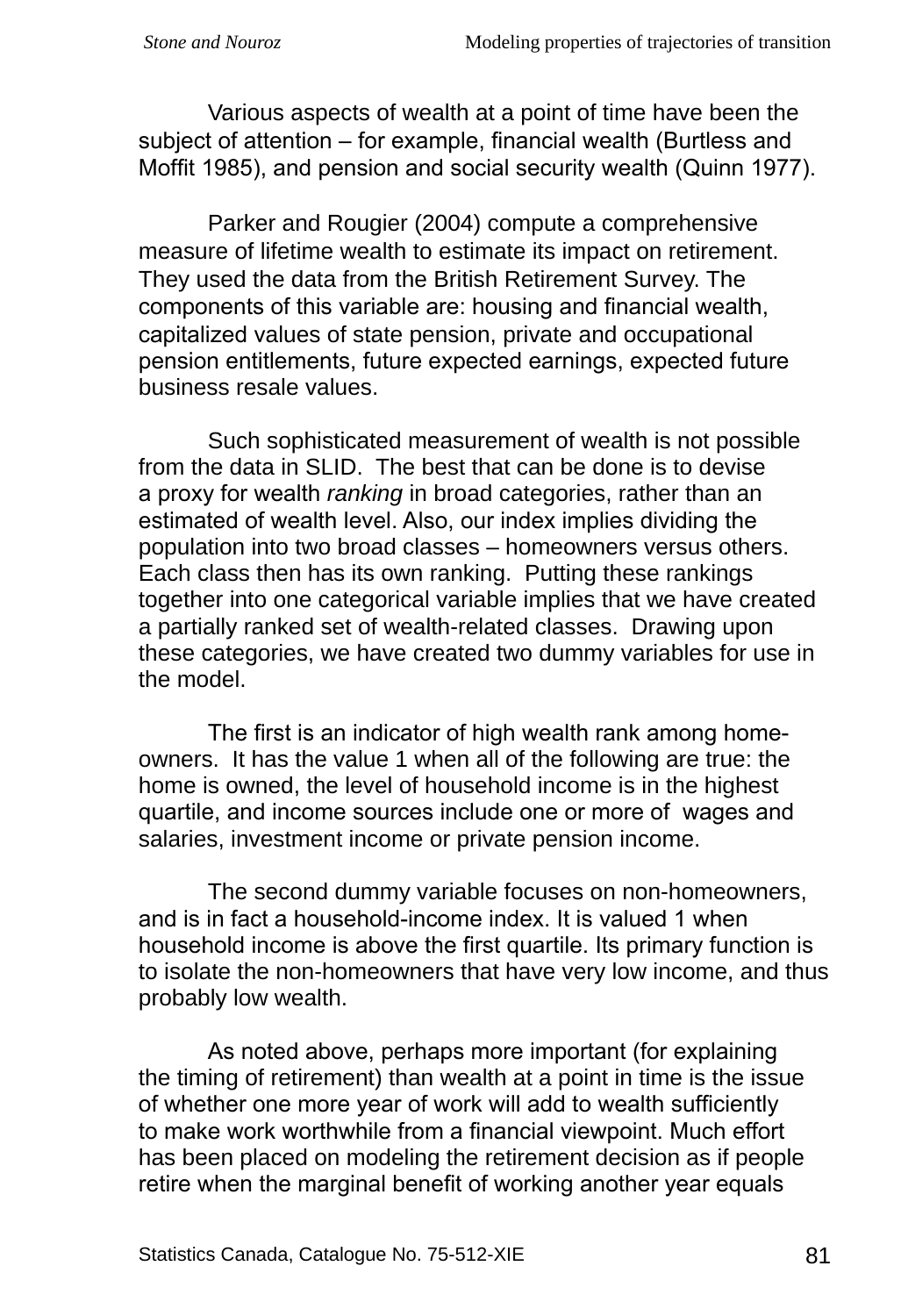Various aspects of wealth at a point of time have been the subject of attention – for example, financial wealth (Burtless and Moffit 1985), and pension and social security wealth (Quinn 1977).

Parker and Rougier (2004) compute a comprehensive measure of lifetime wealth to estimate its impact on retirement. They used the data from the British Retirement Survey. The components of this variable are: housing and financial wealth, capitalized values of state pension, private and occupational pension entitlements, future expected earnings, expected future business resale values.

Such sophisticated measurement of wealth is not possible from the data in SLID. The best that can be done is to devise a proxy for wealth *ranking* in broad categories, rather than an estimated of wealth level. Also, our index implies dividing the population into two broad classes – homeowners versus others. Each class then has its own ranking. Putting these rankings together into one categorical variable implies that we have created a partially ranked set of wealth-related classes. Drawing upon these categories, we have created two dummy variables for use in the model.

The first is an indicator of high wealth rank among home-owners. It has the value 1 when all of the following are true: the home is owned, the level of household income is in the highest quartile, and income sources include one or more of wages and salaries, investment income or private pension income.

The second dummy variable focuses on non-homeowners, and is in fact a household-income index. It is valued 1 when household income is above the first quartile. Its primary function is to isolate the non-homeowners that have very low income, and thus probably low wealth.

As noted above, perhaps more important (for explaining the timing of retirement) than wealth at a point in time is the issue of whether one more year of work will add to wealth sufficiently to make work worthwhile from a financial viewpoint. Much effort has been placed on modeling the retirement decision as if people retire when the marginal benefit of working another year equals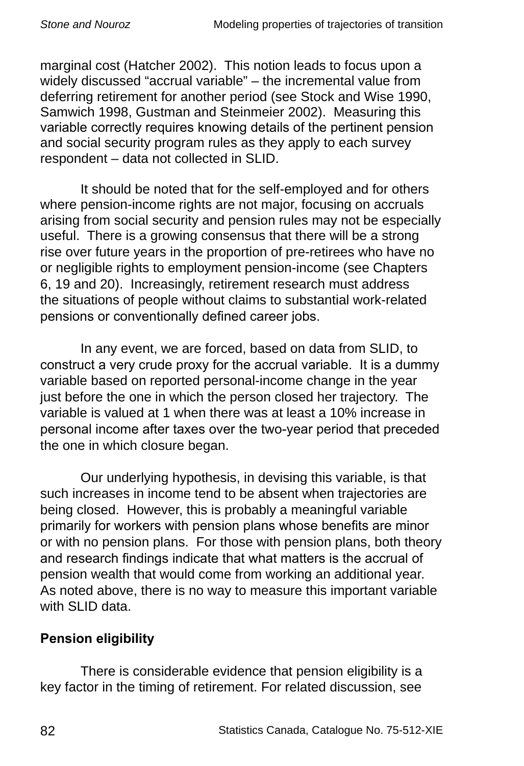marginal cost (Hatcher 2002). This notion leads to focus upon a widely discussed “accrual variable” – the incremental value from deferring retirement for another period (see Stock and Wise 1990, Samwich 1998, Gustman and Steinmeier 2002). Measuring this variable correctly requires knowing details of the pertinent pension and social security program rules as they apply to each survey respondent – data not collected in SLID.

It should be noted that for the self-employed and for others where pension-income rights are not major, focusing on accruals arising from social security and pension rules may not be especially useful. There is a growing consensus that there will be a strong rise over future years in the proportion of pre-retirees who have no or negligible rights to employment pension-income (see Chapters 6, 19 and 20). Increasingly, retirement research must address the situations of people without claims to substantial work-related pensions or conventionally defined career jobs.

In any event, we are forced, based on data from SLID, to construct a very crude proxy for the accrual variable. It is a dummy variable based on reported personal-income change in the year just before the one in which the person closed her trajectory. The variable is valued at 1 when there was at least a 10% increase in personal income after taxes over the two-year period that preceded the one in which closure began.

Our underlying hypothesis, in devising this variable, is that such increases in income tend to be absent when trajectories are being closed. However, this is probably a meaningful variable primarily for workers with pension plans whose benefits are minor or with no pension plans. For those with pension plans, both theory and research findings indicate that what matters is the accrual of pension wealth that would come from working an additional year. As noted above, there is no way to measure this important variable with SLID data.

### Pension eligibility

There is considerable evidence that pension eligibility is a key factor in the timing of retirement. For related discussion, see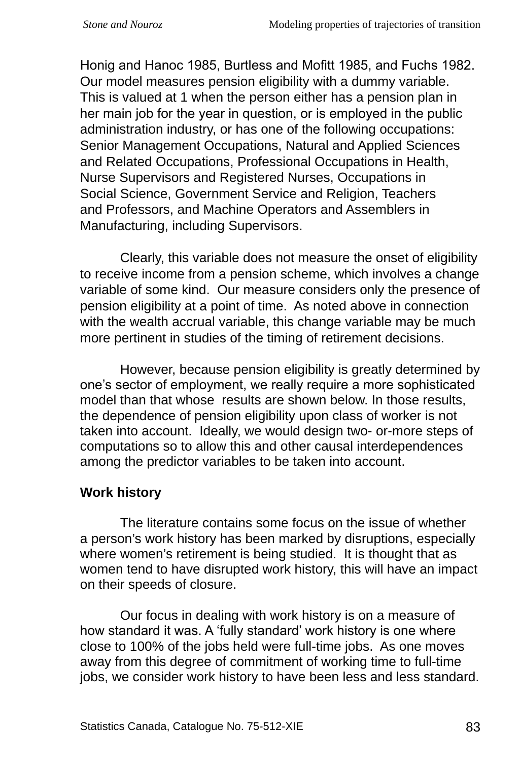Honig and Hanoc 1985, Burtless and Mofitt 1985, and Fuchs 1982. Our model measures pension eligibility with a dummy variable. This is valued at 1 when the person either has a pension plan in her main job for the year in question, or is employed in the public administration industry, or has one of the following occupations: Senior Management Occupations, Natural and Applied Sciences and Related Occupations, Professional Occupations in Health, Nurse Supervisors and Registered Nurses, Occupations in Social Science, Government Service and Religion, Teachers and Professors, and Machine Operators and Assemblers in Manufacturing, including Supervisors.

Clearly, this variable does not measure the onset of eligibility to receive income from a pension scheme, which involves a change variable of some kind. Our measure considers only the presence of pension eligibility at a point of time. As noted above in connection with the wealth accrual variable, this change variable may be much more pertinent in studies of the timing of retirement decisions.

However, because pension eligibility is greatly determined by one's sector of employment, we really require a more sophisticated model than that whose results are shown below. In those results, the dependence of pension eligibility upon class of worker is not taken into account. Ideally, we would design two- or-more steps of computations so to allow this and other causal interdependences among the predictor variables to be taken into account.

**Work history**

The literature contains some focus on the issue of whether a person's work history has been marked by disruptions, especially where women's retirement is being studied. It is thought that as women tend to have disrupted work history, this will have an impact on their speeds of closure.

Our focus in dealing with work history is on a measure of how standard it was. A 'fully standard' work history is one where close to 100% of the jobs held were full-time jobs. As one moves away from this degree of commitment of working time to full-time jobs, we consider work history to have been less and less standard.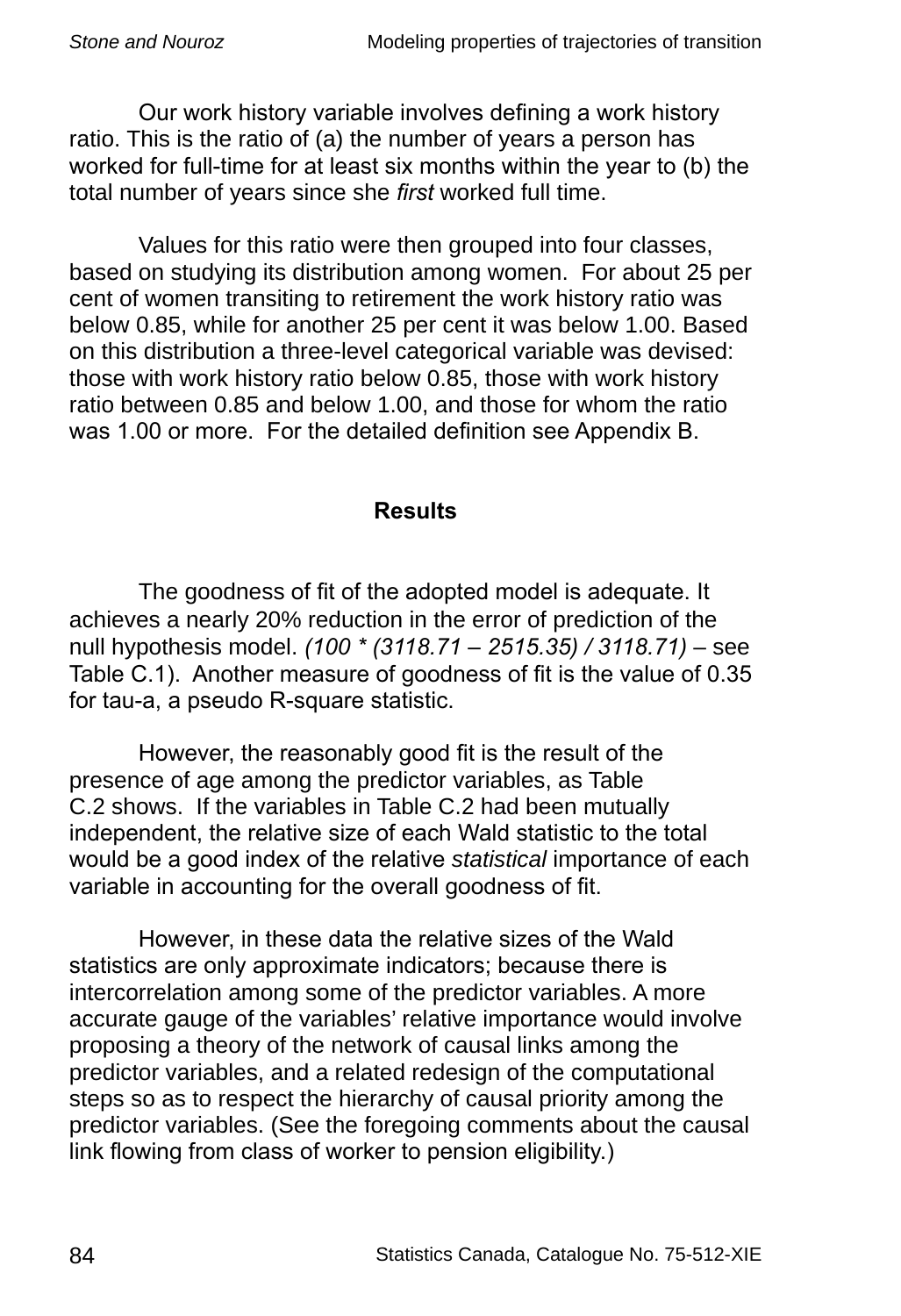Our work history variable involves defining a work history ratio. This is the ratio of (a) the number of years a person has worked for full-time for at least six months within the year to (b) the total number of years since she *first* worked full time.

Values for this ratio were then grouped into four classes, based on studying its distribution among women. For about 25 per cent of women transiting to retirement the work history ratio was below 0.85, while for another 25 per cent it was below 1.00. Based on this distribution a three-level categorical variable was devised: those with work history ratio below 0.85, those with work history ratio between 0.85 and below 1.00, and those for whom the ratio was 1.00 or more. For the detailed definition see Appendix B.

## Results

The goodness of fit of the adopted model is adequate. It achieves a nearly 20% reduction in the error of prediction of the null hypothesis model. *(100 * (3118.71 – 2515.35) / 3118.71)* – see Table C.1). Another measure of goodness of fit is the value of 0.35 for tau-a, a pseudo R-square statistic.

However, the reasonably good fit is the result of the presence of age among the predictor variables, as Table C.2 shows. If the variables in Table C.2 had been mutually independent, the relative size of each Wald statistic to the total would be a good index of the relative *statistical* importance of each variable in accounting for the overall goodness of fit.

However, in these data the relative sizes of the Wald statistics are only approximate indicators; because there is intercorrelation among some of the predictor variables. A more accurate gauge of the variables' relative importance would involve proposing a theory of the network of causal links among the predictor variables, and a related redesign of the computational steps so as to respect the hierarchy of causal priority among the predictor variables. (See the foregoing comments about the causal link flowing from class of worker to pension eligibility.)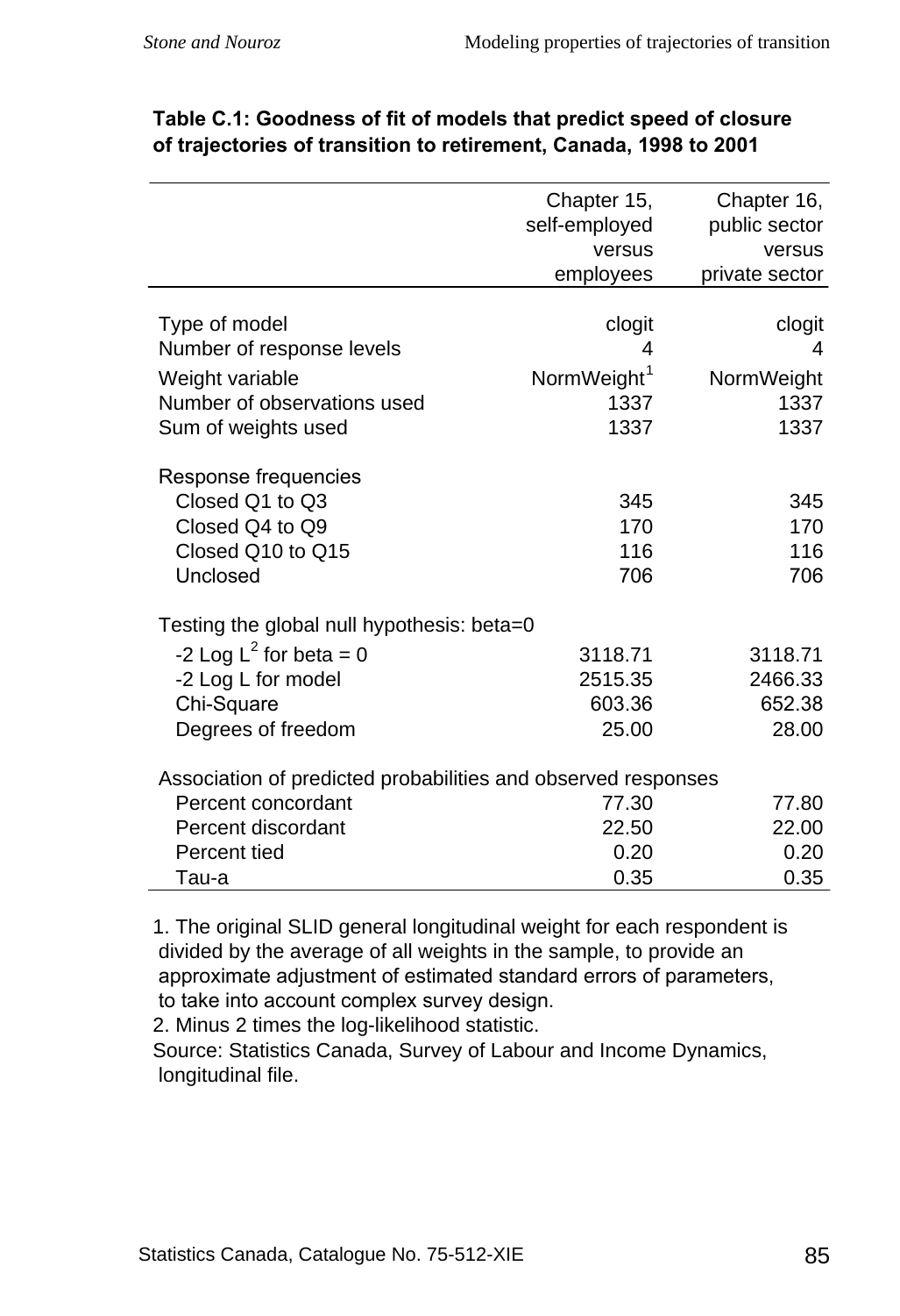**Table C.1: Goodness of fit of models that predict speed of closure of trajectories of transition to retirement, Canada, 1998 to 2001**

| | Chapter 15, self-employed versus employees | Chapter 16, public sector versus private sector |
|---|---|---|
| Type of model | clogit | clogit |
| Number of response levels | 4 | 4 |
| Weight variable | NormWeight[1] | NormWeight |
| Number of observations used | 1337 | 1337 |
| Sum of weights used | 1337 | 1337 |
| **Response frequencies** | | |
| Closed Q1 to Q3 | 345 | 345 |
| Closed Q4 to Q9 | 170 | 170 |
| Closed Q10 to Q15 | 116 | 116 |
| Unclosed | 706 | 706 |
| **Testing the global null hypothesis: beta=0** | | |
| -2 Log L[2] for beta = 0 | 3118.71 | 3118.71 |
| -2 Log L for model | 2515.35 | 2466.33 |
| Chi-Square | 603.36 | 652.38 |
| Degrees of freedom | 25.00 | 28.00 |
| **Association of predicted probabilities and observed responses** | | |
| Percent concordant | 77.30 | 77.80 |
| Percent discordant | 22.50 | 22.00 |
| Percent tied | 0.20 | 0.20 |
| Tau-a | 0.35 | 0.35 |

1. The original SLID general longitudinal weight for each respondent is divided by the average of all weights in the sample, to provide an approximate adjustment of estimated standard errors of parameters, to take into account complex survey design.
2. Minus 2 times the log-likelihood statistic.

Source: Statistics Canada, Survey of Labour and Income Dynamics, longitudinal file.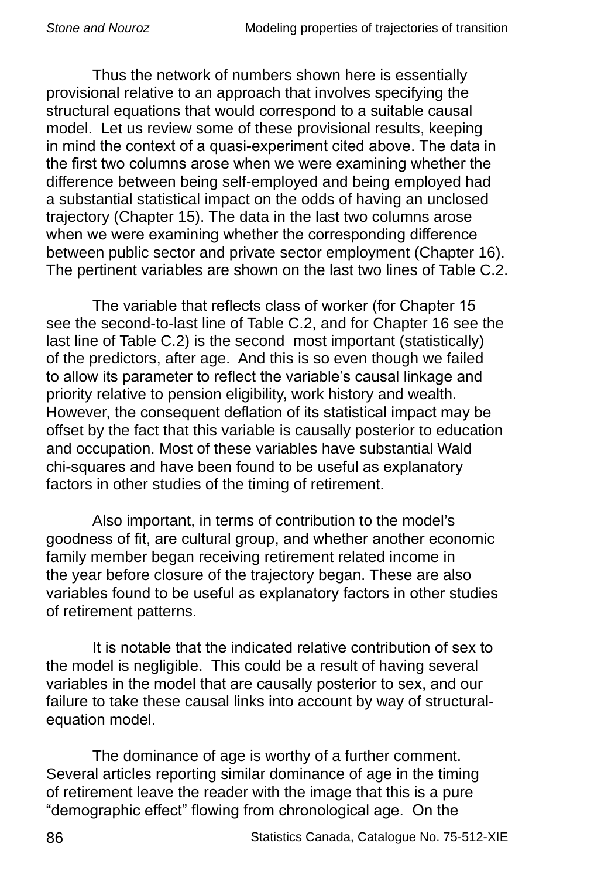Thus the network of numbers shown here is essentially provisional relative to an approach that involves specifying the structural equations that would correspond to a suitable causal model. Let us review some of these provisional results, keeping in mind the context of a quasi-experiment cited above. The data in the first two columns arose when we were examining whether the difference between being self-employed and being employed had a substantial statistical impact on the odds of having an unclosed trajectory (Chapter 15). The data in the last two columns arose when we were examining whether the corresponding difference between public sector and private sector employment (Chapter 16). The pertinent variables are shown on the last two lines of Table C.2.

The variable that reflects class of worker (for Chapter 15 see the second-to-last line of Table C.2, and for Chapter 16 see the last line of Table C.2) is the second most important (statistically) of the predictors, after age. And this is so even though we failed to allow its parameter to reflect the variable's causal linkage and priority relative to pension eligibility, work history and wealth. However, the consequent deflation of its statistical impact may be offset by the fact that this variable is causally posterior to education and occupation. Most of these variables have substantial Wald chi-squares and have been found to be useful as explanatory factors in other studies of the timing of retirement.

Also important, in terms of contribution to the model's goodness of fit, are cultural group, and whether another economic family member began receiving retirement related income in the year before closure of the trajectory began. These are also variables found to be useful as explanatory factors in other studies of retirement patterns.

It is notable that the indicated relative contribution of sex to the model is negligible. This could be a result of having several variables in the model that are causally posterior to sex, and our failure to take these causal links into account by way of structural-equation model.

The dominance of age is worthy of a further comment. Several articles reporting similar dominance of age in the timing of retirement leave the reader with the image that this is a pure "demographic effect" flowing from chronological age. On the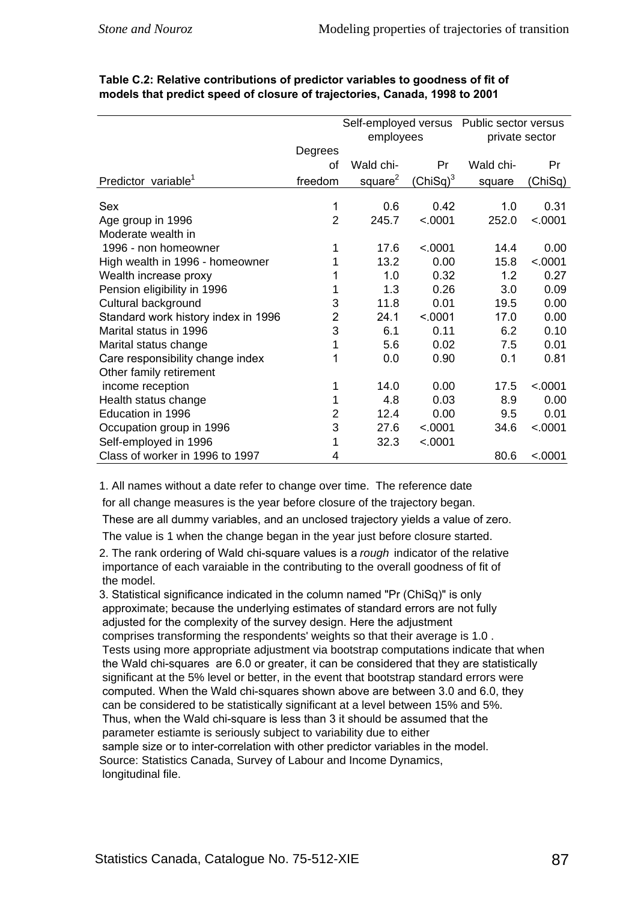**Table C.2: Relative contributions of predictor variables to goodness of fit of models that predict speed of closure of trajectories, Canada, 1998 to 2001**

| Predictor variable[1] | Degrees of freedom | Self-employed versus employees | | Public sector versus private sector | |
|---|---|---|---|---|---|
| | | Wald chi-square[2] | Pr (ChiSq)[3] | Wald chi-square | Pr (ChiSq) |
| Sex | 1 | 0.6 | 0.42 | 1.0 | 0.31 |
| Age group in 1996 | 2 | 245.7 | <.0001 | 252.0 | <.0001 |
| Moderate wealth in 1996 - non homeowner | 1 | 17.6 | <.0001 | 14.4 | 0.00 |
| High wealth in 1996 - homeowner | 1 | 13.2 | 0.00 | 15.8 | <.0001 |
| Wealth increase proxy | 1 | 1.0 | 0.32 | 1.2 | 0.27 |
| Pension eligibility in 1996 | 1 | 1.3 | 0.26 | 3.0 | 0.09 |
| Cultural background | 3 | 11.8 | 0.01 | 19.5 | 0.00 |
| Standard work history index in 1996 | 2 | 24.1 | <.0001 | 17.0 | 0.00 |
| Marital status in 1996 | 3 | 6.1 | 0.11 | 6.2 | 0.10 |
| Marital status change | 1 | 5.6 | 0.02 | 7.5 | 0.01 |
| Care responsibility change index | 1 | 0.0 | 0.90 | 0.1 | 0.81 |
| Other family retirement income reception | 1 | 14.0 | 0.00 | 17.5 | <.0001 |
| Health status change | 1 | 4.8 | 0.03 | 8.9 | 0.00 |
| Education in 1996 | 2 | 12.4 | 0.00 | 9.5 | 0.01 |
| Occupation group in 1996 | 3 | 27.6 | <.0001 | 34.6 | <.0001 |
| Self-employed in 1996 | 1 | 32.3 | <.0001 | | |
| Class of worker in 1996 to 1997 | 4 | | | 80.6 | <.0001 |

1. All names without a date refer to change over time. The reference date for all change measures is the year before closure of the trajectory began. These are all dummy variables, and an unclosed trajectory yields a value of zero. The value is 1 when the change began in the year just before closure started.

2. The rank ordering of Wald chi-square values is a *rough* indicator of the relative importance of each varaiable in the contributing to the overall goodness of fit of the model.

3. Statistical significance indicated in the column named "Pr (ChiSq)" is only approximate; because the underlying estimates of standard errors are not fully adjusted for the complexity of the survey design. Here the adjustment comprises transforming the respondents' weights so that their average is 1.0 . Tests using more appropriate adjustment via bootstrap computations indicate that when the Wald chi-squares are 6.0 or greater, it can be considered that they are statistically significant at the 5% level or better, in the event that bootstrap standard errors were computed. When the Wald chi-squares shown above are between 3.0 and 6.0, they can be considered to be statistically significant at a level between 15% and 5%. Thus, when the Wald chi-square is less than 3 it should be assumed that the parameter estiamte is seriously subject to variability due to either sample size or to inter-correlation with other predictor variables in the model.

Source: Statistics Canada, Survey of Labour and Income Dynamics, longitudinal file.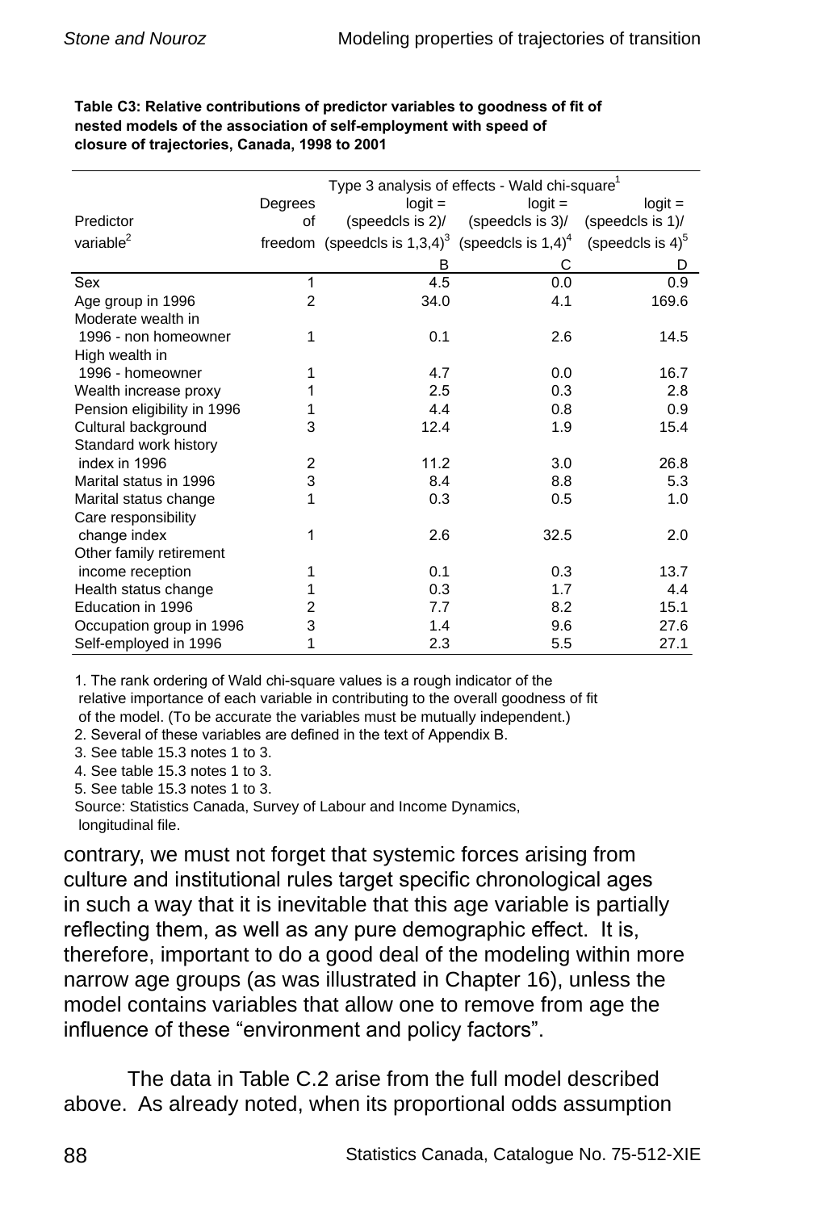**Table C3: Relative contributions of predictor variables to goodness of fit of nested models of the association of self-employment with speed of closure of trajectories, Canada, 1998 to 2001**

| Predictor variable[2] | Degrees of freedom | Type 3 analysis of effects - Wald chi-square[1] logit = (speedcls is 2)/ (speedcls is 1,3,4)[3] | logit = (speedcls is 3)/ (speedcls is 1,4)[4] | logit = (speedcls is 1)/ (speedcls is 4)[5] |
|---|---|---|---|---|
| | | B | C | D |
| Sex | 1 | 4.5 | 0.0 | 0.9 |
| Age group in 1996 | 2 | 34.0 | 4.1 | 169.6 |
| Moderate wealth in 1996 - non homeowner | 1 | 0.1 | 2.6 | 14.5 |
| High wealth in 1996 - homeowner | 1 | 4.7 | 0.0 | 16.7 |
| Wealth increase proxy | 1 | 2.5 | 0.3 | 2.8 |
| Pension eligibility in 1996 | 1 | 4.4 | 0.8 | 0.9 |
| Cultural background | 3 | 12.4 | 1.9 | 15.4 |
| Standard work history index in 1996 | 2 | 11.2 | 3.0 | 26.8 |
| Marital status in 1996 | 3 | 8.4 | 8.8 | 5.3 |
| Marital status change | 1 | 0.3 | 0.5 | 1.0 |
| Care responsibility change index | 1 | 2.6 | 32.5 | 2.0 |
| Other family retirement income reception | 1 | 0.1 | 0.3 | 13.7 |
| Health status change | 1 | 0.3 | 1.7 | 4.4 |
| Education in 1996 | 2 | 7.7 | 8.2 | 15.1 |
| Occupation group in 1996 | 3 | 1.4 | 9.6 | 27.6 |
| Self-employed in 1996 | 1 | 2.3 | 5.5 | 27.1 |

1. The rank ordering of Wald chi-square values is a rough indicator of the relative importance of each variable in contributing to the overall goodness of fit of the model. (To be accurate the variables must be mutually independent.)
2. Several of these variables are defined in the text of Appendix B.
3. See table 15.3 notes 1 to 3.
4. See table 15.3 notes 1 to 3.
5. See table 15.3 notes 1 to 3.

Source: Statistics Canada, Survey of Labour and Income Dynamics, longitudinal file.

contrary, we must not forget that systemic forces arising from culture and institutional rules target specific chronological ages in such a way that it is inevitable that this age variable is partially reflecting them, as well as any pure demographic effect. It is, therefore, important to do a good deal of the modeling within more narrow age groups (as was illustrated in Chapter 16), unless the model contains variables that allow one to remove from age the influence of these "environment and policy factors".

The data in Table C.2 arise from the full model described above. As already noted, when its proportional odds assumption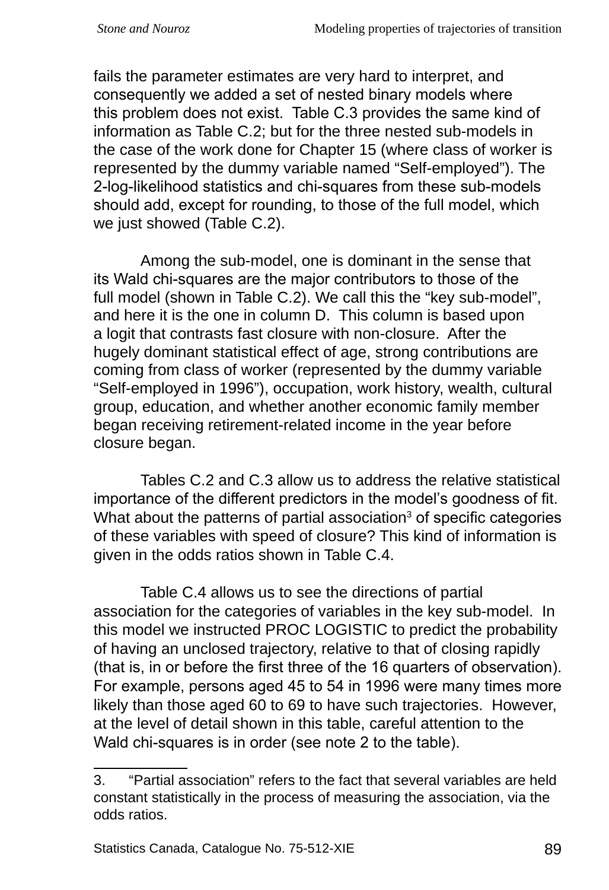fails the parameter estimates are very hard to interpret, and consequently we added a set of nested binary models where this problem does not exist. Table C.3 provides the same kind of information as Table C.2; but for the three nested sub-models in the case of the work done for Chapter 15 (where class of worker is represented by the dummy variable named “Self-employed”). The 2-log-likelihood statistics and chi-squares from these sub-models should add, except for rounding, to those of the full model, which we just showed (Table C.2).

Among the sub-model, one is dominant in the sense that its Wald chi-squares are the major contributors to those of the full model (shown in Table C.2). We call this the “key sub-model”, and here it is the one in column D. This column is based upon a logit that contrasts fast closure with non-closure. After the hugely dominant statistical effect of age, strong contributions are coming from class of worker (represented by the dummy variable “Self-employed in 1996”), occupation, work history, wealth, cultural group, education, and whether another economic family member began receiving retirement-related income in the year before closure began.

Tables C.2 and C.3 allow us to address the relative statistical importance of the different predictors in the model’s goodness of fit. What about the patterns of partial association[3] of specific categories of these variables with speed of closure? This kind of information is given in the odds ratios shown in Table C.4.

Table C.4 allows us to see the directions of partial association for the categories of variables in the key sub-model. In this model we instructed PROC LOGISTIC to predict the probability of having an unclosed trajectory, relative to that of closing rapidly (that is, in or before the first three of the 16 quarters of observation). For example, persons aged 45 to 54 in 1996 were many times more likely than those aged 60 to 69 to have such trajectories. However, at the level of detail shown in this table, careful attention to the Wald chi-squares is in order (see note 2 to the table).

---

3. “Partial association” refers to the fact that several variables are held constant statistically in the process of measuring the association, via the odds ratios.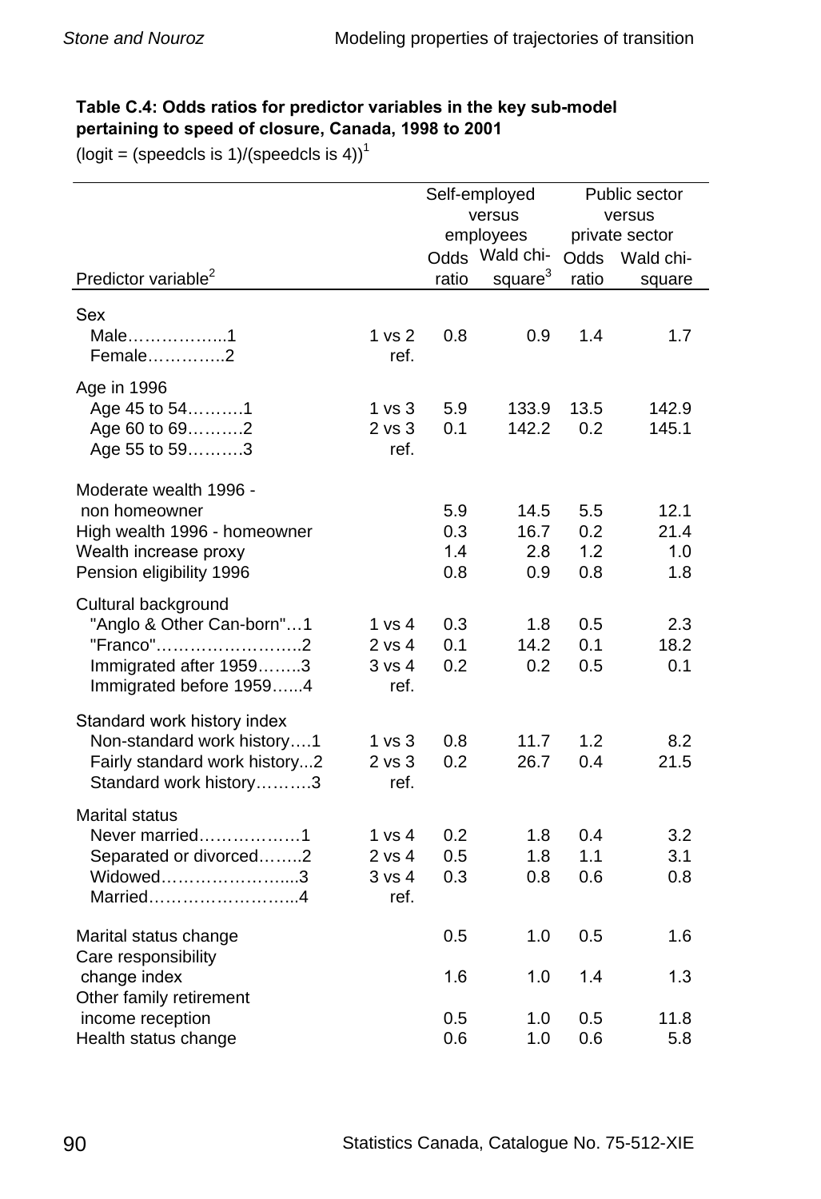**Table C.4: Odds ratios for predictor variables in the key sub-model pertaining to speed of closure, Canada, 1998 to 2001**

(logit = (speedcls is 1)/(speedcls is 4))[1]

| Predictor variable[2] | | Self-employed versus employees | | Public sector versus private sector | |
|---|---|---|---|---|---|
| | | Odds ratio | Wald chi-square[3] | Odds ratio | Wald chi-square |
| **Sex** | | | | | |
| Male……………..1 | 1 vs 2 | 0.8 | 0.9 | 1.4 | 1.7 |
| Female…………..2 | ref. | | | | |
| **Age in 1996** | | | | | |
| Age 45 to 54……….1 | 1 vs 3 | 5.9 | 133.9 | 13.5 | 142.9 |
| Age 60 to 69……….2 | 2 vs 3 | 0.1 | 142.2 | 0.2 | 145.1 |
| Age 55 to 59……….3 | ref. | | | | |
| Moderate wealth 1996 - non homeowner | | 5.9 | 14.5 | 5.5 | 12.1 |
| High wealth 1996 - homeowner | | 0.3 | 16.7 | 0.2 | 21.4 |
| Wealth increase proxy | | 1.4 | 2.8 | 1.2 | 1.0 |
| Pension eligibility 1996 | | 0.8 | 0.9 | 0.8 | 1.8 |
| **Cultural background** | | | | | |
| "Anglo & Other Can-born"…1 | 1 vs 4 | 0.3 | 1.8 | 0.5 | 2.3 |
| "Franco"……………………..2 | 2 vs 4 | 0.1 | 14.2 | 0.1 | 18.2 |
| Immigrated after 1959……..3 | 3 vs 4 | 0.2 | 0.2 | 0.5 | 0.1 |
| Immigrated before 1959…...4 | ref. | | | | |
| **Standard work history index** | | | | | |
| Non-standard work history….1 | 1 vs 3 | 0.8 | 11.7 | 1.2 | 8.2 |
| Fairly standard work history...2 | 2 vs 3 | 0.2 | 26.7 | 0.4 | 21.5 |
| Standard work history……….3 | ref. | | | | |
| **Marital status** | | | | | |
| Never married………………1 | 1 vs 4 | 0.2 | 1.8 | 0.4 | 3.2 |
| Separated or divorced……..2 | 2 vs 4 | 0.5 | 1.8 | 1.1 | 3.1 |
| Widowed…………………....3 | 3 vs 4 | 0.3 | 0.8 | 0.6 | 0.8 |
| Married……………………...4 | ref. | | | | |
| Marital status change | | 0.5 | 1.0 | 0.5 | 1.6 |
| Care responsibility change index | | 1.6 | 1.0 | 1.4 | 1.3 |
| Other family retirement income reception | | 0.5 | 1.0 | 0.5 | 11.8 |
| Health status change | | 0.6 | 1.0 | 0.6 | 5.8 |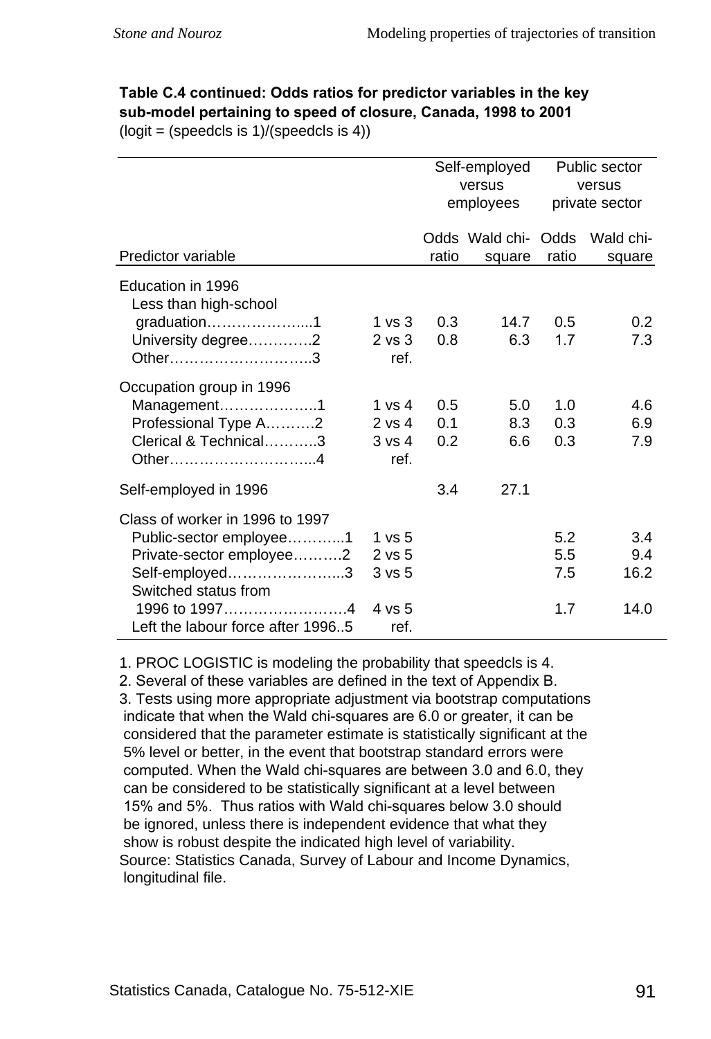**Table C.4 continued: Odds ratios for predictor variables in the key sub-model pertaining to speed of closure, Canada, 1998 to 2001**
(logit = (speedcls is 1)/(speedcls is 4))

| | | Self-employed versus employees | | Public sector versus private sector | |
|---|---|---|---|---|---|
| Predictor variable | | Odds ratio | Wald chi-square | Odds ratio | Wald chi-square |
| Education in 1996 | | | | | |
| Less than high-school graduation…………….....1 | 1 vs 3 | 0.3 | 14.7 | 0.5 | 0.2 |
| University degree………….2 | 2 vs 3 | 0.8 | 6.3 | 1.7 | 7.3 |
| Other………………………..3 | ref. | | | | |
| Occupation group in 1996 | | | | | |
| Management………………..1 | 1 vs 4 | 0.5 | 5.0 | 1.0 | 4.6 |
| Professional Type A……….2 | 2 vs 4 | 0.1 | 8.3 | 0.3 | 6.9 |
| Clerical & Technical………..3 | 3 vs 4 | 0.2 | 6.6 | 0.3 | 7.9 |
| Other………………………...4 | ref. | | | | |
| Self-employed in 1996 | | 3.4 | 27.1 | | |
| Class of worker in 1996 to 1997 | | | | | |
| Public-sector employee………..1 | 1 vs 5 | | | 5.2 | 3.4 |
| Private-sector employee……….2 | 2 vs 5 | | | 5.5 | 9.4 |
| Self-employed…………………..3 | 3 vs 5 | | | 7.5 | 16.2 |
| Switched status from 1996 to 1997…………………….4 | 4 vs 5 | | | 1.7 | 14.0 |
| Left the labour force after 1996..5 | ref. | | | | |

1. PROC LOGISTIC is modeling the probability that speedcls is 4.
2. Several of these variables are defined in the text of Appendix B.
3. Tests using more appropriate adjustment via bootstrap computations indicate that when the Wald chi-squares are 6.0 or greater, it can be considered that the parameter estimate is statistically significant at the 5% level or better, in the event that bootstrap standard errors were computed. When the Wald chi-squares are between 3.0 and 6.0, they can be considered to be statistically significant at a level between 15% and 5%. Thus ratios with Wald chi-squares below 3.0 should be ignored, unless there is independent evidence that what they show is robust despite the indicated high level of variability.

Source: Statistics Canada, Survey of Labour and Income Dynamics, longitudinal file.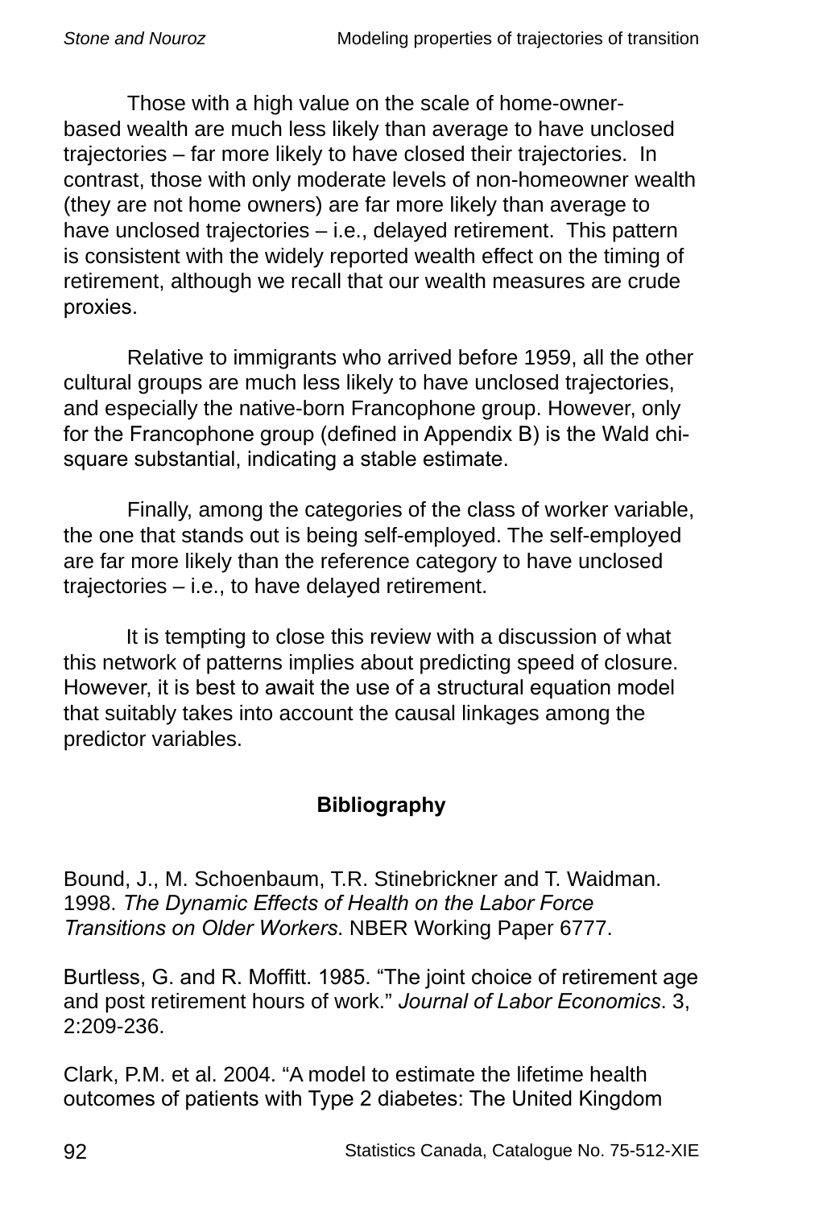Those with a high value on the scale of home-owner-based wealth are much less likely than average to have unclosed trajectories – far more likely to have closed their trajectories. In contrast, those with only moderate levels of non-homeowner wealth (they are not home owners) are far more likely than average to have unclosed trajectories – i.e., delayed retirement. This pattern is consistent with the widely reported wealth effect on the timing of retirement, although we recall that our wealth measures are crude proxies.

Relative to immigrants who arrived before 1959, all the other cultural groups are much less likely to have unclosed trajectories, and especially the native-born Francophone group. However, only for the Francophone group (defined in Appendix B) is the Wald chi-square substantial, indicating a stable estimate.

Finally, among the categories of the class of worker variable, the one that stands out is being self-employed. The self-employed are far more likely than the reference category to have unclosed trajectories – i.e., to have delayed retirement.

It is tempting to close this review with a discussion of what this network of patterns implies about predicting speed of closure. However, it is best to await the use of a structural equation model that suitably takes into account the causal linkages among the predictor variables.

## Bibliography

Bound, J., M. Schoenbaum, T.R. Stinebrickner and T. Waidman. 1998. *The Dynamic Effects of Health on the Labor Force Transitions on Older Workers*. NBER Working Paper 6777.

Burtless, G. and R. Moffitt. 1985. “The joint choice of retirement age and post retirement hours of work.” *Journal of Labor Economics*. 3, 2:209-236.

Clark, P.M. et al. 2004. “A model to estimate the lifetime health outcomes of patients with Type 2 diabetes: The United Kingdom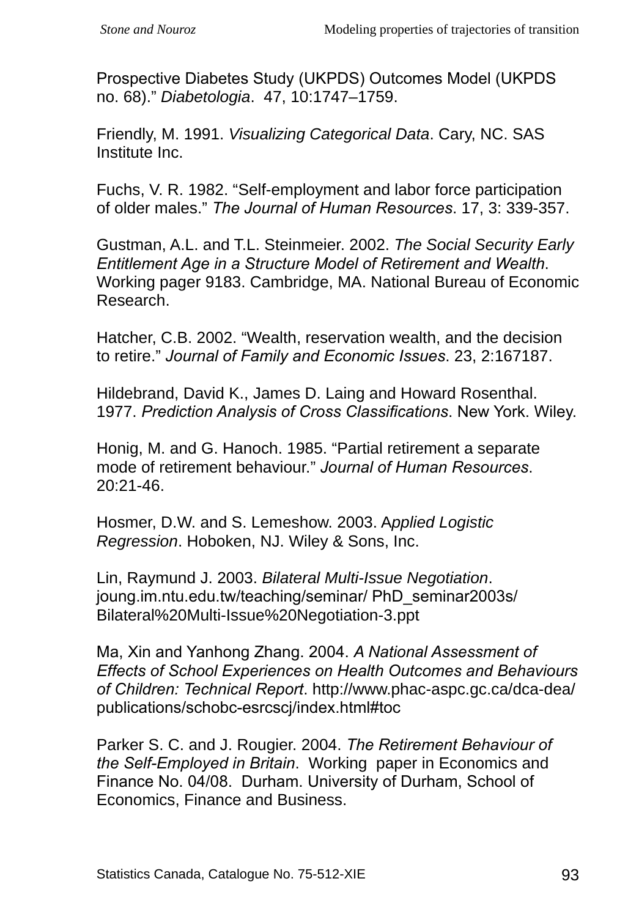Prospective Diabetes Study (UKPDS) Outcomes Model (UKPDS no. 68).” *Diabetologia*. 47, 10:1747–1759.

Friendly, M. 1991. *Visualizing Categorical Data*. Cary, NC. SAS Institute Inc.

Fuchs, V. R. 1982. “Self-employment and labor force participation of older males.” *The Journal of Human Resources*. 17, 3: 339-357.

Gustman, A.L. and T.L. Steinmeier. 2002. *The Social Security Early Entitlement Age in a Structure Model of Retirement and Wealth*. Working pager 9183. Cambridge, MA. National Bureau of Economic Research.

Hatcher, C.B. 2002. “Wealth, reservation wealth, and the decision to retire.” *Journal of Family and Economic Issues*. 23, 2:167187.

Hildebrand, David K., James D. Laing and Howard Rosenthal. 1977. *Prediction Analysis of Cross Classifications*. New York. Wiley.

Honig, M. and G. Hanoch. 1985. “Partial retirement a separate mode of retirement behaviour.” *Journal of Human Resources*. 20:21-46.

Hosmer, D.W. and S. Lemeshow. 2003. A*pplied Logistic Regression*. Hoboken, NJ. Wiley & Sons, Inc.

Lin, Raymund J. 2003. *Bilateral Multi-Issue Negotiation*. joung.im.ntu.edu.tw/teaching/seminar/ PhD_seminar2003s/ Bilateral%20Multi-Issue%20Negotiation-3.ppt

Ma, Xin and Yanhong Zhang. 2004. *A National Assessment of Effects of School Experiences on Health Outcomes and Behaviours of Children: Technical Report*. http://www.phac-aspc.gc.ca/dca-dea/ publications/schobc-esrcscj/index.html#toc

Parker S. C. and J. Rougier. 2004. *The Retirement Behaviour of the Self-Employed in Britain*. Working paper in Economics and Finance No. 04/08. Durham. University of Durham, School of Economics, Finance and Business.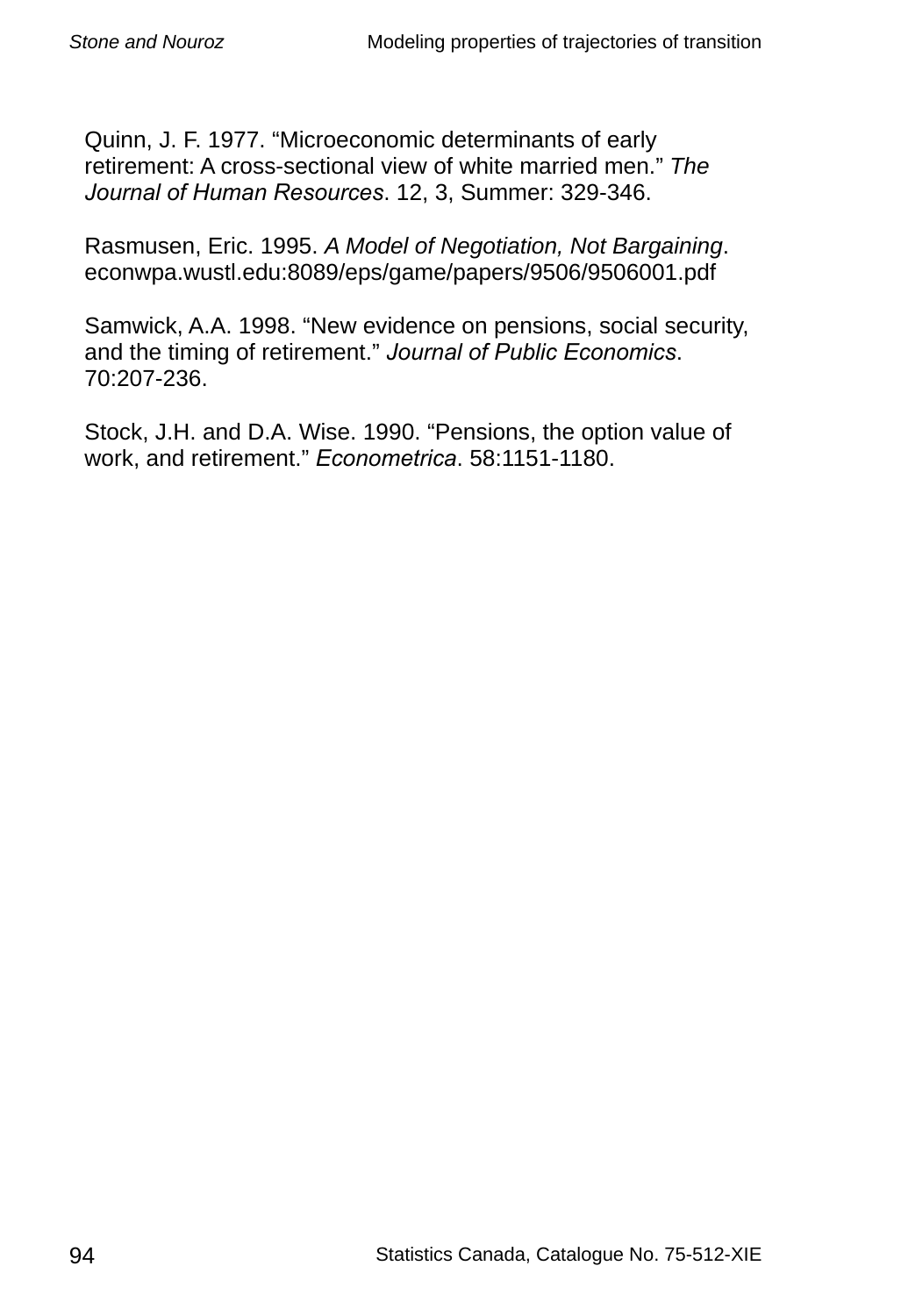Quinn, J. F. 1977. “Microeconomic determinants of early retirement: A cross-sectional view of white married men.” *The Journal of Human Resources*. 12, 3, Summer: 329-346.

Rasmusen, Eric. 1995. *A Model of Negotiation, Not Bargaining*. econwpa.wustl.edu:8089/eps/game/papers/9506/9506001.pdf

Samwick, A.A. 1998. “New evidence on pensions, social security, and the timing of retirement.” *Journal of Public Economics*. 70:207-236.

Stock, J.H. and D.A. Wise. 1990. “Pensions, the option value of work, and retirement.” *Econometrica*. 58:1151-1180.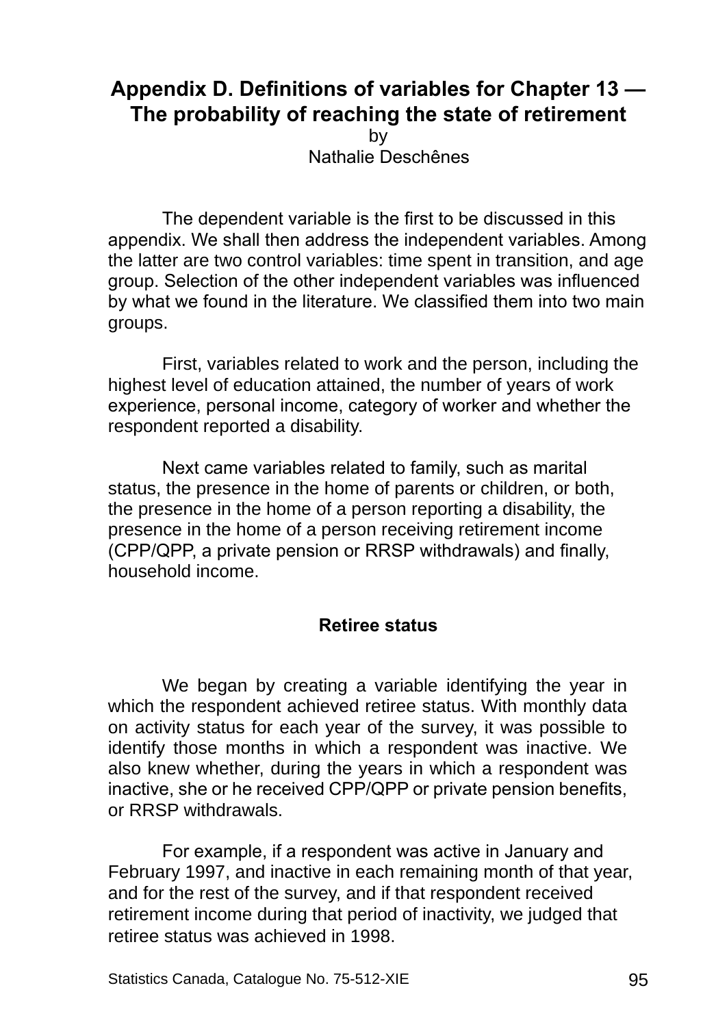# Appendix D. Definitions of variables for Chapter 13 — The probability of reaching the state of retirement

by
Nathalie Deschênes

The dependent variable is the first to be discussed in this appendix. We shall then address the independent variables. Among the latter are two control variables: time spent in transition, and age group. Selection of the other independent variables was influenced by what we found in the literature. We classified them into two main groups.

First, variables related to work and the person, including the highest level of education attained, the number of years of work experience, personal income, category of worker and whether the respondent reported a disability.

Next came variables related to family, such as marital status, the presence in the home of parents or children, or both, the presence in the home of a person reporting a disability, the presence in the home of a person receiving retirement income (CPP/QPP, a private pension or RRSP withdrawals) and finally, household income.

## Retiree status

We began by creating a variable identifying the year in which the respondent achieved retiree status. With monthly data on activity status for each year of the survey, it was possible to identify those months in which a respondent was inactive. We also knew whether, during the years in which a respondent was inactive, she or he received CPP/QPP or private pension benefits, or RRSP withdrawals.

For example, if a respondent was active in January and February 1997, and inactive in each remaining month of that year, and for the rest of the survey, and if that respondent received retirement income during that period of inactivity, we judged that retiree status was achieved in 1998.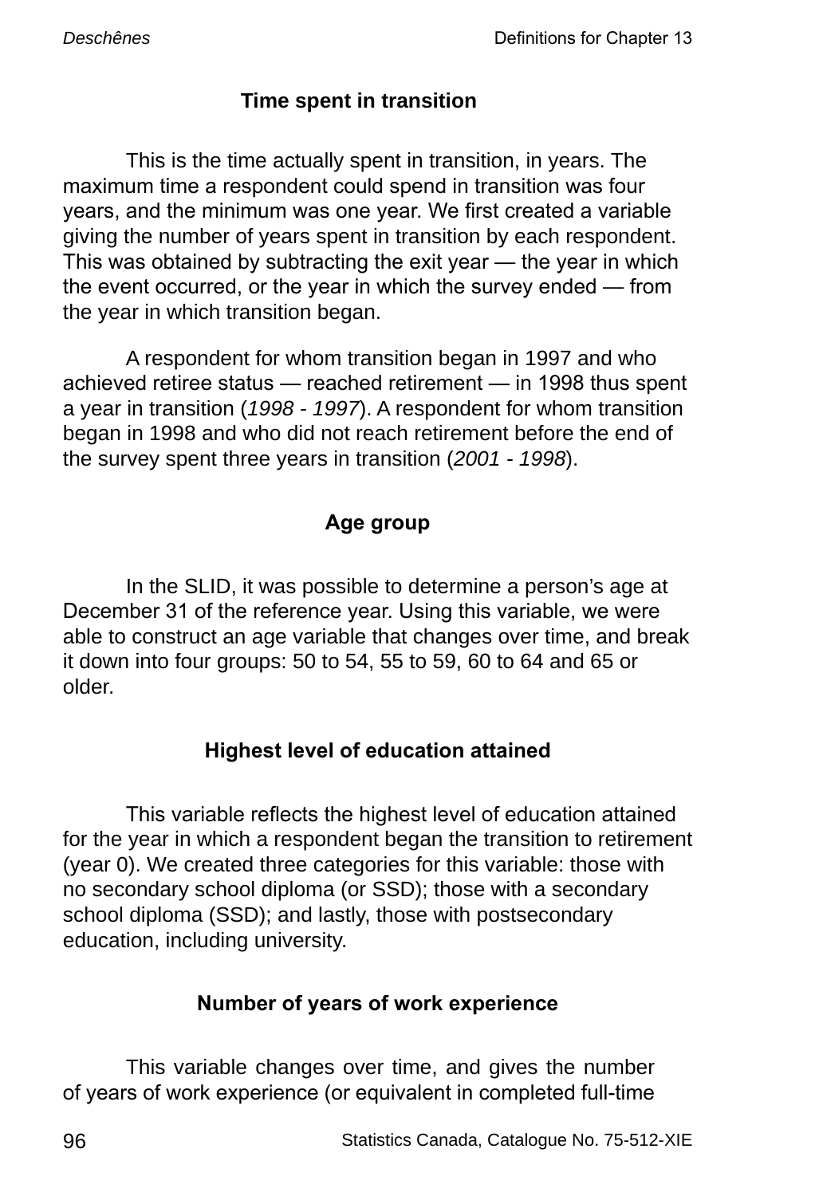## Time spent in transition

This is the time actually spent in transition, in years. The maximum time a respondent could spend in transition was four years, and the minimum was one year. We first created a variable giving the number of years spent in transition by each respondent. This was obtained by subtracting the exit year — the year in which the event occurred, or the year in which the survey ended — from the year in which transition began.

A respondent for whom transition began in 1997 and who achieved retiree status — reached retirement — in 1998 thus spent a year in transition (*1998 - 1997*). A respondent for whom transition began in 1998 and who did not reach retirement before the end of the survey spent three years in transition (*2001 - 1998*).

## Age group

In the SLID, it was possible to determine a person's age at December 31 of the reference year. Using this variable, we were able to construct an age variable that changes over time, and break it down into four groups: 50 to 54, 55 to 59, 60 to 64 and 65 or older.

## Highest level of education attained

This variable reflects the highest level of education attained for the year in which a respondent began the transition to retirement (year 0). We created three categories for this variable: those with no secondary school diploma (or SSD); those with a secondary school diploma (SSD); and lastly, those with postsecondary education, including university.

## Number of years of work experience

This variable changes over time, and gives the number of years of work experience (or equivalent in completed full-time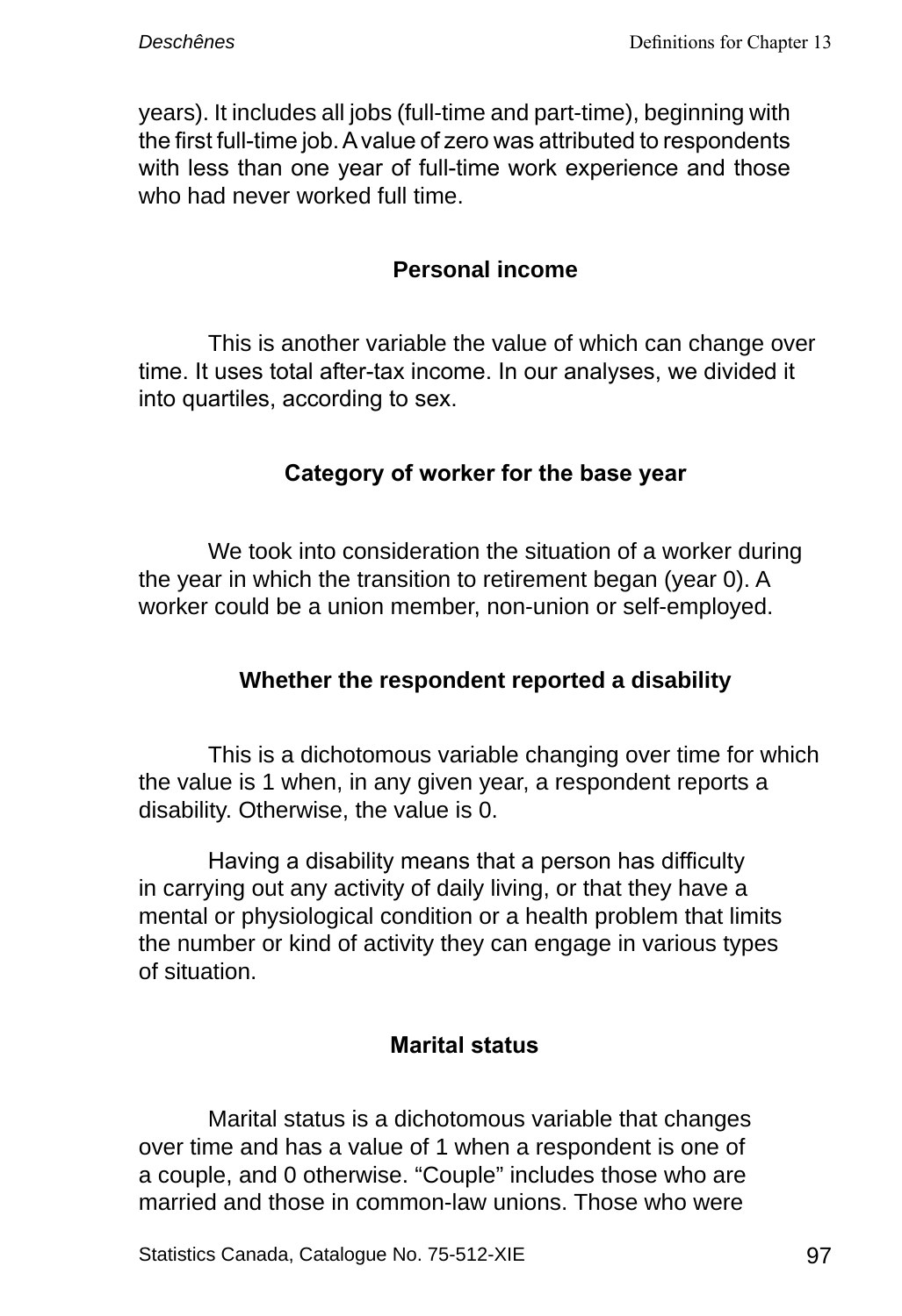years). It includes all jobs (full-time and part-time), beginning with the first full-time job. A value of zero was attributed to respondents with less than one year of full-time work experience and those who had never worked full time.

### Personal income

This is another variable the value of which can change over time. It uses total after-tax income. In our analyses, we divided it into quartiles, according to sex.

### Category of worker for the base year

We took into consideration the situation of a worker during the year in which the transition to retirement began (year 0). A worker could be a union member, non-union or self-employed.

### Whether the respondent reported a disability

This is a dichotomous variable changing over time for which the value is 1 when, in any given year, a respondent reports a disability. Otherwise, the value is 0.

Having a disability means that a person has difficulty in carrying out any activity of daily living, or that they have a mental or physiological condition or a health problem that limits the number or kind of activity they can engage in various types of situation.

### Marital status

Marital status is a dichotomous variable that changes over time and has a value of 1 when a respondent is one of a couple, and 0 otherwise. “Couple” includes those who are married and those in common-law unions. Those who were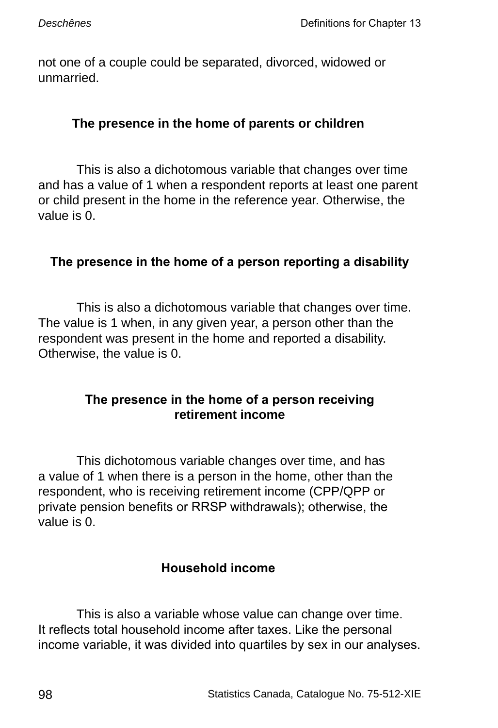not one of a couple could be separated, divorced, widowed or unmarried.

### The presence in the home of parents or children

This is also a dichotomous variable that changes over time and has a value of 1 when a respondent reports at least one parent or child present in the home in the reference year. Otherwise, the value is 0.

### The presence in the home of a person reporting a disability

This is also a dichotomous variable that changes over time. The value is 1 when, in any given year, a person other than the respondent was present in the home and reported a disability. Otherwise, the value is 0.

### The presence in the home of a person receiving retirement income

This dichotomous variable changes over time, and has a value of 1 when there is a person in the home, other than the respondent, who is receiving retirement income (CPP/QPP or private pension benefits or RRSP withdrawals); otherwise, the value is 0.

### Household income

This is also a variable whose value can change over time. It reflects total household income after taxes. Like the personal income variable, it was divided into quartiles by sex in our analyses.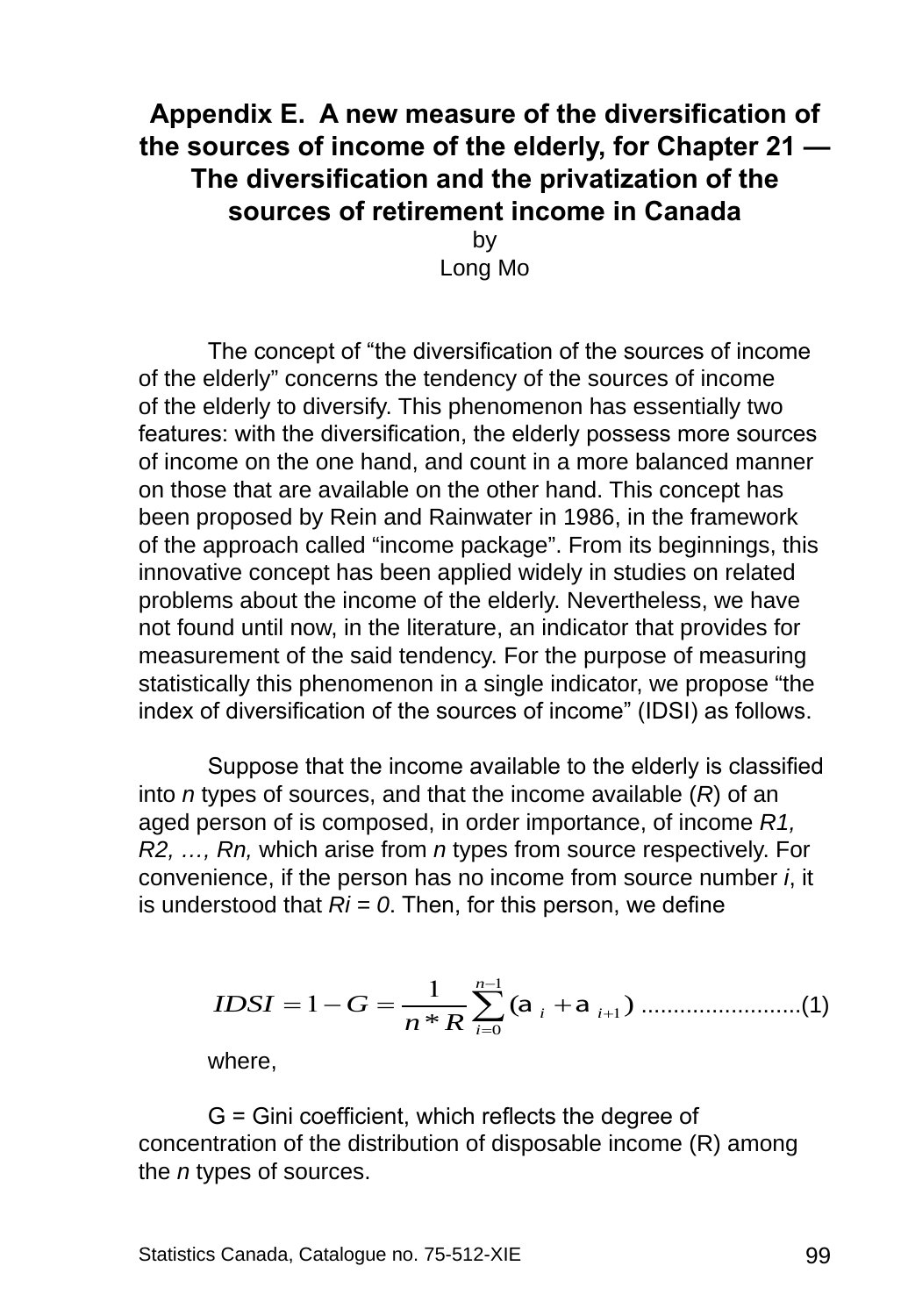## Appendix E. A new measure of the diversification of the sources of income of the elderly, for Chapter 21 — The diversification and the privatization of the sources of retirement income in Canada

by

Long Mo

The concept of "the diversification of the sources of income of the elderly" concerns the tendency of the sources of income of the elderly to diversify. This phenomenon has essentially two features: with the diversification, the elderly possess more sources of income on the one hand, and count in a more balanced manner on those that are available on the other hand. This concept has been proposed by Rein and Rainwater in 1986, in the framework of the approach called "income package". From its beginnings, this innovative concept has been applied widely in studies on related problems about the income of the elderly. Nevertheless, we have not found until now, in the literature, an indicator that provides for measurement of the said tendency. For the purpose of measuring statistically this phenomenon in a single indicator, we propose "the index of diversification of the sources of income" (IDSI) as follows.

Suppose that the income available to the elderly is classified into *n* types of sources, and that the income available (*R*) of an aged person of is composed, in order importance, of income *R1, R2, …, Rn,* which arise from *n* types from source respectively. For convenience, if the person has no income from source number *i*, it is understood that *Ri = 0*. Then, for this person, we define

$$IDSI = 1 - G = \frac{1}{n * R} \sum_{i=0}^{n-1} (a_i + a_{i+1}) \text{ .........................(1)}$$

where,

G = Gini coefficient, which reflects the degree of concentration of the distribution of disposable income (R) among the *n* types of sources.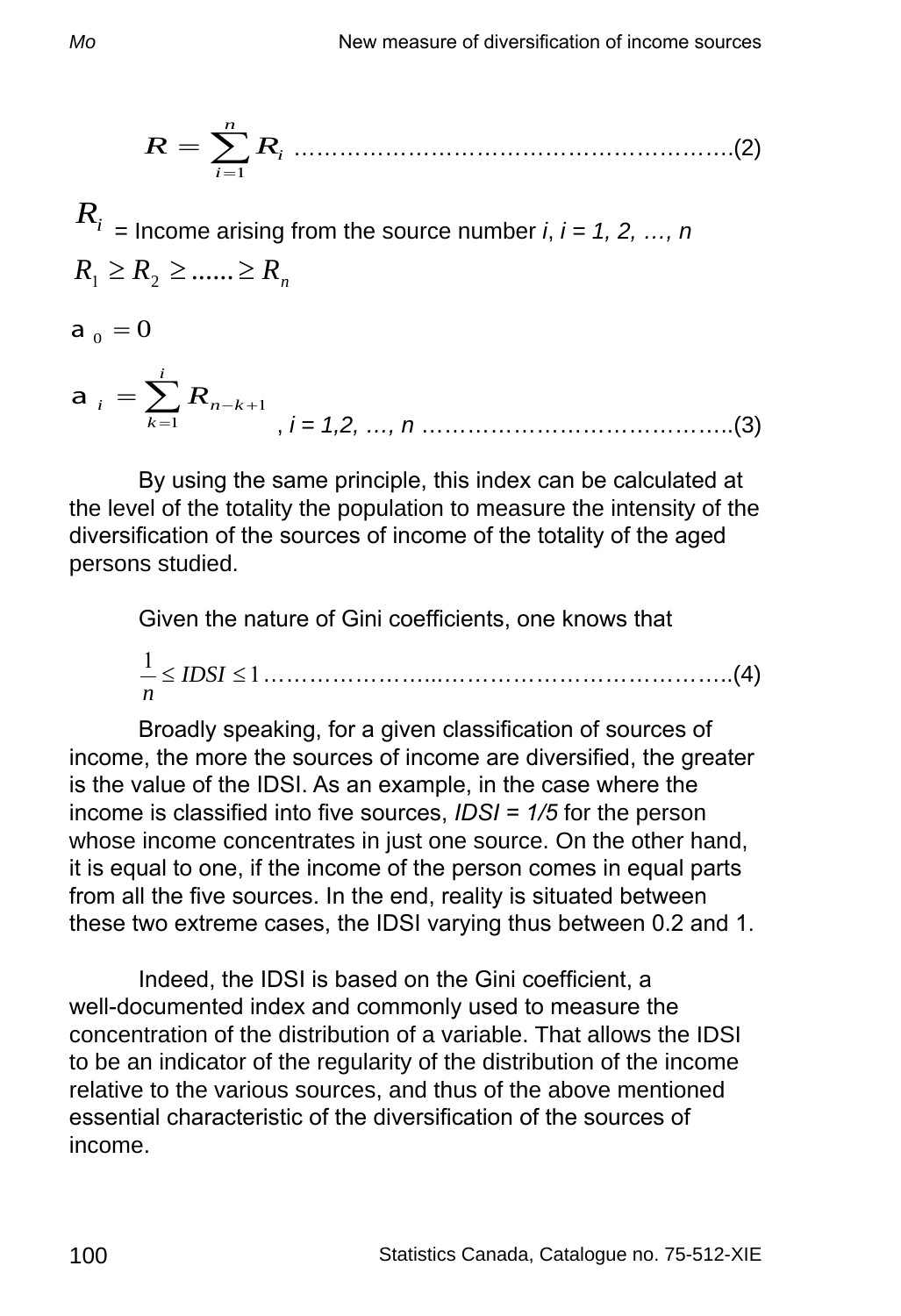$$R = \sum_{i=1}^{n} R_i \quad \text{……………………………………………………..(2)}$$

$R_i$ = Income arising from the source number *i*, *i = 1, 2, …, n*

$$R_1 \geq R_2 \geq \ldots\ldots \geq R_n$$

$$a_0 = 0$$

$$a_i = \sum_{k=1}^{i} R_{n-k+1}, \quad i = 1,2, \ldots, n \quad \text{…………………………………..(3)}$$

By using the same principle, this index can be calculated at the level of the totality the population to measure the intensity of the diversification of the sources of income of the totality of the aged persons studied.

Given the nature of Gini coefficients, one knows that

$$\frac{1}{n} \leq IDSI \leq 1 \quad \text{………………….……………………………..(4)}$$

Broadly speaking, for a given classification of sources of income, the more the sources of income are diversified, the greater is the value of the IDSI. As an example, in the case where the income is classified into five sources, *IDSI = 1/5* for the person whose income concentrates in just one source. On the other hand, it is equal to one, if the income of the person comes in equal parts from all the five sources. In the end, reality is situated between these two extreme cases, the IDSI varying thus between 0.2 and 1.

Indeed, the IDSI is based on the Gini coefficient, a well-documented index and commonly used to measure the concentration of the distribution of a variable. That allows the IDSI to be an indicator of the regularity of the distribution of the income relative to the various sources, and thus of the above mentioned essential characteristic of the diversification of the sources of income.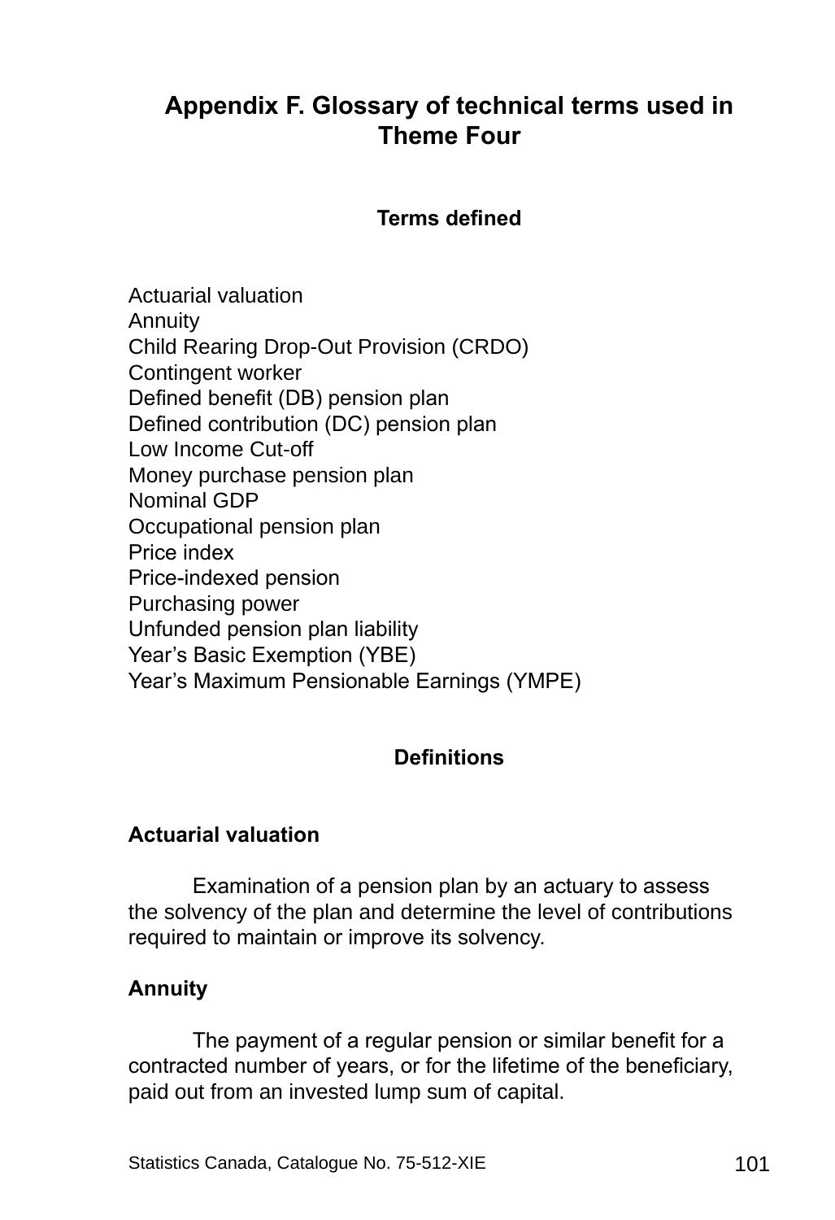# Appendix F. Glossary of technical terms used in Theme Four

## Terms defined

Actuarial valuation
Annuity
Child Rearing Drop-Out Provision (CRDO)
Contingent worker
Defined benefit (DB) pension plan
Defined contribution (DC) pension plan
Low Income Cut-off
Money purchase pension plan
Nominal GDP
Occupational pension plan
Price index
Price-indexed pension
Purchasing power
Unfunded pension plan liability
Year's Basic Exemption (YBE)
Year's Maximum Pensionable Earnings (YMPE)

## Definitions

### Actuarial valuation

Examination of a pension plan by an actuary to assess the solvency of the plan and determine the level of contributions required to maintain or improve its solvency.

### Annuity

The payment of a regular pension or similar benefit for a contracted number of years, or for the lifetime of the beneficiary, paid out from an invested lump sum of capital.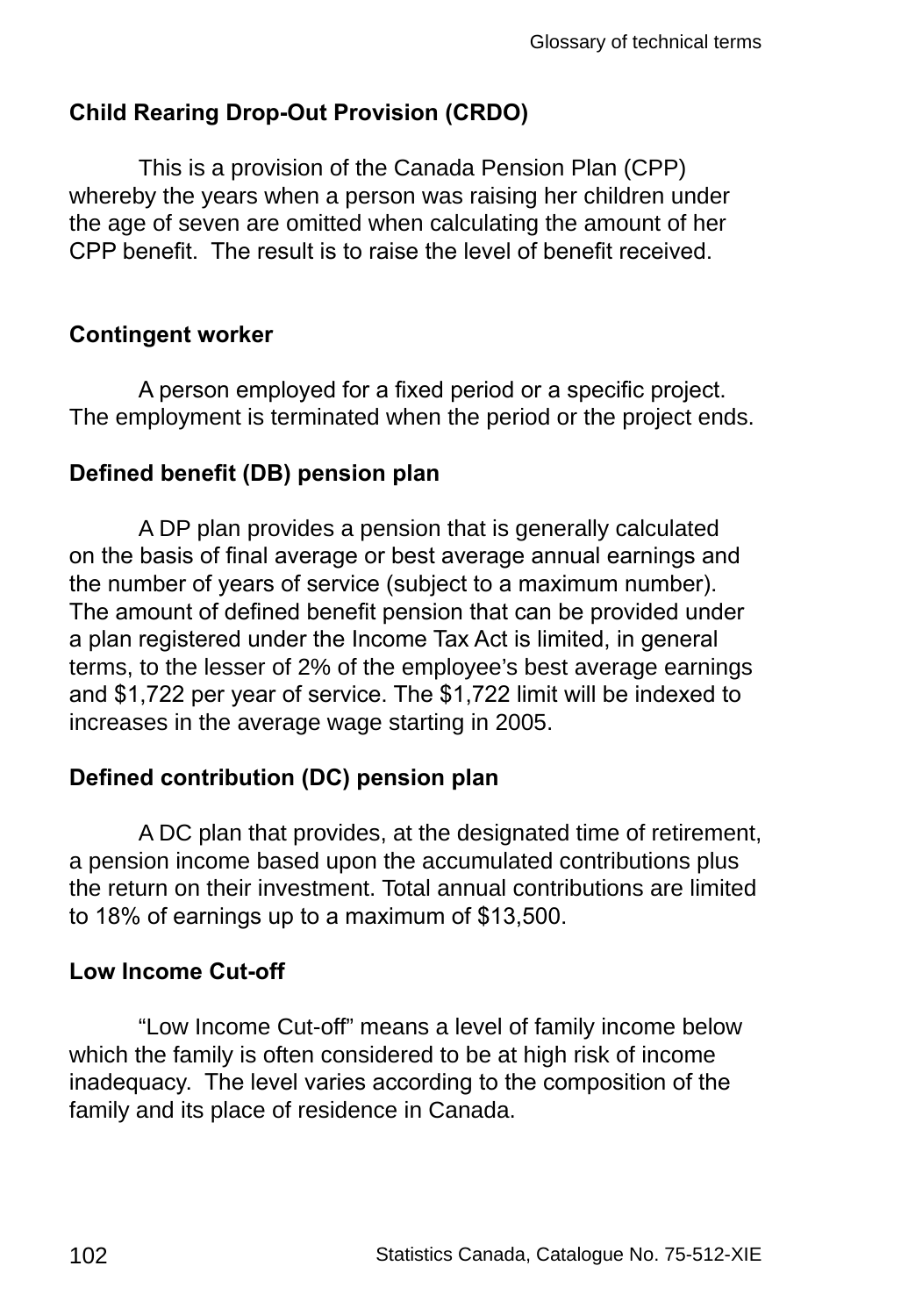### Child Rearing Drop-Out Provision (CRDO)

This is a provision of the Canada Pension Plan (CPP) whereby the years when a person was raising her children under the age of seven are omitted when calculating the amount of her CPP benefit. The result is to raise the level of benefit received.

### Contingent worker

A person employed for a fixed period or a specific project. The employment is terminated when the period or the project ends.

### Defined benefit (DB) pension plan

A DP plan provides a pension that is generally calculated on the basis of final average or best average annual earnings and the number of years of service (subject to a maximum number). The amount of defined benefit pension that can be provided under a plan registered under the Income Tax Act is limited, in general terms, to the lesser of 2% of the employee's best average earnings and $1,722 per year of service. The $1,722 limit will be indexed to increases in the average wage starting in 2005.

### Defined contribution (DC) pension plan

A DC plan that provides, at the designated time of retirement, a pension income based upon the accumulated contributions plus the return on their investment. Total annual contributions are limited to 18% of earnings up to a maximum of $13,500.

### Low Income Cut-off

"Low Income Cut-off" means a level of family income below which the family is often considered to be at high risk of income inadequacy. The level varies according to the composition of the family and its place of residence in Canada.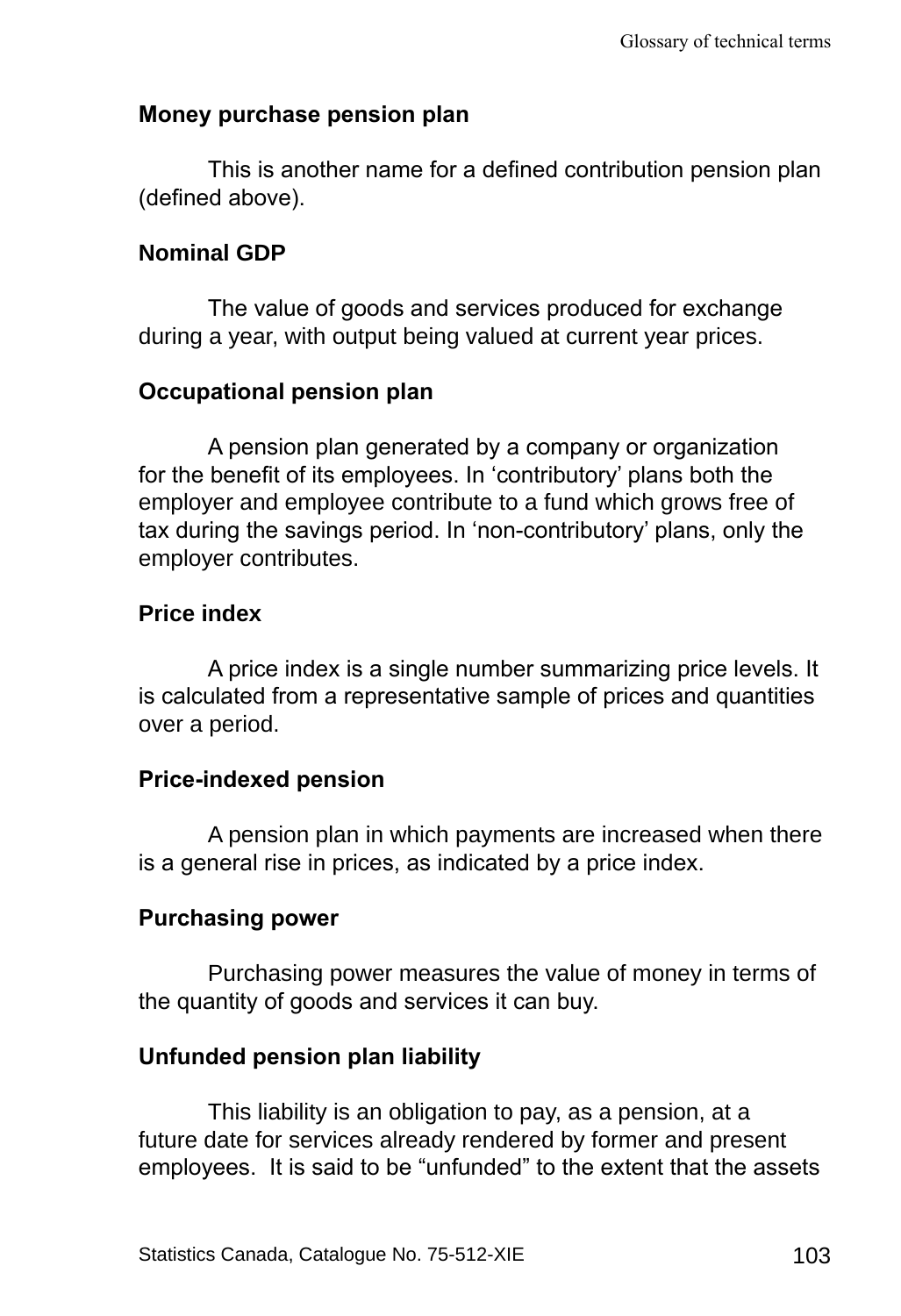**Money purchase pension plan**

This is another name for a defined contribution pension plan (defined above).

**Nominal GDP**

The value of goods and services produced for exchange during a year, with output being valued at current year prices.

**Occupational pension plan**

A pension plan generated by a company or organization for the benefit of its employees. In ‘contributory’ plans both the employer and employee contribute to a fund which grows free of tax during the savings period. In ‘non-contributory’ plans, only the employer contributes.

**Price index**

A price index is a single number summarizing price levels. It is calculated from a representative sample of prices and quantities over a period.

**Price-indexed pension**

A pension plan in which payments are increased when there is a general rise in prices, as indicated by a price index.

**Purchasing power**

Purchasing power measures the value of money in terms of the quantity of goods and services it can buy.

**Unfunded pension plan liability**

This liability is an obligation to pay, as a pension, at a future date for services already rendered by former and present employees. It is said to be “unfunded” to the extent that the assets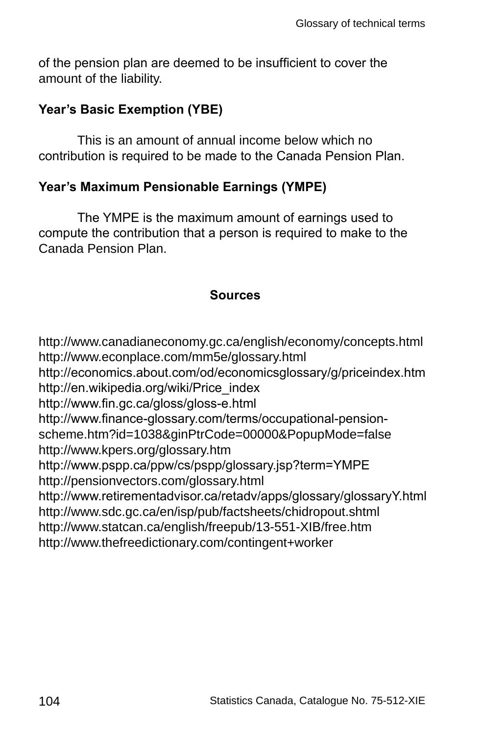of the pension plan are deemed to be insufficient to cover the amount of the liability.

**Year's Basic Exemption (YBE)**

This is an amount of annual income below which no contribution is required to be made to the Canada Pension Plan.

**Year's Maximum Pensionable Earnings (YMPE)**

The YMPE is the maximum amount of earnings used to compute the contribution that a person is required to make to the Canada Pension Plan.

## Sources

http://www.canadianeconomy.gc.ca/english/economy/concepts.html
http://www.econplace.com/mm5e/glossary.html
http://economics.about.com/od/economicsglossary/g/priceindex.htm
http://en.wikipedia.org/wiki/Price_index
http://www.fin.gc.ca/gloss/gloss-e.html
http://www.finance-glossary.com/terms/occupational-pension-scheme.htm?id=1038&ginPtrCode=00000&PopupMode=false
http://www.kpers.org/glossary.htm
http://www.pspp.ca/ppw/cs/pspp/glossary.jsp?term=YMPE
http://pensionvectors.com/glossary.html
http://www.retirementadvisor.ca/retadv/apps/glossary/glossaryY.html
http://www.sdc.gc.ca/en/isp/pub/factsheets/chidropout.shtml
http://www.statcan.ca/english/freepub/13-551-XIB/free.htm
http://www.thefreedictionary.com/contingent+worker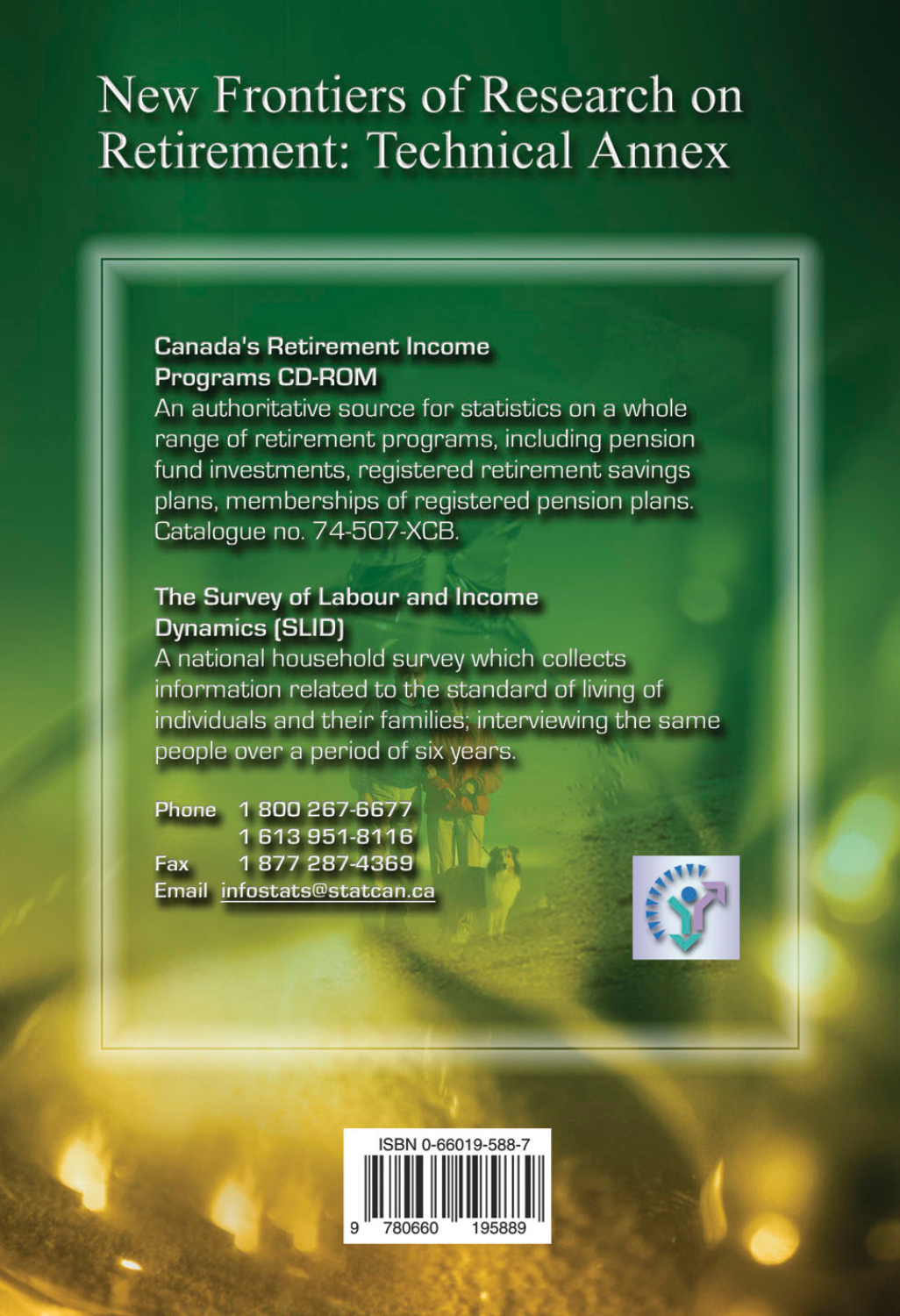# New Frontiers of Research on Retirement: Technical Annex

**Canada's Retirement Income Programs CD-ROM**

An authoritative source for statistics on a whole range of retirement programs, including pension fund investments, registered retirement savings plans, memberships of registered pension plans. Catalogue no. 74-507-XCB.

**The Survey of Labour and Income Dynamics (SLID)**

A national household survey which collects information related to the standard of living of individuals and their families; interviewing the same people over a period of six years.

**Phone** 1 800 267-6677
1 613 951-8116
**Fax** 1 877 287-4369
**Email** infostats@statcan.ca

ISBN 0-66019-588-7

9 780660 195889